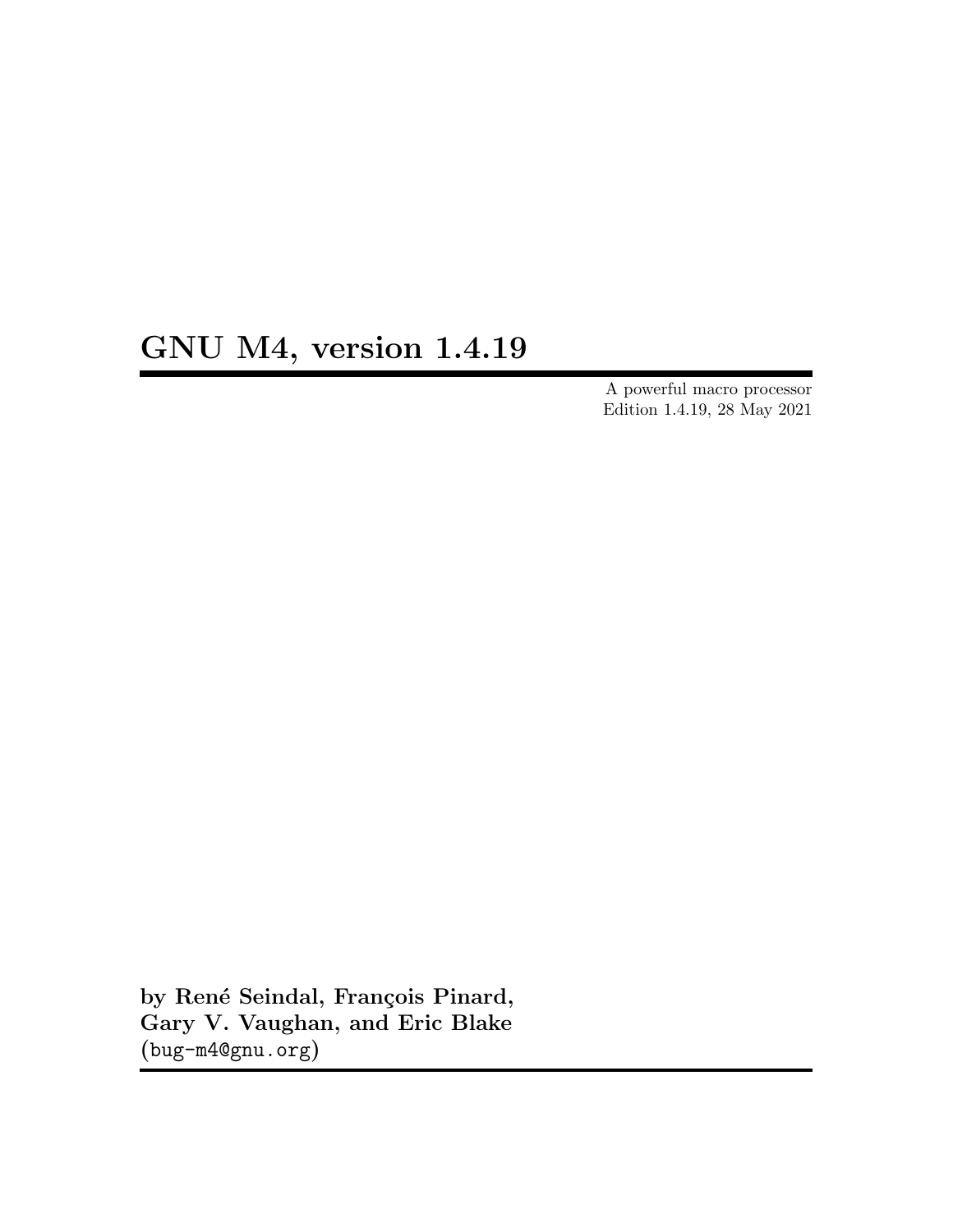# GNU M4, version 1.4.19

A powerful macro processor
Edition 1.4.19, 28 May 2021

**by René Seindal, François Pinard, Gary V. Vaughan, and Eric Blake**
(bug-m4@gnu.org)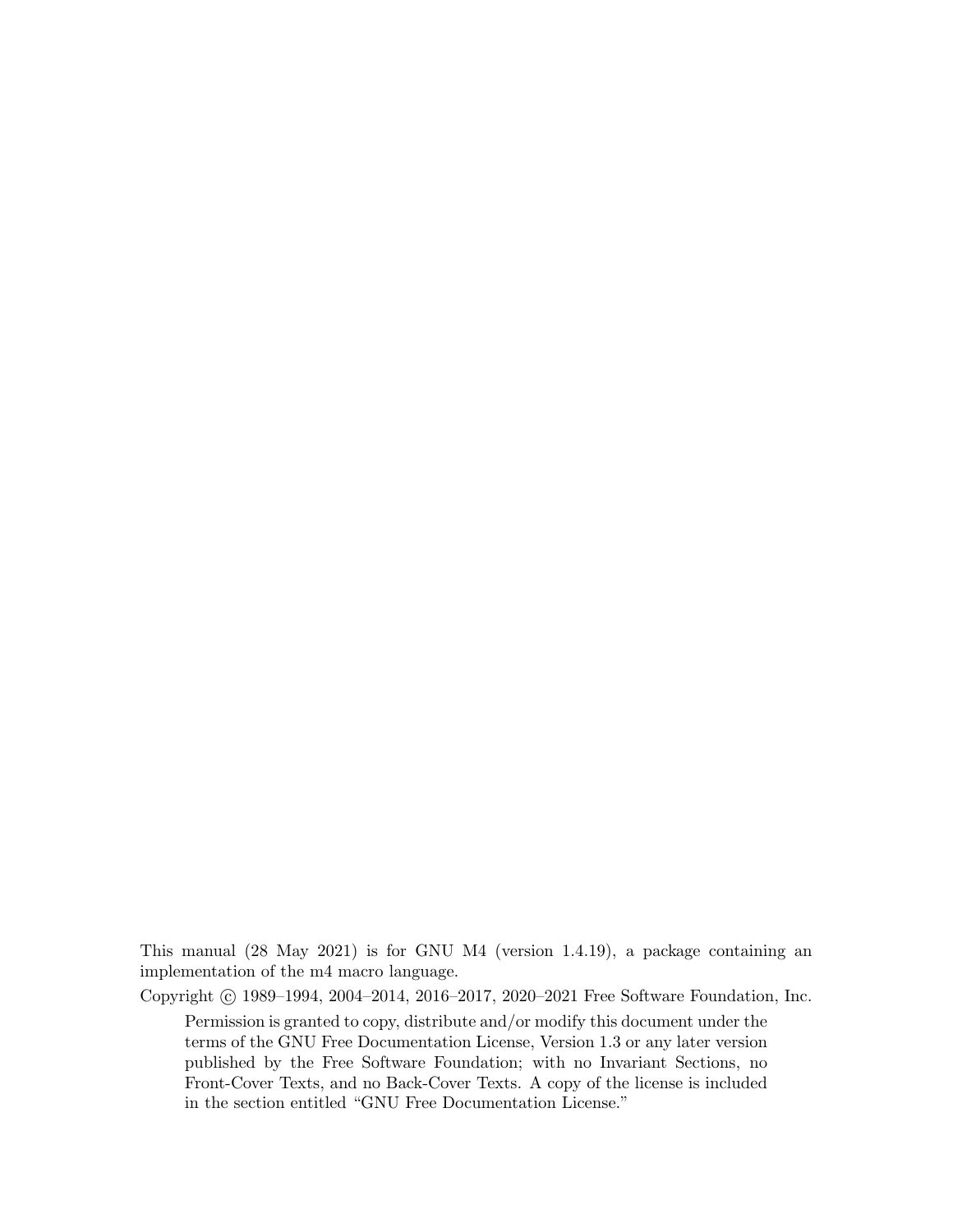This manual (28 May 2021) is for GNU M4 (version 1.4.19), a package containing an implementation of the m4 macro language.

Copyright © 1989–1994, 2004–2014, 2016–2017, 2020–2021 Free Software Foundation, Inc.

> Permission is granted to copy, distribute and/or modify this document under the terms of the GNU Free Documentation License, Version 1.3 or any later version published by the Free Software Foundation; with no Invariant Sections, no Front-Cover Texts, and no Back-Cover Texts. A copy of the license is included in the section entitled "GNU Free Documentation License."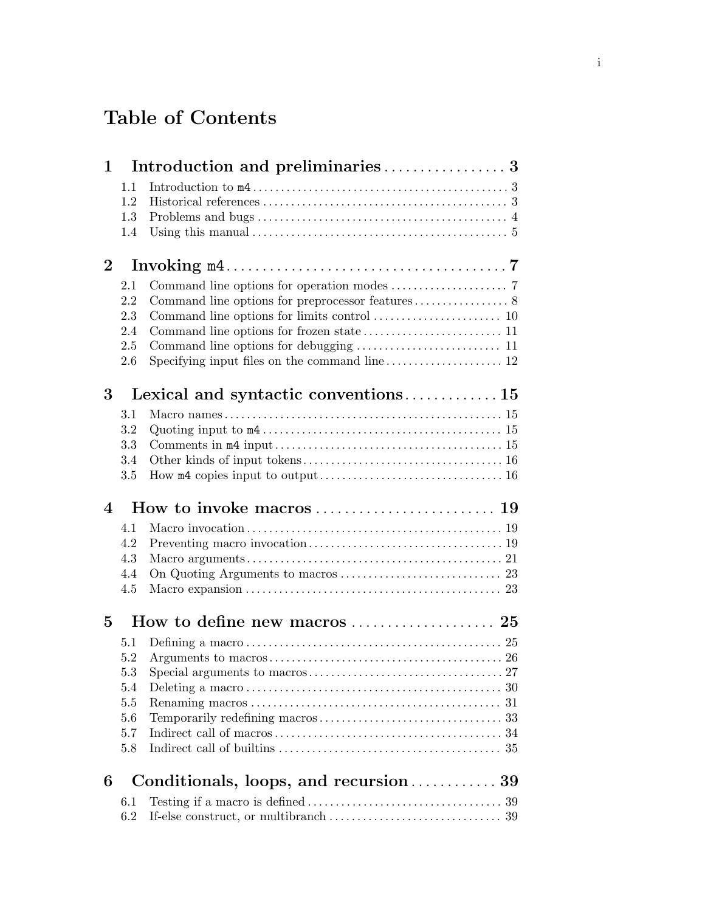# Table of Contents

**1 Introduction and preliminaries** . . . . . . . . . . . . . . . . . **3**

- 1.1 Introduction to `m4` . . . . . . . . . . . . . . . . . . . . . . . . . . 3
- 1.2 Historical references . . . . . . . . . . . . . . . . . . . . . . . . . . 3
- 1.3 Problems and bugs . . . . . . . . . . . . . . . . . . . . . . . . . . . 4
- 1.4 Using this manual . . . . . . . . . . . . . . . . . . . . . . . . . . . 5

**2 Invoking `m4`** . . . . . . . . . . . . . . . . . . . . . . . . . . . . **7**

- 2.1 Command line options for operation modes . . . . . . . . . . . . 7
- 2.2 Command line options for preprocessor features . . . . . . . . . 8
- 2.3 Command line options for limits control . . . . . . . . . . . . . 10
- 2.4 Command line options for frozen state . . . . . . . . . . . . . . 11
- 2.5 Command line options for debugging . . . . . . . . . . . . . . . 11
- 2.6 Specifying input files on the command line . . . . . . . . . . . 12

**3 Lexical and syntactic conventions** . . . . . . . . . . . . . **15**

- 3.1 Macro names . . . . . . . . . . . . . . . . . . . . . . . . . . . . . . 15
- 3.2 Quoting input to `m4` . . . . . . . . . . . . . . . . . . . . . . . . 15
- 3.3 Comments in `m4` input . . . . . . . . . . . . . . . . . . . . . . . 15
- 3.4 Other kinds of input tokens . . . . . . . . . . . . . . . . . . . . . 16
- 3.5 How `m4` copies input to output . . . . . . . . . . . . . . . . . . 16

**4 How to invoke macros** . . . . . . . . . . . . . . . . . . . . . . **19**

- 4.1 Macro invocation . . . . . . . . . . . . . . . . . . . . . . . . . . . 19
- 4.2 Preventing macro invocation . . . . . . . . . . . . . . . . . . . . 19
- 4.3 Macro arguments . . . . . . . . . . . . . . . . . . . . . . . . . . . . 21
- 4.4 On Quoting Arguments to macros . . . . . . . . . . . . . . . . . 23
- 4.5 Macro expansion . . . . . . . . . . . . . . . . . . . . . . . . . . . . 23

**5 How to define new macros** . . . . . . . . . . . . . . . . . . . **25**

- 5.1 Defining a macro . . . . . . . . . . . . . . . . . . . . . . . . . . . . 25
- 5.2 Arguments to macros . . . . . . . . . . . . . . . . . . . . . . . . . 26
- 5.3 Special arguments to macros . . . . . . . . . . . . . . . . . . . . 27
- 5.4 Deleting a macro . . . . . . . . . . . . . . . . . . . . . . . . . . . . 30
- 5.5 Renaming macros . . . . . . . . . . . . . . . . . . . . . . . . . . . 31
- 5.6 Temporarily redefining macros . . . . . . . . . . . . . . . . . . . 33
- 5.7 Indirect call of macros . . . . . . . . . . . . . . . . . . . . . . . . 34
- 5.8 Indirect call of builtins . . . . . . . . . . . . . . . . . . . . . . . . 35

**6 Conditionals, loops, and recursion** . . . . . . . . . . . . **39**

- 6.1 Testing if a macro is defined . . . . . . . . . . . . . . . . . . . . 39
- 6.2 If-else construct, or multibranch . . . . . . . . . . . . . . . . . 39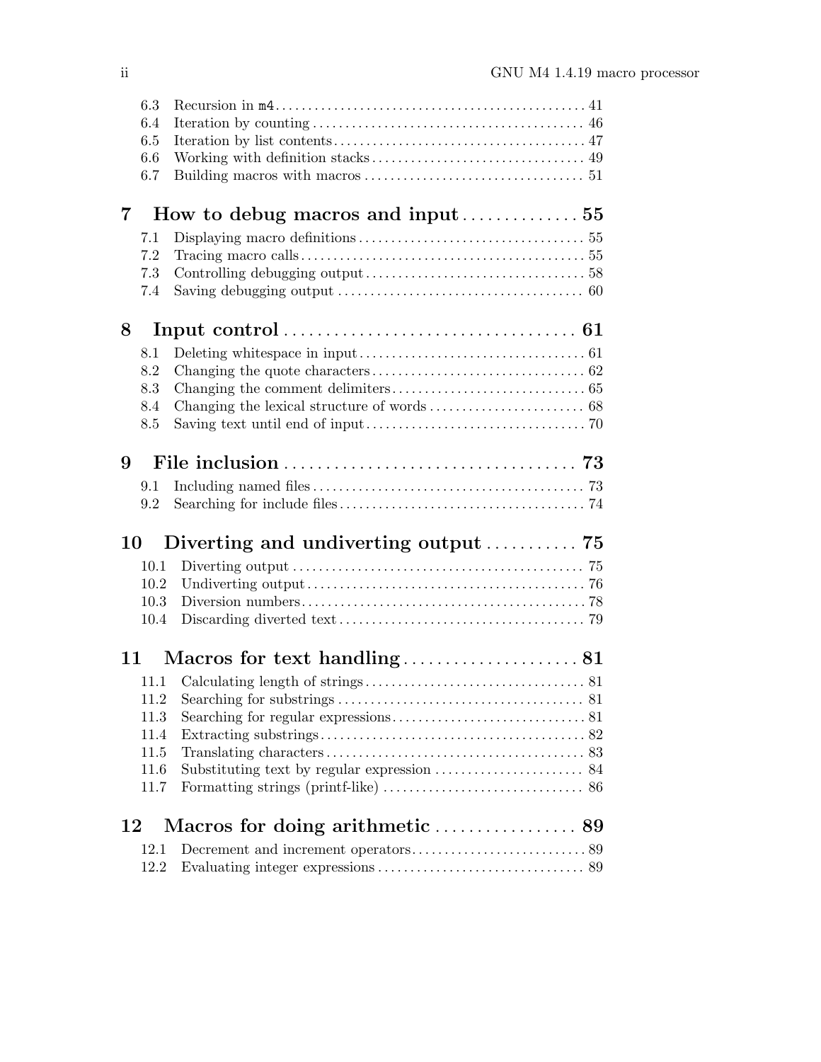- 6.3 Recursion in `m4` .......... 41
- 6.4 Iteration by counting .......... 46
- 6.5 Iteration by list contents .......... 47
- 6.6 Working with definition stacks .......... 49
- 6.7 Building macros with macros .......... 51

**7 How to debug macros and input .......... 55**

- 7.1 Displaying macro definitions .......... 55
- 7.2 Tracing macro calls .......... 55
- 7.3 Controlling debugging output .......... 58
- 7.4 Saving debugging output .......... 60

**8 Input control .......... 61**

- 8.1 Deleting whitespace in input .......... 61
- 8.2 Changing the quote characters .......... 62
- 8.3 Changing the comment delimiters .......... 65
- 8.4 Changing the lexical structure of words .......... 68
- 8.5 Saving text until end of input .......... 70

**9 File inclusion .......... 73**

- 9.1 Including named files .......... 73
- 9.2 Searching for include files .......... 74

**10 Diverting and undiverting output .......... 75**

- 10.1 Diverting output .......... 75
- 10.2 Undiverting output .......... 76
- 10.3 Diversion numbers .......... 78
- 10.4 Discarding diverted text .......... 79

**11 Macros for text handling .......... 81**

- 11.1 Calculating length of strings .......... 81
- 11.2 Searching for substrings .......... 81
- 11.3 Searching for regular expressions .......... 81
- 11.4 Extracting substrings .......... 82
- 11.5 Translating characters .......... 83
- 11.6 Substituting text by regular expression .......... 84
- 11.7 Formatting strings (printf-like) .......... 86

**12 Macros for doing arithmetic .......... 89**

- 12.1 Decrement and increment operators .......... 89
- 12.2 Evaluating integer expressions .......... 89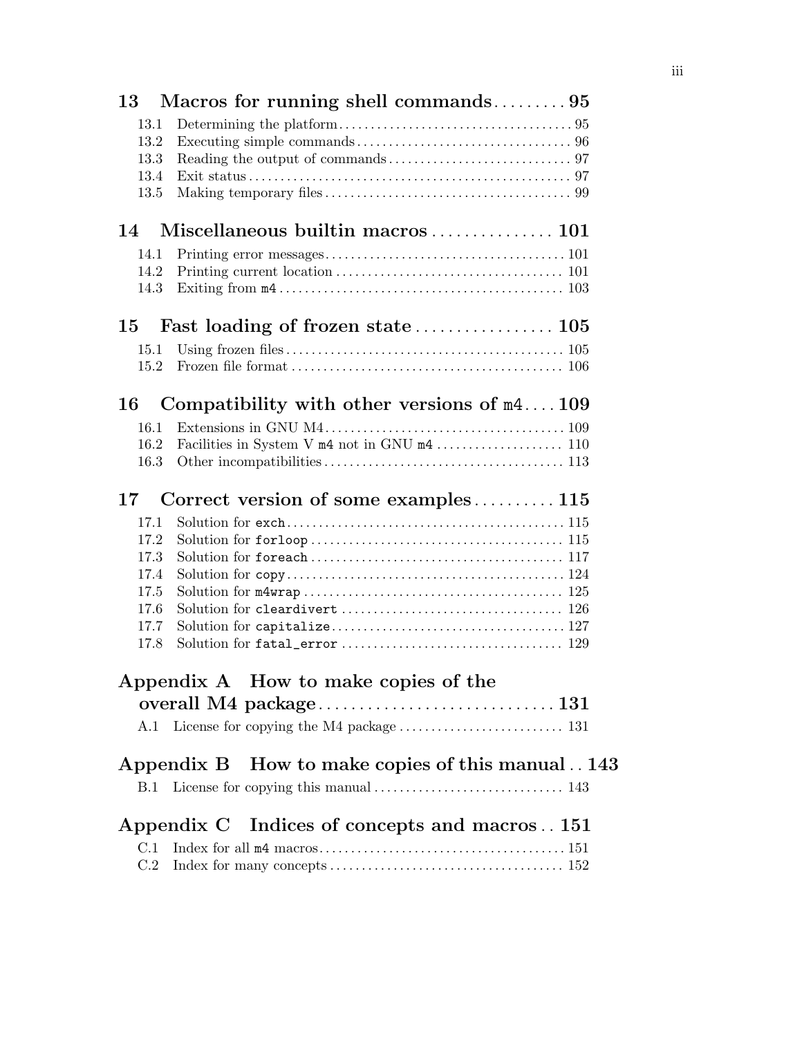**13 Macros for running shell commands** ......... 95

- 13.1 Determining the platform ..................................... 95
- 13.2 Executing simple commands ................................. 96
- 13.3 Reading the output of commands ............................ 97
- 13.4 Exit status .................................................. 97
- 13.5 Making temporary files ...................................... 99

**14 Miscellaneous builtin macros** ............... 101

- 14.1 Printing error messages ..................................... 101
- 14.2 Printing current location ................................... 101
- 14.3 Exiting from `m4` ............................................ 103

**15 Fast loading of frozen state** ................. 105

- 15.1 Using frozen files ............................................ 105
- 15.2 Frozen file format ........................................... 106

**16 Compatibility with other versions of `m4`** .... 109

- 16.1 Extensions in GNU M4 ...................................... 109
- 16.2 Facilities in System V `m4` not in GNU `m4` .................... 110
- 16.3 Other incompatibilities ...................................... 113

**17 Correct version of some examples** .......... 115

- 17.1 Solution for `exch` ........................................... 115
- 17.2 Solution for `forloop` ........................................ 115
- 17.3 Solution for `foreach` ........................................ 117
- 17.4 Solution for `copy` ........................................... 124
- 17.5 Solution for `m4wrap` ......................................... 125
- 17.6 Solution for `cleardivert` ................................... 126
- 17.7 Solution for `capitalize` ..................................... 127
- 17.8 Solution for `fatal_error` ................................... 129

**Appendix A How to make copies of the overall M4 package** ............................ 131

- A.1 License for copying the M4 package .......................... 131

**Appendix B How to make copies of this manual** .. 143

- B.1 License for copying this manual .............................. 143

**Appendix C Indices of concepts and macros** .. 151

- C.1 Index for all `m4` macros ...................................... 151
- C.2 Index for many concepts ..................................... 152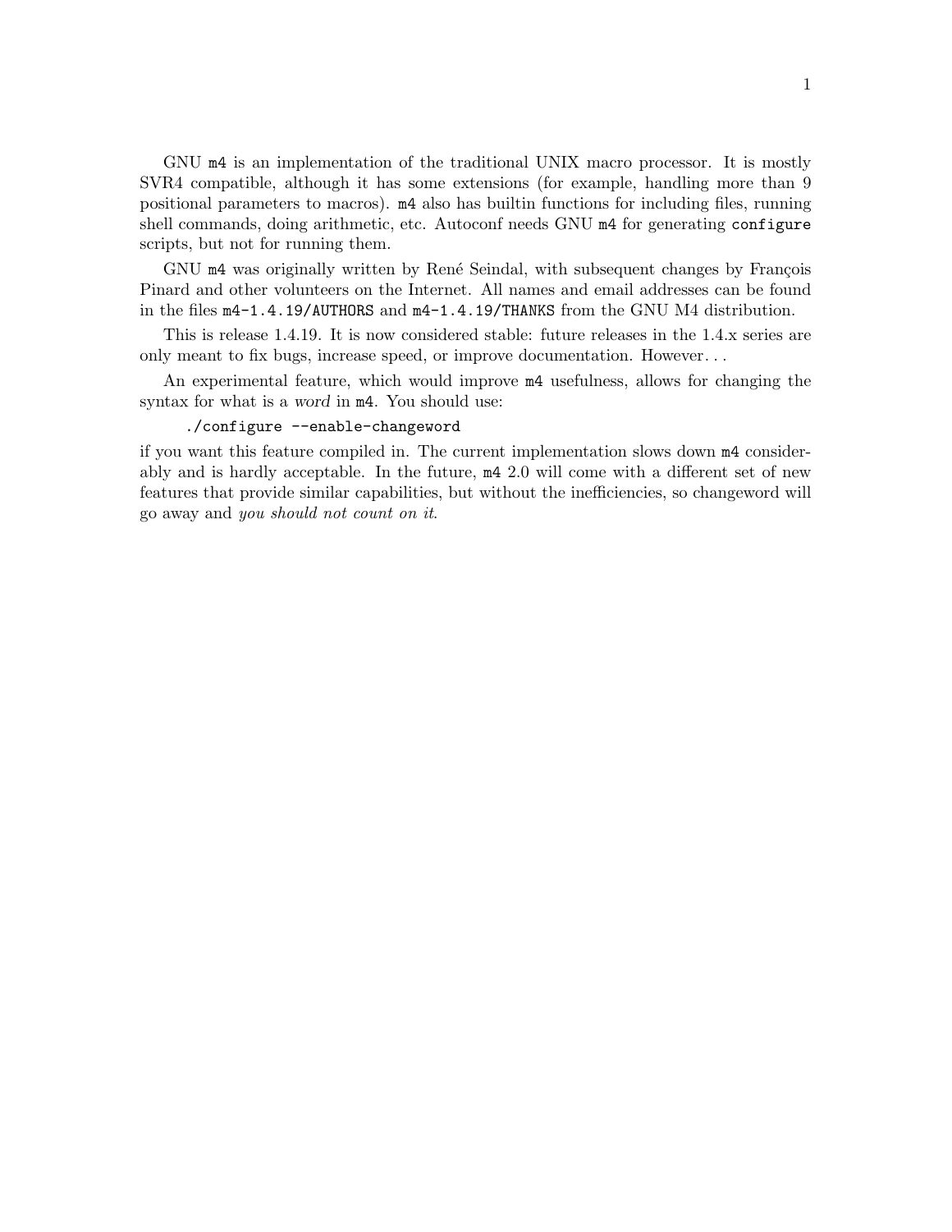GNU `m4` is an implementation of the traditional UNIX macro processor. It is mostly SVR4 compatible, although it has some extensions (for example, handling more than 9 positional parameters to macros). `m4` also has builtin functions for including files, running shell commands, doing arithmetic, etc. Autoconf needs GNU `m4` for generating `configure` scripts, but not for running them.

GNU `m4` was originally written by René Seindal, with subsequent changes by François Pinard and other volunteers on the Internet. All names and email addresses can be found in the files `m4-1.4.19/AUTHORS` and `m4-1.4.19/THANKS` from the GNU M4 distribution.

This is release 1.4.19. It is now considered stable: future releases in the 1.4.x series are only meant to fix bugs, increase speed, or improve documentation. However...

An experimental feature, which would improve `m4` usefulness, allows for changing the syntax for what is a *word* in `m4`. You should use:

```
./configure --enable-changeword
```

if you want this feature compiled in. The current implementation slows down `m4` considerably and is hardly acceptable. In the future, `m4` 2.0 will come with a different set of new features that provide similar capabilities, but without the inefficiencies, so changeword will go away and *you should not count on it*.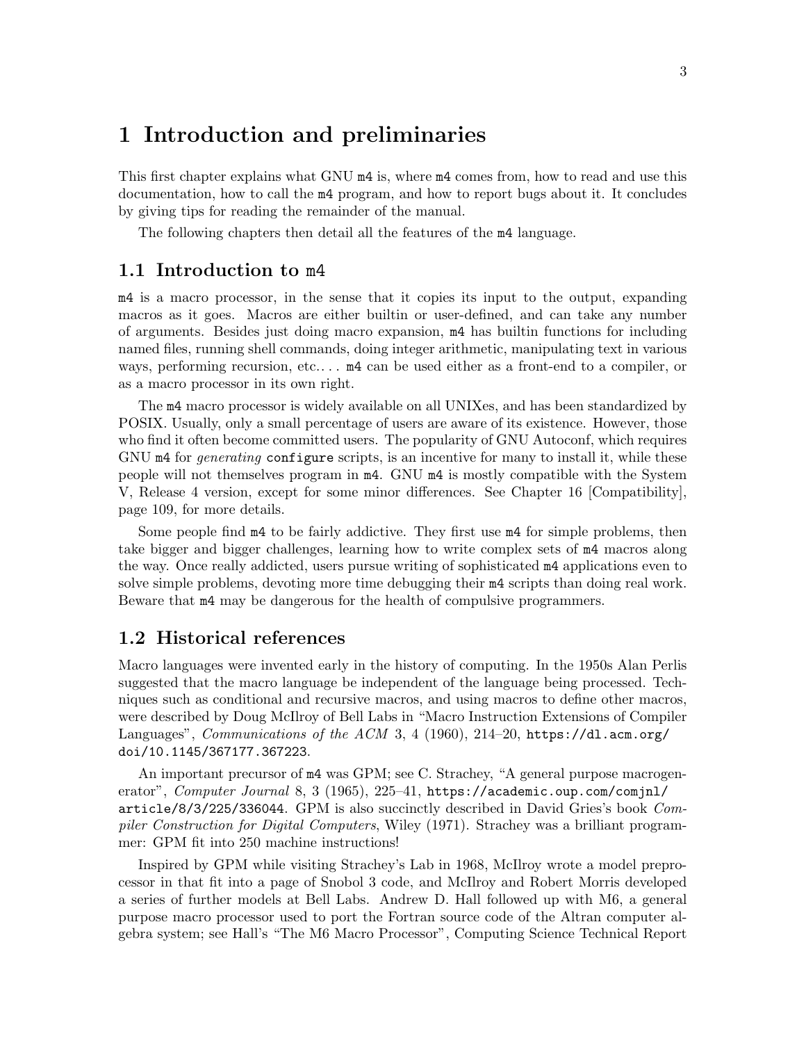# 1 Introduction and preliminaries

This first chapter explains what GNU `m4` is, where `m4` comes from, how to read and use this documentation, how to call the `m4` program, and how to report bugs about it. It concludes by giving tips for reading the remainder of the manual.

The following chapters then detail all the features of the `m4` language.

## 1.1 Introduction to `m4`

`m4` is a macro processor, in the sense that it copies its input to the output, expanding macros as it goes. Macros are either builtin or user-defined, and can take any number of arguments. Besides just doing macro expansion, `m4` has builtin functions for including named files, running shell commands, doing integer arithmetic, manipulating text in various ways, performing recursion, etc.... `m4` can be used either as a front-end to a compiler, or as a macro processor in its own right.

The `m4` macro processor is widely available on all UNIXes, and has been standardized by POSIX. Usually, only a small percentage of users are aware of its existence. However, those who find it often become committed users. The popularity of GNU Autoconf, which requires GNU `m4` for *generating* `configure` scripts, is an incentive for many to install it, while these people will not themselves program in `m4`. GNU `m4` is mostly compatible with the System V, Release 4 version, except for some minor differences. See Chapter 16 [Compatibility], page 109, for more details.

Some people find `m4` to be fairly addictive. They first use `m4` for simple problems, then take bigger and bigger challenges, learning how to write complex sets of `m4` macros along the way. Once really addicted, users pursue writing of sophisticated `m4` applications even to solve simple problems, devoting more time debugging their `m4` scripts than doing real work. Beware that `m4` may be dangerous for the health of compulsive programmers.

## 1.2 Historical references

Macro languages were invented early in the history of computing. In the 1950s Alan Perlis suggested that the macro language be independent of the language being processed. Techniques such as conditional and recursive macros, and using macros to define other macros, were described by Doug McIlroy of Bell Labs in "Macro Instruction Extensions of Compiler Languages", *Communications of the ACM* 3, 4 (1960), 214–20, `https://dl.acm.org/doi/10.1145/367177.367223`.

An important precursor of `m4` was GPM; see C. Strachey, "A general purpose macrogenerator", *Computer Journal* 8, 3 (1965), 225–41, `https://academic.oup.com/comjnl/article/8/3/225/336044`. GPM is also succinctly described in David Gries's book *Compiler Construction for Digital Computers*, Wiley (1971). Strachey was a brilliant programmer: GPM fit into 250 machine instructions!

Inspired by GPM while visiting Strachey's Lab in 1968, McIlroy wrote a model preprocessor in that fit into a page of Snobol 3 code, and McIlroy and Robert Morris developed a series of further models at Bell Labs. Andrew D. Hall followed up with M6, a general purpose macro processor used to port the Fortran source code of the Altran computer algebra system; see Hall's "The M6 Macro Processor", Computing Science Technical Report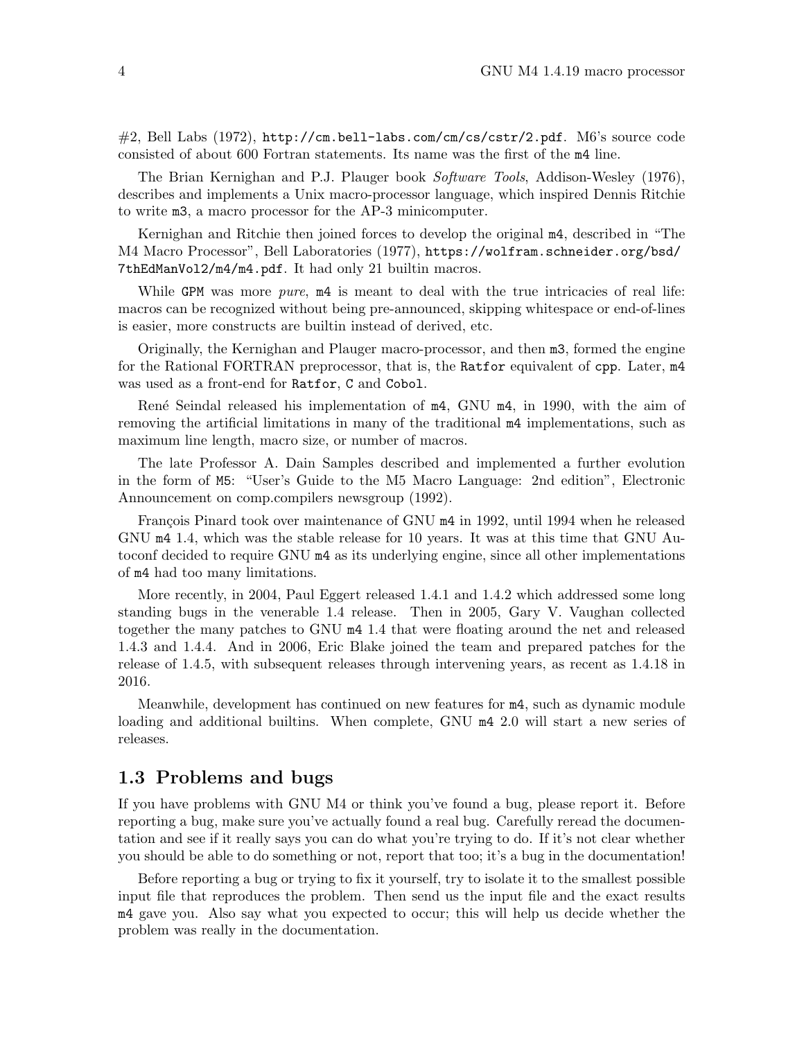#2, Bell Labs (1972), `http://cm.bell-labs.com/cm/cs/cstr/2.pdf`. M6's source code consisted of about 600 Fortran statements. Its name was the first of the `m4` line.

The Brian Kernighan and P.J. Plauger book *Software Tools*, Addison-Wesley (1976), describes and implements a Unix macro-processor language, which inspired Dennis Ritchie to write `m3`, a macro processor for the AP-3 minicomputer.

Kernighan and Ritchie then joined forces to develop the original `m4`, described in "The M4 Macro Processor", Bell Laboratories (1977), `https://wolfram.schneider.org/bsd/7thEdManVol2/m4/m4.pdf`. It had only 21 builtin macros.

While `GPM` was more *pure*, `m4` is meant to deal with the true intricacies of real life: macros can be recognized without being pre-announced, skipping whitespace or end-of-lines is easier, more constructs are builtin instead of derived, etc.

Originally, the Kernighan and Plauger macro-processor, and then `m3`, formed the engine for the Rational FORTRAN preprocessor, that is, the `Ratfor` equivalent of `cpp`. Later, `m4` was used as a front-end for `Ratfor`, `C` and `Cobol`.

René Seindal released his implementation of `m4`, GNU `m4`, in 1990, with the aim of removing the artificial limitations in many of the traditional `m4` implementations, such as maximum line length, macro size, or number of macros.

The late Professor A. Dain Samples described and implemented a further evolution in the form of `M5`: "User's Guide to the M5 Macro Language: 2nd edition", Electronic Announcement on comp.compilers newsgroup (1992).

François Pinard took over maintenance of GNU `m4` in 1992, until 1994 when he released GNU `m4` 1.4, which was the stable release for 10 years. It was at this time that GNU Autoconf decided to require GNU `m4` as its underlying engine, since all other implementations of `m4` had too many limitations.

More recently, in 2004, Paul Eggert released 1.4.1 and 1.4.2 which addressed some long standing bugs in the venerable 1.4 release. Then in 2005, Gary V. Vaughan collected together the many patches to GNU `m4` 1.4 that were floating around the net and released 1.4.3 and 1.4.4. And in 2006, Eric Blake joined the team and prepared patches for the release of 1.4.5, with subsequent releases through intervening years, as recent as 1.4.18 in 2016.

Meanwhile, development has continued on new features for `m4`, such as dynamic module loading and additional builtins. When complete, GNU `m4` 2.0 will start a new series of releases.

## 1.3 Problems and bugs

If you have problems with GNU M4 or think you've found a bug, please report it. Before reporting a bug, make sure you've actually found a real bug. Carefully reread the documentation and see if it really says you can do what you're trying to do. If it's not clear whether you should be able to do something or not, report that too; it's a bug in the documentation!

Before reporting a bug or trying to fix it yourself, try to isolate it to the smallest possible input file that reproduces the problem. Then send us the input file and the exact results `m4` gave you. Also say what you expected to occur; this will help us decide whether the problem was really in the documentation.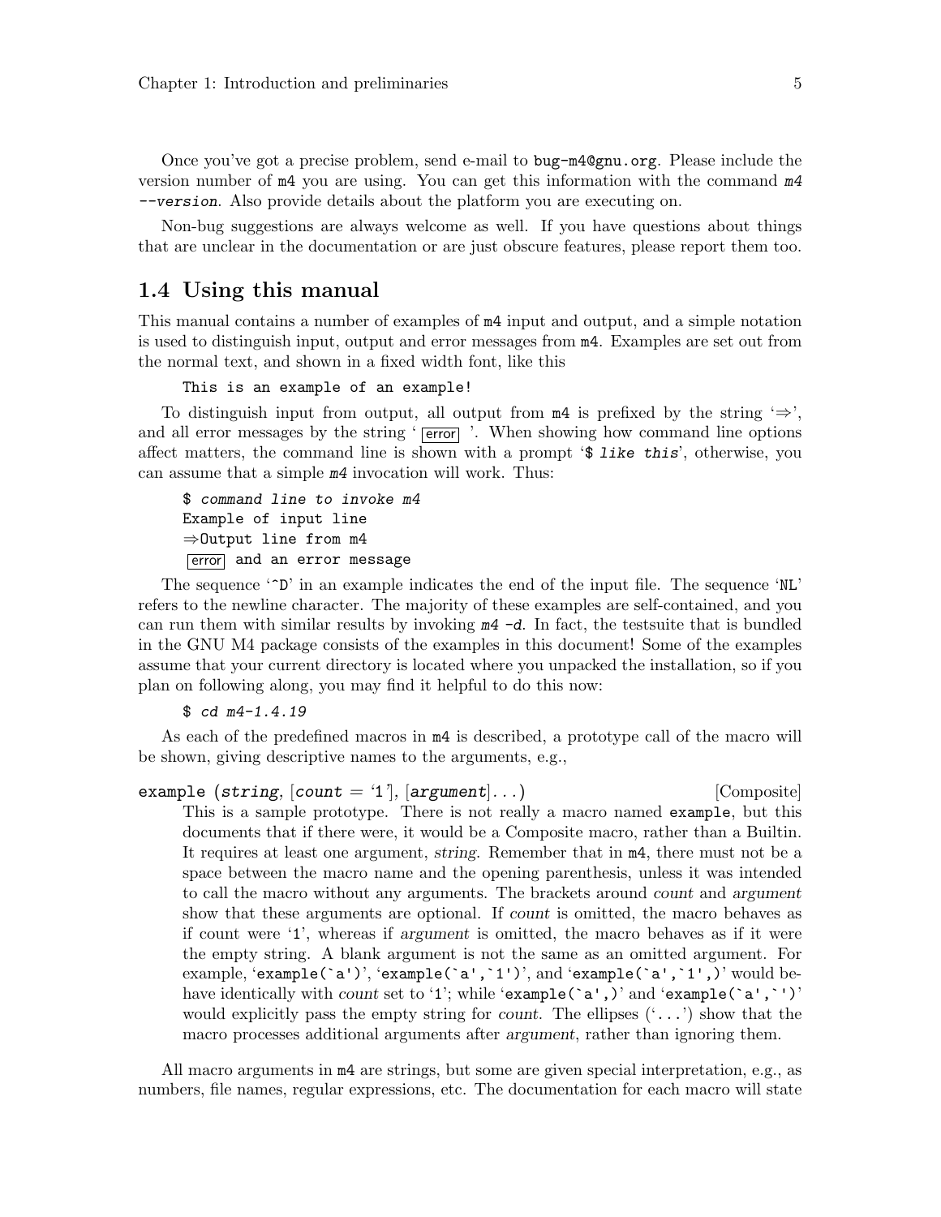Once you've got a precise problem, send e-mail to `bug-m4@gnu.org`. Please include the version number of `m4` you are using. You can get this information with the command *m4 --version*. Also provide details about the platform you are executing on.

Non-bug suggestions are always welcome as well. If you have questions about things that are unclear in the documentation or are just obscure features, please report them too.

## 1.4 Using this manual

This manual contains a number of examples of `m4` input and output, and a simple notation is used to distinguish input, output and error messages from `m4`. Examples are set out from the normal text, and shown in a fixed width font, like this

```
This is an example of an example!
```

To distinguish input from output, all output from `m4` is prefixed by the string '⇒', and all error messages by the string ' error '. When showing how command line options affect matters, the command line is shown with a prompt '`$ like this`', otherwise, you can assume that a simple *m4* invocation will work. Thus:

```
$ command line to invoke m4
Example of input line
⇒Output line from m4
error and an error message
```

The sequence '`^D`' in an example indicates the end of the input file. The sequence '`NL`' refers to the newline character. The majority of these examples are self-contained, and you can run them with similar results by invoking *m4 -d*. In fact, the testsuite that is bundled in the GNU M4 package consists of the examples in this document! Some of the examples assume that your current directory is located where you unpacked the installation, so if you plan on following along, you may find it helpful to do this now:

```
$ cd m4-1.4.19
```

As each of the predefined macros in `m4` is described, a prototype call of the macro will be shown, giving descriptive names to the arguments, e.g.,

**example** (*string*, [*count* = '1'], [*argument*]...) [Composite]

This is a sample prototype. There is not really a macro named `example`, but this documents that if there were, it would be a Composite macro, rather than a Builtin. It requires at least one argument, *string*. Remember that in `m4`, there must not be a space between the macro name and the opening parenthesis, unless it was intended to call the macro without any arguments. The brackets around *count* and *argument* show that these arguments are optional. If *count* is omitted, the macro behaves as if count were '`1`', whereas if *argument* is omitted, the macro behaves as if it were the empty string. A blank argument is not the same as an omitted argument. For example, '`example(`a')`', '`example(`a',`1')`', and '`example(`a',`1',)`' would behave identically with *count* set to '`1`'; while '`example(`a',)`' and '`example(`a',`')`' would explicitly pass the empty string for *count*. The ellipses ('`...`') show that the macro processes additional arguments after *argument*, rather than ignoring them.

All macro arguments in `m4` are strings, but some are given special interpretation, e.g., as numbers, file names, regular expressions, etc. The documentation for each macro will state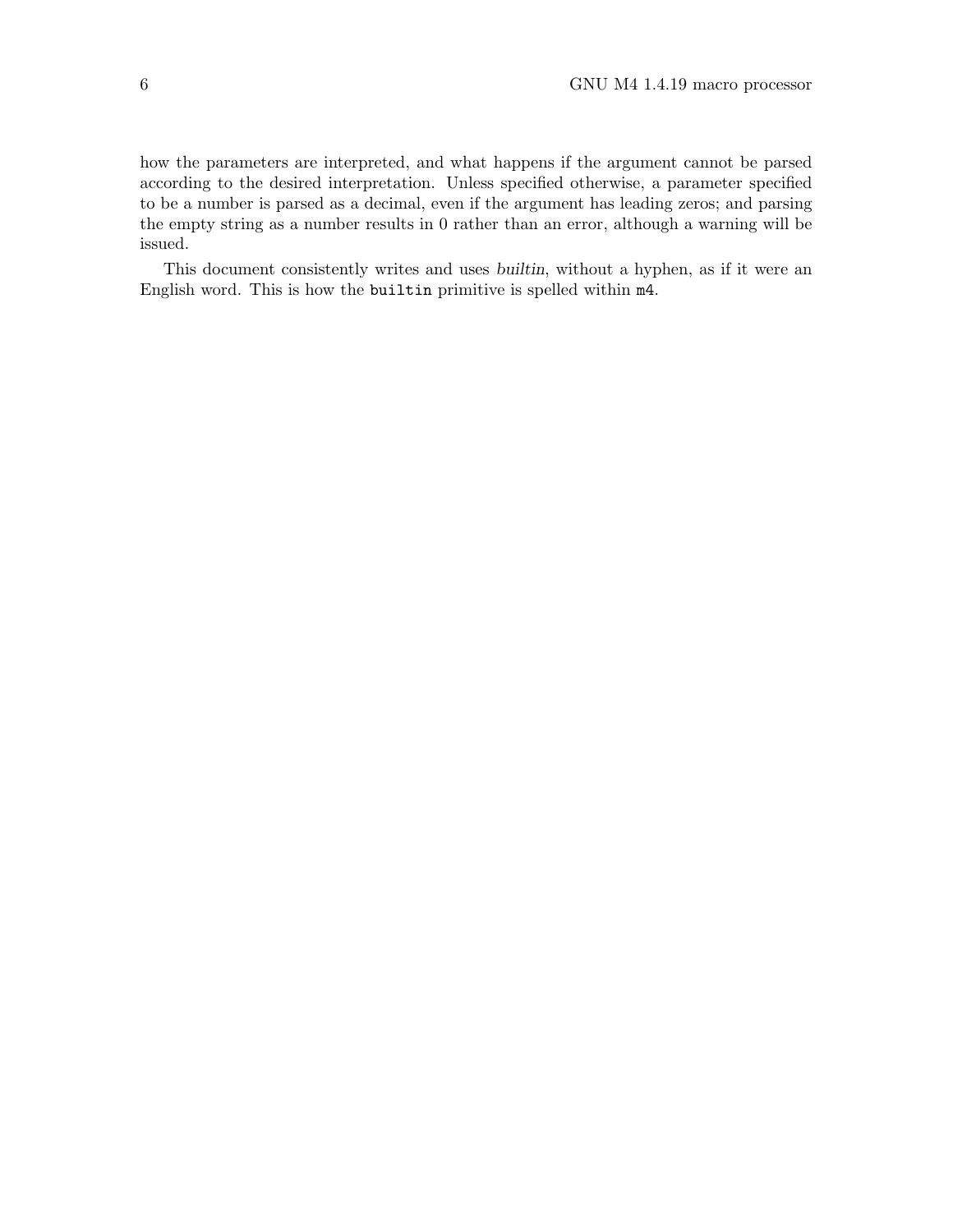how the parameters are interpreted, and what happens if the argument cannot be parsed according to the desired interpretation. Unless specified otherwise, a parameter specified to be a number is parsed as a decimal, even if the argument has leading zeros; and parsing the empty string as a number results in 0 rather than an error, although a warning will be issued.

This document consistently writes and uses *builtin*, without a hyphen, as if it were an English word. This is how the `builtin` primitive is spelled within `m4`.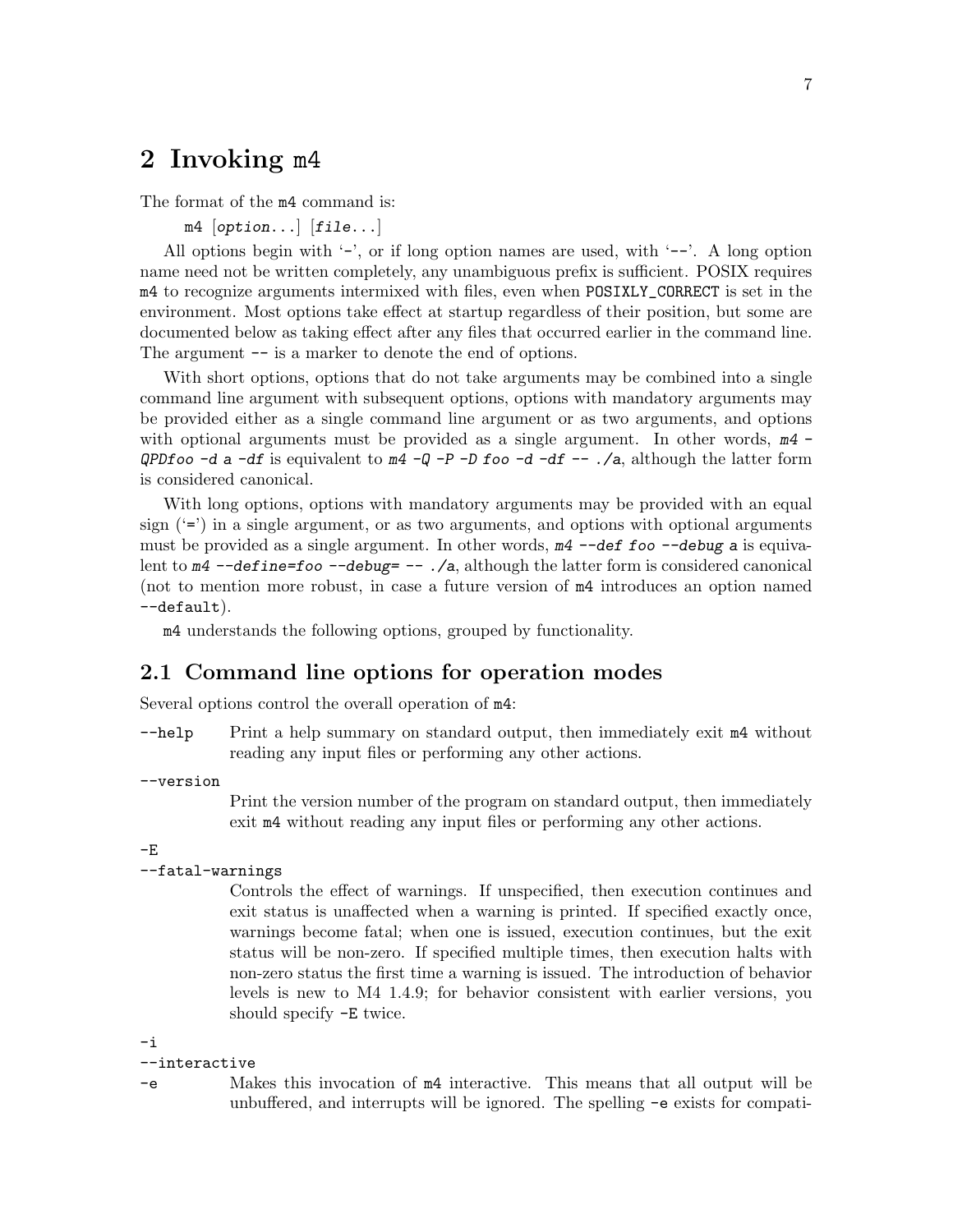# 2 Invoking `m4`

The format of the `m4` command is:

```
m4 [option...] [file...]
```

All options begin with '`-`', or if long option names are used, with '`--`'. A long option name need not be written completely, any unambiguous prefix is sufficient. POSIX requires `m4` to recognize arguments intermixed with files, even when `POSIXLY_CORRECT` is set in the environment. Most options take effect at startup regardless of their position, but some are documented below as taking effect after any files that occurred earlier in the command line. The argument `--` is a marker to denote the end of options.

With short options, options that do not take arguments may be combined into a single command line argument with subsequent options, options with mandatory arguments may be provided either as a single command line argument or as two arguments, and options with optional arguments must be provided as a single argument. In other words, `m4 -QPDfoo -d a -df` is equivalent to `m4 -Q -P -D foo -d -df -- ./a`, although the latter form is considered canonical.

With long options, options with mandatory arguments may be provided with an equal sign ('`=`') in a single argument, or as two arguments, and options with optional arguments must be provided as a single argument. In other words, `m4 --def foo --debug a` is equivalent to `m4 --define=foo --debug= -- ./a`, although the latter form is considered canonical (not to mention more robust, in case a future version of `m4` introduces an option named `--default`).

`m4` understands the following options, grouped by functionality.

## 2.1 Command line options for operation modes

Several options control the overall operation of `m4`:

`--help`
: Print a help summary on standard output, then immediately exit `m4` without reading any input files or performing any other actions.

`--version`
: Print the version number of the program on standard output, then immediately exit `m4` without reading any input files or performing any other actions.

`-E`
`--fatal-warnings`
: Controls the effect of warnings. If unspecified, then execution continues and exit status is unaffected when a warning is printed. If specified exactly once, warnings become fatal; when one is issued, execution continues, but the exit status will be non-zero. If specified multiple times, then execution halts with non-zero status the first time a warning is issued. The introduction of behavior levels is new to M4 1.4.9; for behavior consistent with earlier versions, you should specify `-E` twice.

`-i`
`--interactive`
`-e`
: Makes this invocation of `m4` interactive. This means that all output will be unbuffered, and interrupts will be ignored. The spelling `-e` exists for compati-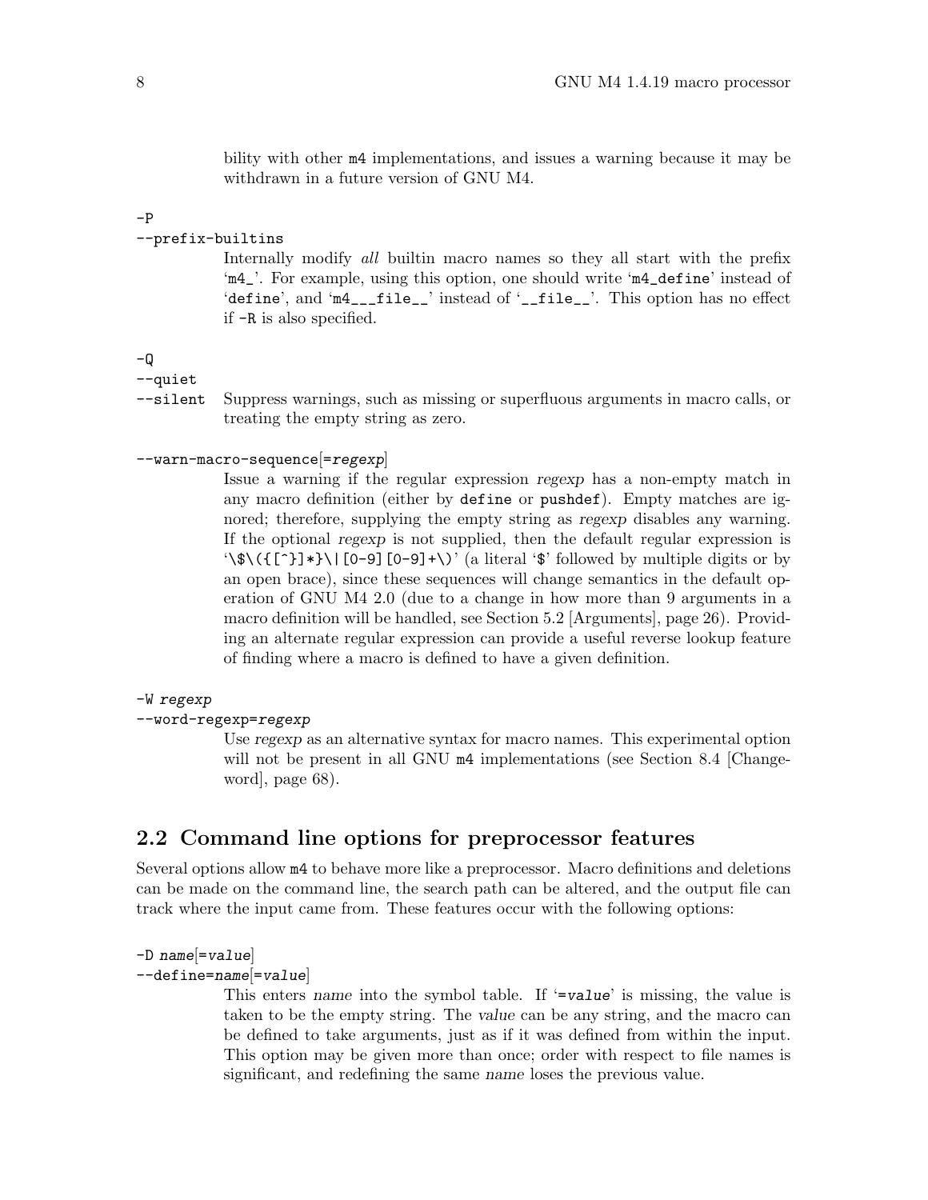bility with other m4 implementations, and issues a warning because it may be withdrawn in a future version of GNU M4.

`-P`
`--prefix-builtins`

Internally modify *all* builtin macro names so they all start with the prefix '`m4_`'. For example, using this option, one should write '`m4_define`' instead of '`define`', and '`m4___file__`' instead of '`__file__`'. This option has no effect if `-R` is also specified.

`-Q`
`--quiet`
`--silent`

Suppress warnings, such as missing or superfluous arguments in macro calls, or treating the empty string as zero.

`--warn-macro-sequence[=regexp]`

Issue a warning if the regular expression *regexp* has a non-empty match in any macro definition (either by `define` or `pushdef`). Empty matches are ignored; therefore, supplying the empty string as *regexp* disables any warning. If the optional *regexp* is not supplied, then the default regular expression is '`\$\({[^}]*}\|[0-9][0-9]+\)`' (a literal '`$`' followed by multiple digits or by an open brace), since these sequences will change semantics in the default operation of GNU M4 2.0 (due to a change in how more than 9 arguments in a macro definition will be handled, see Section 5.2 [Arguments], page 26). Providing an alternate regular expression can provide a useful reverse lookup feature of finding where a macro is defined to have a given definition.

`-W regexp`
`--word-regexp=regexp`

Use *regexp* as an alternative syntax for macro names. This experimental option will not be present in all GNU m4 implementations (see Section 8.4 [Changeword], page 68).

## 2.2 Command line options for preprocessor features

Several options allow `m4` to behave more like a preprocessor. Macro definitions and deletions can be made on the command line, the search path can be altered, and the output file can track where the input came from. These features occur with the following options:

`-D name[=value]`
`--define=name[=value]`

This enters *name* into the symbol table. If '`=value`' is missing, the value is taken to be the empty string. The *value* can be any string, and the macro can be defined to take arguments, just as if it was defined from within the input. This option may be given more than once; order with respect to file names is significant, and redefining the same *name* loses the previous value.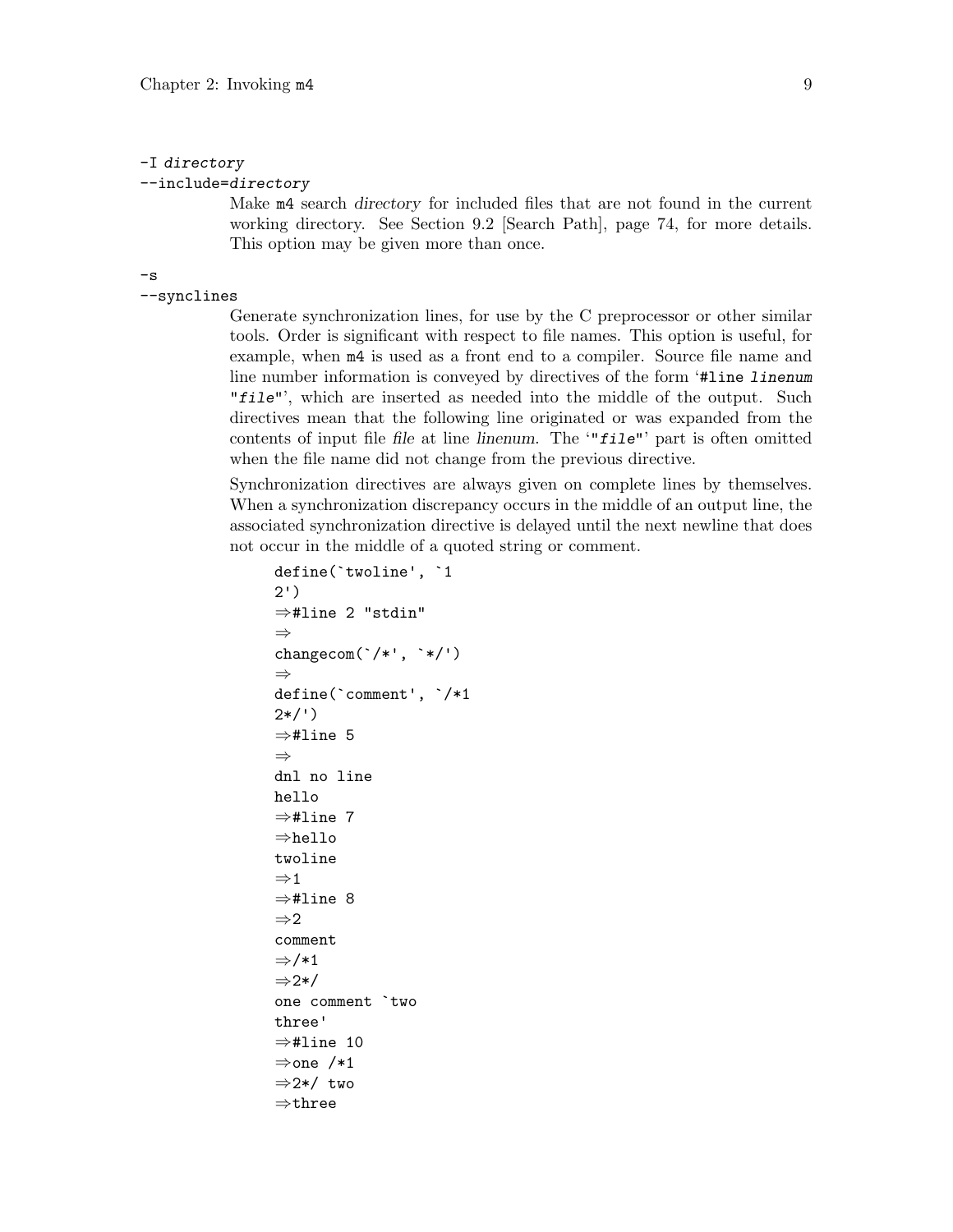`-I directory`
`--include=directory`

Make `m4` search *directory* for included files that are not found in the current working directory. See Section 9.2 [Search Path], page 74, for more details. This option may be given more than once.

`-s`
`--synclines`

Generate synchronization lines, for use by the C preprocessor or other similar tools. Order is significant with respect to file names. This option is useful, for example, when `m4` is used as a front end to a compiler. Source file name and line number information is conveyed by directives of the form '`#line linenum "file"`', which are inserted as needed into the middle of the output. Such directives mean that the following line originated or was expanded from the contents of input file *file* at line *linenum*. The '`"file"`' part is often omitted when the file name did not change from the previous directive.

Synchronization directives are always given on complete lines by themselves. When a synchronization discrepancy occurs in the middle of an output line, the associated synchronization directive is delayed until the next newline that does not occur in the middle of a quoted string or comment.

```
define(`twoline', `1
2')
⇒#line 2 "stdin"
⇒
changecom(`/*', `*/')
⇒
define(`comment', `/*1
2*/')
⇒#line 5
⇒
dnl no line
hello
⇒#line 7
⇒hello
twoline
⇒1
⇒#line 8
⇒2
comment
⇒/*1
⇒2*/
one comment `two
three'
⇒#line 10
⇒one /*1
⇒2*/ two
⇒three
```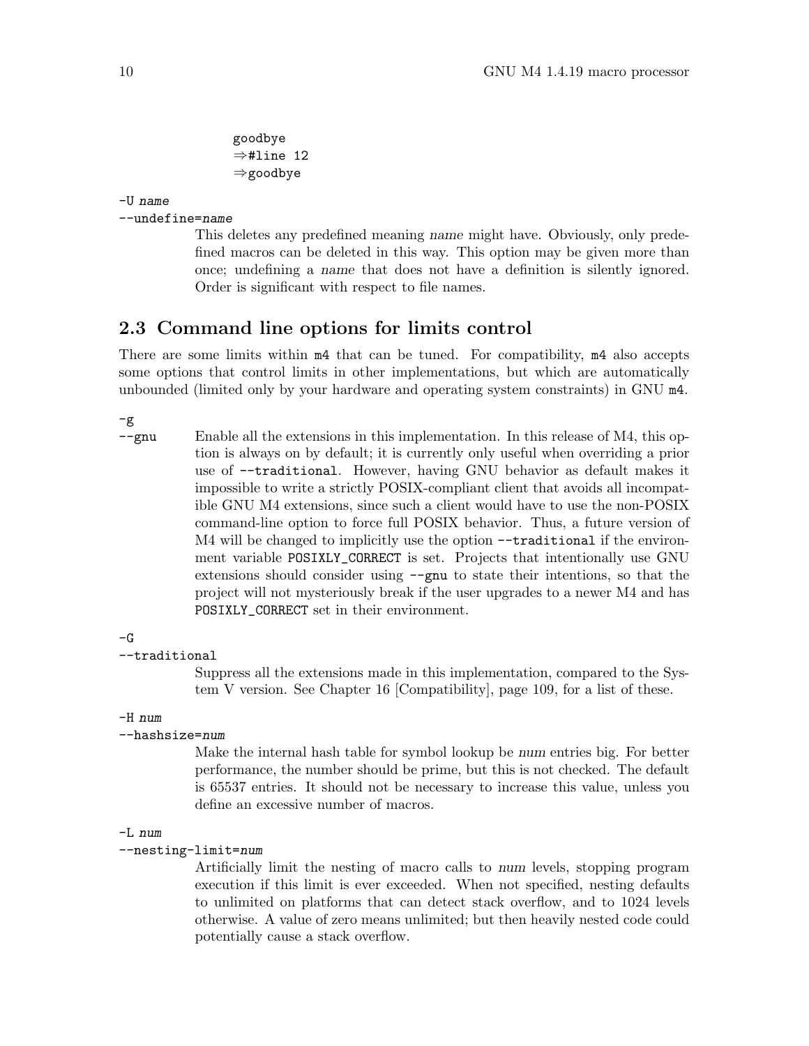```
goodbye
⇒#line 12
⇒goodbye
```

`-U name`
`--undefine=name`

This deletes any predefined meaning *name* might have. Obviously, only predefined macros can be deleted in this way. This option may be given more than once; undefining a *name* that does not have a definition is silently ignored. Order is significant with respect to file names.

## 2.3 Command line options for limits control

There are some limits within `m4` that can be tuned. For compatibility, `m4` also accepts some options that control limits in other implementations, but which are automatically unbounded (limited only by your hardware and operating system constraints) in GNU `m4`.

`-g`
`--gnu`

Enable all the extensions in this implementation. In this release of M4, this option is always on by default; it is currently only useful when overriding a prior use of `--traditional`. However, having GNU behavior as default makes it impossible to write a strictly POSIX-compliant client that avoids all incompatible GNU M4 extensions, since such a client would have to use the non-POSIX command-line option to force full POSIX behavior. Thus, a future version of M4 will be changed to implicitly use the option `--traditional` if the environment variable `POSIXLY_CORRECT` is set. Projects that intentionally use GNU extensions should consider using `--gnu` to state their intentions, so that the project will not mysteriously break if the user upgrades to a newer M4 and has `POSIXLY_CORRECT` set in their environment.

`-G`
`--traditional`

Suppress all the extensions made in this implementation, compared to the System V version. See Chapter 16 [Compatibility], page 109, for a list of these.

`-H num`
`--hashsize=num`

Make the internal hash table for symbol lookup be *num* entries big. For better performance, the number should be prime, but this is not checked. The default is 65537 entries. It should not be necessary to increase this value, unless you define an excessive number of macros.

`-L num`
`--nesting-limit=num`

Artificially limit the nesting of macro calls to *num* levels, stopping program execution if this limit is ever exceeded. When not specified, nesting defaults to unlimited on platforms that can detect stack overflow, and to 1024 levels otherwise. A value of zero means unlimited; but then heavily nested code could potentially cause a stack overflow.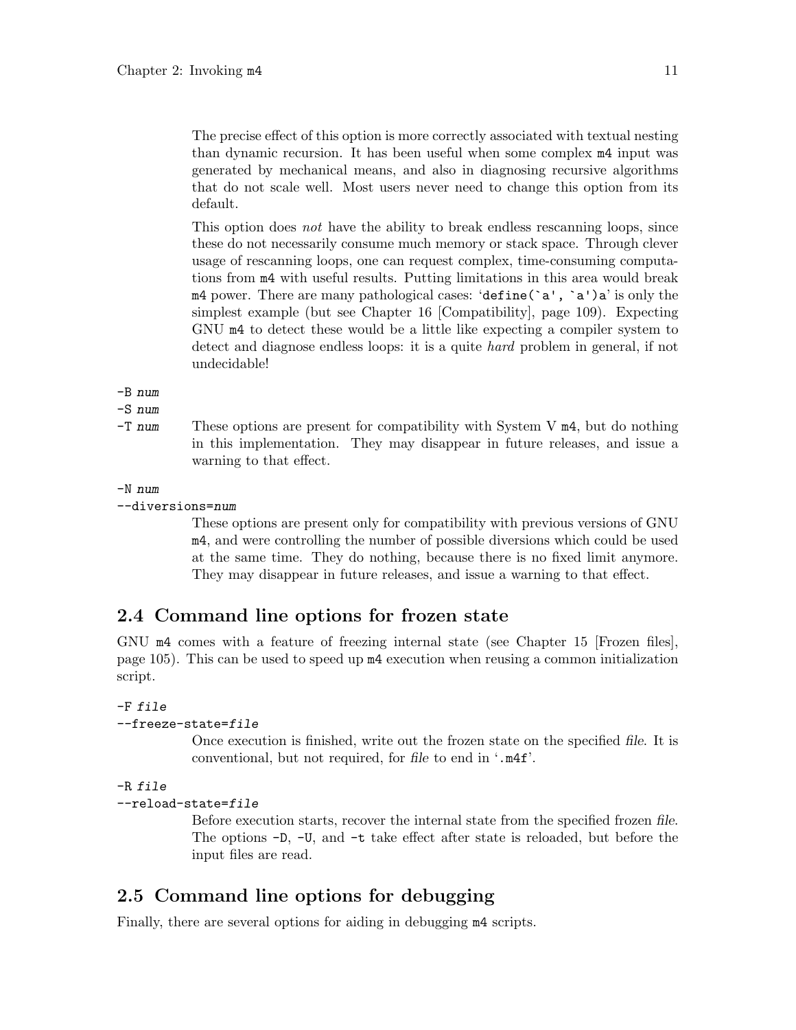The precise effect of this option is more correctly associated with textual nesting than dynamic recursion. It has been useful when some complex `m4` input was generated by mechanical means, and also in diagnosing recursive algorithms that do not scale well. Most users never need to change this option from its default.

This option does *not* have the ability to break endless rescanning loops, since these do not necessarily consume much memory or stack space. Through clever usage of rescanning loops, one can request complex, time-consuming computations from `m4` with useful results. Putting limitations in this area would break `m4` power. There are many pathological cases: '`define(`a', `a')a`' is only the simplest example (but see Chapter 16 [Compatibility], page 109). Expecting GNU `m4` to detect these would be a little like expecting a compiler system to detect and diagnose endless loops: it is a quite *hard* problem in general, if not undecidable!

`-B num`
`-S num`
`-T num`
: These options are present for compatibility with System V `m4`, but do nothing in this implementation. They may disappear in future releases, and issue a warning to that effect.

`-N num`
`--diversions=num`
: These options are present only for compatibility with previous versions of GNU `m4`, and were controlling the number of possible diversions which could be used at the same time. They do nothing, because there is no fixed limit anymore. They may disappear in future releases, and issue a warning to that effect.

## 2.4 Command line options for frozen state

GNU `m4` comes with a feature of freezing internal state (see Chapter 15 [Frozen files], page 105). This can be used to speed up `m4` execution when reusing a common initialization script.

`-F file`
`--freeze-state=file`
: Once execution is finished, write out the frozen state on the specified *file*. It is conventional, but not required, for *file* to end in '`.m4f`'.

`-R file`
`--reload-state=file`
: Before execution starts, recover the internal state from the specified frozen *file*. The options `-D`, `-U`, and `-t` take effect after state is reloaded, but before the input files are read.

## 2.5 Command line options for debugging

Finally, there are several options for aiding in debugging `m4` scripts.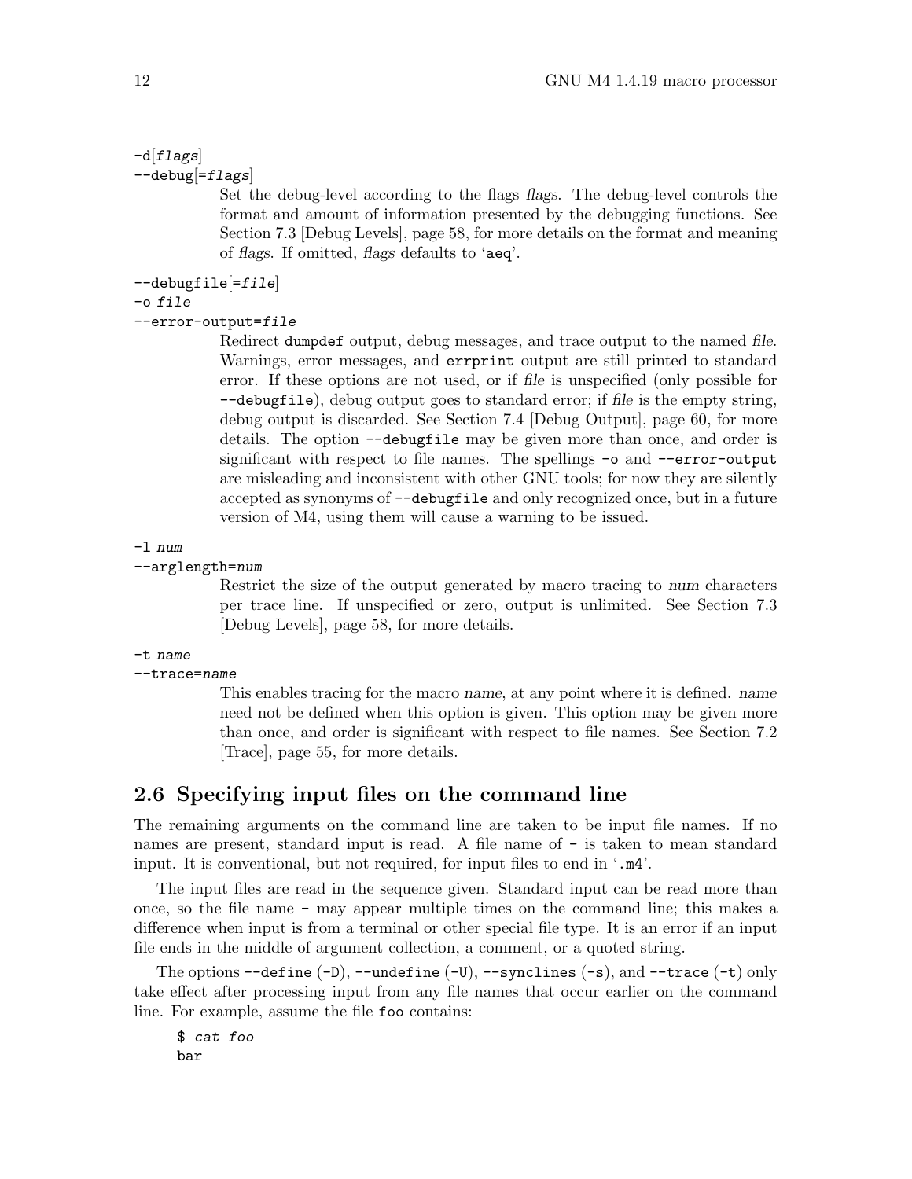`-d[flags]`
`--debug[=flags]`

Set the debug-level according to the flags *flags*. The debug-level controls the format and amount of information presented by the debugging functions. See Section 7.3 [Debug Levels], page 58, for more details on the format and meaning of *flags*. If omitted, *flags* defaults to '`aeq`'.

`--debugfile[=file]`
`-o file`
`--error-output=file`

Redirect `dumpdef` output, debug messages, and trace output to the named *file*. Warnings, error messages, and `errprint` output are still printed to standard error. If these options are not used, or if *file* is unspecified (only possible for `--debugfile`), debug output goes to standard error; if *file* is the empty string, debug output is discarded. See Section 7.4 [Debug Output], page 60, for more details. The option `--debugfile` may be given more than once, and order is significant with respect to file names. The spellings `-o` and `--error-output` are misleading and inconsistent with other GNU tools; for now they are silently accepted as synonyms of `--debugfile` and only recognized once, but in a future version of M4, using them will cause a warning to be issued.

`-l num`
`--arglength=num`

Restrict the size of the output generated by macro tracing to *num* characters per trace line. If unspecified or zero, output is unlimited. See Section 7.3 [Debug Levels], page 58, for more details.

`-t name`
`--trace=name`

This enables tracing for the macro *name*, at any point where it is defined. *name* need not be defined when this option is given. This option may be given more than once, and order is significant with respect to file names. See Section 7.2 [Trace], page 55, for more details.

## 2.6 Specifying input files on the command line

The remaining arguments on the command line are taken to be input file names. If no names are present, standard input is read. A file name of `-` is taken to mean standard input. It is conventional, but not required, for input files to end in '`.m4`'.

The input files are read in the sequence given. Standard input can be read more than once, so the file name `-` may appear multiple times on the command line; this makes a difference when input is from a terminal or other special file type. It is an error if an input file ends in the middle of argument collection, a comment, or a quoted string.

The options `--define` (`-D`), `--undefine` (`-U`), `--synclines` (`-s`), and `--trace` (`-t`) only take effect after processing input from any file names that occur earlier on the command line. For example, assume the file `foo` contains:

```
$ cat foo
bar
```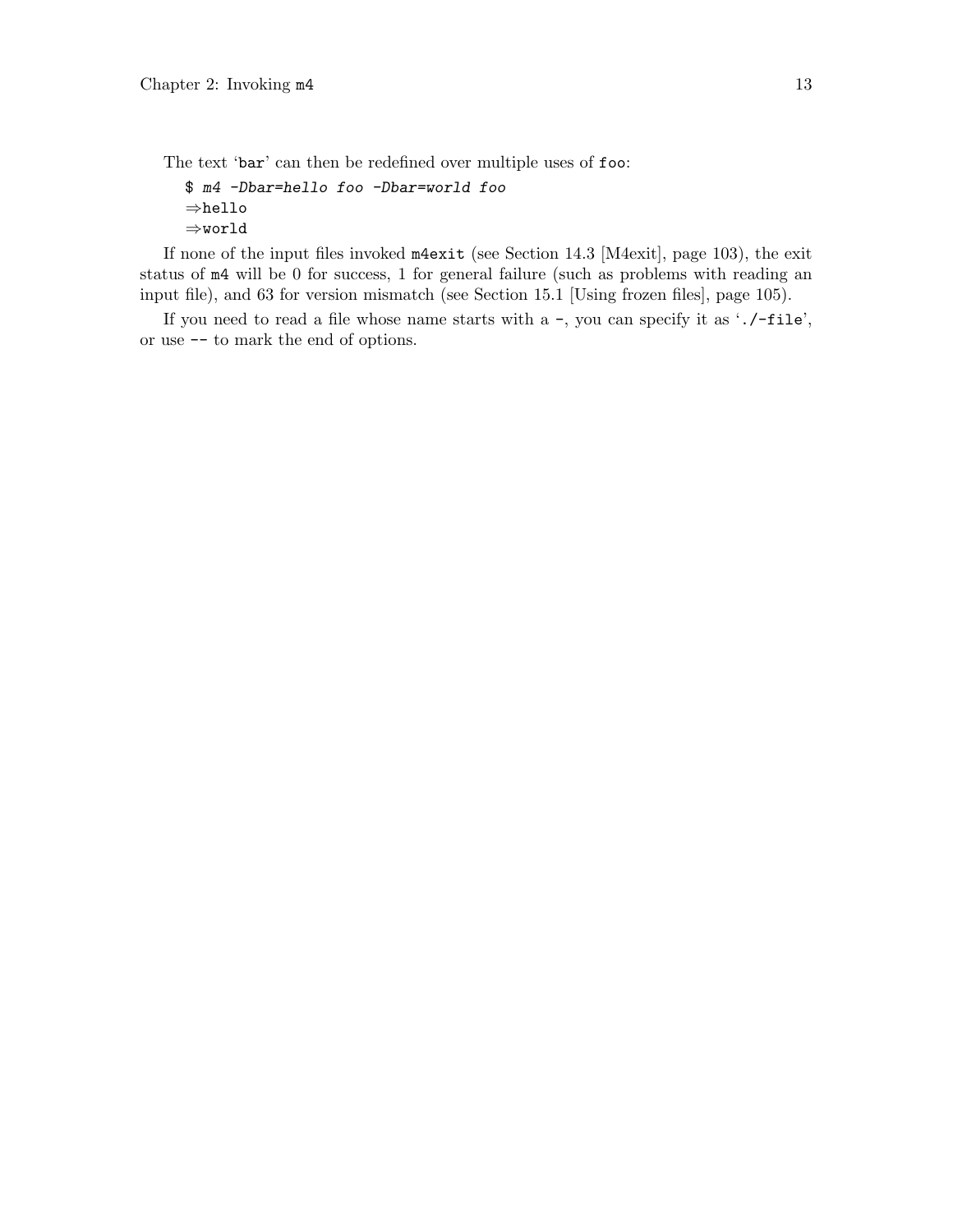The text 'bar' can then be redefined over multiple uses of foo:

```
$ m4 -Dbar=hello foo -Dbar=world foo
⇒hello
⇒world
```

If none of the input files invoked m4exit (see Section 14.3 [M4exit], page 103), the exit status of m4 will be 0 for success, 1 for general failure (such as problems with reading an input file), and 63 for version mismatch (see Section 15.1 [Using frozen files], page 105).

If you need to read a file whose name starts with a -, you can specify it as './-file', or use -- to mark the end of options.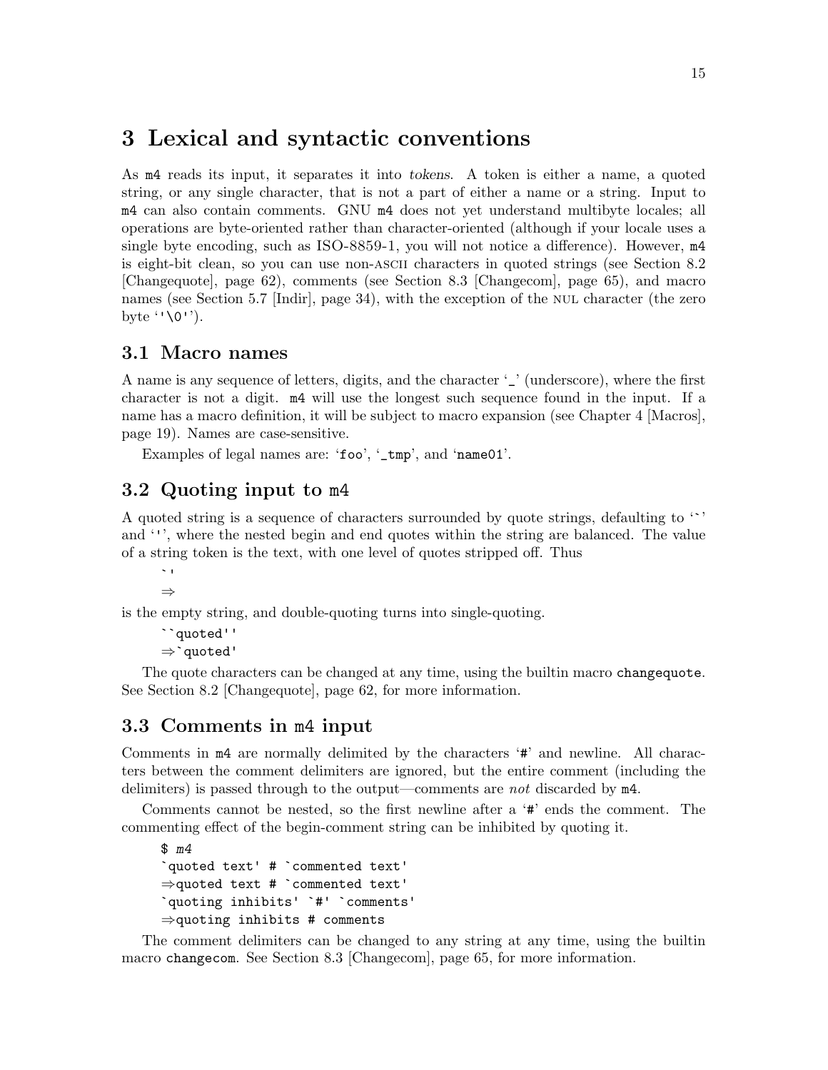# 3 Lexical and syntactic conventions

As `m4` reads its input, it separates it into *tokens*. A token is either a name, a quoted string, or any single character, that is not a part of either a name or a string. Input to `m4` can also contain comments. GNU `m4` does not yet understand multibyte locales; all operations are byte-oriented rather than character-oriented (although if your locale uses a single byte encoding, such as ISO-8859-1, you will not notice a difference). However, `m4` is eight-bit clean, so you can use non-ASCII characters in quoted strings (see Section 8.2 [Changequote], page 62), comments (see Section 8.3 [Changecom], page 65), and macro names (see Section 5.7 [Indir], page 34), with the exception of the NUL character (the zero byte '`'\0'`').

## 3.1 Macro names

A name is any sequence of letters, digits, and the character '`_`' (underscore), where the first character is not a digit. `m4` will use the longest such sequence found in the input. If a name has a macro definition, it will be subject to macro expansion (see Chapter 4 [Macros], page 19). Names are case-sensitive.

Examples of legal names are: '`foo`', '`_tmp`', and '`name01`'.

## 3.2 Quoting input to m4

A quoted string is a sequence of characters surrounded by quote strings, defaulting to '`` ` ``' and '`'`', where the nested begin and end quotes within the string are balanced. The value of a string token is the text, with one level of quotes stripped off. Thus

```
`'
⇒
```

is the empty string, and double-quoting turns into single-quoting.

```
``quoted''
⇒`quoted'
```

The quote characters can be changed at any time, using the builtin macro `changequote`. See Section 8.2 [Changequote], page 62, for more information.

## 3.3 Comments in m4 input

Comments in `m4` are normally delimited by the characters '`#`' and newline. All characters between the comment delimiters are ignored, but the entire comment (including the delimiters) is passed through to the output—comments are *not* discarded by `m4`.

Comments cannot be nested, so the first newline after a '`#`' ends the comment. The commenting effect of the begin-comment string can be inhibited by quoting it.

```
$ m4
`quoted text' # `commented text'
⇒quoted text # `commented text'
`quoting inhibits' `#' `comments'
⇒quoting inhibits # comments
```

The comment delimiters can be changed to any string at any time, using the builtin macro `changecom`. See Section 8.3 [Changecom], page 65, for more information.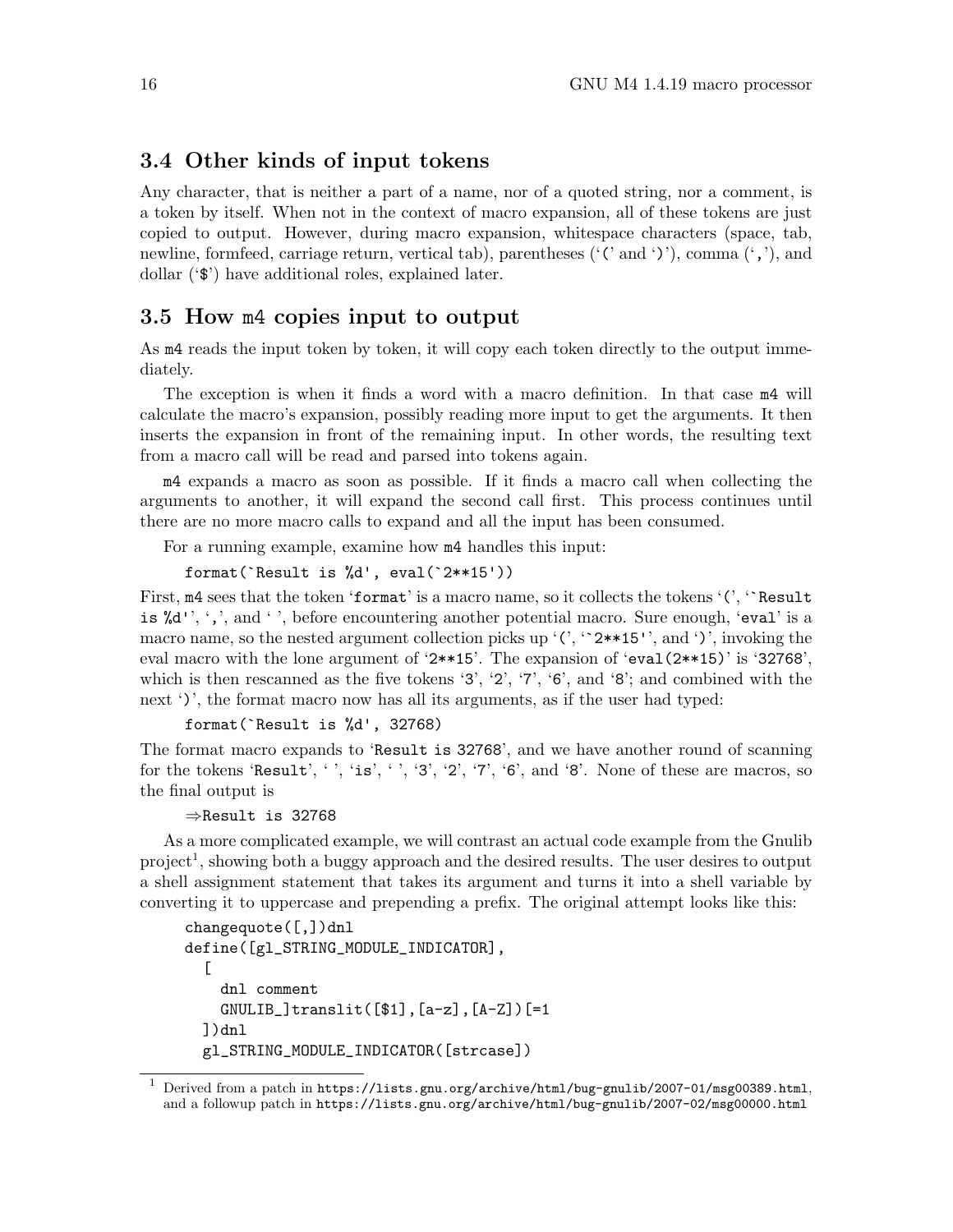## 3.4 Other kinds of input tokens

Any character, that is neither a part of a name, nor of a quoted string, nor a comment, is a token by itself. When not in the context of macro expansion, all of these tokens are just copied to output. However, during macro expansion, whitespace characters (space, tab, newline, formfeed, carriage return, vertical tab), parentheses ('`(`' and '`)`'), comma ('`,`'), and dollar ('`$`') have additional roles, explained later.

## 3.5 How `m4` copies input to output

As `m4` reads the input token by token, it will copy each token directly to the output immediately.

The exception is when it finds a word with a macro definition. In that case `m4` will calculate the macro's expansion, possibly reading more input to get the arguments. It then inserts the expansion in front of the remaining input. In other words, the resulting text from a macro call will be read and parsed into tokens again.

`m4` expands a macro as soon as possible. If it finds a macro call when collecting the arguments to another, it will expand the second call first. This process continues until there are no more macro calls to expand and all the input has been consumed.

For a running example, examine how `m4` handles this input:

```
format(`Result is %d', eval(`2**15'))
```

First, `m4` sees that the token '`format`' is a macro name, so it collects the tokens '`(`', '``Result is %d'`', '`,`', and '` `', before encountering another potential macro. Sure enough, '`eval`' is a macro name, so the nested argument collection picks up '`(`', '``2**15'`', and '`)`', invoking the eval macro with the lone argument of '`2**15`'. The expansion of '`eval(2**15)`' is '`32768`', which is then rescanned as the five tokens '`3`', '`2`', '`7`', '`6`', and '`8`'; and combined with the next '`)`', the format macro now has all its arguments, as if the user had typed:

```
format(`Result is %d', 32768)
```

The format macro expands to '`Result is 32768`', and we have another round of scanning for the tokens '`Result`', '` `', '`is`', '` `', '`3`', '`2`', '`7`', '`6`', and '`8`'. None of these are macros, so the final output is

```
⇒Result is 32768
```

As a more complicated example, we will contrast an actual code example from the Gnulib project[1], showing both a buggy approach and the desired results. The user desires to output a shell assignment statement that takes its argument and turns it into a shell variable by converting it to uppercase and prepending a prefix. The original attempt looks like this:

```
changequote([,])dnl
define([gl_STRING_MODULE_INDICATOR],
  [
    dnl comment
    GNULIB_]translit([$1],[a-z],[A-Z])[=1
  ])dnl
  gl_STRING_MODULE_INDICATOR([strcase])
```

[1] Derived from a patch in https://lists.gnu.org/archive/html/bug-gnulib/2007-01/msg00389.html, and a followup patch in https://lists.gnu.org/archive/html/bug-gnulib/2007-02/msg00000.html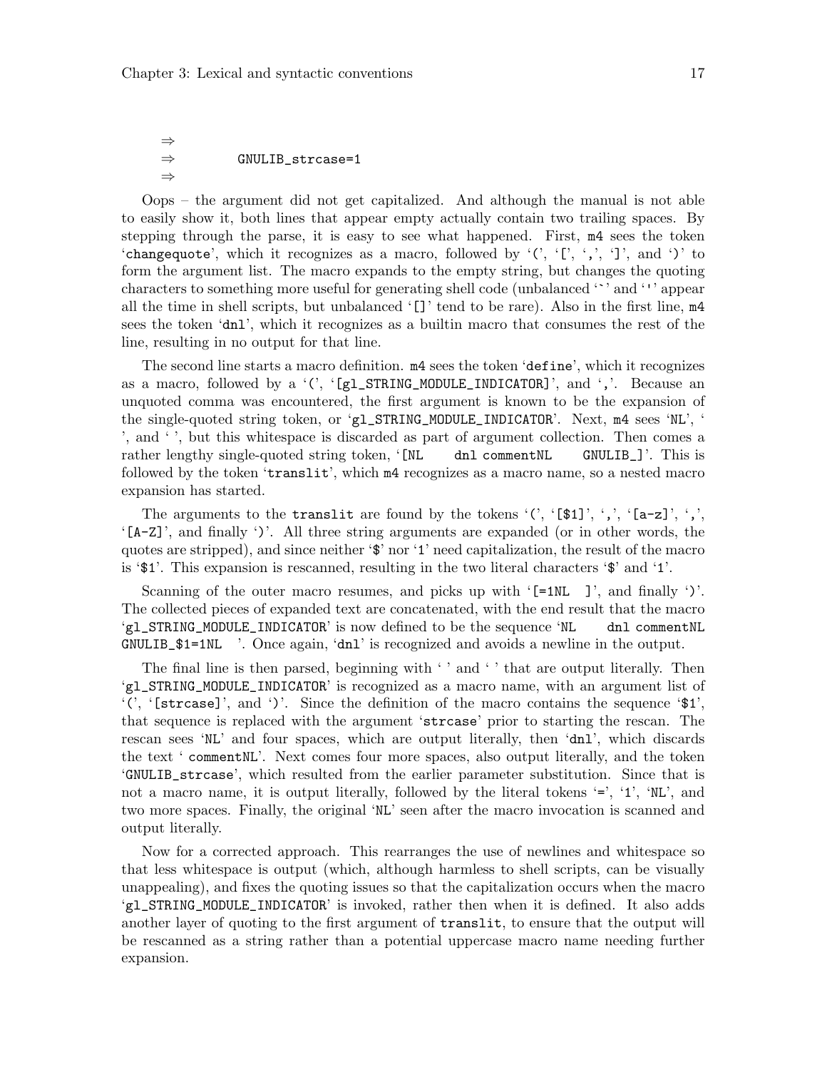```
⇒
⇒         GNULIB_strcase=1
⇒
```

Oops – the argument did not get capitalized. And although the manual is not able to easily show it, both lines that appear empty actually contain two trailing spaces. By stepping through the parse, it is easy to see what happened. First, `m4` sees the token '`changequote`', which it recognizes as a macro, followed by '`(`', '`[`', '`,`', '`]`', and '`)`' to form the argument list. The macro expands to the empty string, but changes the quoting characters to something more useful for generating shell code (unbalanced '`` ` ``' and '`'`' appear all the time in shell scripts, but unbalanced '`[]`' tend to be rare). Also in the first line, `m4` sees the token '`dnl`', which it recognizes as a builtin macro that consumes the rest of the line, resulting in no output for that line.

The second line starts a macro definition. `m4` sees the token '`define`', which it recognizes as a macro, followed by a '`(`', '`[gl_STRING_MODULE_INDICATOR]`', and '`,`'. Because an unquoted comma was encountered, the first argument is known to be the expansion of the single-quoted string token, or '`gl_STRING_MODULE_INDICATOR`'. Next, `m4` sees '`NL`', '` `', and '` `', but this whitespace is discarded as part of argument collection. Then comes a rather lengthy single-quoted string token, '`[NL    dnl commentNL    GNULIB_]`'. This is followed by the token '`translit`', which `m4` recognizes as a macro name, so a nested macro expansion has started.

The arguments to the `translit` are found by the tokens '`(`', '`[$1]`', '`,`', '`[a-z]`', '`,`', '`[A-Z]`', and finally '`)`'. All three string arguments are expanded (or in other words, the quotes are stripped), and since neither '`$`' nor '`1`' need capitalization, the result of the macro is '`$1`'. This expansion is rescanned, resulting in the two literal characters '`$`' and '`1`'.

Scanning of the outer macro resumes, and picks up with '`[=1NL  ]`', and finally '`)`'. The collected pieces of expanded text are concatenated, with the end result that the macro '`gl_STRING_MODULE_INDICATOR`' is now defined to be the sequence '`NL    dnl commentNL    GNULIB_$1=1NL  `'. Once again, '`dnl`' is recognized and avoids a newline in the output.

The final line is then parsed, beginning with '` `' and '` `' that are output literally. Then '`gl_STRING_MODULE_INDICATOR`' is recognized as a macro name, with an argument list of '`(`', '`[strcase]`', and '`)`'. Since the definition of the macro contains the sequence '`$1`', that sequence is replaced with the argument '`strcase`' prior to starting the rescan. The rescan sees '`NL`' and four spaces, which are output literally, then '`dnl`', which discards the text '` commentNL`'. Next comes four more spaces, also output literally, and the token '`GNULIB_strcase`', which resulted from the earlier parameter substitution. Since that is not a macro name, it is output literally, followed by the literal tokens '`=`', '`1`', '`NL`', and two more spaces. Finally, the original '`NL`' seen after the macro invocation is scanned and output literally.

Now for a corrected approach. This rearranges the use of newlines and whitespace so that less whitespace is output (which, although harmless to shell scripts, can be visually unappealing), and fixes the quoting issues so that the capitalization occurs when the macro '`gl_STRING_MODULE_INDICATOR`' is invoked, rather then when it is defined. It also adds another layer of quoting to the first argument of `translit`, to ensure that the output will be rescanned as a string rather than a potential uppercase macro name needing further expansion.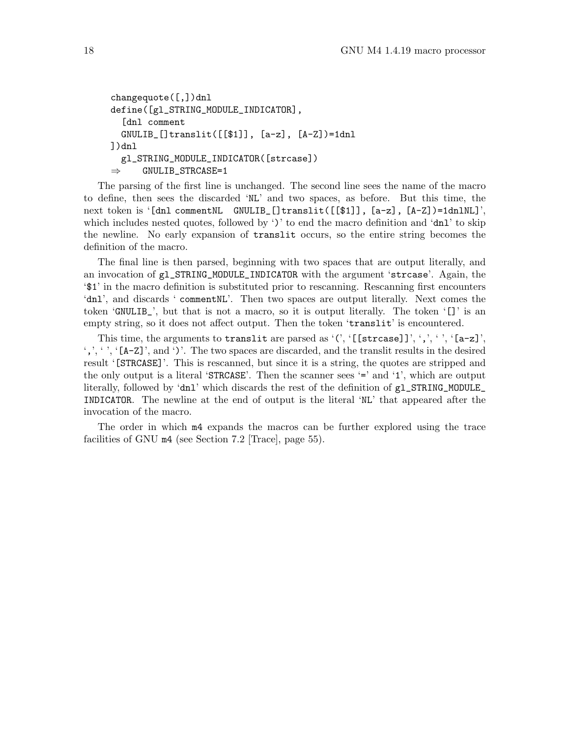```
changequote([,])dnl
define([gl_STRING_MODULE_INDICATOR],
  [dnl comment
  GNULIB_[]translit([[$1]], [a-z], [A-Z])=1dnl
])dnl
  gl_STRING_MODULE_INDICATOR([strcase])
⇒    GNULIB_STRCASE=1
```

The parsing of the first line is unchanged. The second line sees the name of the macro to define, then sees the discarded 'NL' and two spaces, as before. But this time, the next token is '`[dnl commentNL  GNULIB_[]translit([[$1]], [a-z], [A-Z])=1dnlNL]`', which includes nested quotes, followed by ')' to end the macro definition and 'dnl' to skip the newline. No early expansion of `translit` occurs, so the entire string becomes the definition of the macro.

The final line is then parsed, beginning with two spaces that are output literally, and an invocation of `gl_STRING_MODULE_INDICATOR` with the argument 'strcase'. Again, the '$1' in the macro definition is substituted prior to rescanning. Rescanning first encounters 'dnl', and discards ' commentNL'. Then two spaces are output literally. Next comes the token 'GNULIB_', but that is not a macro, so it is output literally. The token '[]' is an empty string, so it does not affect output. Then the token 'translit' is encountered.

This time, the arguments to `translit` are parsed as '(', '[[strcase]]', ',', ' ', '[a-z]', ',', ' ', '[A-Z]', and ')'. The two spaces are discarded, and the translit results in the desired result '[STRCASE]'. This is rescanned, but since it is a string, the quotes are stripped and the only output is a literal 'STRCASE'. Then the scanner sees '=' and '1', which are output literally, followed by 'dnl' which discards the rest of the definition of `gl_STRING_MODULE_INDICATOR`. The newline at the end of output is the literal 'NL' that appeared after the invocation of the macro.

The order in which `m4` expands the macros can be further explored using the trace facilities of GNU `m4` (see Section 7.2 [Trace], page 55).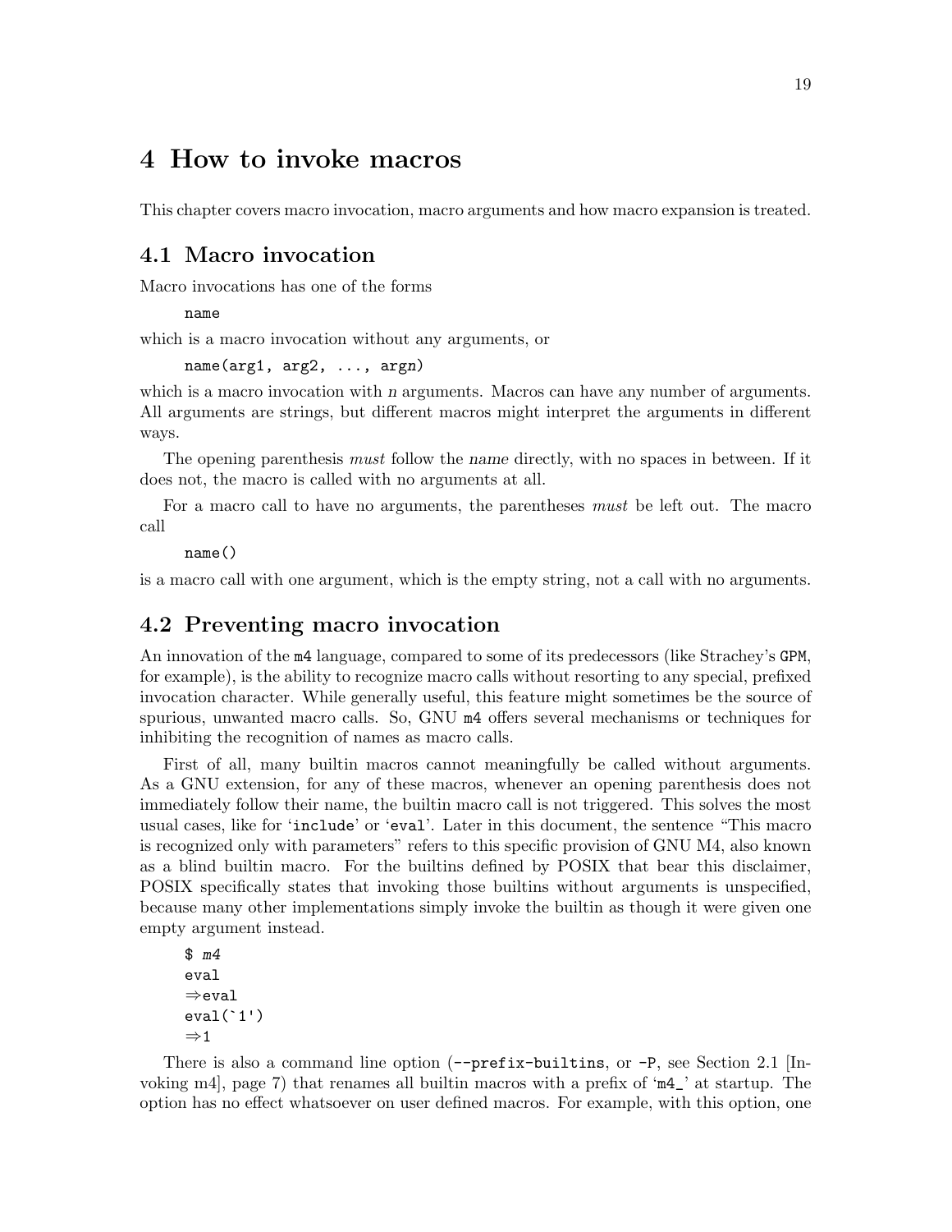# 4 How to invoke macros

This chapter covers macro invocation, macro arguments and how macro expansion is treated.

## 4.1 Macro invocation

Macro invocations has one of the forms

```
name
```

which is a macro invocation without any arguments, or

```
name(arg1, arg2, ..., argn)
```

which is a macro invocation with *n* arguments. Macros can have any number of arguments. All arguments are strings, but different macros might interpret the arguments in different ways.

The opening parenthesis *must* follow the *name* directly, with no spaces in between. If it does not, the macro is called with no arguments at all.

For a macro call to have no arguments, the parentheses *must* be left out. The macro call

```
name()
```

is a macro call with one argument, which is the empty string, not a call with no arguments.

## 4.2 Preventing macro invocation

An innovation of the `m4` language, compared to some of its predecessors (like Strachey's `GPM`, for example), is the ability to recognize macro calls without resorting to any special, prefixed invocation character. While generally useful, this feature might sometimes be the source of spurious, unwanted macro calls. So, GNU `m4` offers several mechanisms or techniques for inhibiting the recognition of names as macro calls.

First of all, many builtin macros cannot meaningfully be called without arguments. As a GNU extension, for any of these macros, whenever an opening parenthesis does not immediately follow their name, the builtin macro call is not triggered. This solves the most usual cases, like for '`include`' or '`eval`'. Later in this document, the sentence "This macro is recognized only with parameters" refers to this specific provision of GNU M4, also known as a blind builtin macro. For the builtins defined by POSIX that bear this disclaimer, POSIX specifically states that invoking those builtins without arguments is unspecified, because many other implementations simply invoke the builtin as though it were given one empty argument instead.

```
$ m4
eval
⇒eval
eval(`1')
⇒1
```

There is also a command line option (`--prefix-builtins`, or `-P`, see Section 2.1 [Invoking m4], page 7) that renames all builtin macros with a prefix of '`m4_`' at startup. The option has no effect whatsoever on user defined macros. For example, with this option, one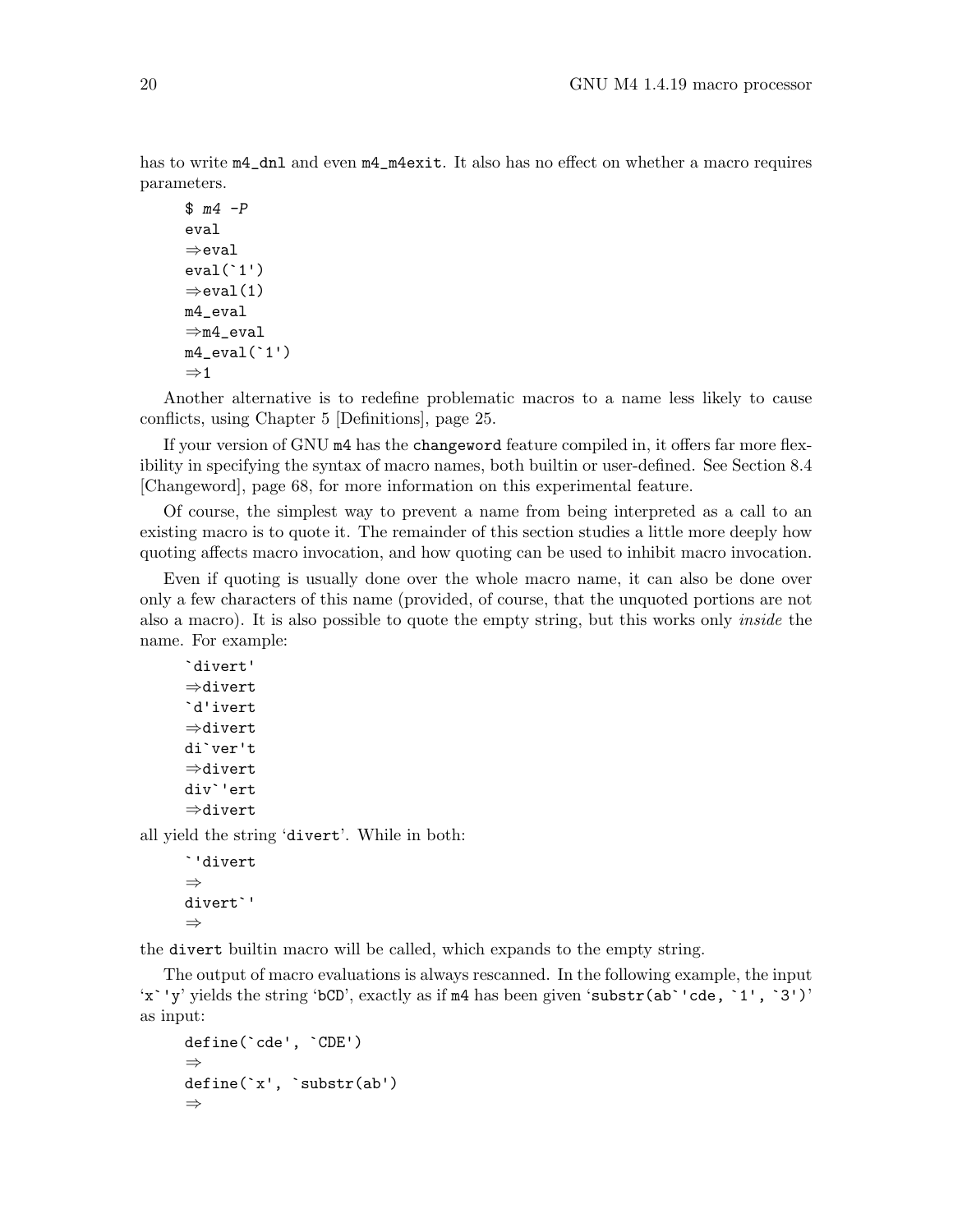has to write `m4_dnl` and even `m4_m4exit`. It also has no effect on whether a macro requires parameters.

```
$ m4 -P
eval
⇒eval
eval(`1')
⇒eval(1)
m4_eval
⇒m4_eval
m4_eval(`1')
⇒1
```

Another alternative is to redefine problematic macros to a name less likely to cause conflicts, using Chapter 5 [Definitions], page 25.

If your version of GNU `m4` has the `changeword` feature compiled in, it offers far more flexibility in specifying the syntax of macro names, both builtin or user-defined. See Section 8.4 [Changeword], page 68, for more information on this experimental feature.

Of course, the simplest way to prevent a name from being interpreted as a call to an existing macro is to quote it. The remainder of this section studies a little more deeply how quoting affects macro invocation, and how quoting can be used to inhibit macro invocation.

Even if quoting is usually done over the whole macro name, it can also be done over only a few characters of this name (provided, of course, that the unquoted portions are not also a macro). It is also possible to quote the empty string, but this works only *inside* the name. For example:

```
`divert'
⇒divert
`d'ivert
⇒divert
di`ver't
⇒divert
div`'ert
⇒divert
```

all yield the string '`divert`'. While in both:

```
`'divert
⇒
divert`'
⇒
```

the `divert` builtin macro will be called, which expands to the empty string.

The output of macro evaluations is always rescanned. In the following example, the input '``x`'y``' yields the string '`bCD`', exactly as if `m4` has been given '``substr(ab`'cde, `1', `3')``' as input:

```
define(`cde', `CDE')
⇒
define(`x', `substr(ab')
⇒
```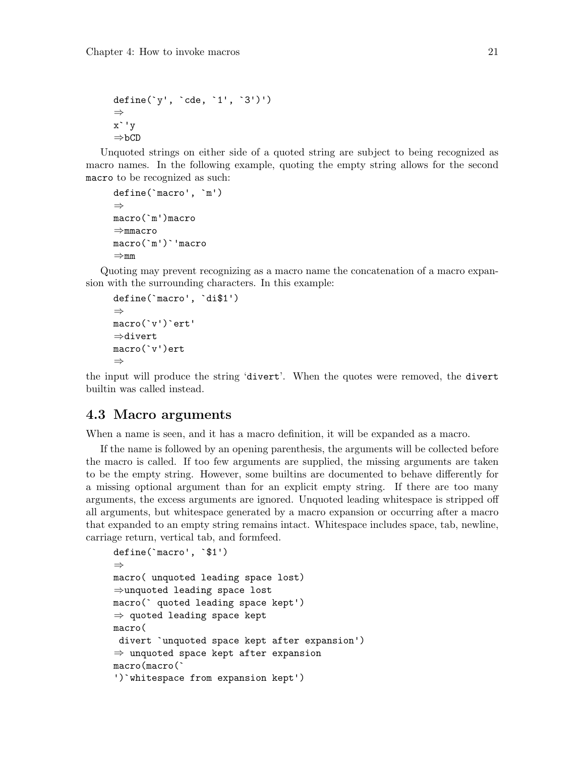```
define(`y', `cde, `1', `3')')
⇒
x`'y
⇒bCD
```

Unquoted strings on either side of a quoted string are subject to being recognized as macro names. In the following example, quoting the empty string allows for the second `macro` to be recognized as such:

```
define(`macro', `m')
⇒
macro(`m')macro
⇒mmacro
macro(`m')`'macro
⇒mm
```

Quoting may prevent recognizing as a macro name the concatenation of a macro expansion with the surrounding characters. In this example:

```
define(`macro', `di$1')
⇒
macro(`v')`ert'
⇒divert
macro(`v')ert
⇒
```

the input will produce the string 'divert'. When the quotes were removed, the `divert` builtin was called instead.

## 4.3 Macro arguments

When a name is seen, and it has a macro definition, it will be expanded as a macro.

If the name is followed by an opening parenthesis, the arguments will be collected before the macro is called. If too few arguments are supplied, the missing arguments are taken to be the empty string. However, some builtins are documented to behave differently for a missing optional argument than for an explicit empty string. If there are too many arguments, the excess arguments are ignored. Unquoted leading whitespace is stripped off all arguments, but whitespace generated by a macro expansion or occurring after a macro that expanded to an empty string remains intact. Whitespace includes space, tab, newline, carriage return, vertical tab, and formfeed.

```
define(`macro', `$1')
⇒
macro( unquoted leading space lost)
⇒unquoted leading space lost
macro(` quoted leading space kept')
⇒ quoted leading space kept
macro(
 divert `unquoted space kept after expansion')
⇒ unquoted space kept after expansion
macro(macro(`
')`whitespace from expansion kept')
```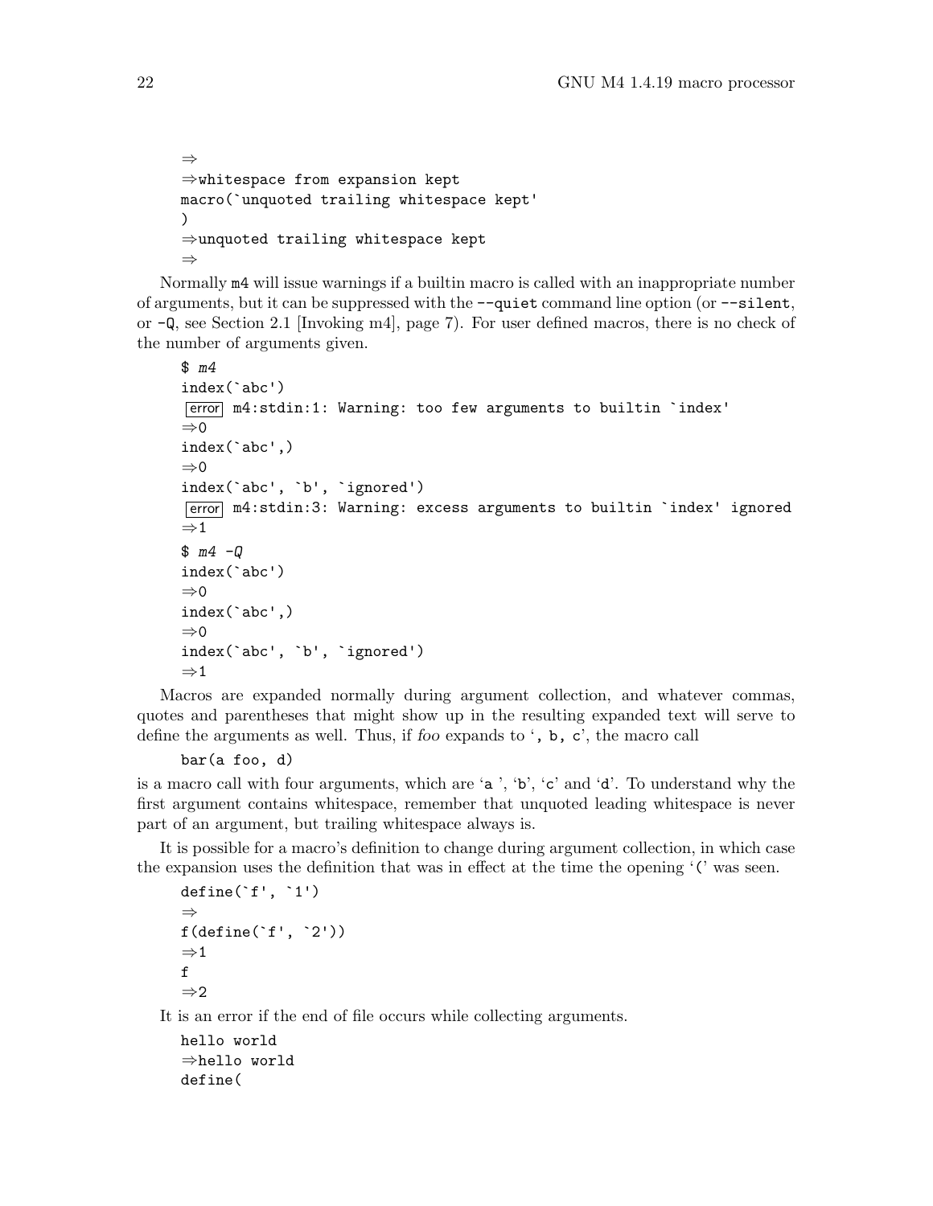```
⇒
⇒whitespace from expansion kept
macro(`unquoted trailing whitespace kept'
)
⇒unquoted trailing whitespace kept
⇒
```

Normally `m4` will issue warnings if a builtin macro is called with an inappropriate number of arguments, but it can be suppressed with the `--quiet` command line option (or `--silent`, or `-Q`, see Section 2.1 [Invoking m4], page 7). For user defined macros, there is no check of the number of arguments given.

```
$ m4
index(`abc')
error m4:stdin:1: Warning: too few arguments to builtin `index'
⇒0
index(`abc',)
⇒0
index(`abc', `b', `ignored')
error m4:stdin:3: Warning: excess arguments to builtin `index' ignored
⇒1
$ m4 -Q
index(`abc')
⇒0
index(`abc',)
⇒0
index(`abc', `b', `ignored')
⇒1
```

Macros are expanded normally during argument collection, and whatever commas, quotes and parentheses that might show up in the resulting expanded text will serve to define the arguments as well. Thus, if *foo* expands to '`, b, c`', the macro call

```
bar(a foo, d)
```

is a macro call with four arguments, which are '`a `', '`b`', '`c`' and '`d`'. To understand why the first argument contains whitespace, remember that unquoted leading whitespace is never part of an argument, but trailing whitespace always is.

It is possible for a macro's definition to change during argument collection, in which case the expansion uses the definition that was in effect at the time the opening '`(`' was seen.

```
define(`f', `1')
⇒
f(define(`f', `2'))
⇒1
f
⇒2
```

It is an error if the end of file occurs while collecting arguments.

```
hello world
⇒hello world
define(
```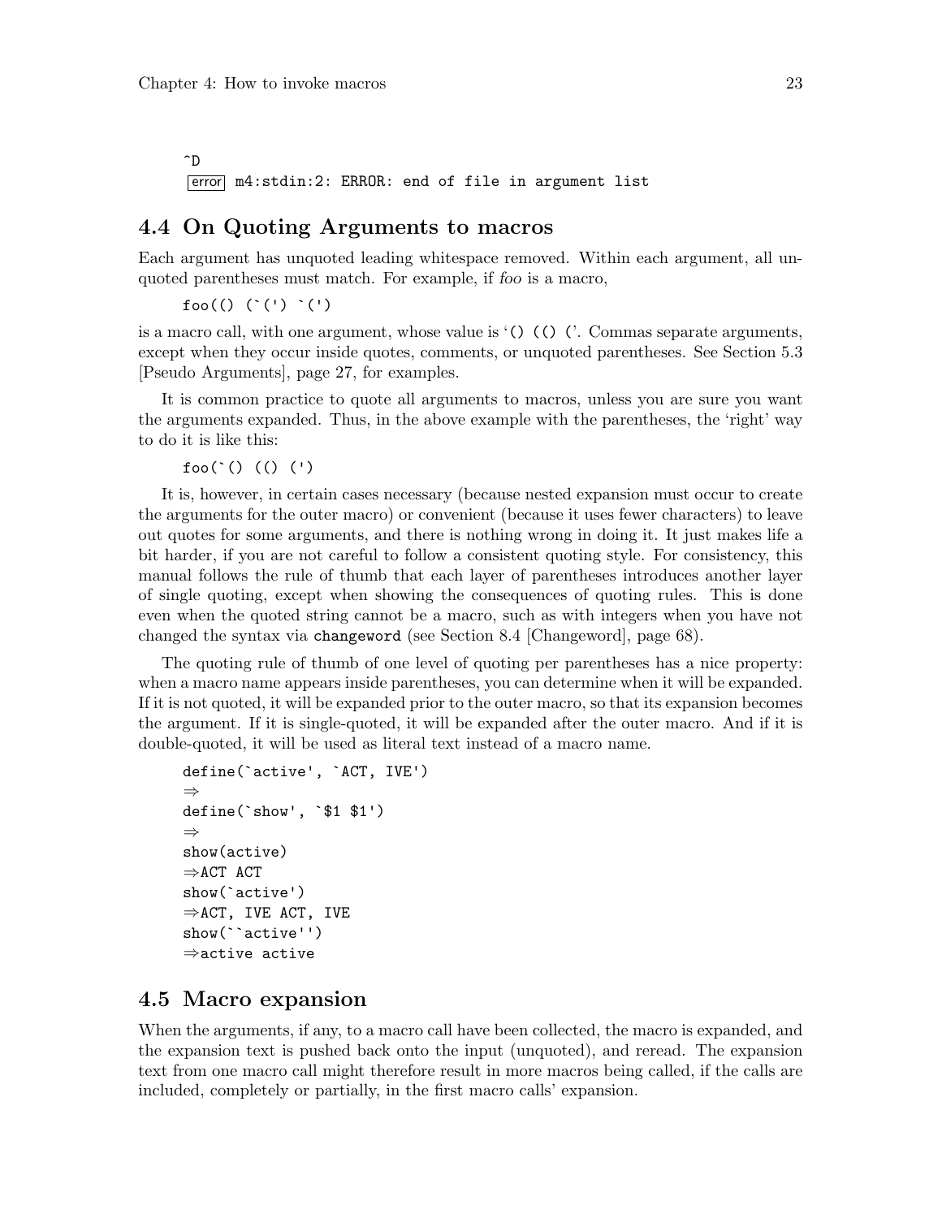```
^D
error m4:stdin:2: ERROR: end of file in argument list
```

## 4.4 On Quoting Arguments to macros

Each argument has unquoted leading whitespace removed. Within each argument, all unquoted parentheses must match. For example, if *foo* is a macro,

```
foo(() (`(') `(')
```

is a macro call, with one argument, whose value is '`() (() (`'. Commas separate arguments, except when they occur inside quotes, comments, or unquoted parentheses. See Section 5.3 [Pseudo Arguments], page 27, for examples.

It is common practice to quote all arguments to macros, unless you are sure you want the arguments expanded. Thus, in the above example with the parentheses, the 'right' way to do it is like this:

```
foo(`() (() (')
```

It is, however, in certain cases necessary (because nested expansion must occur to create the arguments for the outer macro) or convenient (because it uses fewer characters) to leave out quotes for some arguments, and there is nothing wrong in doing it. It just makes life a bit harder, if you are not careful to follow a consistent quoting style. For consistency, this manual follows the rule of thumb that each layer of parentheses introduces another layer of single quoting, except when showing the consequences of quoting rules. This is done even when the quoted string cannot be a macro, such as with integers when you have not changed the syntax via `changeword` (see Section 8.4 [Changeword], page 68).

The quoting rule of thumb of one level of quoting per parentheses has a nice property: when a macro name appears inside parentheses, you can determine when it will be expanded. If it is not quoted, it will be expanded prior to the outer macro, so that its expansion becomes the argument. If it is single-quoted, it will be expanded after the outer macro. And if it is double-quoted, it will be used as literal text instead of a macro name.

```
define(`active', `ACT, IVE')
⇒
define(`show', `$1 $1')
⇒
show(active)
⇒ACT ACT
show(`active')
⇒ACT, IVE ACT, IVE
show(``active'')
⇒active active
```

## 4.5 Macro expansion

When the arguments, if any, to a macro call have been collected, the macro is expanded, and the expansion text is pushed back onto the input (unquoted), and reread. The expansion text from one macro call might therefore result in more macros being called, if the calls are included, completely or partially, in the first macro calls' expansion.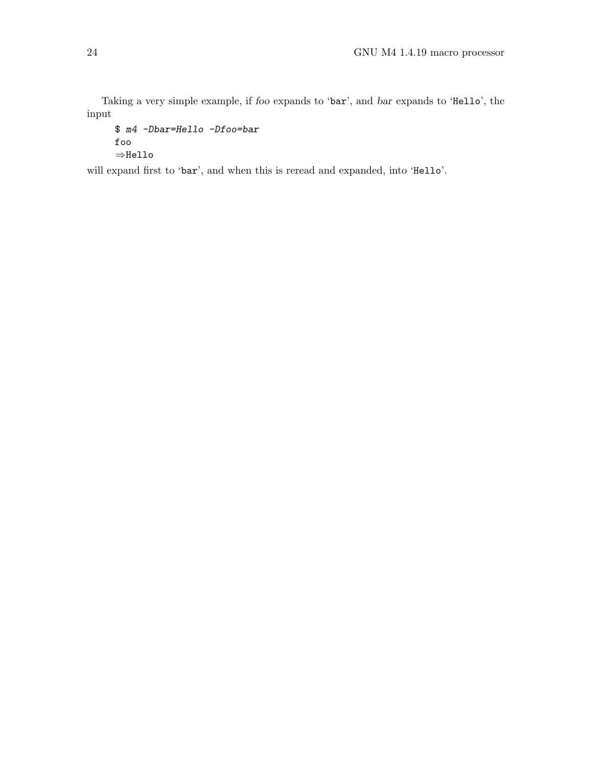Taking a very simple example, if *foo* expands to 'bar', and *bar* expands to 'Hello', the input

```
$ m4 -Dbar=Hello -Dfoo=bar
foo
⇒Hello
```

will expand first to 'bar', and when this is reread and expanded, into 'Hello'.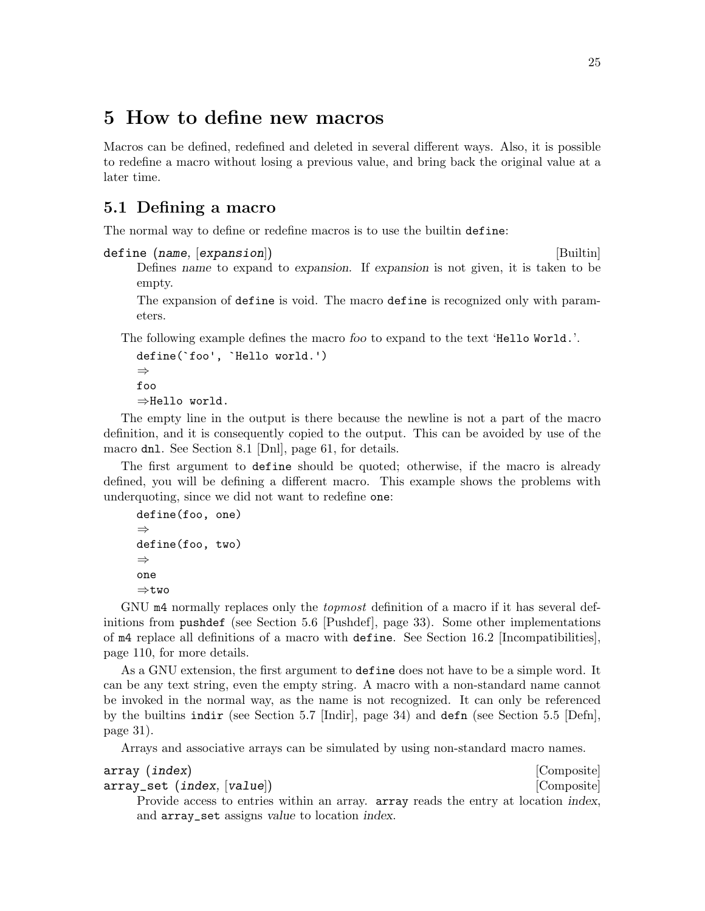# 5 How to define new macros

Macros can be defined, redefined and deleted in several different ways. Also, it is possible to redefine a macro without losing a previous value, and bring back the original value at a later time.

## 5.1 Defining a macro

The normal way to define or redefine macros is to use the builtin `define`:

`define` (*name*, [*expansion*]) [Builtin]

Defines *name* to expand to *expansion*. If *expansion* is not given, it is taken to be empty.

The expansion of `define` is void. The macro `define` is recognized only with parameters.

The following example defines the macro *foo* to expand to the text '`Hello World.`'.

```
define(`foo', `Hello world.')
⇒
foo
⇒Hello world.
```

The empty line in the output is there because the newline is not a part of the macro definition, and it is consequently copied to the output. This can be avoided by use of the macro `dnl`. See Section 8.1 [Dnl], page 61, for details.

The first argument to `define` should be quoted; otherwise, if the macro is already defined, you will be defining a different macro. This example shows the problems with underquoting, since we did not want to redefine `one`:

```
define(foo, one)
⇒
define(foo, two)
⇒
one
⇒two
```

GNU `m4` normally replaces only the *topmost* definition of a macro if it has several definitions from `pushdef` (see Section 5.6 [Pushdef], page 33). Some other implementations of `m4` replace all definitions of a macro with `define`. See Section 16.2 [Incompatibilities], page 110, for more details.

As a GNU extension, the first argument to `define` does not have to be a simple word. It can be any text string, even the empty string. A macro with a non-standard name cannot be invoked in the normal way, as the name is not recognized. It can only be referenced by the builtins `indir` (see Section 5.7 [Indir], page 34) and `defn` (see Section 5.5 [Defn], page 31).

Arrays and associative arrays can be simulated by using non-standard macro names.

`array` (*index*) [Composite]
`array_set` (*index*, [*value*]) [Composite]

Provide access to entries within an array. `array` reads the entry at location *index*, and `array_set` assigns *value* to location *index*.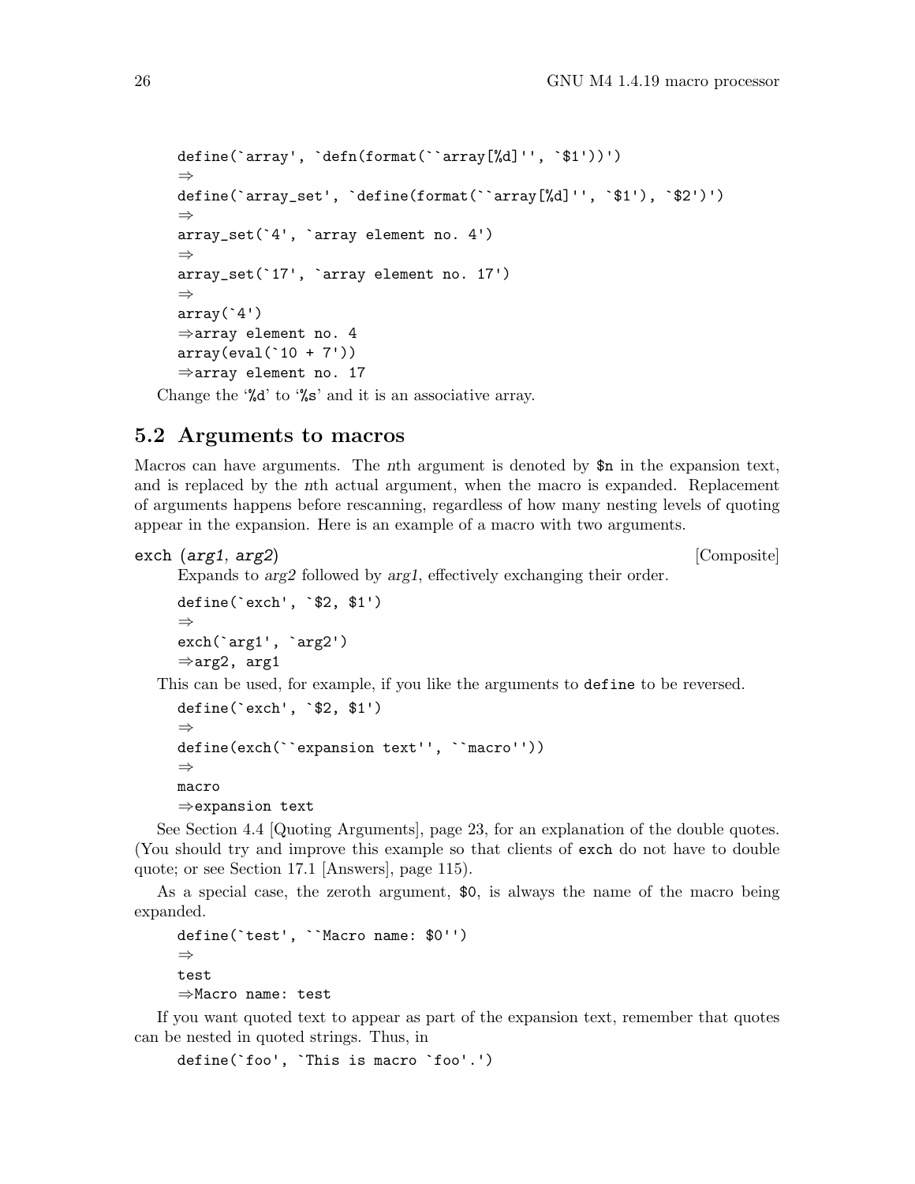```
define(`array', `defn(format(``array[%d]'', `$1'))')
⇒
define(`array_set', `define(format(``array[%d]'', `$1'), `$2')')
⇒
array_set(`4', `array element no. 4')
⇒
array_set(`17', `array element no. 17')
⇒
array(`4')
⇒array element no. 4
array(eval(`10 + 7'))
⇒array element no. 17
```

Change the '`%d`' to '`%s`' and it is an associative array.

## 5.2 Arguments to macros

Macros can have arguments. The *n*th argument is denoted by `$n` in the expansion text, and is replaced by the *n*th actual argument, when the macro is expanded. Replacement of arguments happens before rescanning, regardless of how many nesting levels of quoting appear in the expansion. Here is an example of a macro with two arguments.

**exch** (*arg1*, *arg2*) [Composite]

Expands to *arg2* followed by *arg1*, effectively exchanging their order.

```
define(`exch', `$2, $1')
⇒
exch(`arg1', `arg2')
⇒arg2, arg1
```

This can be used, for example, if you like the arguments to `define` to be reversed.

```
define(`exch', `$2, $1')
⇒
define(exch(``expansion text'', ``macro''))
⇒
macro
⇒expansion text
```

See Section 4.4 [Quoting Arguments], page 23, for an explanation of the double quotes. (You should try and improve this example so that clients of `exch` do not have to double quote; or see Section 17.1 [Answers], page 115).

As a special case, the zeroth argument, `$0`, is always the name of the macro being expanded.

```
define(`test', ``Macro name: $0'')
⇒
test
⇒Macro name: test
```

If you want quoted text to appear as part of the expansion text, remember that quotes can be nested in quoted strings. Thus, in

```
define(`foo', `This is macro `foo'.')
```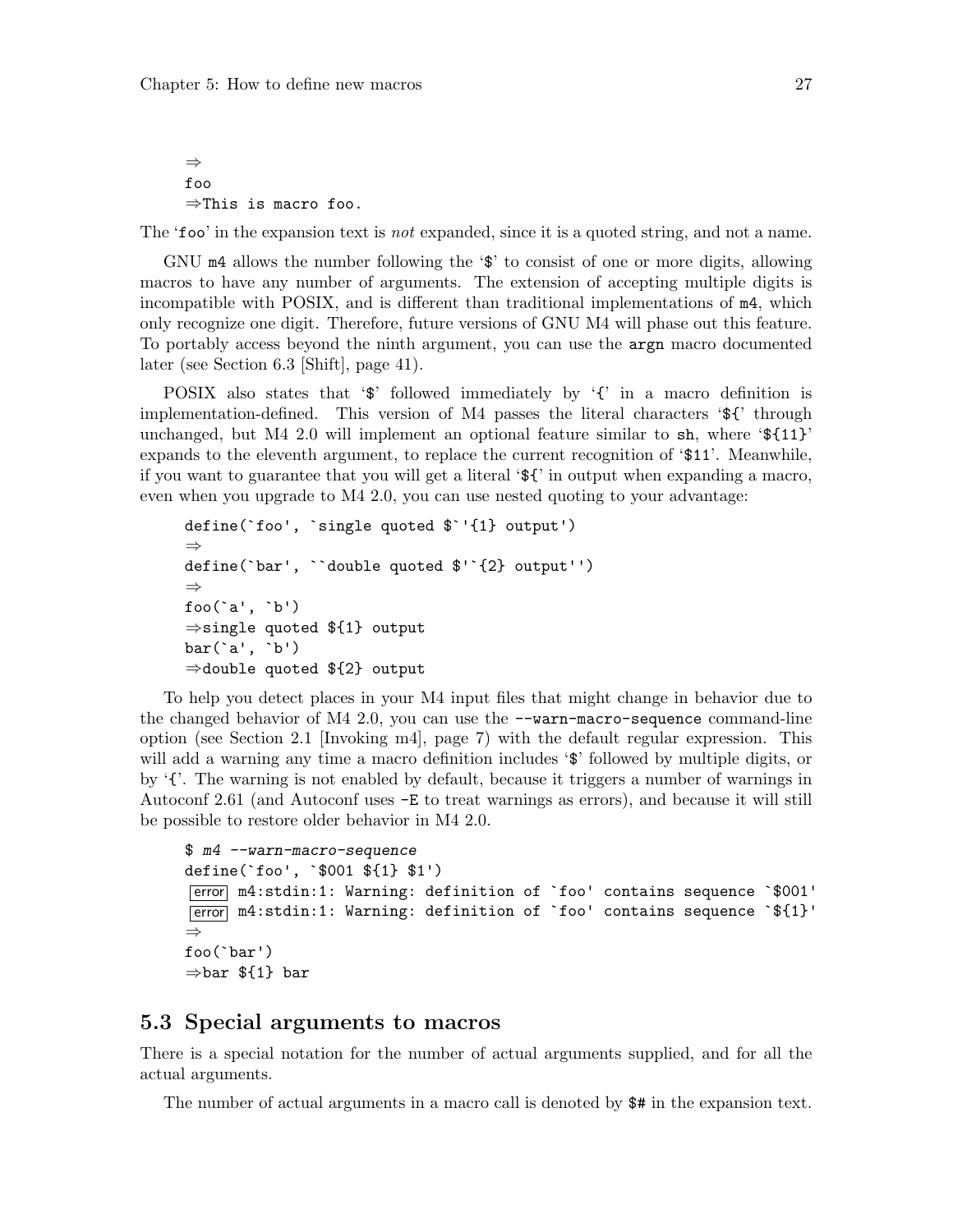```
⇒
foo
⇒This is macro foo.
```

The '`foo`' in the expansion text is *not* expanded, since it is a quoted string, and not a name.

GNU `m4` allows the number following the '`$`' to consist of one or more digits, allowing macros to have any number of arguments. The extension of accepting multiple digits is incompatible with POSIX, and is different than traditional implementations of `m4`, which only recognize one digit. Therefore, future versions of GNU M4 will phase out this feature. To portably access beyond the ninth argument, you can use the `argn` macro documented later (see Section 6.3 [Shift], page 41).

POSIX also states that '`$`' followed immediately by '`{`' in a macro definition is implementation-defined. This version of M4 passes the literal characters '`${`' through unchanged, but M4 2.0 will implement an optional feature similar to `sh`, where '`${11}`' expands to the eleventh argument, to replace the current recognition of '`$11`'. Meanwhile, if you want to guarantee that you will get a literal '`${`' in output when expanding a macro, even when you upgrade to M4 2.0, you can use nested quoting to your advantage:

```
define(`foo', `single quoted $`'{1} output')
⇒
define(`bar', ``double quoted $'`{2} output'')
⇒
foo(`a', `b')
⇒single quoted ${1} output
bar(`a', `b')
⇒double quoted ${2} output
```

To help you detect places in your M4 input files that might change in behavior due to the changed behavior of M4 2.0, you can use the `--warn-macro-sequence` command-line option (see Section 2.1 [Invoking m4], page 7) with the default regular expression. This will add a warning any time a macro definition includes '`$`' followed by multiple digits, or by '`{`'. The warning is not enabled by default, because it triggers a number of warnings in Autoconf 2.61 (and Autoconf uses `-E` to treat warnings as errors), and because it will still be possible to restore older behavior in M4 2.0.

```
$ m4 --warn-macro-sequence
define(`foo', `$001 ${1} $1')
error m4:stdin:1: Warning: definition of `foo' contains sequence `$001'
error m4:stdin:1: Warning: definition of `foo' contains sequence `${1}'
⇒
foo(`bar')
⇒bar ${1} bar
```

## 5.3 Special arguments to macros

There is a special notation for the number of actual arguments supplied, and for all the actual arguments.

The number of actual arguments in a macro call is denoted by `$#` in the expansion text.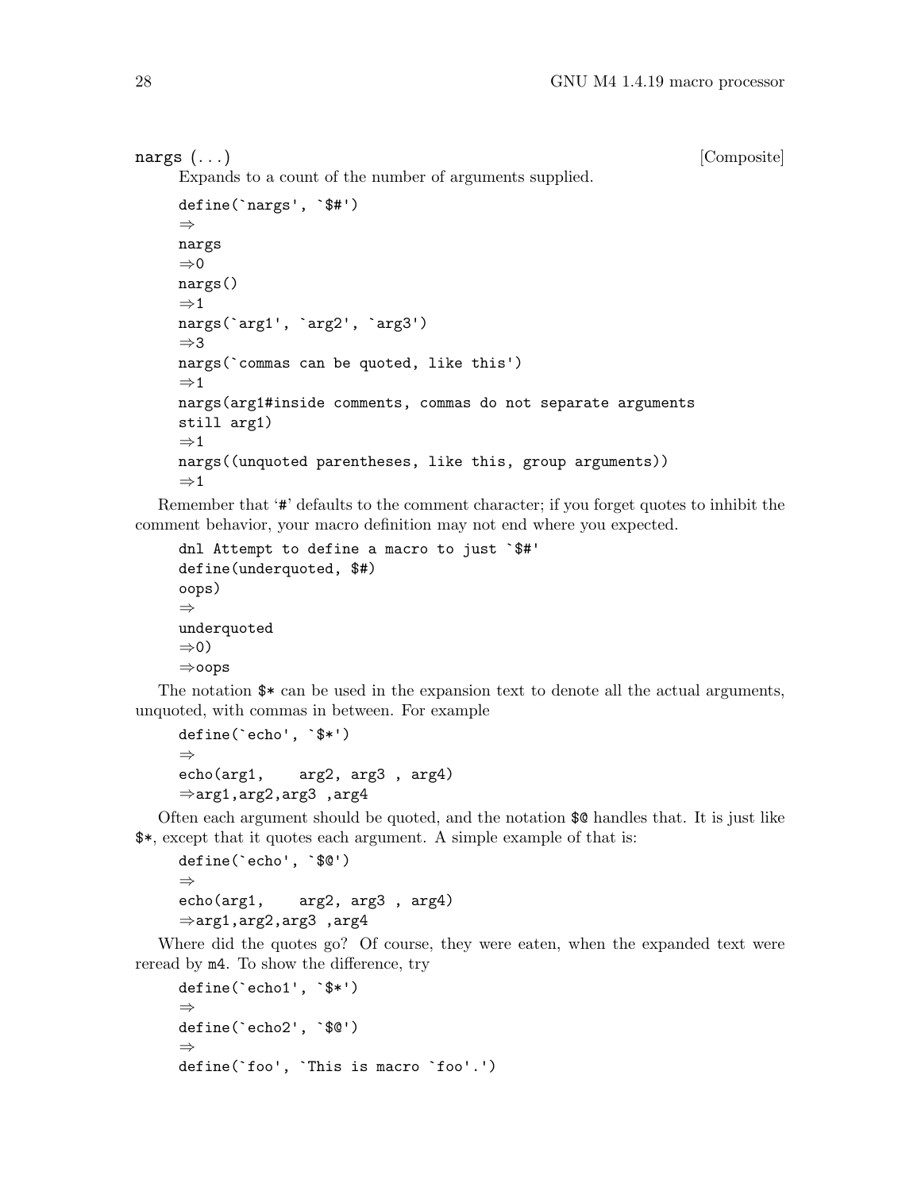**nargs** (...) [Composite]

Expands to a count of the number of arguments supplied.

```
define(`nargs', `$#')
⇒
nargs
⇒0
nargs()
⇒1
nargs(`arg1', `arg2', `arg3')
⇒3
nargs(`commas can be quoted, like this')
⇒1
nargs(arg1#inside comments, commas do not separate arguments
still arg1)
⇒1
nargs((unquoted parentheses, like this, group arguments))
⇒1
```

Remember that '#' defaults to the comment character; if you forget quotes to inhibit the comment behavior, your macro definition may not end where you expected.

```
dnl Attempt to define a macro to just `$#'
define(underquoted, $#)
oops)
⇒
underquoted
⇒0)
⇒oops
```

The notation `$*` can be used in the expansion text to denote all the actual arguments, unquoted, with commas in between. For example

```
define(`echo', `$*')
⇒
echo(arg1,    arg2, arg3 , arg4)
⇒arg1,arg2,arg3 ,arg4
```

Often each argument should be quoted, and the notation `$@` handles that. It is just like `$*`, except that it quotes each argument. A simple example of that is:

```
define(`echo', `$@')
⇒
echo(arg1,    arg2, arg3 , arg4)
⇒arg1,arg2,arg3 ,arg4
```

Where did the quotes go? Of course, they were eaten, when the expanded text were reread by `m4`. To show the difference, try

```
define(`echo1', `$*')
⇒
define(`echo2', `$@')
⇒
define(`foo', `This is macro `foo'.')
```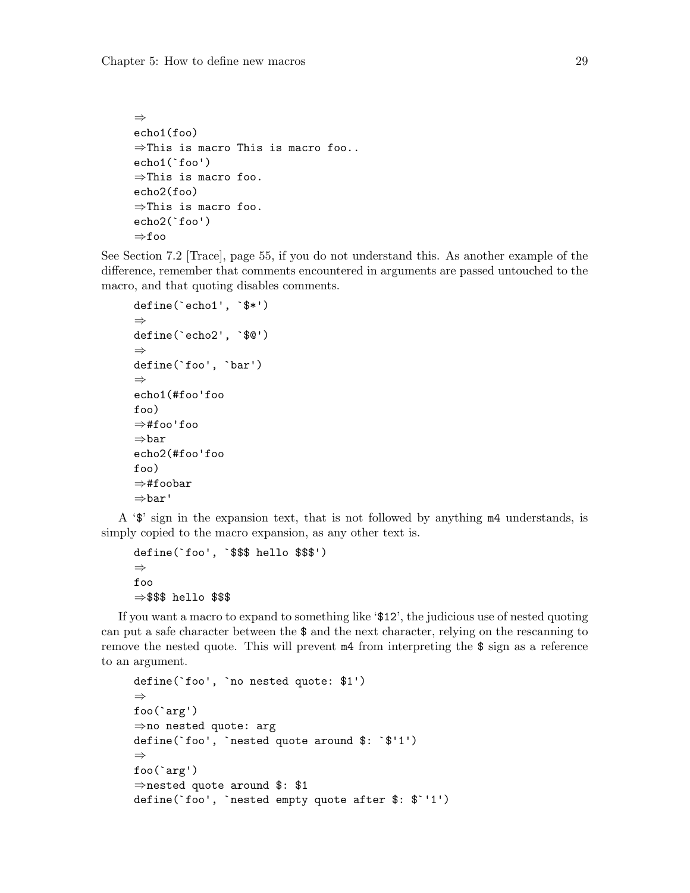```
⇒
echo1(foo)
⇒This is macro This is macro foo..
echo1(`foo')
⇒This is macro foo.
echo2(foo)
⇒This is macro foo.
echo2(`foo')
⇒foo
```

See Section 7.2 [Trace], page 55, if you do not understand this. As another example of the difference, remember that comments encountered in arguments are passed untouched to the macro, and that quoting disables comments.

```
define(`echo1', `$*')
⇒
define(`echo2', `$@')
⇒
define(`foo', `bar')
⇒
echo1(#foo'foo
foo)
⇒#foo'foo
⇒bar
echo2(#foo'foo
foo)
⇒#foobar
⇒bar'
```

A '$' sign in the expansion text, that is not followed by anything m4 understands, is simply copied to the macro expansion, as any other text is.

```
define(`foo', `$$$ hello $$$')
⇒
foo
⇒$$$ hello $$$
```

If you want a macro to expand to something like '$12', the judicious use of nested quoting can put a safe character between the $ and the next character, relying on the rescanning to remove the nested quote. This will prevent m4 from interpreting the $ sign as a reference to an argument.

```
define(`foo', `no nested quote: $1')
⇒
foo(`arg')
⇒no nested quote: arg
define(`foo', `nested quote around $: `$'1')
⇒
foo(`arg')
⇒nested quote around $: $1
define(`foo', `nested empty quote after $: $`'1')
```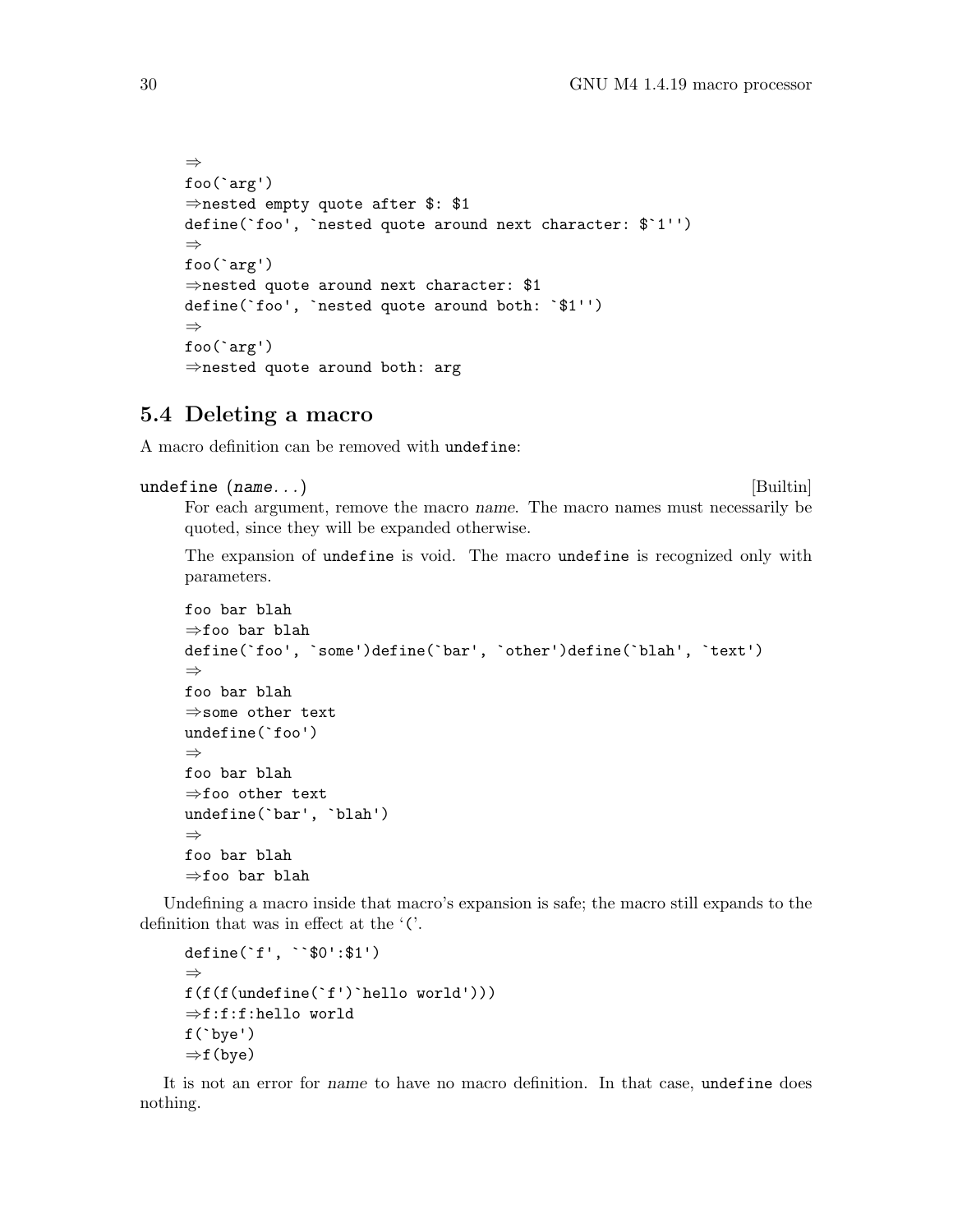```
⇒
foo(`arg')
⇒nested empty quote after $: $1
define(`foo', `nested quote around next character: $`1'')
⇒
foo(`arg')
⇒nested quote around next character: $1
define(`foo', `nested quote around both: `$1'')
⇒
foo(`arg')
⇒nested quote around both: arg
```

## 5.4 Deleting a macro

A macro definition can be removed with `undefine`:

**undefine** (*name...*) [Builtin]

For each argument, remove the macro *name*. The macro names must necessarily be quoted, since they will be expanded otherwise.

The expansion of `undefine` is void. The macro `undefine` is recognized only with parameters.

```
foo bar blah
⇒foo bar blah
define(`foo', `some')define(`bar', `other')define(`blah', `text')
⇒
foo bar blah
⇒some other text
undefine(`foo')
⇒
foo bar blah
⇒foo other text
undefine(`bar', `blah')
⇒
foo bar blah
⇒foo bar blah
```

Undefining a macro inside that macro's expansion is safe; the macro still expands to the definition that was in effect at the '('.

```
define(`f', ``$0':$1')
⇒
f(f(f(undefine(`f')`hello world')))
⇒f:f:f:hello world
f(`bye')
⇒f(bye)
```

It is not an error for *name* to have no macro definition. In that case, `undefine` does nothing.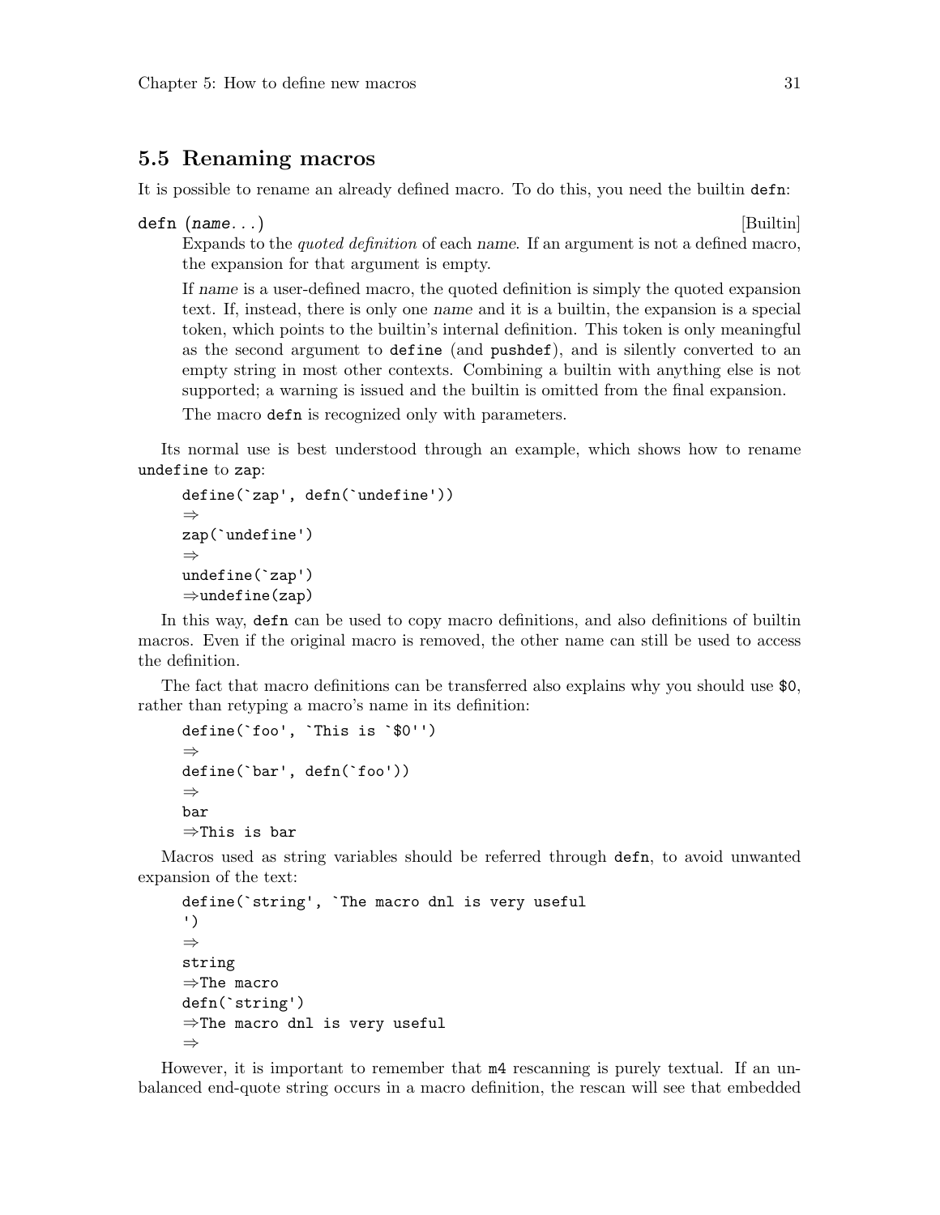## 5.5 Renaming macros

It is possible to rename an already defined macro. To do this, you need the builtin `defn`:

`defn (name...)` [Builtin]

> Expands to the *quoted definition* of each *name*. If an argument is not a defined macro, the expansion for that argument is empty.
>
> If *name* is a user-defined macro, the quoted definition is simply the quoted expansion text. If, instead, there is only one *name* and it is a builtin, the expansion is a special token, which points to the builtin's internal definition. This token is only meaningful as the second argument to `define` (and `pushdef`), and is silently converted to an empty string in most other contexts. Combining a builtin with anything else is not supported; a warning is issued and the builtin is omitted from the final expansion.
>
> The macro `defn` is recognized only with parameters.

Its normal use is best understood through an example, which shows how to rename `undefine` to `zap`:

```
define(`zap', defn(`undefine'))
⇒
zap(`undefine')
⇒
undefine(`zap')
⇒undefine(zap)
```

In this way, `defn` can be used to copy macro definitions, and also definitions of builtin macros. Even if the original macro is removed, the other name can still be used to access the definition.

The fact that macro definitions can be transferred also explains why you should use `$0`, rather than retyping a macro's name in its definition:

```
define(`foo', `This is `$0'')
⇒
define(`bar', defn(`foo'))
⇒
bar
⇒This is bar
```

Macros used as string variables should be referred through `defn`, to avoid unwanted expansion of the text:

```
define(`string', `The macro dnl is very useful
')
⇒
string
⇒The macro
defn(`string')
⇒The macro dnl is very useful
⇒
```

However, it is important to remember that `m4` rescanning is purely textual. If an unbalanced end-quote string occurs in a macro definition, the rescan will see that embedded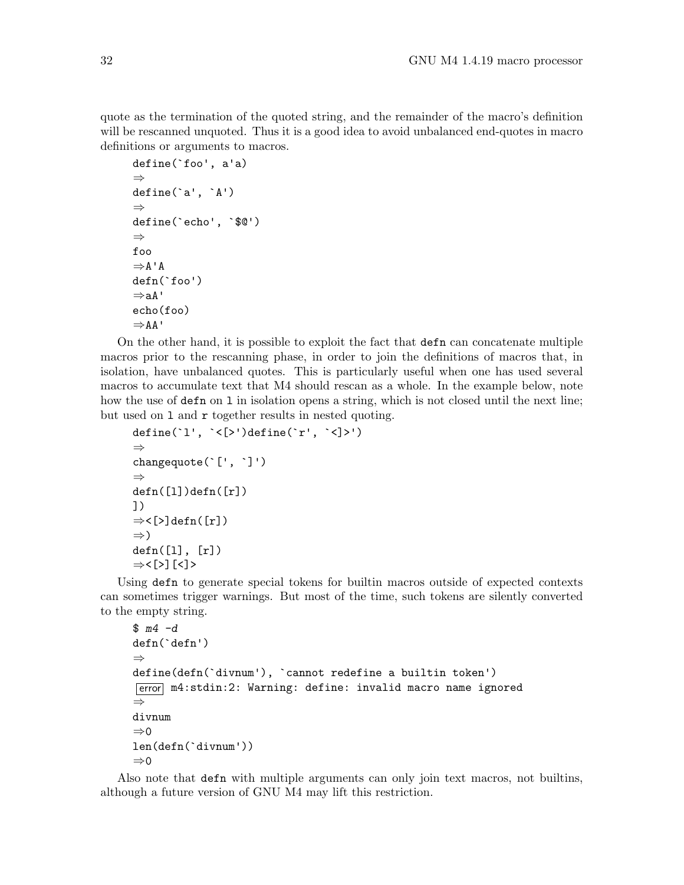quote as the termination of the quoted string, and the remainder of the macro's definition will be rescanned unquoted. Thus it is a good idea to avoid unbalanced end-quotes in macro definitions or arguments to macros.

```
define(`foo', a'a)
⇒
define(`a', `A')
⇒
define(`echo', `$@')
⇒
foo
⇒A'A
defn(`foo')
⇒aA'
echo(foo)
⇒AA'
```

On the other hand, it is possible to exploit the fact that `defn` can concatenate multiple macros prior to the rescanning phase, in order to join the definitions of macros that, in isolation, have unbalanced quotes. This is particularly useful when one has used several macros to accumulate text that M4 should rescan as a whole. In the example below, note how the use of `defn` on `l` in isolation opens a string, which is not closed until the next line; but used on `l` and `r` together results in nested quoting.

```
define(`l', `<[>')define(`r', `<]>')
⇒
changequote(`[', `]')
⇒
defn([l])defn([r])
])
⇒<[>]defn([r])
⇒)
defn([l], [r])
⇒<[>][<]>
```

Using `defn` to generate special tokens for builtin macros outside of expected contexts can sometimes trigger warnings. But most of the time, such tokens are silently converted to the empty string.

```
$ m4 -d
defn(`defn')
⇒
define(defn(`divnum'), `cannot redefine a builtin token')
error m4:stdin:2: Warning: define: invalid macro name ignored
⇒
divnum
⇒0
len(defn(`divnum'))
⇒0
```

Also note that `defn` with multiple arguments can only join text macros, not builtins, although a future version of GNU M4 may lift this restriction.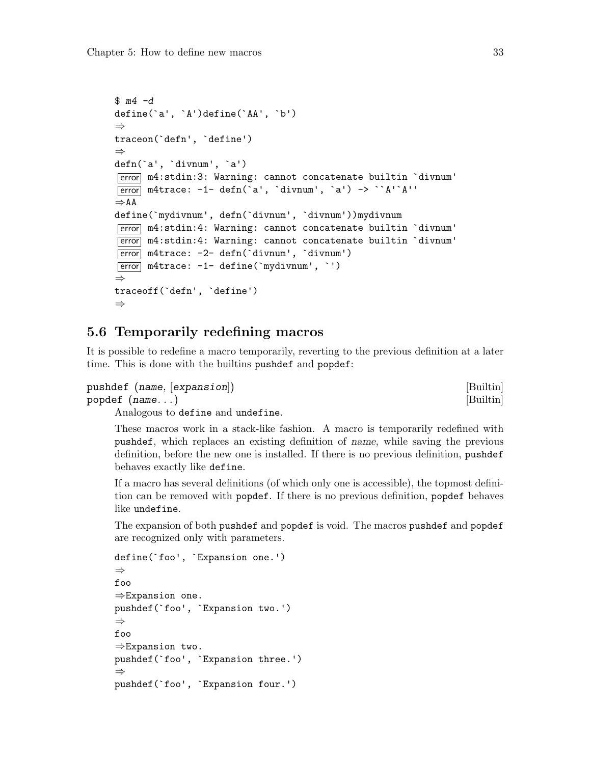```
$ m4 -d
define(`a', `A')define(`AA', `b')
⇒
traceon(`defn', `define')
⇒
defn(`a', `divnum', `a')
error m4:stdin:3: Warning: cannot concatenate builtin `divnum'
error m4trace: -1- defn(`a', `divnum', `a') -> ``A'`A''
⇒AA
define(`mydivnum', defn(`divnum', `divnum'))mydivnum
error m4:stdin:4: Warning: cannot concatenate builtin `divnum'
error m4:stdin:4: Warning: cannot concatenate builtin `divnum'
error m4trace: -2- defn(`divnum', `divnum')
error m4trace: -1- define(`mydivnum', `')
⇒
traceoff(`defn', `define')
⇒
```

## 5.6 Temporarily redefining macros

It is possible to redefine a macro temporarily, reverting to the previous definition at a later time. This is done with the builtins `pushdef` and `popdef`:

`pushdef` (*name*, [*expansion*]) [Builtin]
`popdef` (*name*...) [Builtin]

Analogous to `define` and `undefine`.

These macros work in a stack-like fashion. A macro is temporarily redefined with `pushdef`, which replaces an existing definition of *name*, while saving the previous definition, before the new one is installed. If there is no previous definition, `pushdef` behaves exactly like `define`.

If a macro has several definitions (of which only one is accessible), the topmost definition can be removed with `popdef`. If there is no previous definition, `popdef` behaves like `undefine`.

The expansion of both `pushdef` and `popdef` is void. The macros `pushdef` and `popdef` are recognized only with parameters.

```
define(`foo', `Expansion one.')
⇒
foo
⇒Expansion one.
pushdef(`foo', `Expansion two.')
⇒
foo
⇒Expansion two.
pushdef(`foo', `Expansion three.')
⇒
pushdef(`foo', `Expansion four.')
```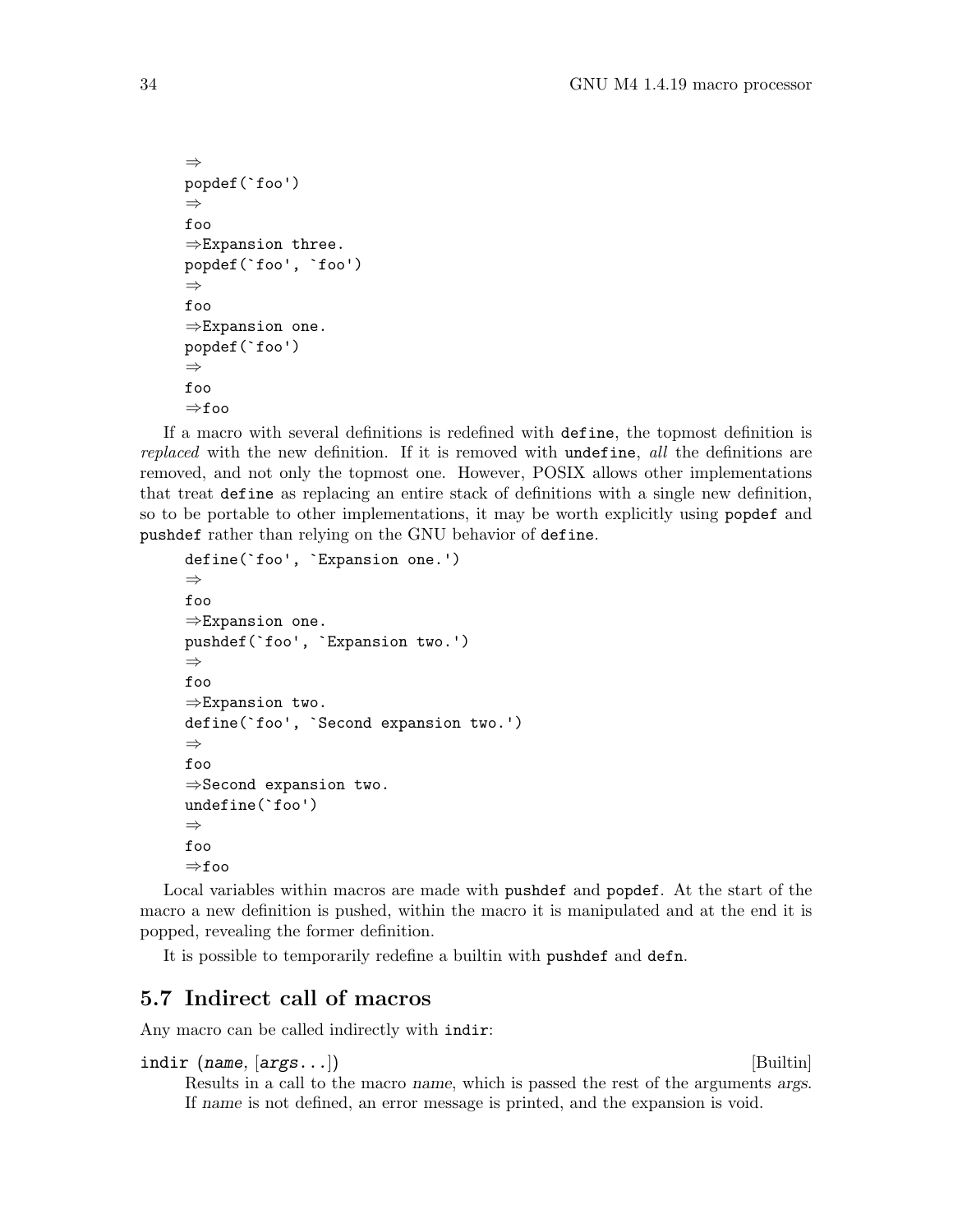```
⇒
popdef(`foo')
⇒
foo
⇒Expansion three.
popdef(`foo', `foo')
⇒
foo
⇒Expansion one.
popdef(`foo')
⇒
foo
⇒foo
```

If a macro with several definitions is redefined with `define`, the topmost definition is *replaced* with the new definition. If it is removed with `undefine`, *all* the definitions are removed, and not only the topmost one. However, POSIX allows other implementations that treat `define` as replacing an entire stack of definitions with a single new definition, so to be portable to other implementations, it may be worth explicitly using `popdef` and `pushdef` rather than relying on the GNU behavior of `define`.

```
define(`foo', `Expansion one.')
⇒
foo
⇒Expansion one.
pushdef(`foo', `Expansion two.')
⇒
foo
⇒Expansion two.
define(`foo', `Second expansion two.')
⇒
foo
⇒Second expansion two.
undefine(`foo')
⇒
foo
⇒foo
```

Local variables within macros are made with `pushdef` and `popdef`. At the start of the macro a new definition is pushed, within the macro it is manipulated and at the end it is popped, revealing the former definition.

It is possible to temporarily redefine a builtin with `pushdef` and `defn`.

## 5.7 Indirect call of macros

Any macro can be called indirectly with `indir`:

**indir** (*name*, [*args*...]) [Builtin]

Results in a call to the macro *name*, which is passed the rest of the arguments *args*. If *name* is not defined, an error message is printed, and the expansion is void.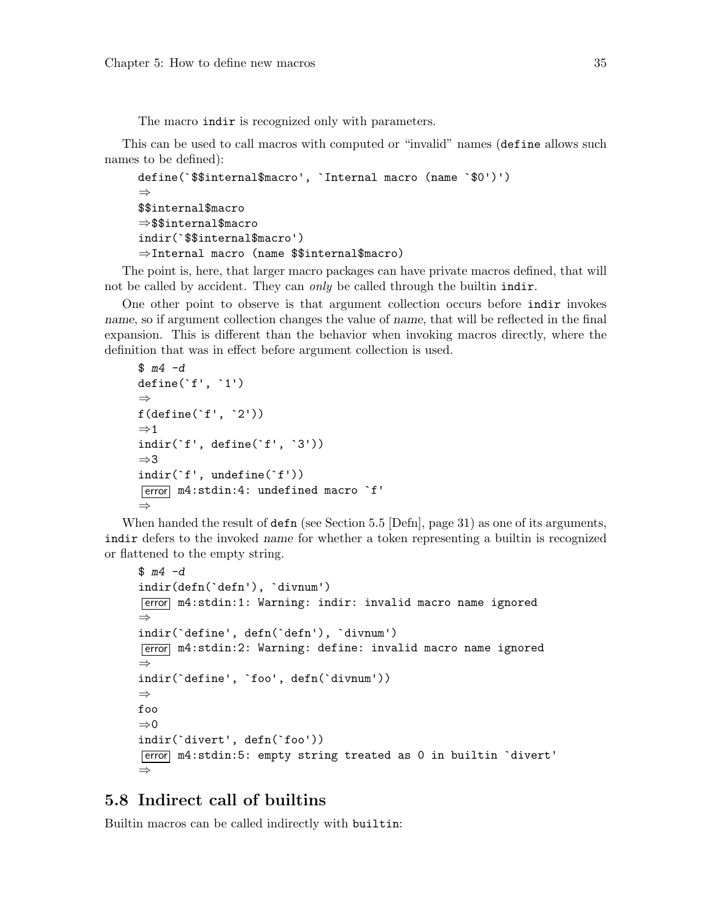The macro indir is recognized only with parameters.

This can be used to call macros with computed or "invalid" names (define allows such names to be defined):

```
define(`$$internal$macro', `Internal macro (name `$0')')
⇒
$$internal$macro
⇒$$internal$macro
indir(`$$internal$macro')
⇒Internal macro (name $$internal$macro)
```

The point is, here, that larger macro packages can have private macros defined, that will not be called by accident. They can *only* be called through the builtin indir.

One other point to observe is that argument collection occurs before indir invokes *name*, so if argument collection changes the value of *name*, that will be reflected in the final expansion. This is different than the behavior when invoking macros directly, where the definition that was in effect before argument collection is used.

```
$ m4 -d
define(`f', `1')
⇒
f(define(`f', `2'))
⇒1
indir(`f', define(`f', `3'))
⇒3
indir(`f', undefine(`f'))
error m4:stdin:4: undefined macro `f'
⇒
```

When handed the result of defn (see Section 5.5 [Defn], page 31) as one of its arguments, indir defers to the invoked *name* for whether a token representing a builtin is recognized or flattened to the empty string.

```
$ m4 -d
indir(defn(`defn'), `divnum')
error m4:stdin:1: Warning: indir: invalid macro name ignored
⇒
indir(`define', defn(`defn'), `divnum')
error m4:stdin:2: Warning: define: invalid macro name ignored
⇒
indir(`define', `foo', defn(`divnum'))
⇒
foo
⇒0
indir(`divert', defn(`foo'))
error m4:stdin:5: empty string treated as 0 in builtin `divert'
⇒
```

## 5.8 Indirect call of builtins

Builtin macros can be called indirectly with builtin: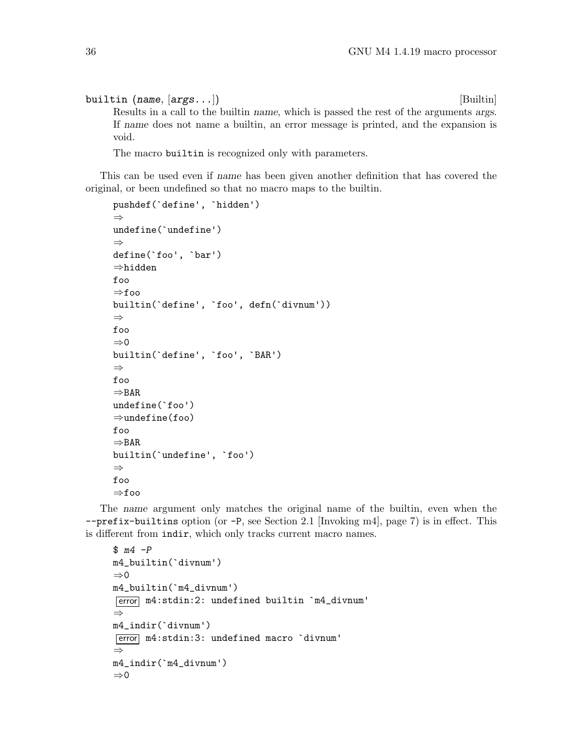**builtin** (*name*, [*args...*]) [Builtin]

Results in a call to the builtin *name*, which is passed the rest of the arguments *args*. If *name* does not name a builtin, an error message is printed, and the expansion is void.

The macro `builtin` is recognized only with parameters.

This can be used even if *name* has been given another definition that has covered the original, or been undefined so that no macro maps to the builtin.

```
pushdef(`define', `hidden')
⇒
undefine(`undefine')
⇒
define(`foo', `bar')
⇒hidden
foo
⇒foo
builtin(`define', `foo', defn(`divnum'))
⇒
foo
⇒0
builtin(`define', `foo', `BAR')
⇒
foo
⇒BAR
undefine(`foo')
⇒undefine(foo)
foo
⇒BAR
builtin(`undefine', `foo')
⇒
foo
⇒foo
```

The *name* argument only matches the original name of the builtin, even when the `--prefix-builtins` option (or `-P`, see Section 2.1 [Invoking m4], page 7) is in effect. This is different from `indir`, which only tracks current macro names.

```
$ m4 -P
m4_builtin(`divnum')
⇒0
m4_builtin(`m4_divnum')
error m4:stdin:2: undefined builtin `m4_divnum'
⇒
m4_indir(`divnum')
error m4:stdin:3: undefined macro `divnum'
⇒
m4_indir(`m4_divnum')
⇒0
```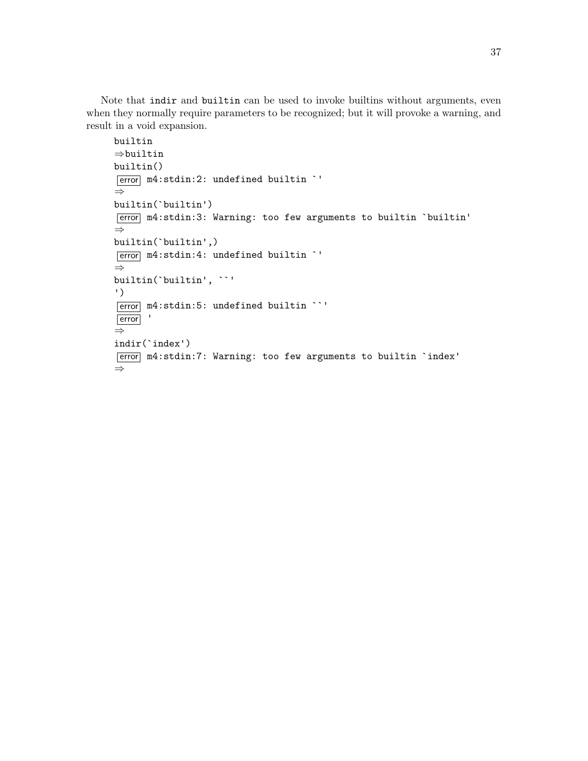Note that `indir` and `builtin` can be used to invoke builtins without arguments, even when they normally require parameters to be recognized; but it will provoke a warning, and result in a void expansion.

```
builtin
⇒builtin
builtin()
error m4:stdin:2: undefined builtin `'
⇒
builtin(`builtin')
error m4:stdin:3: Warning: too few arguments to builtin `builtin'
⇒
builtin(`builtin',)
error m4:stdin:4: undefined builtin `'
⇒
builtin(`builtin', ``'
')
error m4:stdin:5: undefined builtin ``'
error '
⇒
indir(`index')
error m4:stdin:7: Warning: too few arguments to builtin `index'
⇒
```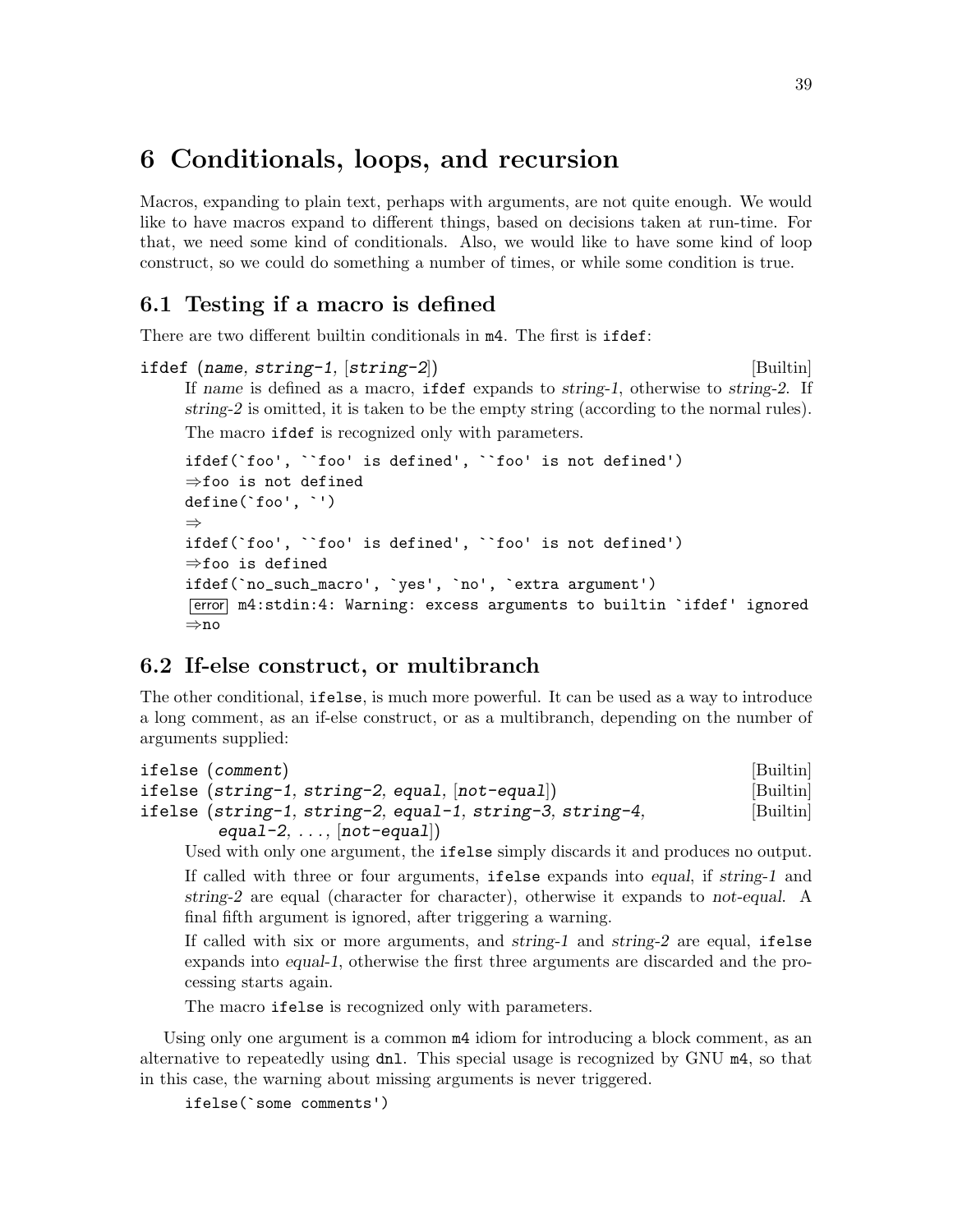# 6 Conditionals, loops, and recursion

Macros, expanding to plain text, perhaps with arguments, are not quite enough. We would like to have macros expand to different things, based on decisions taken at run-time. For that, we need some kind of conditionals. Also, we would like to have some kind of loop construct, so we could do something a number of times, or while some condition is true.

## 6.1 Testing if a macro is defined

There are two different builtin conditionals in `m4`. The first is `ifdef`:

**ifdef** (*name*, *string-1*, [*string-2*]) [Builtin]

If *name* is defined as a macro, `ifdef` expands to *string-1*, otherwise to *string-2*. If *string-2* is omitted, it is taken to be the empty string (according to the normal rules).

The macro `ifdef` is recognized only with parameters.

```
ifdef(`foo', ``foo' is defined', ``foo' is not defined')
⇒foo is not defined
define(`foo', `')
⇒
ifdef(`foo', ``foo' is defined', ``foo' is not defined')
⇒foo is defined
ifdef(`no_such_macro', `yes', `no', `extra argument')
error m4:stdin:4: Warning: excess arguments to builtin `ifdef' ignored
⇒no
```

## 6.2 If-else construct, or multibranch

The other conditional, `ifelse`, is much more powerful. It can be used as a way to introduce a long comment, as an if-else construct, or as a multibranch, depending on the number of arguments supplied:

**ifelse** (*comment*) [Builtin]
**ifelse** (*string-1*, *string-2*, *equal*, [*not-equal*]) [Builtin]
**ifelse** (*string-1*, *string-2*, *equal-1*, *string-3*, *string-4*, *equal-2*, ..., [*not-equal*]) [Builtin]

Used with only one argument, the `ifelse` simply discards it and produces no output.

If called with three or four arguments, `ifelse` expands into *equal*, if *string-1* and *string-2* are equal (character for character), otherwise it expands to *not-equal*. A final fifth argument is ignored, after triggering a warning.

If called with six or more arguments, and *string-1* and *string-2* are equal, `ifelse` expands into *equal-1*, otherwise the first three arguments are discarded and the processing starts again.

The macro `ifelse` is recognized only with parameters.

Using only one argument is a common `m4` idiom for introducing a block comment, as an alternative to repeatedly using `dnl`. This special usage is recognized by GNU `m4`, so that in this case, the warning about missing arguments is never triggered.

```
ifelse(`some comments')
```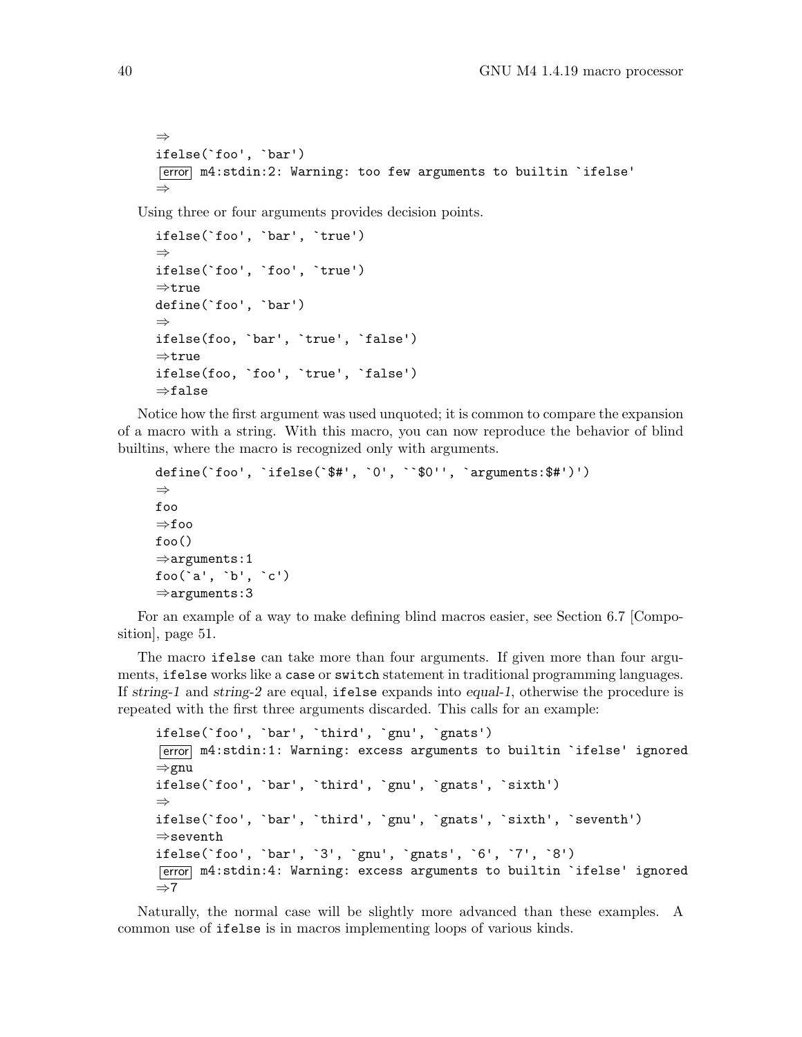```
⇒
ifelse(`foo', `bar')
error m4:stdin:2: Warning: too few arguments to builtin `ifelse'
⇒
```

Using three or four arguments provides decision points.

```
ifelse(`foo', `bar', `true')
⇒
ifelse(`foo', `foo', `true')
⇒true
define(`foo', `bar')
⇒
ifelse(foo, `bar', `true', `false')
⇒true
ifelse(foo, `foo', `true', `false')
⇒false
```

Notice how the first argument was used unquoted; it is common to compare the expansion of a macro with a string. With this macro, you can now reproduce the behavior of blind builtins, where the macro is recognized only with arguments.

```
define(`foo', `ifelse(`$#', `0', ``$0'', `arguments:$#')')
⇒
foo
⇒foo
foo()
⇒arguments:1
foo(`a', `b', `c')
⇒arguments:3
```

For an example of a way to make defining blind macros easier, see Section 6.7 [Composition], page 51.

The macro `ifelse` can take more than four arguments. If given more than four arguments, `ifelse` works like a `case` or `switch` statement in traditional programming languages. If *string-1* and *string-2* are equal, `ifelse` expands into *equal-1*, otherwise the procedure is repeated with the first three arguments discarded. This calls for an example:

```
ifelse(`foo', `bar', `third', `gnu', `gnats')
error m4:stdin:1: Warning: excess arguments to builtin `ifelse' ignored
⇒gnu
ifelse(`foo', `bar', `third', `gnu', `gnats', `sixth')
⇒
ifelse(`foo', `bar', `third', `gnu', `gnats', `sixth', `seventh')
⇒seventh
ifelse(`foo', `bar', `3', `gnu', `gnats', `6', `7', `8')
error m4:stdin:4: Warning: excess arguments to builtin `ifelse' ignored
⇒7
```

Naturally, the normal case will be slightly more advanced than these examples. A common use of `ifelse` is in macros implementing loops of various kinds.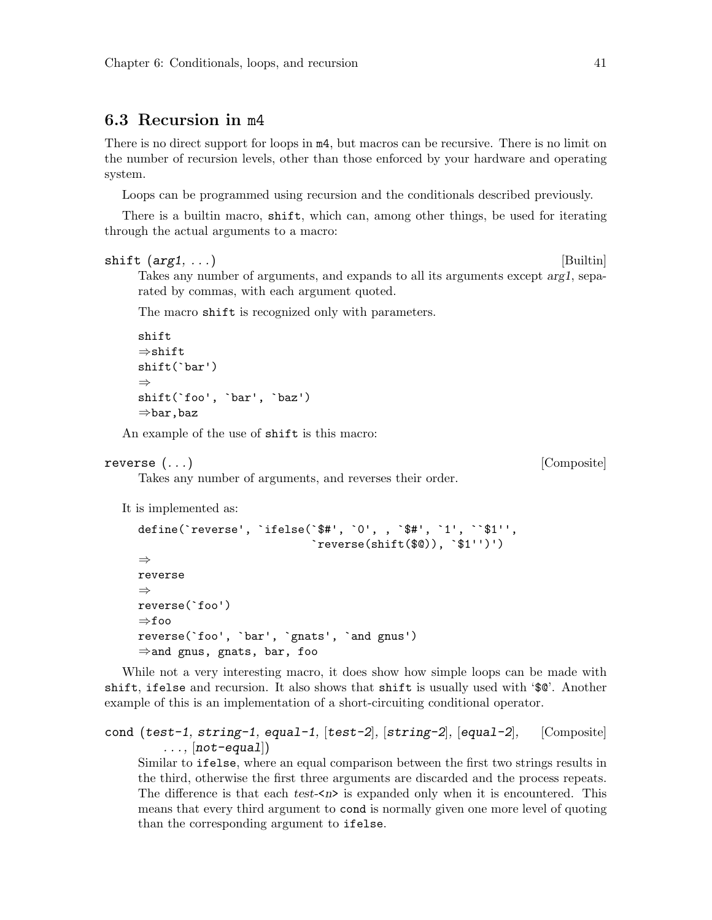## 6.3 Recursion in m4

There is no direct support for loops in `m4`, but macros can be recursive. There is no limit on the number of recursion levels, other than those enforced by your hardware and operating system.

Loops can be programmed using recursion and the conditionals described previously.

There is a builtin macro, `shift`, which can, among other things, be used for iterating through the actual arguments to a macro:

`shift` (*arg1*, ...) [Builtin]

Takes any number of arguments, and expands to all its arguments except *arg1*, separated by commas, with each argument quoted.

The macro `shift` is recognized only with parameters.

```
shift
⇒shift
shift(`bar')
⇒
shift(`foo', `bar', `baz')
⇒bar,baz
```

An example of the use of `shift` is this macro:

`reverse` (...) [Composite]

Takes any number of arguments, and reverses their order.

It is implemented as:

```
define(`reverse', `ifelse(`$#', `0', , `$#', `1', ``$1'',
                          `reverse(shift($@)), `$1'')')
⇒
reverse
⇒
reverse(`foo')
⇒foo
reverse(`foo', `bar', `gnats', `and gnus')
⇒and gnus, gnats, bar, foo
```

While not a very interesting macro, it does show how simple loops can be made with `shift`, `ifelse` and recursion. It also shows that `shift` is usually used with '`$@`'. Another example of this is an implementation of a short-circuiting conditional operator.

`cond` (*test-1*, *string-1*, *equal-1*, [*test-2*], [*string-2*], [*equal-2*], ..., [*not-equal*]) [Composite]

Similar to `ifelse`, where an equal comparison between the first two strings results in the third, otherwise the first three arguments are discarded and the process repeats. The difference is that each *test-<n>* is expanded only when it is encountered. This means that every third argument to `cond` is normally given one more level of quoting than the corresponding argument to `ifelse`.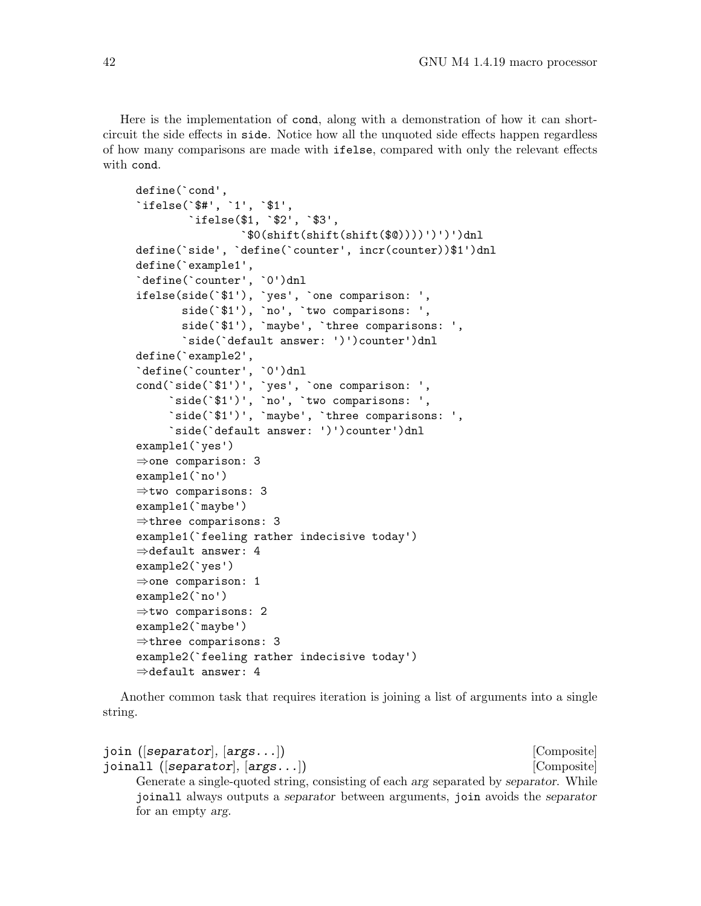Here is the implementation of `cond`, along with a demonstration of how it can short-circuit the side effects in `side`. Notice how all the unquoted side effects happen regardless of how many comparisons are made with `ifelse`, compared with only the relevant effects with `cond`.

```
define(`cond',
`ifelse(`$#', `1', `$1',
        `ifelse($1, `$2', `$3',
                `$0(shift(shift(shift($@))))')')')dnl
define(`side', `define(`counter', incr(counter))$1')dnl
define(`example1',
`define(`counter', `0')dnl
ifelse(side(`$1'), `yes', `one comparison: ',
       side(`$1'), `no', `two comparisons: ',
       side(`$1'), `maybe', `three comparisons: ',
       `side(`default answer: ')')counter')dnl
define(`example2',
`define(`counter', `0')dnl
cond(`side(`$1')', `yes', `one comparison: ',
     `side(`$1')', `no', `two comparisons: ',
     `side(`$1')', `maybe', `three comparisons: ',
     `side(`default answer: ')')counter')dnl
example1(`yes')
⇒one comparison: 3
example1(`no')
⇒two comparisons: 3
example1(`maybe')
⇒three comparisons: 3
example1(`feeling rather indecisive today')
⇒default answer: 4
example2(`yes')
⇒one comparison: 1
example2(`no')
⇒two comparisons: 2
example2(`maybe')
⇒three comparisons: 3
example2(`feeling rather indecisive today')
⇒default answer: 4
```

Another common task that requires iteration is joining a list of arguments into a single string.

`join` ([*separator*], [*args*...]) [Composite]
`joinall` ([*separator*], [*args*...]) [Composite]

Generate a single-quoted string, consisting of each *arg* separated by *separator*. While `joinall` always outputs a *separator* between arguments, `join` avoids the *separator* for an empty *arg*.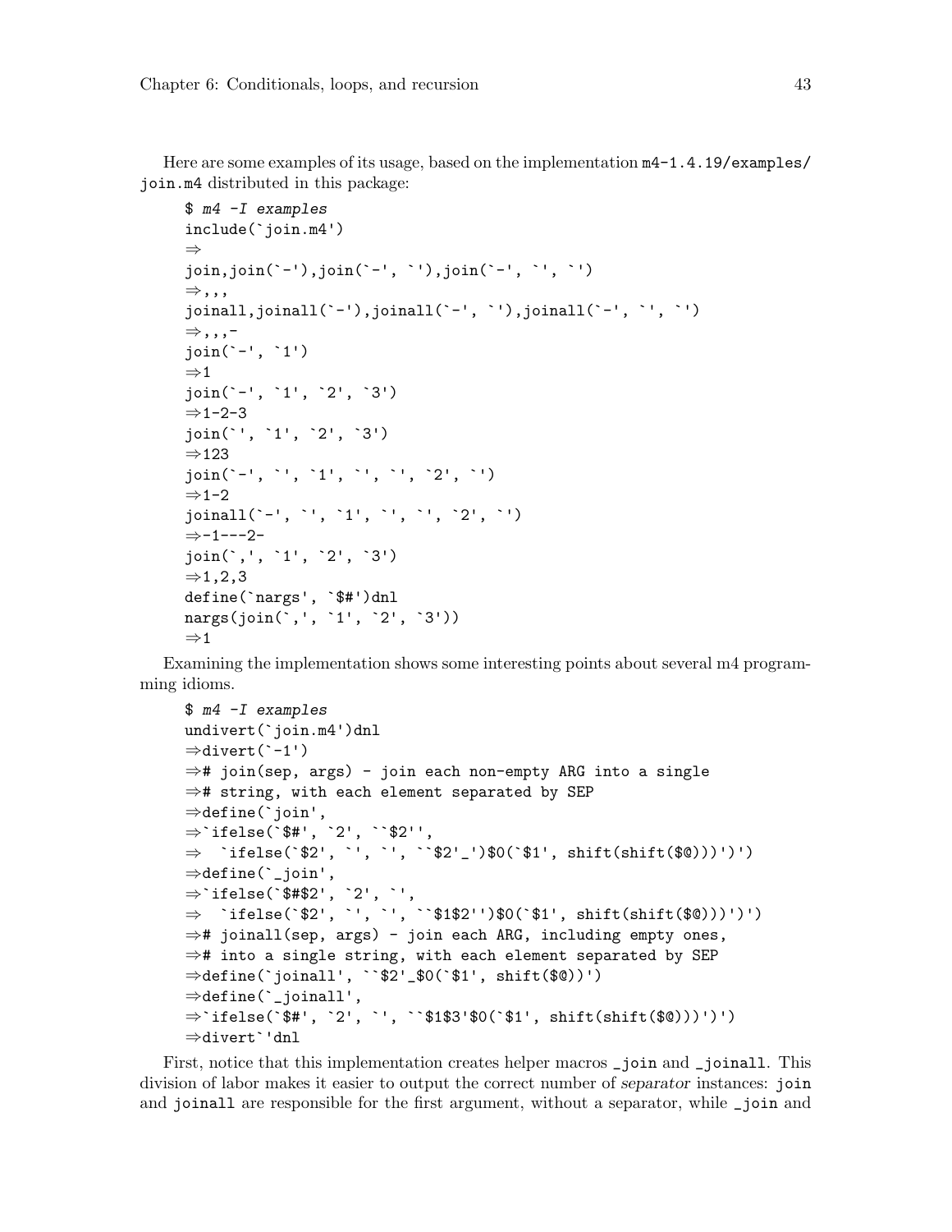Here are some examples of its usage, based on the implementation `m4-1.4.19/examples/join.m4` distributed in this package:

```
$ m4 -I examples
include(`join.m4')
⇒
join,join(`-'),join(`-', `'),join(`-', `', `')
⇒,,,
joinall,joinall(`-'),joinall(`-', `'),joinall(`-', `', `')
⇒,,,-
join(`-', `1')
⇒1
join(`-', `1', `2', `3')
⇒1-2-3
join(`', `1', `2', `3')
⇒123
join(`-', `', `1', `', `', `2', `')
⇒1-2
joinall(`-', `', `1', `', `', `2', `')
⇒-1---2-
join(`,', `1', `2', `3')
⇒1,2,3
define(`nargs', `$#')dnl
nargs(join(`,', `1', `2', `3'))
⇒1
```

Examining the implementation shows some interesting points about several m4 programming idioms.

```
$ m4 -I examples
undivert(`join.m4')dnl
⇒divert(`-1')
⇒# join(sep, args) - join each non-empty ARG into a single
⇒# string, with each element separated by SEP
⇒define(`join',
⇒`ifelse(`$#', `2', ``$2'',
⇒  `ifelse(`$2', `', `', ``$2'_')$0(`$1', shift(shift($@)))')')
⇒define(`_join',
⇒`ifelse(`$#$2', `2', `',
⇒  `ifelse(`$2', `', `', ``$1$2'')$0(`$1', shift(shift($@)))')')
⇒# joinall(sep, args) - join each ARG, including empty ones,
⇒# into a single string, with each element separated by SEP
⇒define(`joinall', ``$2'_$0(`$1', shift($@))')
⇒define(`_joinall',
⇒`ifelse(`$#', `2', `', ``$1$3'$0(`$1', shift(shift($@)))')')
⇒divert`'dnl
```

First, notice that this implementation creates helper macros `_join` and `_joinall`. This division of labor makes it easier to output the correct number of *separator* instances: `join` and `joinall` are responsible for the first argument, without a separator, while `_join` and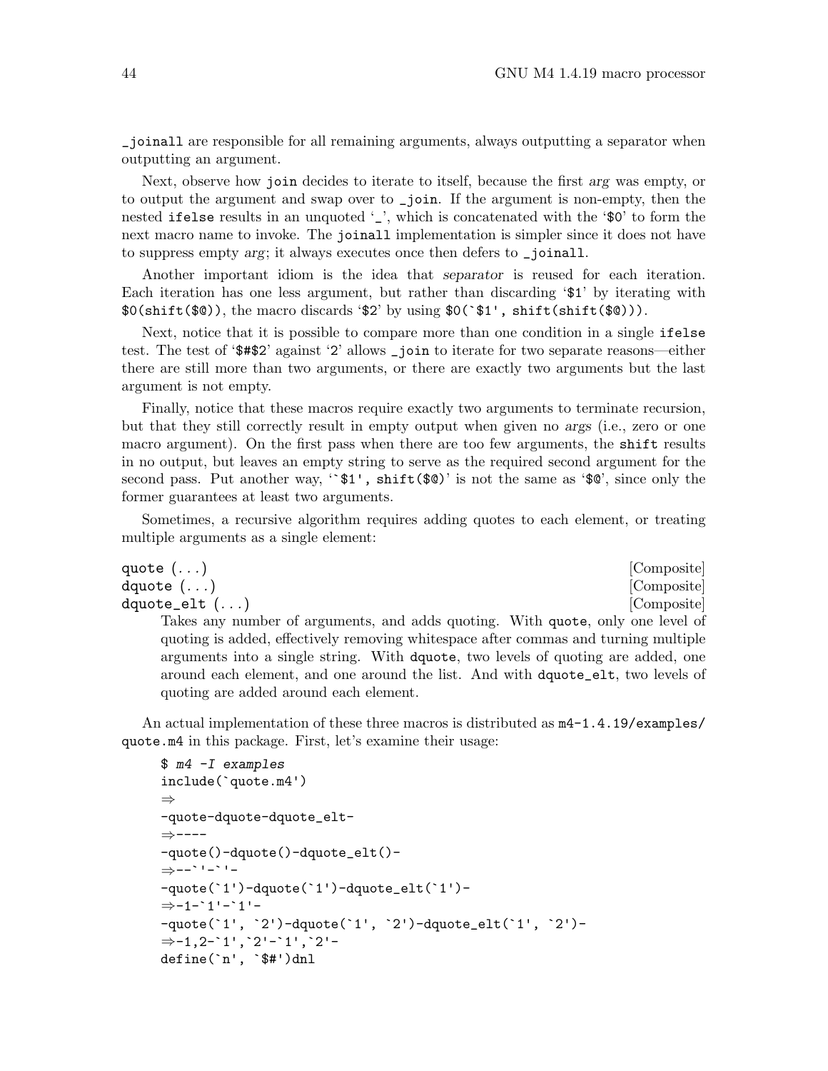`_joinall` are responsible for all remaining arguments, always outputting a separator when outputting an argument.

Next, observe how `join` decides to iterate to itself, because the first *arg* was empty, or to output the argument and swap over to `_join`. If the argument is non-empty, then the nested `ifelse` results in an unquoted '`_`', which is concatenated with the '`$0`' to form the next macro name to invoke. The `joinall` implementation is simpler since it does not have to suppress empty *arg*; it always executes once then defers to `_joinall`.

Another important idiom is the idea that *separator* is reused for each iteration. Each iteration has one less argument, but rather than discarding '`$1`' by iterating with `$0(shift($@))`, the macro discards '`$2`' by using `` $0(`$1', shift(shift($@))) ``.

Next, notice that it is possible to compare more than one condition in a single `ifelse` test. The test of '`$#$2`' against '`2`' allows `_join` to iterate for two separate reasons—either there are still more than two arguments, or there are exactly two arguments but the last argument is not empty.

Finally, notice that these macros require exactly two arguments to terminate recursion, but that they still correctly result in empty output when given no *args* (i.e., zero or one macro argument). On the first pass when there are too few arguments, the `shift` results in no output, but leaves an empty string to serve as the required second argument for the second pass. Put another way, '`` `$1', shift($@) ``' is not the same as '`$@`', since only the former guarantees at least two arguments.

Sometimes, a recursive algorithm requires adding quotes to each element, or treating multiple arguments as a single element:

**quote** (...) [Composite]
**dquote** (...) [Composite]
**dquote_elt** (...) [Composite]

> Takes any number of arguments, and adds quoting. With `quote`, only one level of quoting is added, effectively removing whitespace after commas and turning multiple arguments into a single string. With `dquote`, two levels of quoting are added, one around each element, and one around the list. And with `dquote_elt`, two levels of quoting are added around each element.

An actual implementation of these three macros is distributed as `m4-1.4.19/examples/quote.m4` in this package. First, let's examine their usage:

```
$ m4 -I examples
include(`quote.m4')
⇒
-quote-dquote-dquote_elt-
⇒----
-quote()-dquote()-dquote_elt()-
⇒--`'-`'-
-quote(`1')-dquote(`1')-dquote_elt(`1')-
⇒-1-`1'-`1'-
-quote(`1', `2')-dquote(`1', `2')-dquote_elt(`1', `2')-
⇒-1,2-`1',`2'-`1',`2'-
define(`n', `$#')dnl
```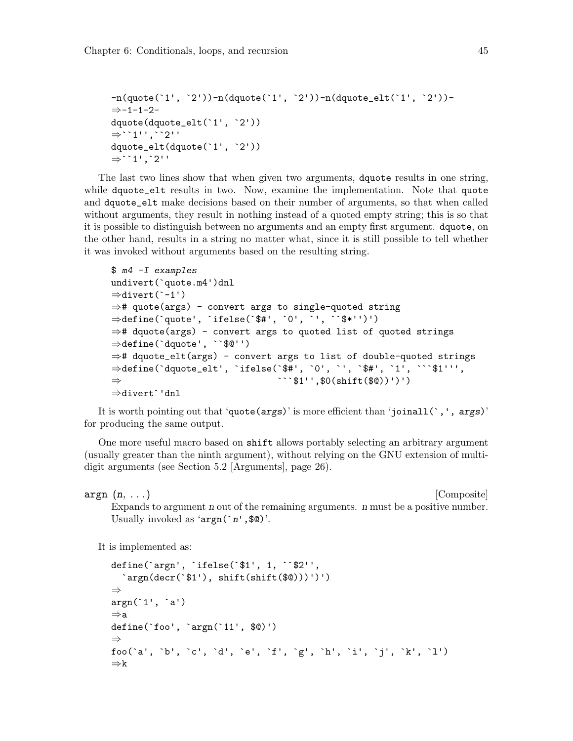```
-n(quote(`1', `2'))-n(dquote(`1', `2'))-n(dquote_elt(`1', `2'))-
⇒-1-1-2-
dquote(dquote_elt(`1', `2'))
⇒``1'',``2''
dquote_elt(dquote(`1', `2'))
⇒``1',`2''
```

The last two lines show that when given two arguments, `dquote` results in one string, while `dquote_elt` results in two. Now, examine the implementation. Note that `quote` and `dquote_elt` make decisions based on their number of arguments, so that when called without arguments, they result in nothing instead of a quoted empty string; this is so that it is possible to distinguish between no arguments and an empty first argument. `dquote`, on the other hand, results in a string no matter what, since it is still possible to tell whether it was invoked without arguments based on the resulting string.

```
$ m4 -I examples
undivert(`quote.m4')dnl
⇒divert(`-1')
⇒# quote(args) - convert args to single-quoted string
⇒define(`quote', `ifelse(`$#', `0', `', ``$*'')')
⇒# dquote(args) - convert args to quoted list of quoted strings
⇒define(`dquote', ``$@'')
⇒# dquote_elt(args) - convert args to list of double-quoted strings
⇒define(`dquote_elt', `ifelse(`$#', `0', `', `$#', `1', ```$1''',
⇒                              ```$1'',$0(shift($@))')')
⇒divert`'dnl
```

It is worth pointing out that '`quote(args)`' is more efficient than '`joinall(`,', args)`' for producing the same output.

One more useful macro based on `shift` allows portably selecting an arbitrary argument (usually greater than the ninth argument), without relying on the GNU extension of multi-digit arguments (see Section 5.2 [Arguments], page 26).

**argn** (*n*, ...) [Composite]

Expands to argument *n* out of the remaining arguments. *n* must be a positive number. Usually invoked as '`argn(`n',$@)`'.

It is implemented as:

```
define(`argn', `ifelse(`$1', 1, ``$2'',
  `argn(decr(`$1'), shift(shift($@)))')')
⇒
argn(`1', `a')
⇒a
define(`foo', `argn(`11', $@)')
⇒
foo(`a', `b', `c', `d', `e', `f', `g', `h', `i', `j', `k', `l')
⇒k
```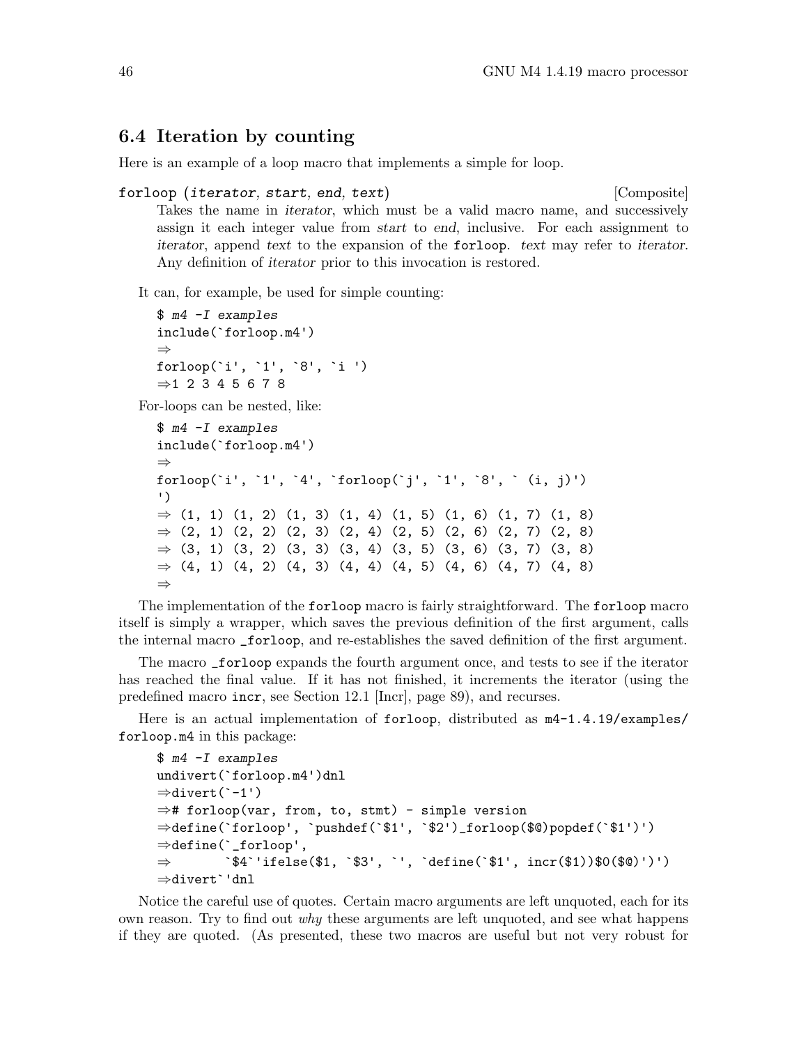## 6.4 Iteration by counting

Here is an example of a loop macro that implements a simple for loop.

forloop (*iterator*, *start*, *end*, *text*) [Composite]

Takes the name in *iterator*, which must be a valid macro name, and successively assign it each integer value from *start* to *end*, inclusive. For each assignment to *iterator*, append *text* to the expansion of the `forloop`. *text* may refer to *iterator*. Any definition of *iterator* prior to this invocation is restored.

It can, for example, be used for simple counting:

```
$ m4 -I examples
include(`forloop.m4')
⇒
forloop(`i', `1', `8', `i ')
⇒1 2 3 4 5 6 7 8
```

For-loops can be nested, like:

```
$ m4 -I examples
include(`forloop.m4')
⇒
forloop(`i', `1', `4', `forloop(`j', `1', `8', ` (i, j)')
')
⇒ (1, 1) (1, 2) (1, 3) (1, 4) (1, 5) (1, 6) (1, 7) (1, 8)
⇒ (2, 1) (2, 2) (2, 3) (2, 4) (2, 5) (2, 6) (2, 7) (2, 8)
⇒ (3, 1) (3, 2) (3, 3) (3, 4) (3, 5) (3, 6) (3, 7) (3, 8)
⇒ (4, 1) (4, 2) (4, 3) (4, 4) (4, 5) (4, 6) (4, 7) (4, 8)
⇒
```

The implementation of the `forloop` macro is fairly straightforward. The `forloop` macro itself is simply a wrapper, which saves the previous definition of the first argument, calls the internal macro `_forloop`, and re-establishes the saved definition of the first argument.

The macro `_forloop` expands the fourth argument once, and tests to see if the iterator has reached the final value. If it has not finished, it increments the iterator (using the predefined macro `incr`, see Section 12.1 [Incr], page 89), and recurses.

Here is an actual implementation of `forloop`, distributed as `m4-1.4.19/examples/forloop.m4` in this package:

```
$ m4 -I examples
undivert(`forloop.m4')dnl
⇒divert(`-1')
⇒# forloop(var, from, to, stmt) - simple version
⇒define(`forloop', `pushdef(`$1', `$2')_forloop($@)popdef(`$1')')
⇒define(`_forloop',
⇒       `$4`'ifelse($1, `$3', `', `define(`$1', incr($1))$0($@)')')
⇒divert`'dnl
```

Notice the careful use of quotes. Certain macro arguments are left unquoted, each for its own reason. Try to find out *why* these arguments are left unquoted, and see what happens if they are quoted. (As presented, these two macros are useful but not very robust for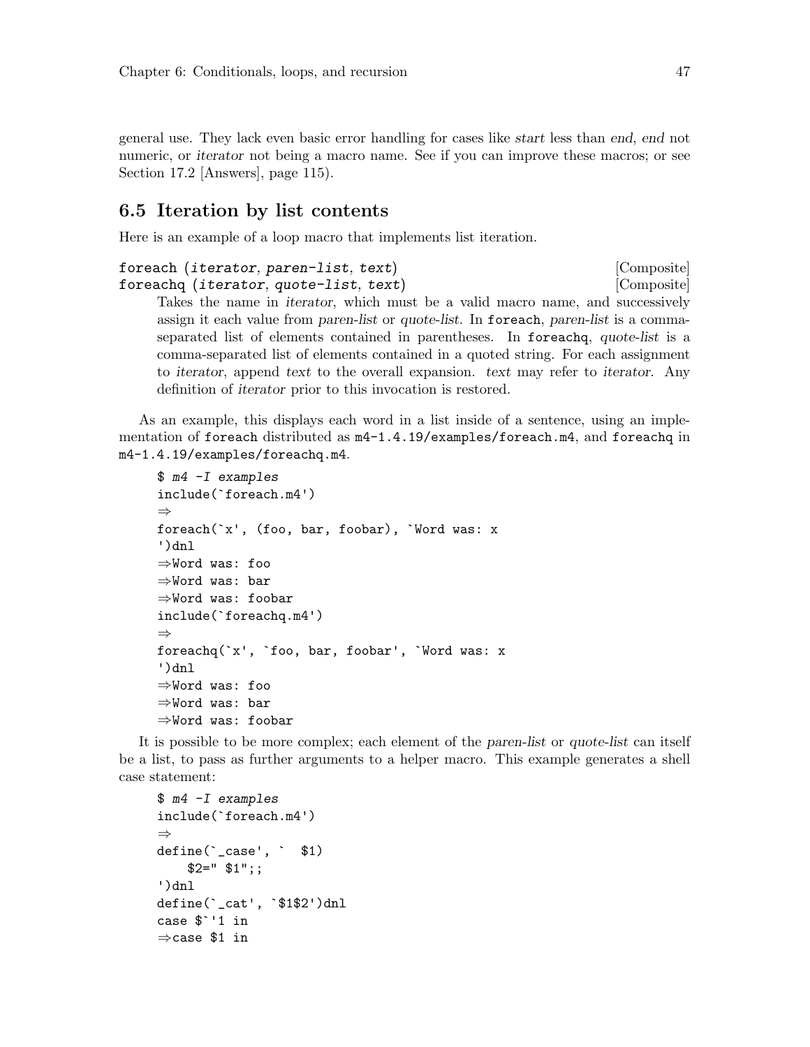general use. They lack even basic error handling for cases like *start* less than *end*, *end* not numeric, or *iterator* not being a macro name. See if you can improve these macros; or see Section 17.2 [Answers], page 115).

## 6.5 Iteration by list contents

Here is an example of a loop macro that implements list iteration.

`foreach` (*iterator*, *paren-list*, *text*) [Composite]
`foreachq` (*iterator*, *quote-list*, *text*) [Composite]

> Takes the name in *iterator*, which must be a valid macro name, and successively assign it each value from *paren-list* or *quote-list*. In `foreach`, *paren-list* is a comma-separated list of elements contained in parentheses. In `foreachq`, *quote-list* is a comma-separated list of elements contained in a quoted string. For each assignment to *iterator*, append *text* to the overall expansion. *text* may refer to *iterator*. Any definition of *iterator* prior to this invocation is restored.

As an example, this displays each word in a list inside of a sentence, using an implementation of `foreach` distributed as `m4-1.4.19/examples/foreach.m4`, and `foreachq` in `m4-1.4.19/examples/foreachq.m4`.

```
$ m4 -I examples
include(`foreach.m4')
⇒
foreach(`x', (foo, bar, foobar), `Word was: x
')dnl
⇒Word was: foo
⇒Word was: bar
⇒Word was: foobar
include(`foreachq.m4')
⇒
foreachq(`x', `foo, bar, foobar', `Word was: x
')dnl
⇒Word was: foo
⇒Word was: bar
⇒Word was: foobar
```

It is possible to be more complex; each element of the *paren-list* or *quote-list* can itself be a list, to pass as further arguments to a helper macro. This example generates a shell case statement:

```
$ m4 -I examples
include(`foreach.m4')
⇒
define(`_case', `  $1)
    $2=" $1";;
')dnl
define(`_cat', `$1$2')dnl
case $`'1 in
⇒case $1 in
```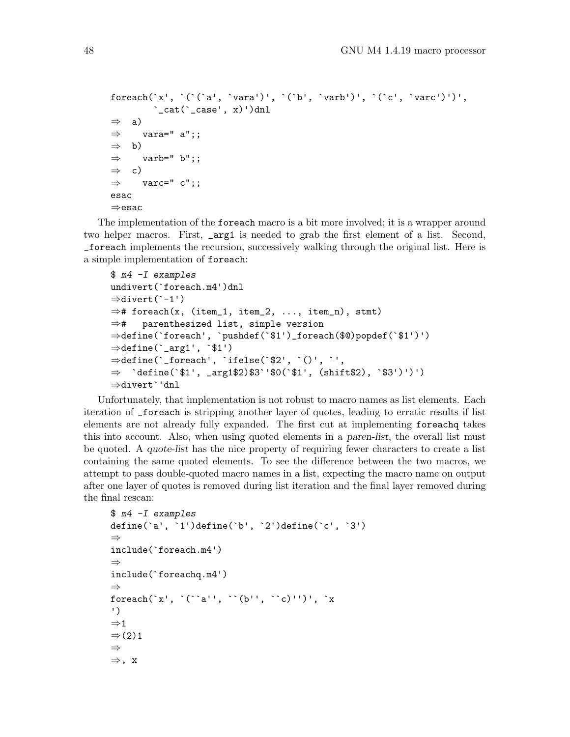```
foreach(`x', `(`(`a', `vara')', `(`b', `varb')', `(`c', `varc')')',
        `_cat(`_case', x)')dnl
⇒  a)
⇒    vara=" a";;
⇒  b)
⇒    varb=" b";;
⇒  c)
⇒    varc=" c";;
esac
⇒esac
```

The implementation of the `foreach` macro is a bit more involved; it is a wrapper around two helper macros. First, `_arg1` is needed to grab the first element of a list. Second, `_foreach` implements the recursion, successively walking through the original list. Here is a simple implementation of `foreach`:

```
$ m4 -I examples
undivert(`foreach.m4')dnl
⇒divert(`-1')
⇒# foreach(x, (item_1, item_2, ..., item_n), stmt)
⇒#   parenthesized list, simple version
⇒define(`foreach', `pushdef(`$1')_foreach($@)popdef(`$1')')
⇒define(`_arg1', `$1')
⇒define(`_foreach', `ifelse(`$2', `()', `',
⇒  `define(`$1', _arg1$2)$3`'$0(`$1', (shift$2), `$3')')')
⇒divert`'dnl
```

Unfortunately, that implementation is not robust to macro names as list elements. Each iteration of `_foreach` is stripping another layer of quotes, leading to erratic results if list elements are not already fully expanded. The first cut at implementing `foreachq` takes this into account. Also, when using quoted elements in a *paren-list*, the overall list must be quoted. A *quote-list* has the nice property of requiring fewer characters to create a list containing the same quoted elements. To see the difference between the two macros, we attempt to pass double-quoted macro names in a list, expecting the macro name on output after one layer of quotes is removed during list iteration and the final layer removed during the final rescan:

```
$ m4 -I examples
define(`a', `1')define(`b', `2')define(`c', `3')
⇒
include(`foreach.m4')
⇒
include(`foreachq.m4')
⇒
foreach(`x', `(``a'', ``(b'', ``c)'')', `x
')
⇒1
⇒(2)1
⇒
⇒, x
```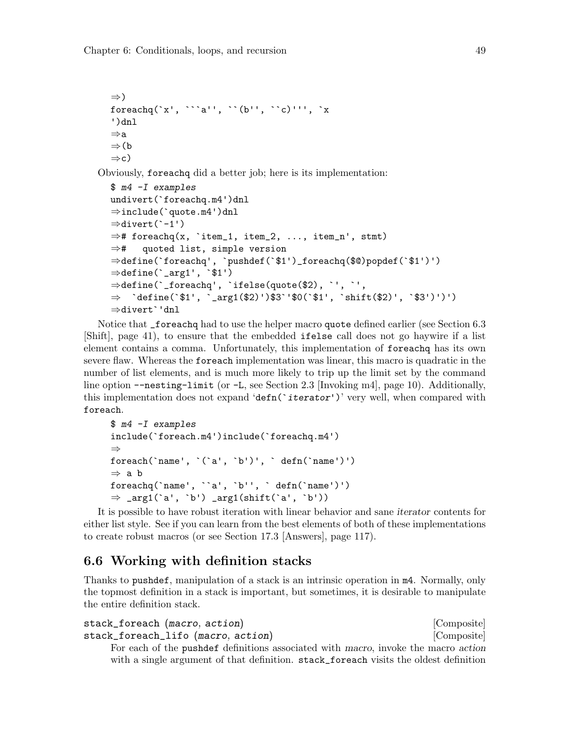```
⇒)
foreachq(`x', ```a'', ``(b'', ``c)''', `x
')dnl
⇒a
⇒(b
⇒c)
```

Obviously, `foreachq` did a better job; here is its implementation:

```
$ m4 -I examples
undivert(`foreachq.m4')dnl
⇒include(`quote.m4')dnl
⇒divert(`-1')
⇒# foreachq(x, `item_1, item_2, ..., item_n', stmt)
⇒#   quoted list, simple version
⇒define(`foreachq', `pushdef(`$1')_foreachq($@)popdef(`$1')')
⇒define(`_arg1', `$1')
⇒define(`_foreachq', `ifelse(quote($2), `', `',
⇒  `define(`$1', `_arg1($2)')$3`'$0(`$1', `shift($2)', `$3')')')
⇒divert`'dnl
```

Notice that `_foreachq` had to use the helper macro `quote` defined earlier (see Section 6.3 [Shift], page 41), to ensure that the embedded `ifelse` call does not go haywire if a list element contains a comma. Unfortunately, this implementation of `foreachq` has its own severe flaw. Whereas the `foreach` implementation was linear, this macro is quadratic in the number of list elements, and is much more likely to trip up the limit set by the command line option `--nesting-limit` (or `-L`, see Section 2.3 [Invoking m4], page 10). Additionally, this implementation does not expand '`defn(`iterator')`' very well, when compared with `foreach`.

```
$ m4 -I examples
include(`foreach.m4')include(`foreachq.m4')
⇒
foreach(`name', `(`a', `b')', ` defn(`name')')
⇒ a b
foreachq(`name', ``a', `b'', ` defn(`name')')
⇒ _arg1(`a', `b') _arg1(shift(`a', `b'))
```

It is possible to have robust iteration with linear behavior and sane *iterator* contents for either list style. See if you can learn from the best elements of both of these implementations to create robust macros (or see Section 17.3 [Answers], page 117).

## 6.6 Working with definition stacks

Thanks to `pushdef`, manipulation of a stack is an intrinsic operation in `m4`. Normally, only the topmost definition in a stack is important, but sometimes, it is desirable to manipulate the entire definition stack.

`stack_foreach` (*macro, action*) [Composite]
`stack_foreach_lifo` (*macro, action*) [Composite]

For each of the `pushdef` definitions associated with *macro*, invoke the macro *action* with a single argument of that definition. `stack_foreach` visits the oldest definition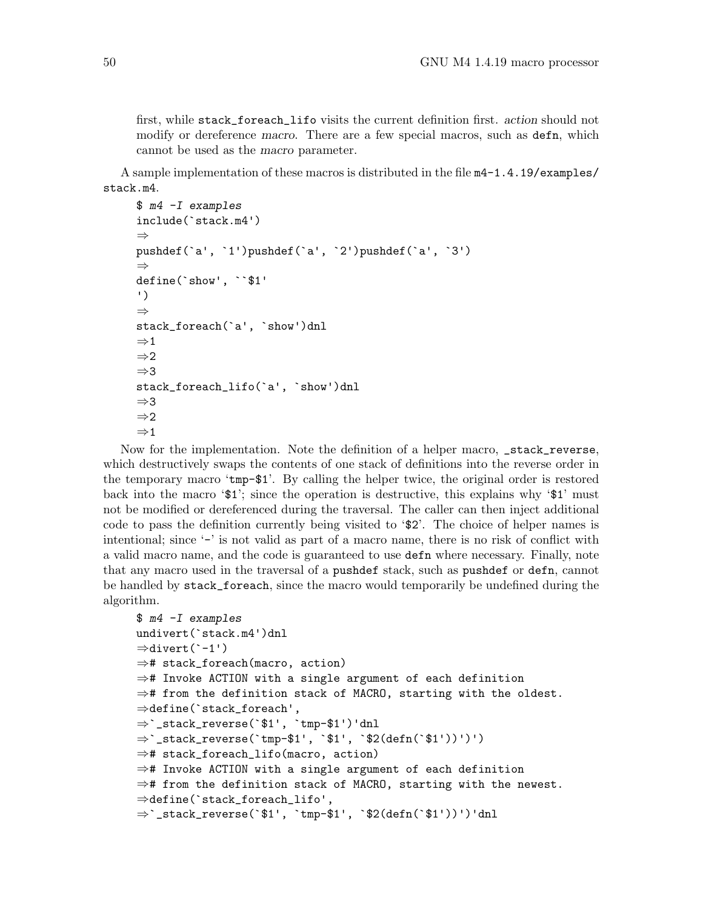first, while `stack_foreach_lifo` visits the current definition first. *action* should not modify or dereference *macro*. There are a few special macros, such as `defn`, which cannot be used as the *macro* parameter.

A sample implementation of these macros is distributed in the file `m4-1.4.19/examples/stack.m4`.

```
$ m4 -I examples
include(`stack.m4')
⇒
pushdef(`a', `1')pushdef(`a', `2')pushdef(`a', `3')
⇒
define(`show', ``$1'
')
⇒
stack_foreach(`a', `show')dnl
⇒1
⇒2
⇒3
stack_foreach_lifo(`a', `show')dnl
⇒3
⇒2
⇒1
```

Now for the implementation. Note the definition of a helper macro, `_stack_reverse`, which destructively swaps the contents of one stack of definitions into the reverse order in the temporary macro '`tmp-$1`'. By calling the helper twice, the original order is restored back into the macro '`$1`'; since the operation is destructive, this explains why '`$1`' must not be modified or dereferenced during the traversal. The caller can then inject additional code to pass the definition currently being visited to '`$2`'. The choice of helper names is intentional; since '`-`' is not valid as part of a macro name, there is no risk of conflict with a valid macro name, and the code is guaranteed to use `defn` where necessary. Finally, note that any macro used in the traversal of a `pushdef` stack, such as `pushdef` or `defn`, cannot be handled by `stack_foreach`, since the macro would temporarily be undefined during the algorithm.

```
$ m4 -I examples
undivert(`stack.m4')dnl
⇒divert(`-1')
⇒# stack_foreach(macro, action)
⇒# Invoke ACTION with a single argument of each definition
⇒# from the definition stack of MACRO, starting with the oldest.
⇒define(`stack_foreach',
⇒`_stack_reverse(`$1', `tmp-$1')'dnl
⇒`_stack_reverse(`tmp-$1', `$1', `$2(defn(`$1'))')')
⇒# stack_foreach_lifo(macro, action)
⇒# Invoke ACTION with a single argument of each definition
⇒# from the definition stack of MACRO, starting with the newest.
⇒define(`stack_foreach_lifo',
⇒`_stack_reverse(`$1', `tmp-$1', `$2(defn(`$1'))')'dnl
```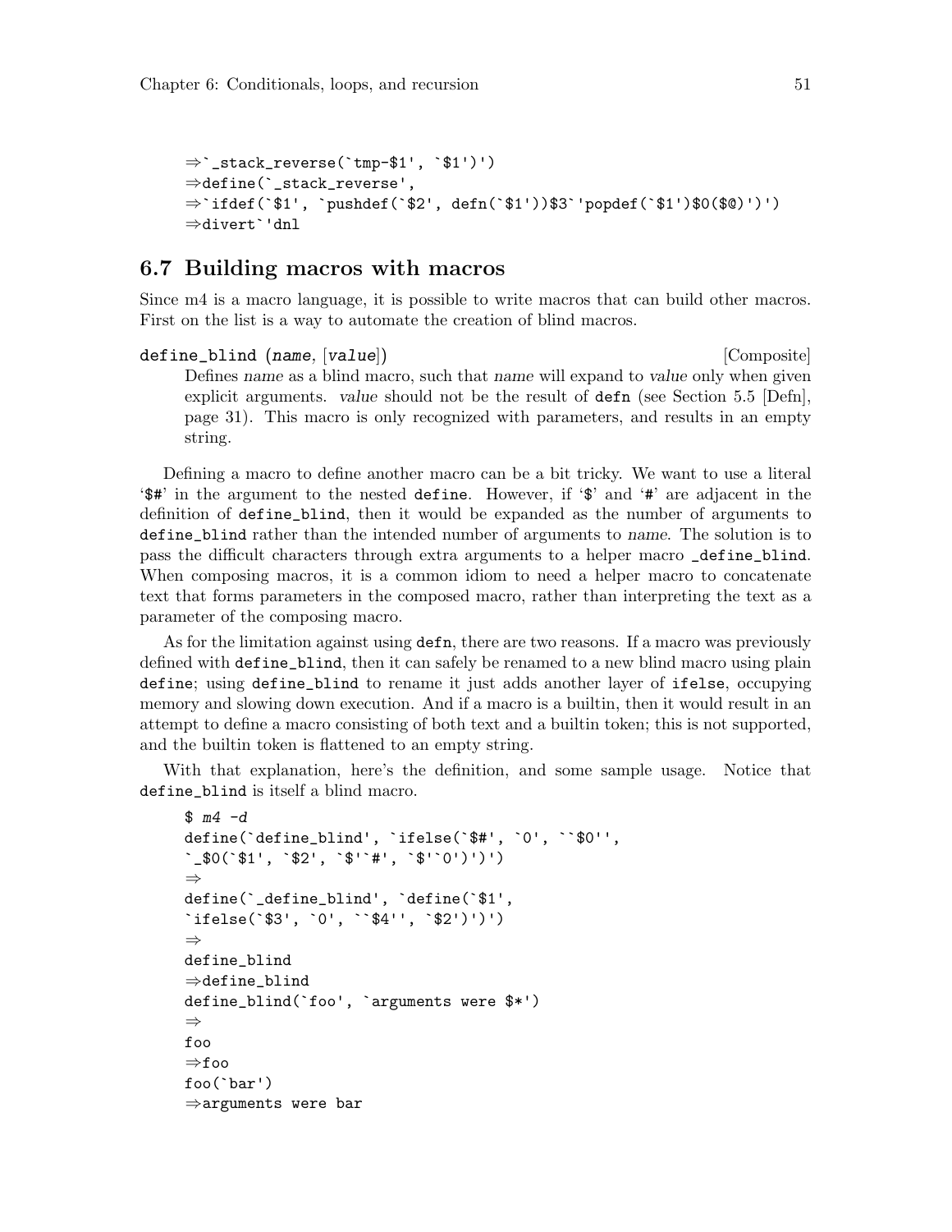```
⇒`_stack_reverse(`tmp-$1', `$1')')
⇒define(`_stack_reverse',
⇒`ifdef(`$1', `pushdef(`$2', defn(`$1'))$3`'popdef(`$1')$0($@)')')
⇒divert`'dnl
```

## 6.7 Building macros with macros

Since m4 is a macro language, it is possible to write macros that can build other macros. First on the list is a way to automate the creation of blind macros.

`define_blind` (*name*, [*value*]) [Composite]

> Defines *name* as a blind macro, such that *name* will expand to *value* only when given explicit arguments. *value* should not be the result of `defn` (see Section 5.5 [Defn], page 31). This macro is only recognized with parameters, and results in an empty string.

Defining a macro to define another macro can be a bit tricky. We want to use a literal '`$#`' in the argument to the nested `define`. However, if '`$`' and '`#`' are adjacent in the definition of `define_blind`, then it would be expanded as the number of arguments to `define_blind` rather than the intended number of arguments to *name*. The solution is to pass the difficult characters through extra arguments to a helper macro `_define_blind`. When composing macros, it is a common idiom to need a helper macro to concatenate text that forms parameters in the composed macro, rather than interpreting the text as a parameter of the composing macro.

As for the limitation against using `defn`, there are two reasons. If a macro was previously defined with `define_blind`, then it can safely be renamed to a new blind macro using plain `define`; using `define_blind` to rename it just adds another layer of `ifelse`, occupying memory and slowing down execution. And if a macro is a builtin, then it would result in an attempt to define a macro consisting of both text and a builtin token; this is not supported, and the builtin token is flattened to an empty string.

With that explanation, here's the definition, and some sample usage. Notice that `define_blind` is itself a blind macro.

```
$ m4 -d
define(`define_blind', `ifelse(`$#', `0', ``$0'',
`_$0(`$1', `$2', `$'`#', `$'`0')')')
⇒
define(`_define_blind', `define(`$1',
`ifelse(`$3', `0', ``$4'', `$2')')')
⇒
define_blind
⇒define_blind
define_blind(`foo', `arguments were $*')
⇒
foo
⇒foo
foo(`bar')
⇒arguments were bar
```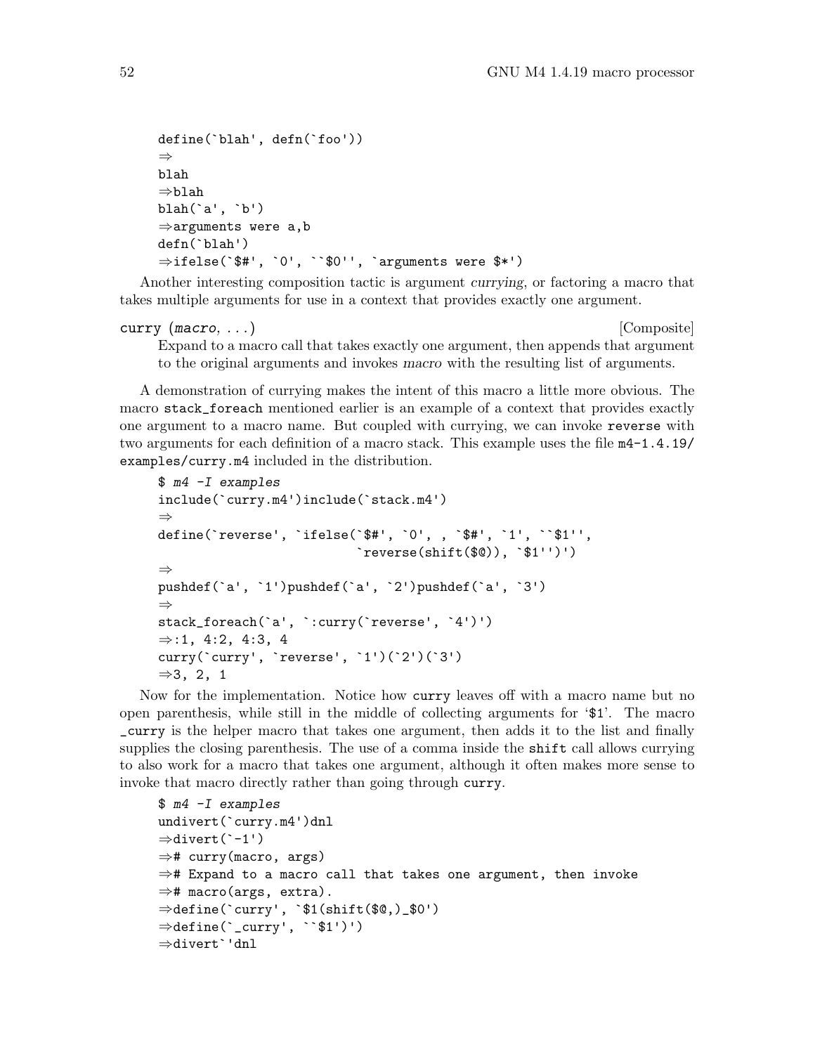```
define(`blah', defn(`foo'))
⇒
blah
⇒blah
blah(`a', `b')
⇒arguments were a,b
defn(`blah')
⇒ifelse(`$#', `0', ``$0'', `arguments were $*')
```

Another interesting composition tactic is argument *currying*, or factoring a macro that takes multiple arguments for use in a context that provides exactly one argument.

**curry** (*macro*, ...) [Composite]

Expand to a macro call that takes exactly one argument, then appends that argument to the original arguments and invokes *macro* with the resulting list of arguments.

A demonstration of currying makes the intent of this macro a little more obvious. The macro `stack_foreach` mentioned earlier is an example of a context that provides exactly one argument to a macro name. But coupled with currying, we can invoke `reverse` with two arguments for each definition of a macro stack. This example uses the file `m4-1.4.19/examples/curry.m4` included in the distribution.

```
$ m4 -I examples
include(`curry.m4')include(`stack.m4')
⇒
define(`reverse', `ifelse(`$#', `0', , `$#', `1', ``$1'',
                          `reverse(shift($@)), `$1'')')
⇒
pushdef(`a', `1')pushdef(`a', `2')pushdef(`a', `3')
⇒
stack_foreach(`a', `:curry(`reverse', `4')')
⇒:1, 4:2, 4:3, 4
curry(`curry', `reverse', `1')(`2')(`3')
⇒3, 2, 1
```

Now for the implementation. Notice how `curry` leaves off with a macro name but no open parenthesis, while still in the middle of collecting arguments for '`$1`'. The macro `_curry` is the helper macro that takes one argument, then adds it to the list and finally supplies the closing parenthesis. The use of a comma inside the `shift` call allows currying to also work for a macro that takes one argument, although it often makes more sense to invoke that macro directly rather than going through `curry`.

```
$ m4 -I examples
undivert(`curry.m4')dnl
⇒divert(`-1')
⇒# curry(macro, args)
⇒# Expand to a macro call that takes one argument, then invoke
⇒# macro(args, extra).
⇒define(`curry', `$1(shift($@,)_$0')
⇒define(`_curry', ``$1')')
⇒divert`'dnl
```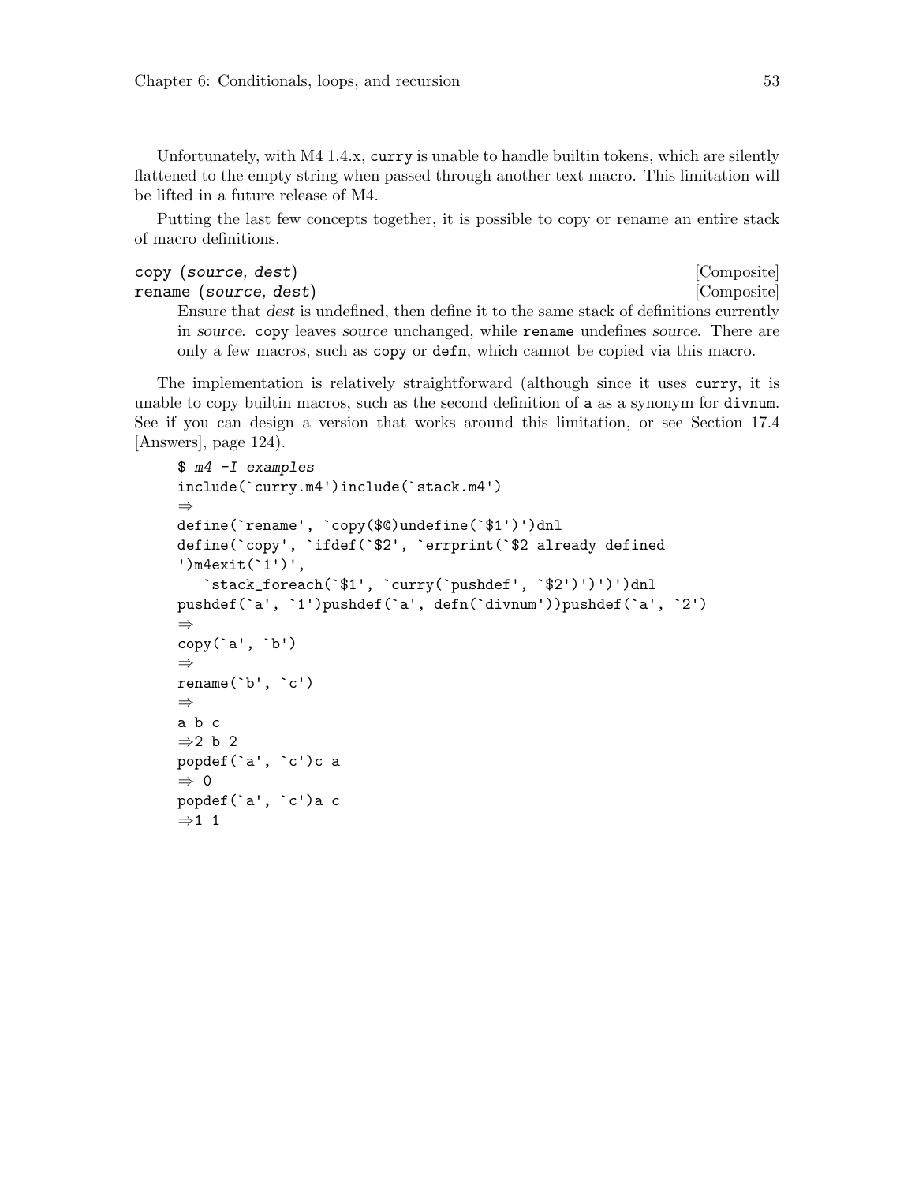Unfortunately, with M4 1.4.x, `curry` is unable to handle builtin tokens, which are silently flattened to the empty string when passed through another text macro. This limitation will be lifted in a future release of M4.

Putting the last few concepts together, it is possible to copy or rename an entire stack of macro definitions.

`copy (source, dest)` [Composite]
`rename (source, dest)` [Composite]

Ensure that *dest* is undefined, then define it to the same stack of definitions currently in *source*. `copy` leaves *source* unchanged, while `rename` undefines *source*. There are only a few macros, such as `copy` or `defn`, which cannot be copied via this macro.

The implementation is relatively straightforward (although since it uses `curry`, it is unable to copy builtin macros, such as the second definition of `a` as a synonym for `divnum`. See if you can design a version that works around this limitation, or see Section 17.4 [Answers], page 124).

```
$ m4 -I examples
include(`curry.m4')include(`stack.m4')
⇒
define(`rename', `copy($@)undefine(`$1')')dnl
define(`copy', `ifdef(`$2', `errprint(`$2 already defined
')m4exit(`1')',
   `stack_foreach(`$1', `curry(`pushdef', `$2')')')')dnl
pushdef(`a', `1')pushdef(`a', defn(`divnum'))pushdef(`a', `2')
⇒
copy(`a', `b')
⇒
rename(`b', `c')
⇒
a b c
⇒2 b 2
popdef(`a', `c')c a
⇒ 0
popdef(`a', `c')a c
⇒1 1
```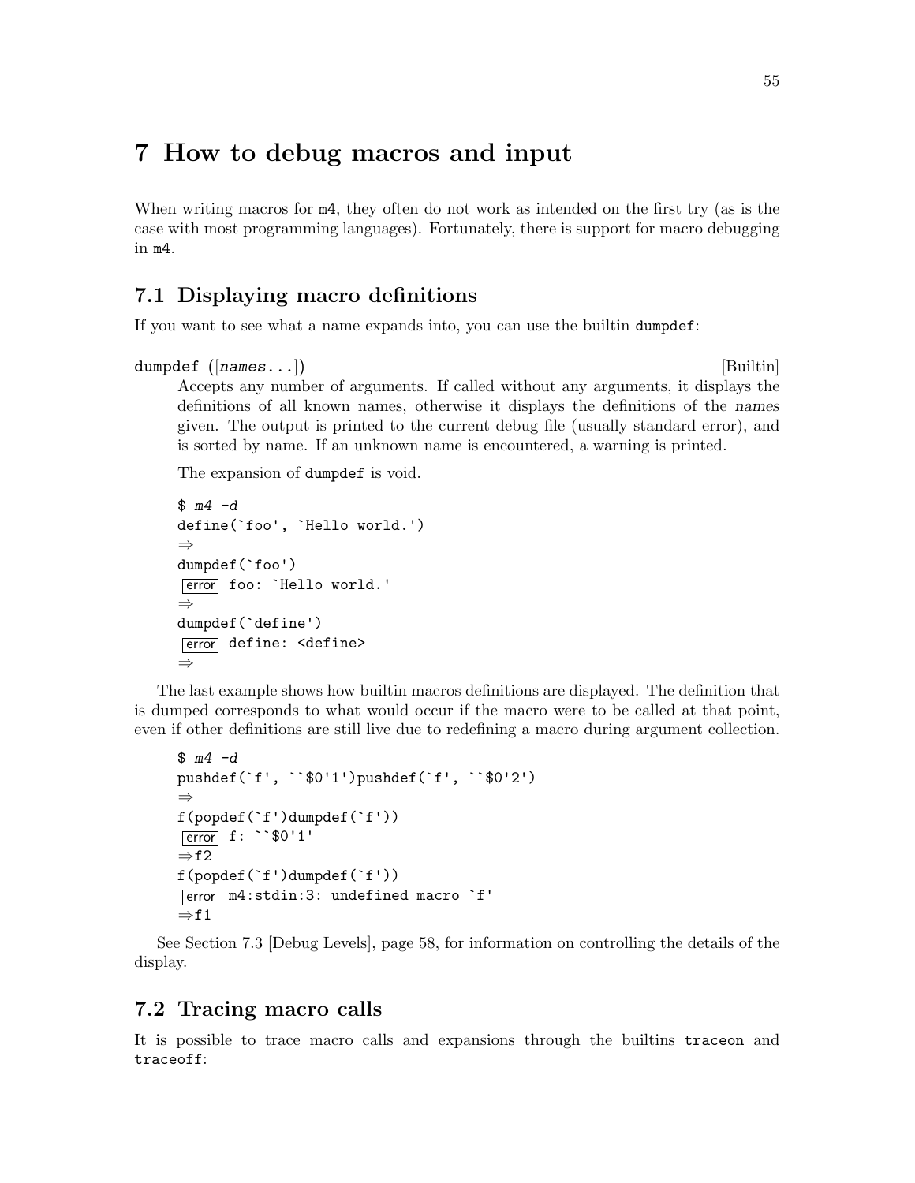# 7 How to debug macros and input

When writing macros for m4, they often do not work as intended on the first try (as is the case with most programming languages). Fortunately, there is support for macro debugging in m4.

## 7.1 Displaying macro definitions

If you want to see what a name expands into, you can use the builtin dumpdef:

dumpdef ([*names*...]) [Builtin]

Accepts any number of arguments. If called without any arguments, it displays the definitions of all known names, otherwise it displays the definitions of the *names* given. The output is printed to the current debug file (usually standard error), and is sorted by name. If an unknown name is encountered, a warning is printed.

The expansion of dumpdef is void.

```
$ m4 -d
define(`foo', `Hello world.')
⇒
dumpdef(`foo')
error foo: `Hello world.'
⇒
dumpdef(`define')
error define: <define>
⇒
```

The last example shows how builtin macros definitions are displayed. The definition that is dumped corresponds to what would occur if the macro were to be called at that point, even if other definitions are still live due to redefining a macro during argument collection.

```
$ m4 -d
pushdef(`f', ``$0'1')pushdef(`f', ``$0'2')
⇒
f(popdef(`f')dumpdef(`f'))
error f: ``$0'1'
⇒f2
f(popdef(`f')dumpdef(`f'))
error m4:stdin:3: undefined macro `f'
⇒f1
```

See Section 7.3 [Debug Levels], page 58, for information on controlling the details of the display.

## 7.2 Tracing macro calls

It is possible to trace macro calls and expansions through the builtins traceon and traceoff: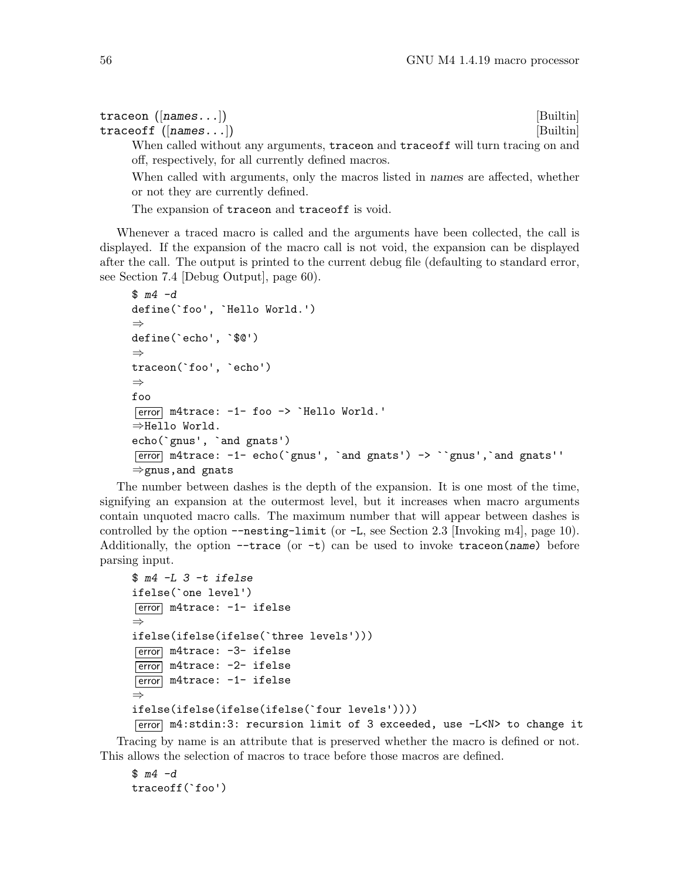traceon ([*names*...]) [Builtin]

traceoff ([*names*...]) [Builtin]

When called without any arguments, `traceon` and `traceoff` will turn tracing on and off, respectively, for all currently defined macros.

When called with arguments, only the macros listed in *names* are affected, whether or not they are currently defined.

The expansion of `traceon` and `traceoff` is void.

Whenever a traced macro is called and the arguments have been collected, the call is displayed. If the expansion of the macro call is not void, the expansion can be displayed after the call. The output is printed to the current debug file (defaulting to standard error, see Section 7.4 [Debug Output], page 60).

```
$ m4 -d
define(`foo', `Hello World.')
⇒
define(`echo', `$@')
⇒
traceon(`foo', `echo')
⇒
foo
error m4trace: -1- foo -> `Hello World.'
⇒Hello World.
echo(`gnus', `and gnats')
error m4trace: -1- echo(`gnus', `and gnats') -> ``gnus',`and gnats''
⇒gnus,and gnats
```

The number between dashes is the depth of the expansion. It is one most of the time, signifying an expansion at the outermost level, but it increases when macro arguments contain unquoted macro calls. The maximum number that will appear between dashes is controlled by the option `--nesting-limit` (or `-L`, see Section 2.3 [Invoking m4], page 10). Additionally, the option `--trace` (or `-t`) can be used to invoke `traceon(name)` before parsing input.

```
$ m4 -L 3 -t ifelse
ifelse(`one level')
error m4trace: -1- ifelse
⇒
ifelse(ifelse(ifelse(`three levels')))
error m4trace: -3- ifelse
error m4trace: -2- ifelse
error m4trace: -1- ifelse
⇒
ifelse(ifelse(ifelse(ifelse(`four levels'))))
error m4:stdin:3: recursion limit of 3 exceeded, use -L<N> to change it
```

Tracing by name is an attribute that is preserved whether the macro is defined or not. This allows the selection of macros to trace before those macros are defined.

```
$ m4 -d
traceoff(`foo')
```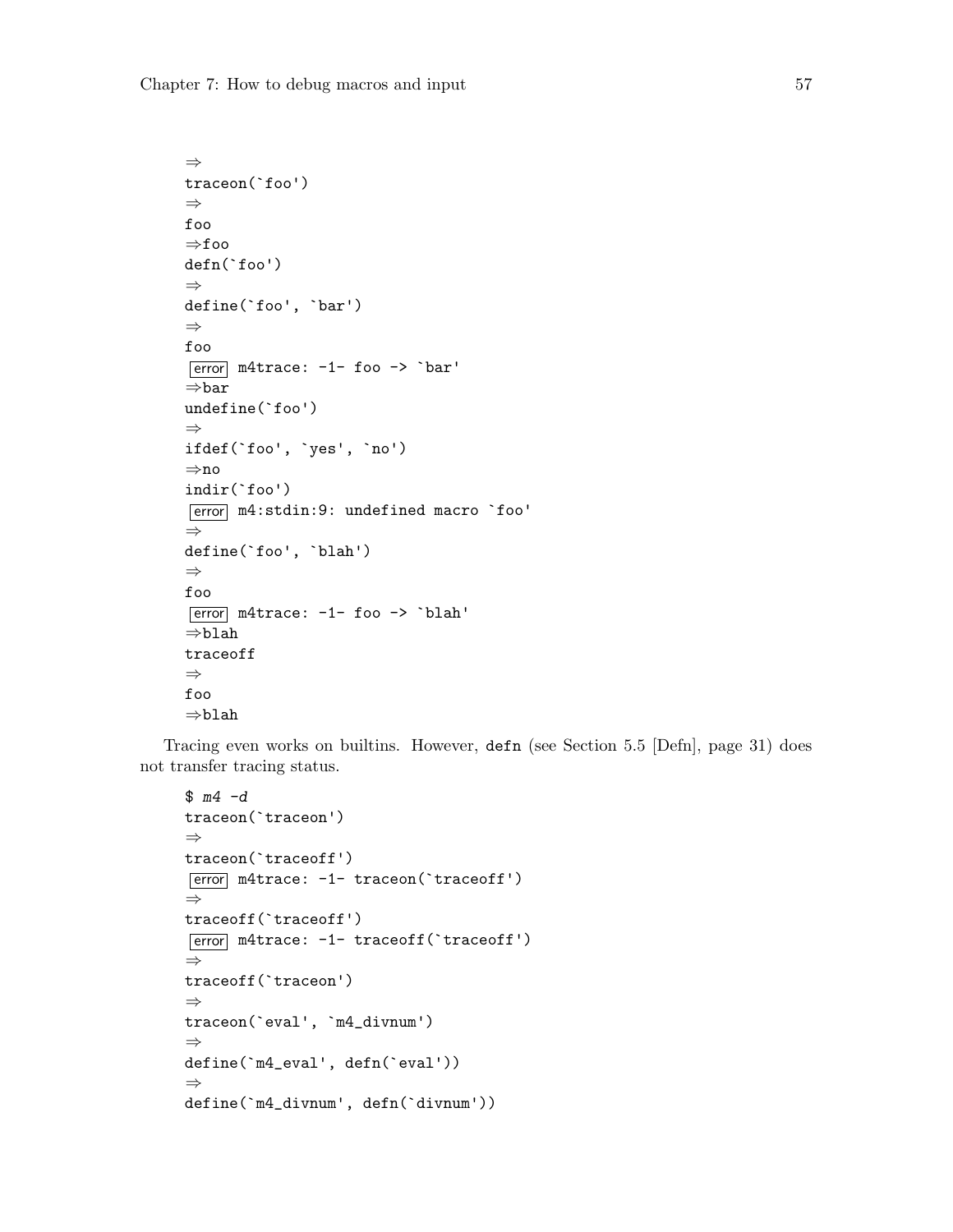```
⇒
traceon(`foo')
⇒
foo
⇒foo
defn(`foo')
⇒
define(`foo', `bar')
⇒
foo
error m4trace: -1- foo -> `bar'
⇒bar
undefine(`foo')
⇒
ifdef(`foo', `yes', `no')
⇒no
indir(`foo')
error m4:stdin:9: undefined macro `foo'
⇒
define(`foo', `blah')
⇒
foo
error m4trace: -1- foo -> `blah'
⇒blah
traceoff
⇒
foo
⇒blah
```

Tracing even works on builtins. However, `defn` (see Section 5.5 [Defn], page 31) does not transfer tracing status.

```
$ m4 -d
traceon(`traceon')
⇒
traceon(`traceoff')
error m4trace: -1- traceon(`traceoff')
⇒
traceoff(`traceoff')
error m4trace: -1- traceoff(`traceoff')
⇒
traceoff(`traceon')
⇒
traceon(`eval', `m4_divnum')
⇒
define(`m4_eval', defn(`eval'))
⇒
define(`m4_divnum', defn(`divnum'))
```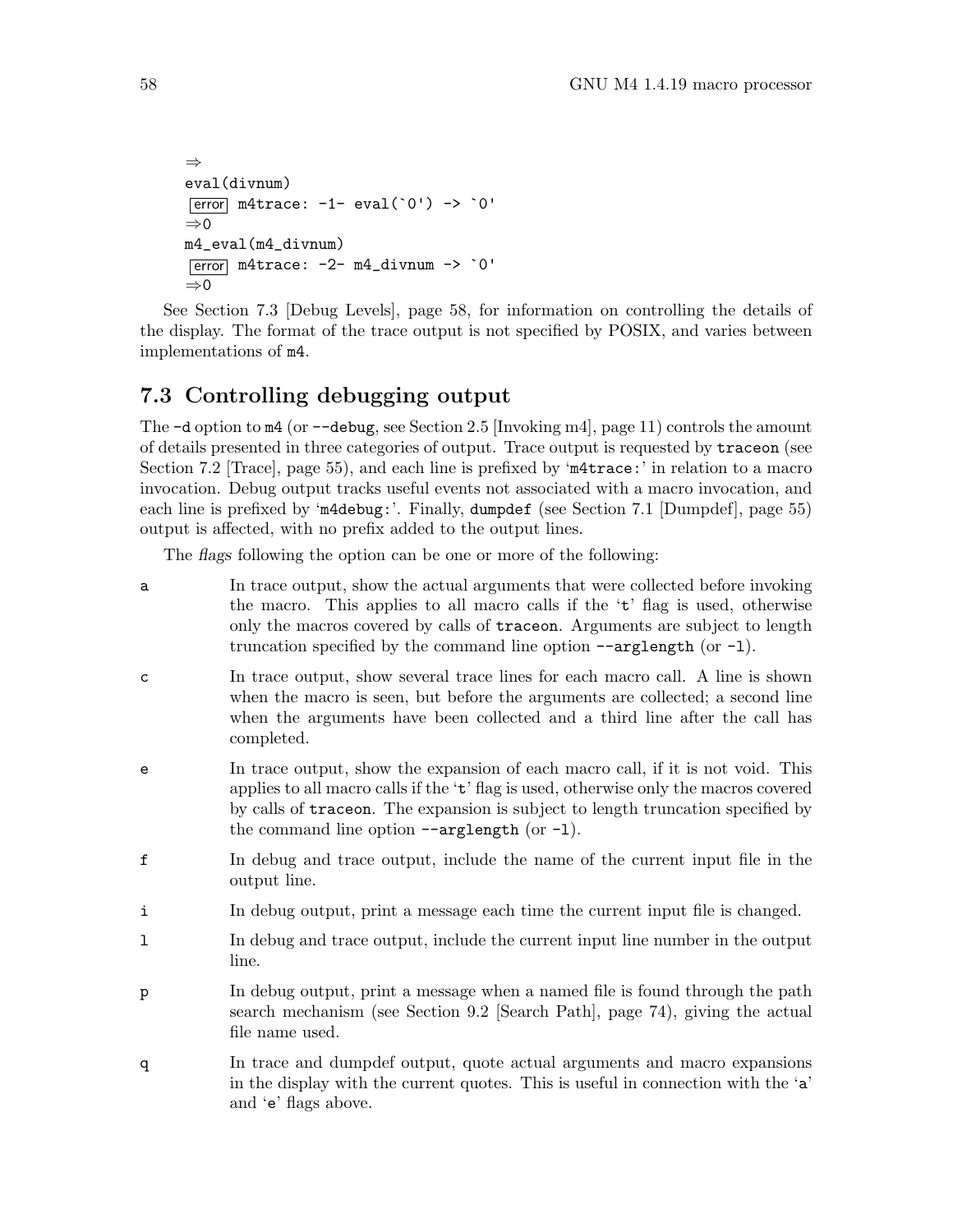```
⇒
eval(divnum)
error m4trace: -1- eval(`0') -> `0'
⇒0
m4_eval(m4_divnum)
error m4trace: -2- m4_divnum -> `0'
⇒0
```

See Section 7.3 [Debug Levels], page 58, for information on controlling the details of the display. The format of the trace output is not specified by POSIX, and varies between implementations of m4.

## 7.3 Controlling debugging output

The `-d` option to `m4` (or `--debug`, see Section 2.5 [Invoking m4], page 11) controls the amount of details presented in three categories of output. Trace output is requested by `traceon` (see Section 7.2 [Trace], page 55), and each line is prefixed by '`m4trace:`' in relation to a macro invocation. Debug output tracks useful events not associated with a macro invocation, and each line is prefixed by '`m4debug:`'. Finally, `dumpdef` (see Section 7.1 [Dumpdef], page 55) output is affected, with no prefix added to the output lines.

The *flags* following the option can be one or more of the following:

`a` In trace output, show the actual arguments that were collected before invoking the macro. This applies to all macro calls if the '`t`' flag is used, otherwise only the macros covered by calls of `traceon`. Arguments are subject to length truncation specified by the command line option `--arglength` (or `-l`).

`c` In trace output, show several trace lines for each macro call. A line is shown when the macro is seen, but before the arguments are collected; a second line when the arguments have been collected and a third line after the call has completed.

`e` In trace output, show the expansion of each macro call, if it is not void. This applies to all macro calls if the '`t`' flag is used, otherwise only the macros covered by calls of `traceon`. The expansion is subject to length truncation specified by the command line option `--arglength` (or `-l`).

`f` In debug and trace output, include the name of the current input file in the output line.

`i` In debug output, print a message each time the current input file is changed.

`l` In debug and trace output, include the current input line number in the output line.

`p` In debug output, print a message when a named file is found through the path search mechanism (see Section 9.2 [Search Path], page 74), giving the actual file name used.

`q` In trace and dumpdef output, quote actual arguments and macro expansions in the display with the current quotes. This is useful in connection with the '`a`' and '`e`' flags above.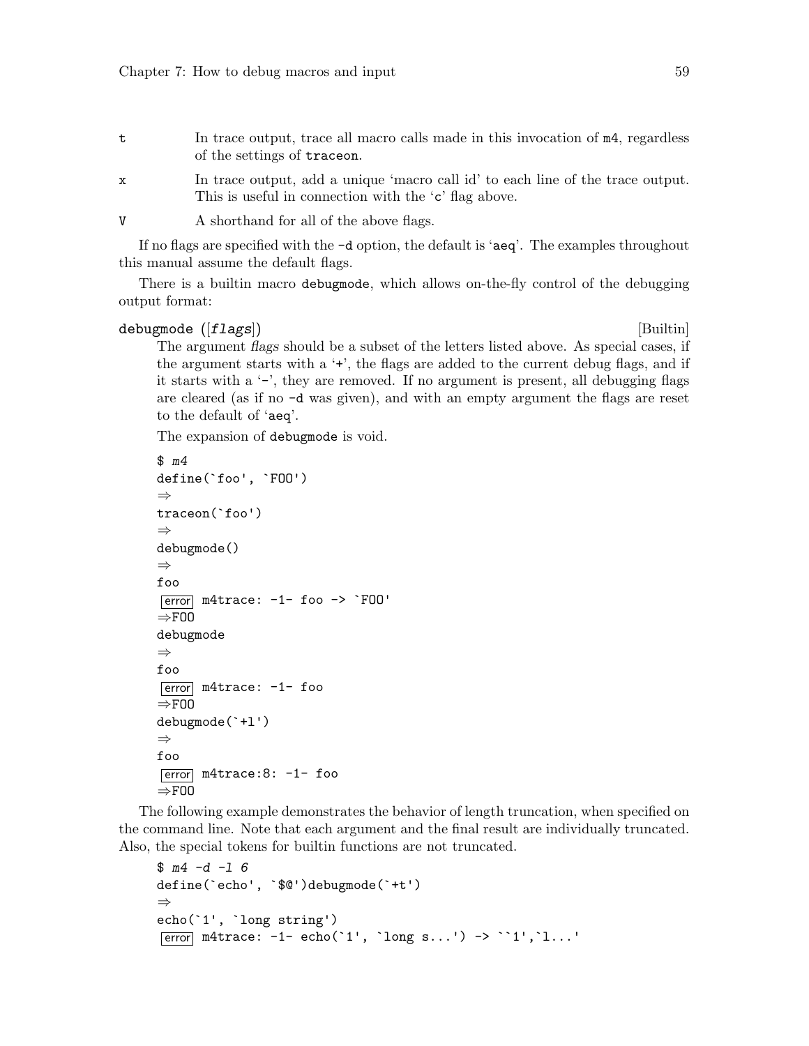`t`  In trace output, trace all macro calls made in this invocation of `m4`, regardless of the settings of `traceon`.

`x`  In trace output, add a unique 'macro call id' to each line of the trace output. This is useful in connection with the '`c`' flag above.

`V`  A shorthand for all of the above flags.

If no flags are specified with the `-d` option, the default is '`aeq`'. The examples throughout this manual assume the default flags.

There is a builtin macro `debugmode`, which allows on-the-fly control of the debugging output format:

**debugmode** ([*flags*]) [Builtin]

The argument *flags* should be a subset of the letters listed above. As special cases, if the argument starts with a '`+`', the flags are added to the current debug flags, and if it starts with a '`-`', they are removed. If no argument is present, all debugging flags are cleared (as if no `-d` was given), and with an empty argument the flags are reset to the default of '`aeq`'.

The expansion of `debugmode` is void.

```
$ m4
define(`foo', `FOO')
⇒
traceon(`foo')
⇒
debugmode()
⇒
foo
error m4trace: -1- foo -> `FOO'
⇒FOO
debugmode
⇒
foo
error m4trace: -1- foo
⇒FOO
debugmode(`+l')
⇒
foo
error m4trace:8: -1- foo
⇒FOO
```

The following example demonstrates the behavior of length truncation, when specified on the command line. Note that each argument and the final result are individually truncated. Also, the special tokens for builtin functions are not truncated.

```
$ m4 -d -l 6
define(`echo', `$@')debugmode(`+t')
⇒
echo(`1', `long string')
error m4trace: -1- echo(`1', `long s...') -> ``1',`l...'
```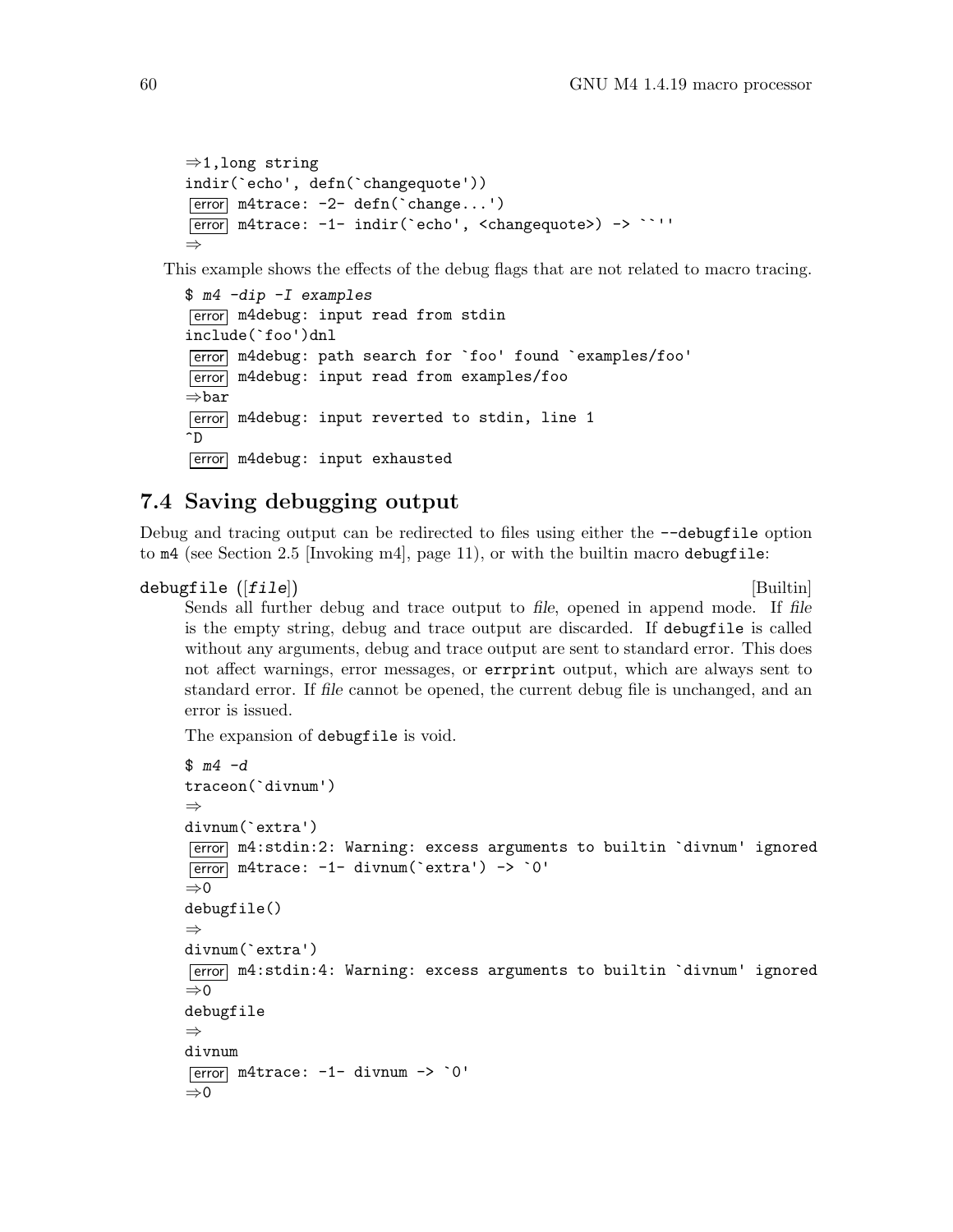```
⇒1,long string
indir(`echo', defn(`changequote'))
error m4trace: -2- defn(`change...')
error m4trace: -1- indir(`echo', <changequote>) -> ``''
⇒
```

This example shows the effects of the debug flags that are not related to macro tracing.

```
$ m4 -dip -I examples
error m4debug: input read from stdin
include(`foo')dnl
error m4debug: path search for `foo' found `examples/foo'
error m4debug: input read from examples/foo
⇒bar
error m4debug: input reverted to stdin, line 1
^D
error m4debug: input exhausted
```

## 7.4 Saving debugging output

Debug and tracing output can be redirected to files using either the `--debugfile` option to `m4` (see Section 2.5 [Invoking m4], page 11), or with the builtin macro `debugfile`:

**debugfile** ([*file*]) [Builtin]

Sends all further debug and trace output to *file*, opened in append mode. If *file* is the empty string, debug and trace output are discarded. If `debugfile` is called without any arguments, debug and trace output are sent to standard error. This does not affect warnings, error messages, or `errprint` output, which are always sent to standard error. If *file* cannot be opened, the current debug file is unchanged, and an error is issued.

The expansion of `debugfile` is void.

```
$ m4 -d
traceon(`divnum')
⇒
divnum(`extra')
error m4:stdin:2: Warning: excess arguments to builtin `divnum' ignored
error m4trace: -1- divnum(`extra') -> `0'
⇒0
debugfile()
⇒
divnum(`extra')
error m4:stdin:4: Warning: excess arguments to builtin `divnum' ignored
⇒0
debugfile
⇒
divnum
error m4trace: -1- divnum -> `0'
⇒0
```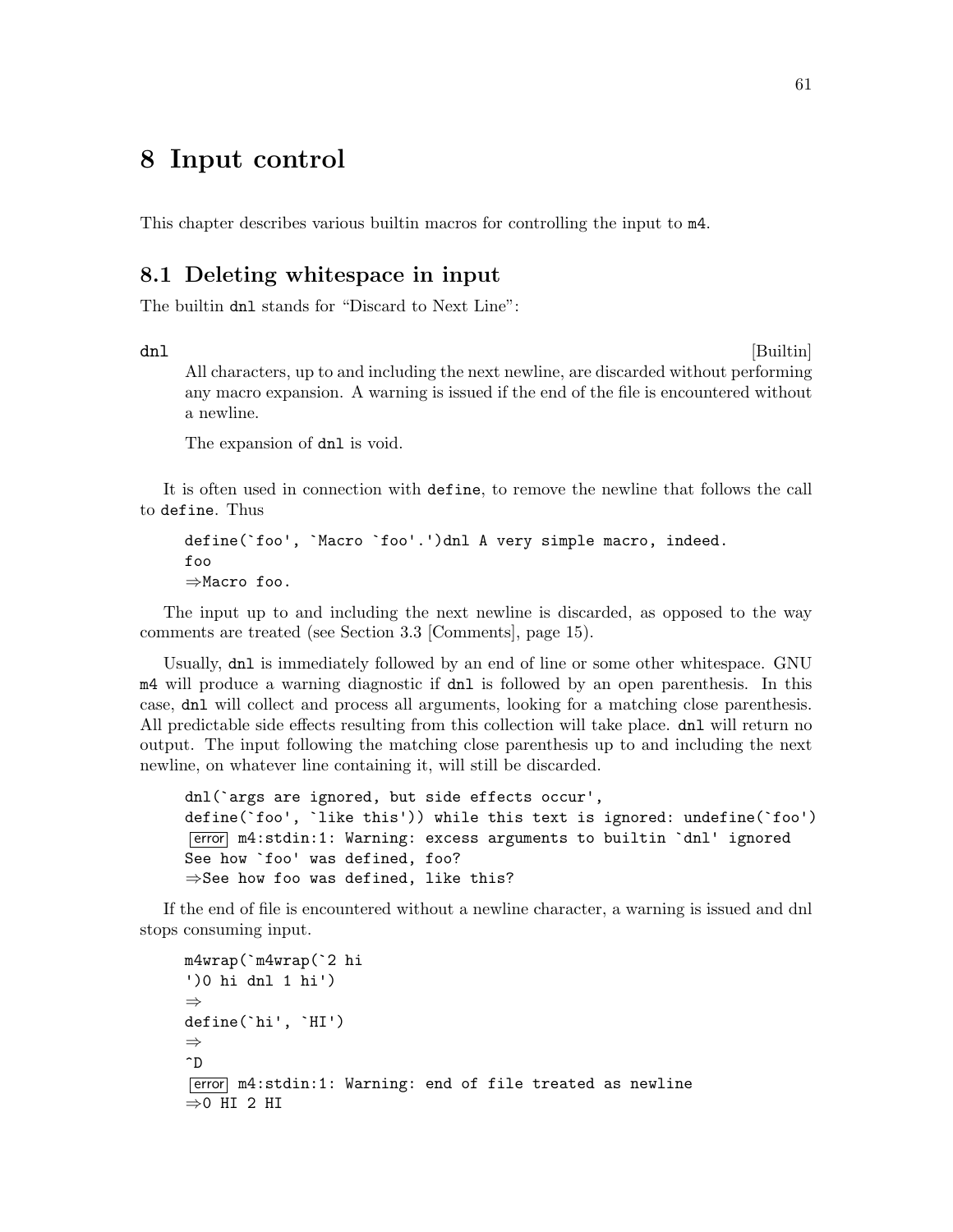# 8 Input control

This chapter describes various builtin macros for controlling the input to `m4`.

## 8.1 Deleting whitespace in input

The builtin `dnl` stands for "Discard to Next Line":

**dnl** [Builtin]

All characters, up to and including the next newline, are discarded without performing any macro expansion. A warning is issued if the end of the file is encountered without a newline.

The expansion of `dnl` is void.

It is often used in connection with `define`, to remove the newline that follows the call to `define`. Thus

```
define(`foo', `Macro `foo'.')dnl A very simple macro, indeed.
foo
⇒Macro foo.
```

The input up to and including the next newline is discarded, as opposed to the way comments are treated (see Section 3.3 [Comments], page 15).

Usually, `dnl` is immediately followed by an end of line or some other whitespace. GNU `m4` will produce a warning diagnostic if `dnl` is followed by an open parenthesis. In this case, `dnl` will collect and process all arguments, looking for a matching close parenthesis. All predictable side effects resulting from this collection will take place. `dnl` will return no output. The input following the matching close parenthesis up to and including the next newline, on whatever line containing it, will still be discarded.

```
dnl(`args are ignored, but side effects occur',
define(`foo', `like this')) while this text is ignored: undefine(`foo')
error m4:stdin:1: Warning: excess arguments to builtin `dnl' ignored
See how `foo' was defined, foo?
⇒See how foo was defined, like this?
```

If the end of file is encountered without a newline character, a warning is issued and dnl stops consuming input.

```
m4wrap(`m4wrap(`2 hi
')0 hi dnl 1 hi')
⇒
define(`hi', `HI')
⇒
^D
error m4:stdin:1: Warning: end of file treated as newline
⇒0 HI 2 HI
```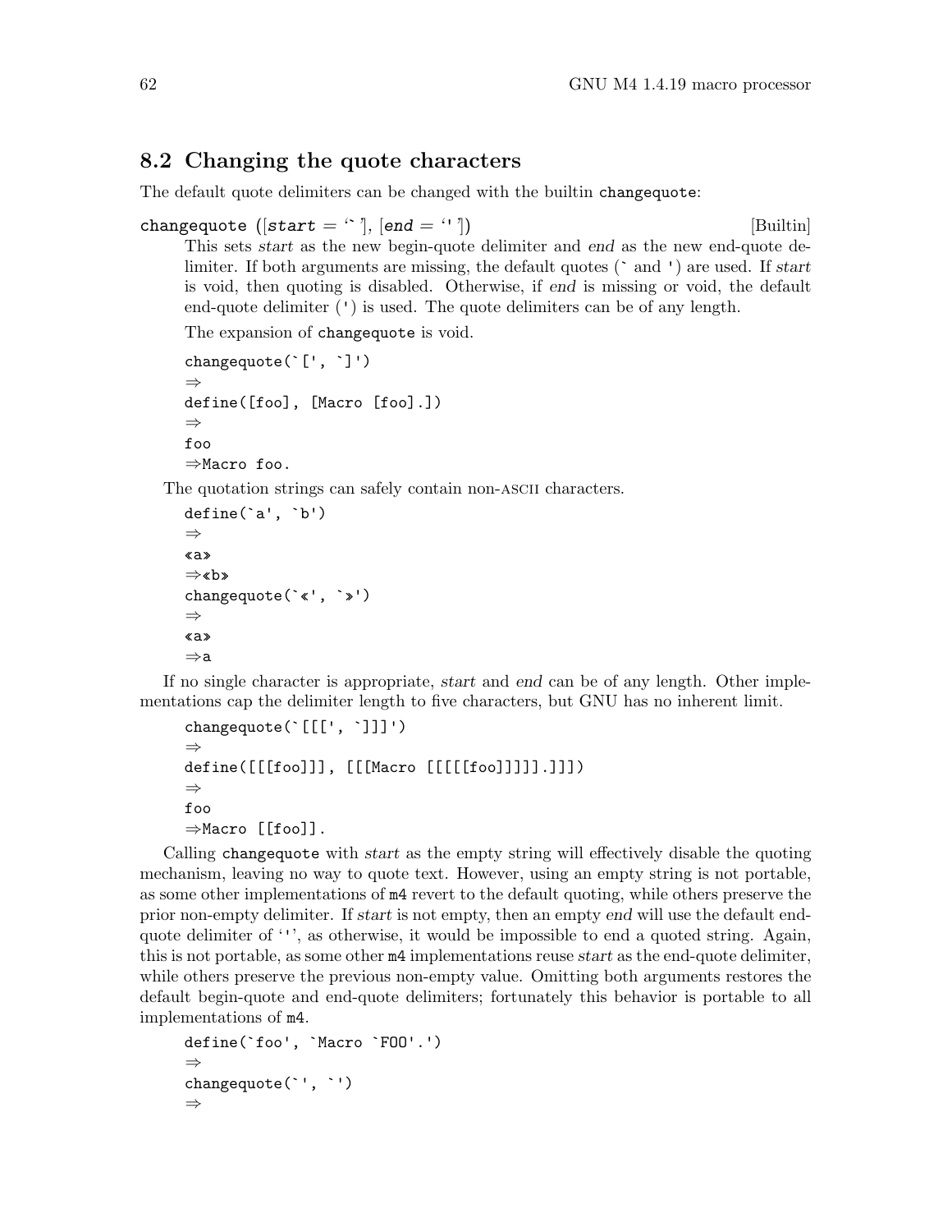## 8.2 Changing the quote characters

The default quote delimiters can be changed with the builtin `changequote`:

`changequote ([start = '`'], [end = '''])` [Builtin]

This sets *start* as the new begin-quote delimiter and *end* as the new end-quote delimiter. If both arguments are missing, the default quotes (` and ') are used. If *start* is void, then quoting is disabled. Otherwise, if *end* is missing or void, the default end-quote delimiter (') is used. The quote delimiters can be of any length.

The expansion of `changequote` is void.

```
changequote(`[', `]')
⇒
define([foo], [Macro [foo].])
⇒
foo
⇒Macro foo.
```

The quotation strings can safely contain non-ASCII characters.

```
define(`a', `b')
⇒
«a»
⇒«b»
changequote(`«', `»')
⇒
«a»
⇒a
```

If no single character is appropriate, *start* and *end* can be of any length. Other implementations cap the delimiter length to five characters, but GNU has no inherent limit.

```
changequote(`[[[', `]]]')
⇒
define([[[foo]]], [[[Macro [[[[[foo]]]]].]]])
⇒
foo
⇒Macro [[foo]].
```

Calling `changequote` with *start* as the empty string will effectively disable the quoting mechanism, leaving no way to quote text. However, using an empty string is not portable, as some other implementations of `m4` revert to the default quoting, while others preserve the prior non-empty delimiter. If *start* is not empty, then an empty *end* will use the default end-quote delimiter of ''', as otherwise, it would be impossible to end a quoted string. Again, this is not portable, as some other `m4` implementations reuse *start* as the end-quote delimiter, while others preserve the previous non-empty value. Omitting both arguments restores the default begin-quote and end-quote delimiters; fortunately this behavior is portable to all implementations of `m4`.

```
define(`foo', `Macro `FOO'.')
⇒
changequote(`', `')
⇒
```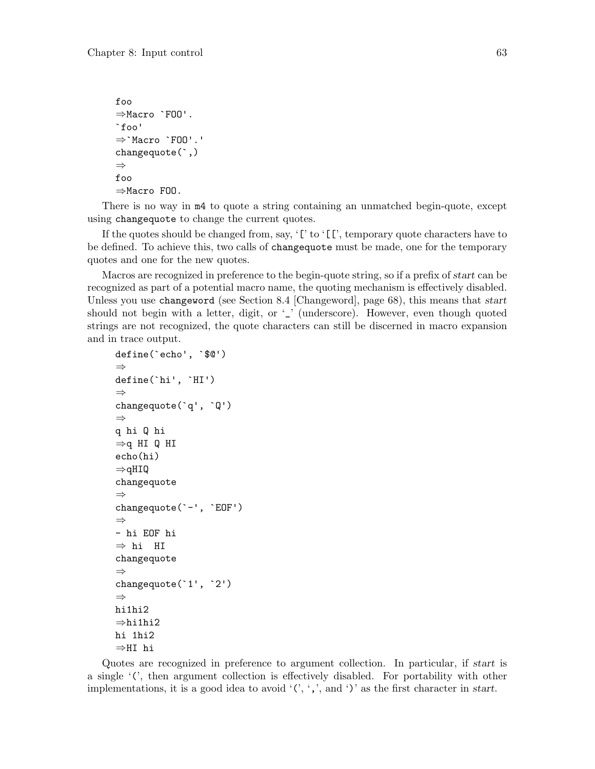```
foo
⇒Macro `FOO'.
`foo'
⇒`Macro `FOO'.'
changequote(`,)
⇒
foo
⇒Macro FOO.
```

There is no way in `m4` to quote a string containing an unmatched begin-quote, except using `changequote` to change the current quotes.

If the quotes should be changed from, say, '`[`' to '`[[`', temporary quote characters have to be defined. To achieve this, two calls of `changequote` must be made, one for the temporary quotes and one for the new quotes.

Macros are recognized in preference to the begin-quote string, so if a prefix of *start* can be recognized as part of a potential macro name, the quoting mechanism is effectively disabled. Unless you use `changeword` (see Section 8.4 [Changeword], page 68), this means that *start* should not begin with a letter, digit, or '`_`' (underscore). However, even though quoted strings are not recognized, the quote characters can still be discerned in macro expansion and in trace output.

```
define(`echo', `$@')
⇒
define(`hi', `HI')
⇒
changequote(`q', `Q')
⇒
q hi Q hi
⇒q HI Q HI
echo(hi)
⇒qHIQ
changequote
⇒
changequote(`-', `EOF')
⇒
- hi EOF hi
⇒ hi  HI
changequote
⇒
changequote(`1', `2')
⇒
hi1hi2
⇒hi1hi2
hi 1hi2
⇒HI hi
```

Quotes are recognized in preference to argument collection. In particular, if *start* is a single '`(`', then argument collection is effectively disabled. For portability with other implementations, it is a good idea to avoid '`(`', '`,`', and '`)`' as the first character in *start*.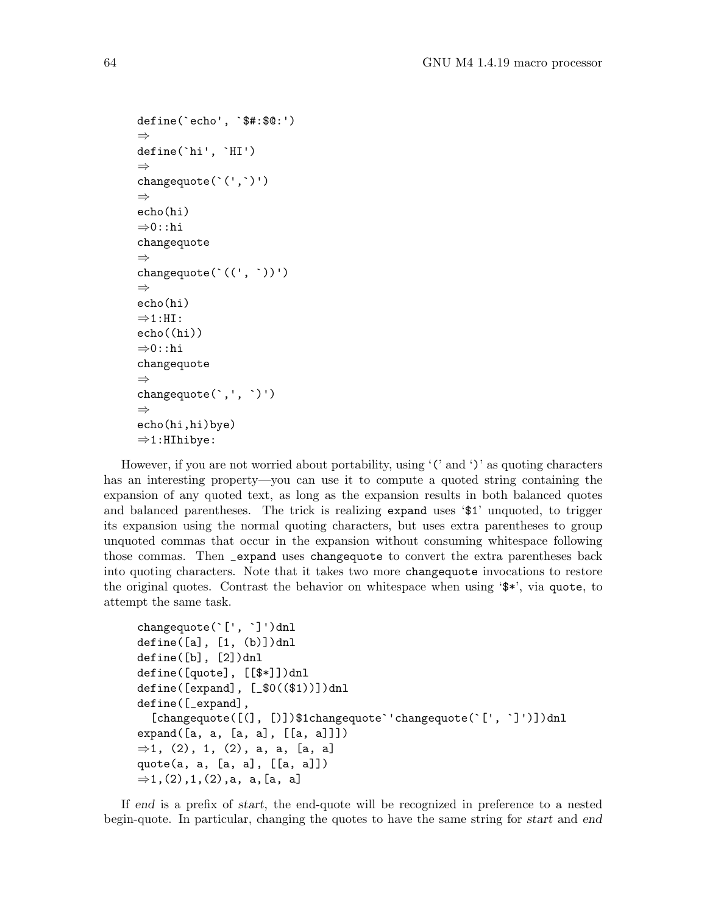```
define(`echo', `$#:$@:')
⇒
define(`hi', `HI')
⇒
changequote(`(',`)')
⇒
echo(hi)
⇒0::hi
changequote
⇒
changequote(`((', `))')
⇒
echo(hi)
⇒1:HI:
echo((hi))
⇒0::hi
changequote
⇒
changequote(`,', `)')
⇒
echo(hi,hi)bye)
⇒1:HIhibye:
```

However, if you are not worried about portability, using '(' and ')' as quoting characters has an interesting property—you can use it to compute a quoted string containing the expansion of any quoted text, as long as the expansion results in both balanced quotes and balanced parentheses. The trick is realizing `expand` uses '$1' unquoted, to trigger its expansion using the normal quoting characters, but uses extra parentheses to group unquoted commas that occur in the expansion without consuming whitespace following those commas. Then `_expand` uses `changequote` to convert the extra parentheses back into quoting characters. Note that it takes two more `changequote` invocations to restore the original quotes. Contrast the behavior on whitespace when using '$*', via `quote`, to attempt the same task.

```
changequote(`[', `]')dnl
define([a], [1, (b)])dnl
define([b], [2])dnl
define([quote], [[$*]])dnl
define([expand], [_$0(($1))])dnl
define([_expand],
  [changequote([(], [)])$1changequote`'changequote(`[', `]')])dnl
expand([a, a, [a, a], [[a, a]]])
⇒1, (2), 1, (2), a, a, [a, a]
quote(a, a, [a, a], [[a, a]])
⇒1,(2),1,(2),a, a,[a, a]
```

If *end* is a prefix of *start*, the end-quote will be recognized in preference to a nested begin-quote. In particular, changing the quotes to have the same string for *start* and *end*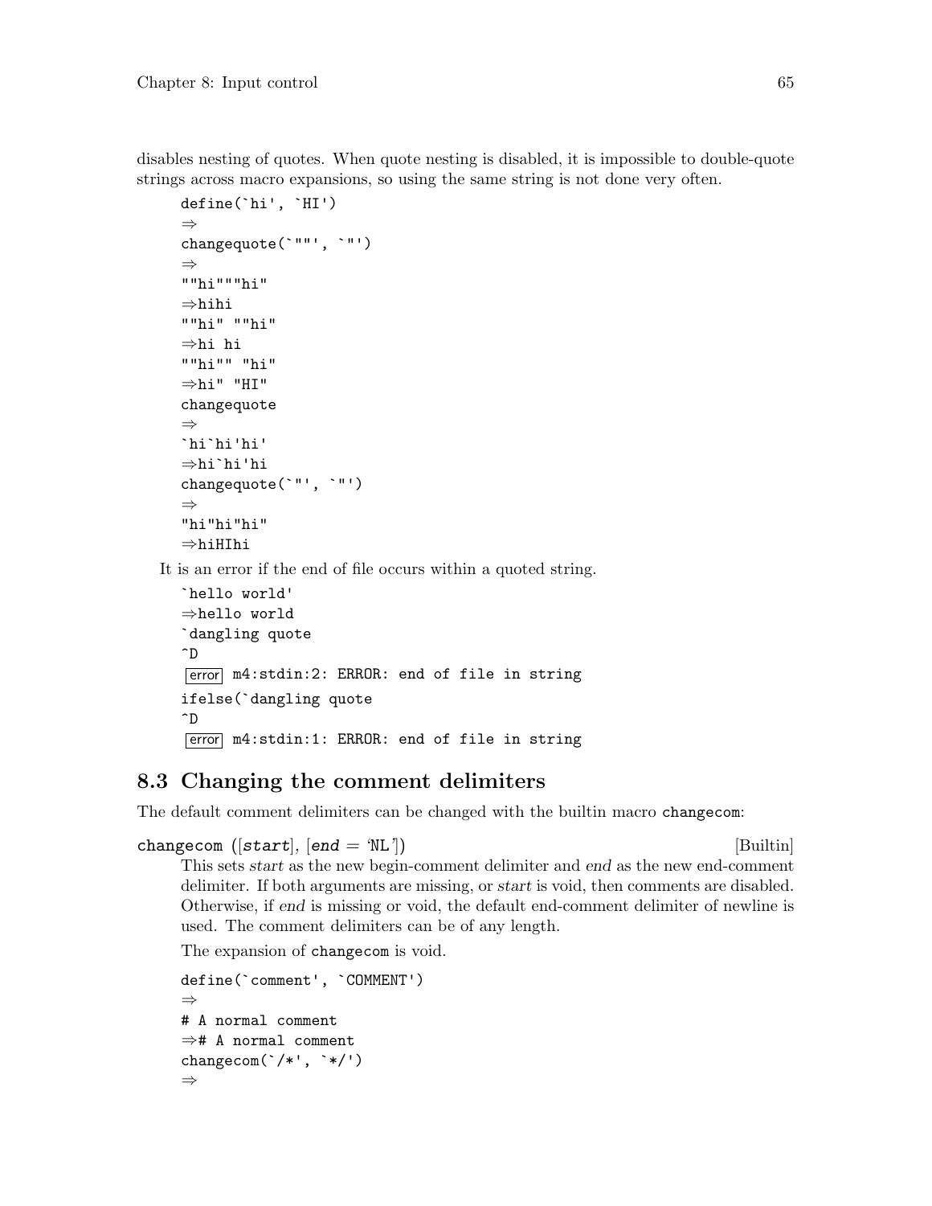disables nesting of quotes. When quote nesting is disabled, it is impossible to double-quote strings across macro expansions, so using the same string is not done very often.

```
define(`hi', `HI')
⇒
changequote(`""', `"')
⇒
""hi"""hi"
⇒hihi
""hi" ""hi"
⇒hi hi
""hi"" "hi"
⇒hi" "HI"
changequote
⇒
`hi`hi'hi'
⇒hi`hi'hi
changequote(`"', `"')
⇒
"hi"hi"hi"
⇒hiHIhi
```

It is an error if the end of file occurs within a quoted string.

```
`hello world'
⇒hello world
`dangling quote
^D
error m4:stdin:2: ERROR: end of file in string
ifelse(`dangling quote
^D
error m4:stdin:1: ERROR: end of file in string
```

## 8.3 Changing the comment delimiters

The default comment delimiters can be changed with the builtin macro `changecom`:

**changecom** ([*start*], [*end* = 'NL']) [Builtin]

This sets *start* as the new begin-comment delimiter and *end* as the new end-comment delimiter. If both arguments are missing, or *start* is void, then comments are disabled. Otherwise, if *end* is missing or void, the default end-comment delimiter of newline is used. The comment delimiters can be of any length.

The expansion of `changecom` is void.

```
define(`comment', `COMMENT')
⇒
# A normal comment
⇒# A normal comment
changecom(`/*', `*/')
⇒
```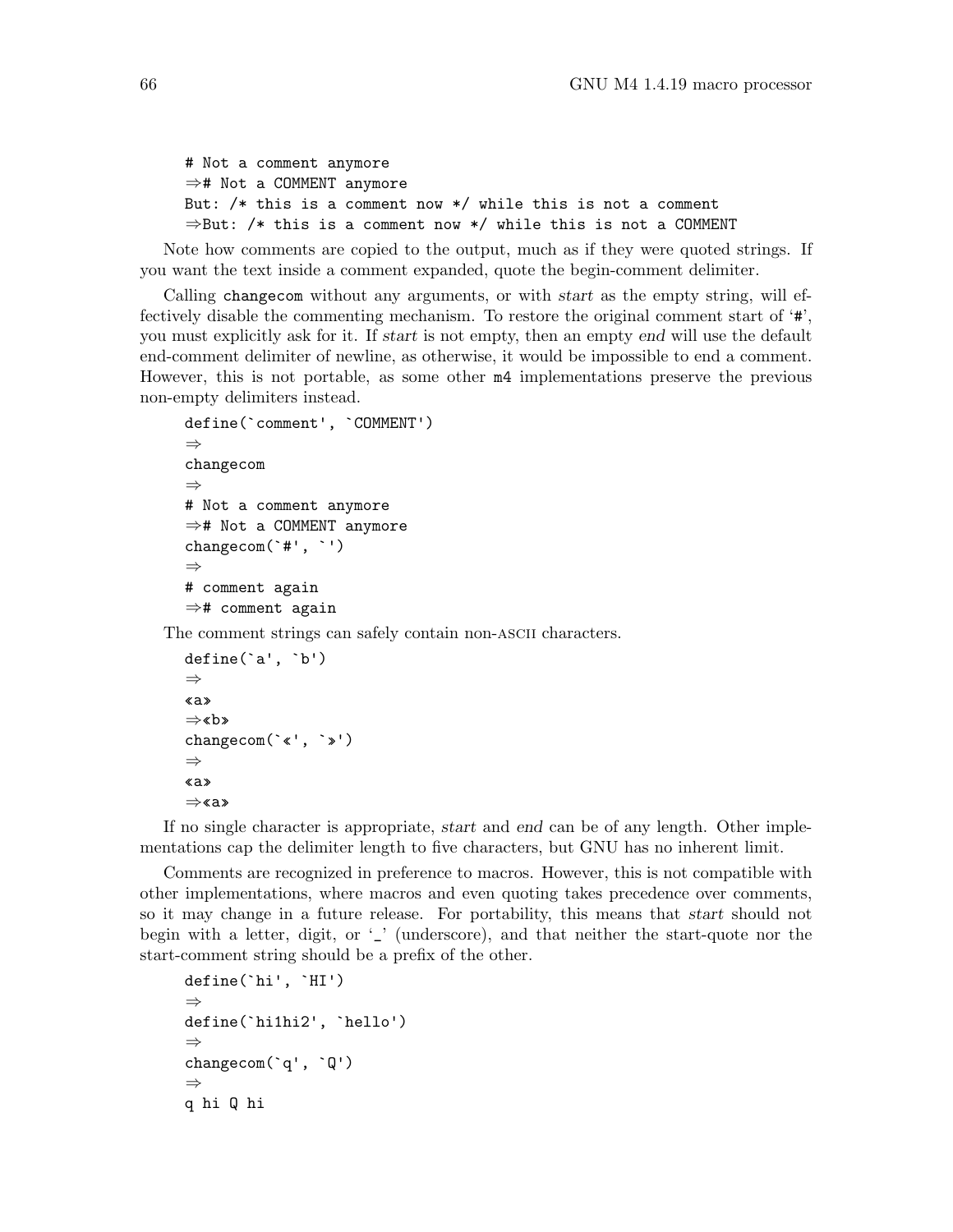```
# Not a comment anymore
⇒# Not a COMMENT anymore
But: /* this is a comment now */ while this is not a comment
⇒But: /* this is a comment now */ while this is not a COMMENT
```

Note how comments are copied to the output, much as if they were quoted strings. If you want the text inside a comment expanded, quote the begin-comment delimiter.

Calling `changecom` without any arguments, or with *start* as the empty string, will effectively disable the commenting mechanism. To restore the original comment start of '#', you must explicitly ask for it. If *start* is not empty, then an empty *end* will use the default end-comment delimiter of newline, as otherwise, it would be impossible to end a comment. However, this is not portable, as some other `m4` implementations preserve the previous non-empty delimiters instead.

```
define(`comment', `COMMENT')
⇒
changecom
⇒
# Not a comment anymore
⇒# Not a COMMENT anymore
changecom(`#', `')
⇒
# comment again
⇒# comment again
```

The comment strings can safely contain non-ASCII characters.

```
define(`a', `b')
⇒
«a»
⇒«b»
changecom(`«', `»')
⇒
«a»
⇒«a»
```

If no single character is appropriate, *start* and *end* can be of any length. Other implementations cap the delimiter length to five characters, but GNU has no inherent limit.

Comments are recognized in preference to macros. However, this is not compatible with other implementations, where macros and even quoting takes precedence over comments, so it may change in a future release. For portability, this means that *start* should not begin with a letter, digit, or '_' (underscore), and that neither the start-quote nor the start-comment string should be a prefix of the other.

```
define(`hi', `HI')
⇒
define(`hi1hi2', `hello')
⇒
changecom(`q', `Q')
⇒
q hi Q hi
```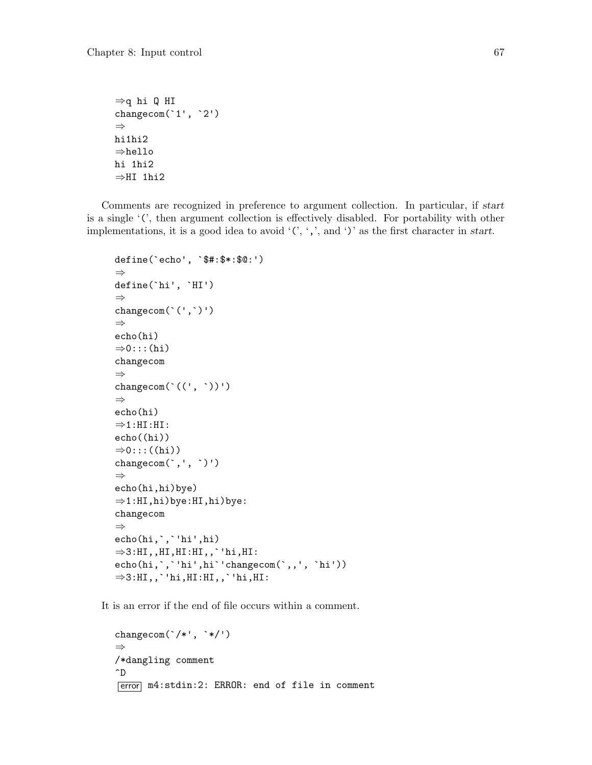```
⇒q hi Q HI
changecom(`1', `2')
⇒
hi1hi2
⇒hello
hi 1hi2
⇒HI 1hi2
```

Comments are recognized in preference to argument collection. In particular, if *start* is a single '(', then argument collection is effectively disabled. For portability with other implementations, it is a good idea to avoid '(', ',', and ')' as the first character in *start*.

```
define(`echo', `$#:$*:$@:')
⇒
define(`hi', `HI')
⇒
changecom(`(',`)')
⇒
echo(hi)
⇒0:::(hi)
changecom
⇒
changecom(`((', `))')
⇒
echo(hi)
⇒1:HI:HI:
echo((hi))
⇒0:::((hi))
changecom(`,', `)')
⇒
echo(hi,hi)bye)
⇒1:HI,hi)bye:HI,hi)bye:
changecom
⇒
echo(hi,`,`'hi',hi)
⇒3:HI,,HI,HI:HI,,`'hi,HI:
echo(hi,`,`'hi',hi`'changecom(`,,', `hi'))
⇒3:HI,,`'hi,HI:HI,,`'hi,HI:
```

It is an error if the end of file occurs within a comment.

```
changecom(`/*', `*/')
⇒
/*dangling comment
^D
error m4:stdin:2: ERROR: end of file in comment
```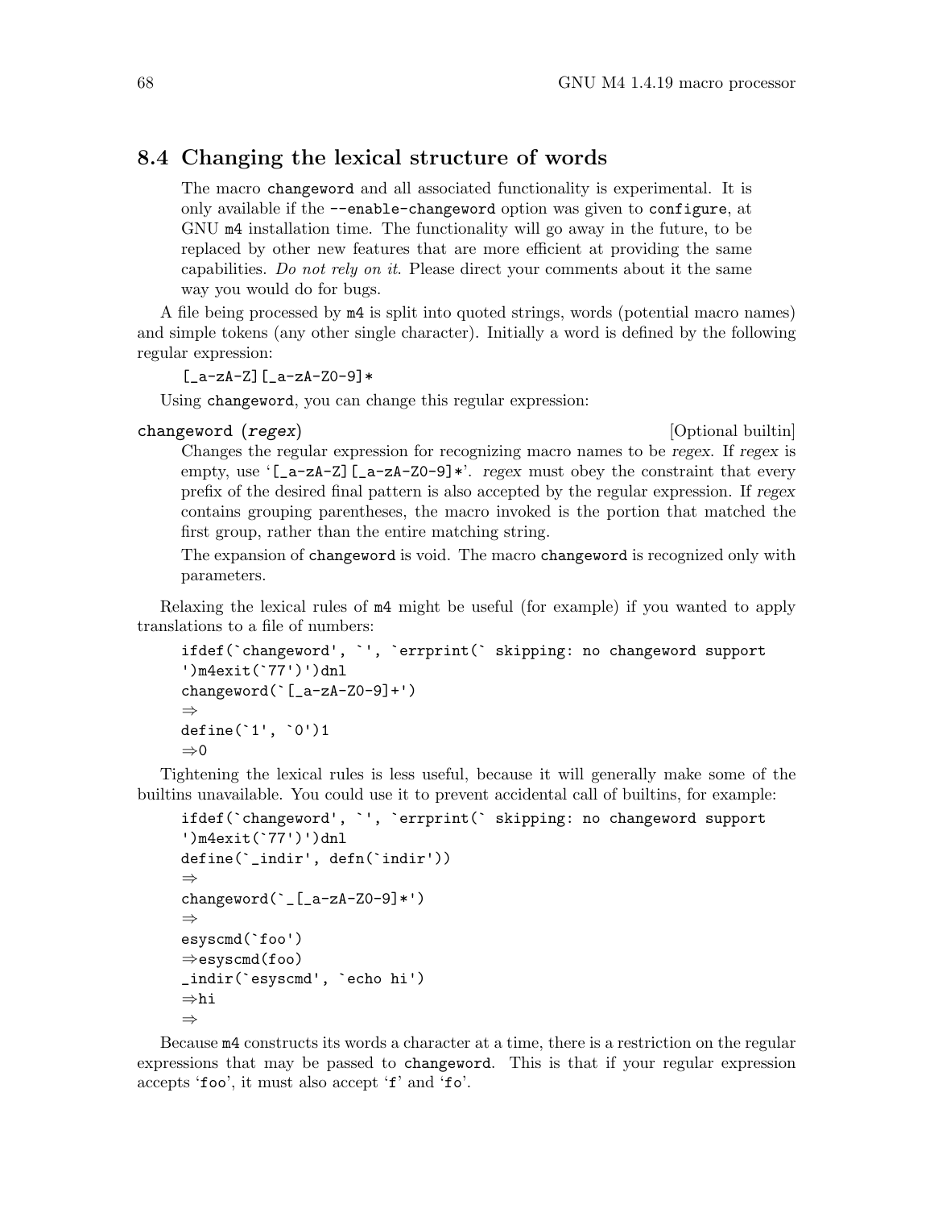## 8.4 Changing the lexical structure of words

> The macro `changeword` and all associated functionality is experimental. It is only available if the `--enable-changeword` option was given to `configure`, at GNU `m4` installation time. The functionality will go away in the future, to be replaced by other new features that are more efficient at providing the same capabilities. *Do not rely on it.* Please direct your comments about it the same way you would do for bugs.

A file being processed by `m4` is split into quoted strings, words (potential macro names) and simple tokens (any other single character). Initially a word is defined by the following regular expression:

```
[_a-zA-Z][_a-zA-Z0-9]*
```

Using `changeword`, you can change this regular expression:

**changeword** (*regex*) [Optional builtin]

> Changes the regular expression for recognizing macro names to be *regex*. If *regex* is empty, use '`[_a-zA-Z][_a-zA-Z0-9]*`'. *regex* must obey the constraint that every prefix of the desired final pattern is also accepted by the regular expression. If *regex* contains grouping parentheses, the macro invoked is the portion that matched the first group, rather than the entire matching string.
>
> The expansion of `changeword` is void. The macro `changeword` is recognized only with parameters.

Relaxing the lexical rules of `m4` might be useful (for example) if you wanted to apply translations to a file of numbers:

```
ifdef(`changeword', `', `errprint(` skipping: no changeword support
')m4exit(`77')')dnl
changeword(`[_a-zA-Z0-9]+')
⇒
define(`1', `0')1
⇒0
```

Tightening the lexical rules is less useful, because it will generally make some of the builtins unavailable. You could use it to prevent accidental call of builtins, for example:

```
ifdef(`changeword', `', `errprint(` skipping: no changeword support
')m4exit(`77')')dnl
define(`_indir', defn(`indir'))
⇒
changeword(`_[_a-zA-Z0-9]*')
⇒
esyscmd(`foo')
⇒esyscmd(foo)
_indir(`esyscmd', `echo hi')
⇒hi
⇒
```

Because `m4` constructs its words a character at a time, there is a restriction on the regular expressions that may be passed to `changeword`. This is that if your regular expression accepts '`foo`', it must also accept '`f`' and '`fo`'.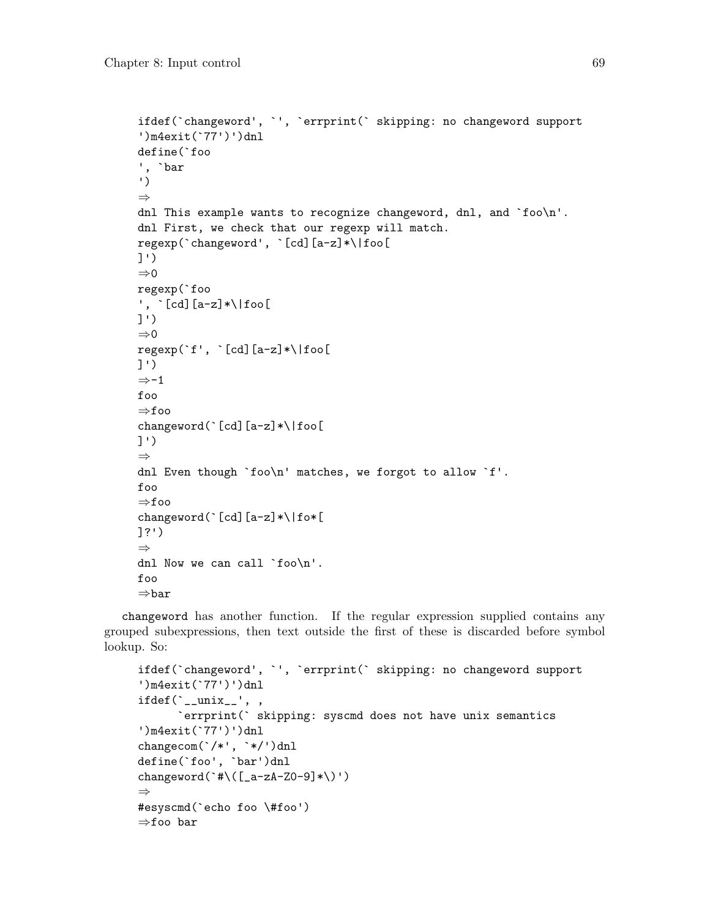```
ifdef(`changeword', `', `errprint(` skipping: no changeword support
')m4exit(`77')')dnl
define(`foo
', `bar
')
⇒
dnl This example wants to recognize changeword, dnl, and `foo\n'.
dnl First, we check that our regexp will match.
regexp(`changeword', `[cd][a-z]*\|foo[
]')
⇒0
regexp(`foo
', `[cd][a-z]*\|foo[
]')
⇒0
regexp(`f', `[cd][a-z]*\|foo[
]')
⇒-1
foo
⇒foo
changeword(`[cd][a-z]*\|foo[
]')
⇒
dnl Even though `foo\n' matches, we forgot to allow `f'.
foo
⇒foo
changeword(`[cd][a-z]*\|fo*[
]?')
⇒
dnl Now we can call `foo\n'.
foo
⇒bar
```

`changeword` has another function. If the regular expression supplied contains any grouped subexpressions, then text outside the first of these is discarded before symbol lookup. So:

```
ifdef(`changeword', `', `errprint(` skipping: no changeword support
')m4exit(`77')')dnl
ifdef(`__unix__', ,
      `errprint(` skipping: syscmd does not have unix semantics
')m4exit(`77')')dnl
changecom(`/*', `*/')dnl
define(`foo', `bar')dnl
changeword(`#\([_a-zA-Z0-9]*\)')
⇒
#esyscmd(`echo foo \#foo')
⇒foo bar
```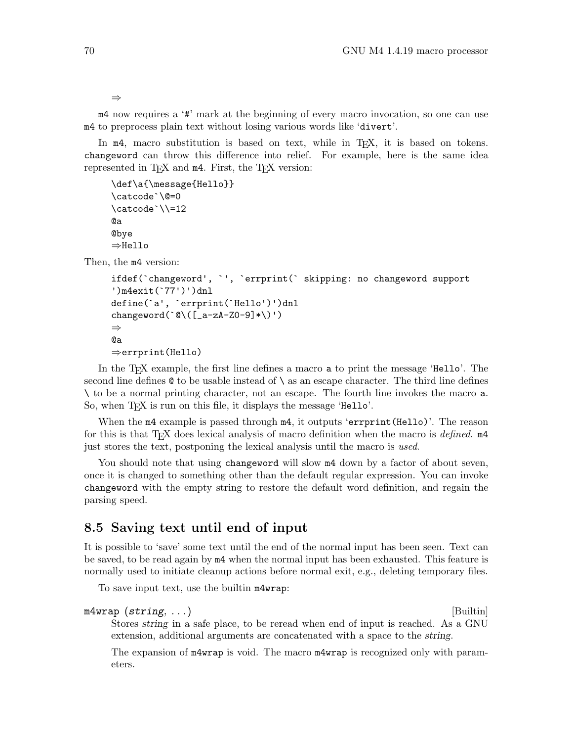```
⇒
```

m4 now requires a '#' mark at the beginning of every macro invocation, so one can use m4 to preprocess plain text without losing various words like 'divert'.

In m4, macro substitution is based on text, while in TEX, it is based on tokens. changeword can throw this difference into relief. For example, here is the same idea represented in TEX and m4. First, the TEX version:

```
\def\a{\message{Hello}}
\catcode`\@=0
\catcode`\\=12
@a
@bye
⇒Hello
```

Then, the m4 version:

```
ifdef(`changeword', `', `errprint(` skipping: no changeword support
')m4exit(`77')')dnl
define(`a', `errprint(`Hello')')dnl
changeword(`@\([_a-zA-Z0-9]*\)')
⇒
@a
⇒errprint(Hello)
```

In the TEX example, the first line defines a macro a to print the message 'Hello'. The second line defines @ to be usable instead of \ as an escape character. The third line defines \ to be a normal printing character, not an escape. The fourth line invokes the macro a. So, when TEX is run on this file, it displays the message 'Hello'.

When the m4 example is passed through m4, it outputs 'errprint(Hello)'. The reason for this is that TEX does lexical analysis of macro definition when the macro is *defined*. m4 just stores the text, postponing the lexical analysis until the macro is *used*.

You should note that using changeword will slow m4 down by a factor of about seven, once it is changed to something other than the default regular expression. You can invoke changeword with the empty string to restore the default word definition, and regain the parsing speed.

## 8.5 Saving text until end of input

It is possible to 'save' some text until the end of the normal input has been seen. Text can be saved, to be read again by m4 when the normal input has been exhausted. This feature is normally used to initiate cleanup actions before normal exit, e.g., deleting temporary files.

To save input text, use the builtin m4wrap:

m4wrap (*string*, ...) [Builtin]

Stores *string* in a safe place, to be reread when end of input is reached. As a GNU extension, additional arguments are concatenated with a space to the *string*.

The expansion of m4wrap is void. The macro m4wrap is recognized only with parameters.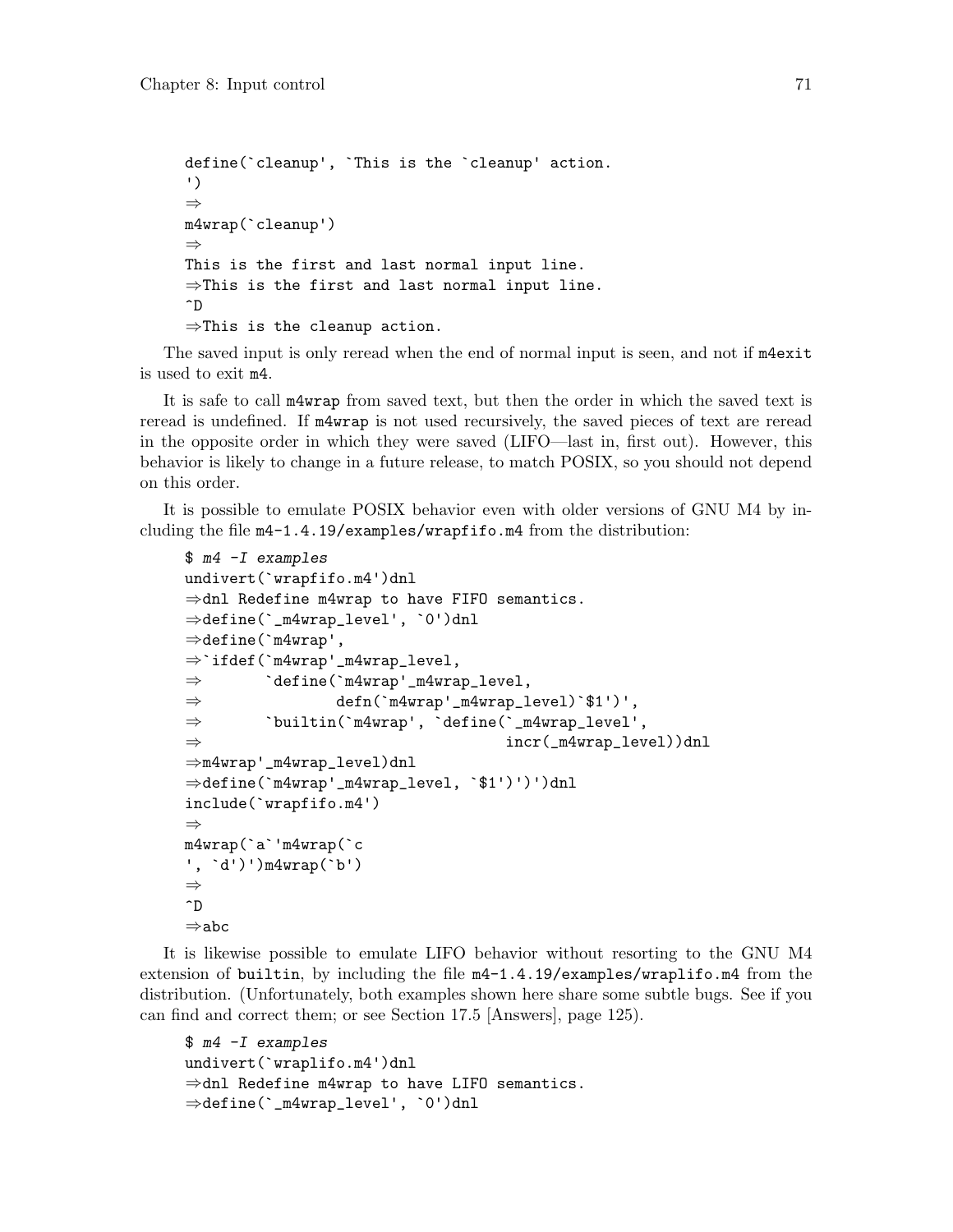```
define(`cleanup', `This is the `cleanup' action.
')
⇒
m4wrap(`cleanup')
⇒
This is the first and last normal input line.
⇒This is the first and last normal input line.
^D
⇒This is the cleanup action.
```

The saved input is only reread when the end of normal input is seen, and not if `m4exit` is used to exit `m4`.

It is safe to call `m4wrap` from saved text, but then the order in which the saved text is reread is undefined. If `m4wrap` is not used recursively, the saved pieces of text are reread in the opposite order in which they were saved (LIFO—last in, first out). However, this behavior is likely to change in a future release, to match POSIX, so you should not depend on this order.

It is possible to emulate POSIX behavior even with older versions of GNU M4 by including the file `m4-1.4.19/examples/wrapfifo.m4` from the distribution:

```
$ m4 -I examples
undivert(`wrapfifo.m4')dnl
⇒dnl Redefine m4wrap to have FIFO semantics.
⇒define(`_m4wrap_level', `0')dnl
⇒define(`m4wrap',
⇒`ifdef(`m4wrap'_m4wrap_level,
⇒       `define(`m4wrap'_m4wrap_level,
⇒               defn(`m4wrap'_m4wrap_level)`$1')',
⇒       `builtin(`m4wrap', `define(`_m4wrap_level',
⇒                                  incr(_m4wrap_level))dnl
⇒m4wrap'_m4wrap_level)dnl
⇒define(`m4wrap'_m4wrap_level, `$1')')')dnl
include(`wrapfifo.m4')
⇒
m4wrap(`a`'m4wrap(`c
', `d')')m4wrap(`b')
⇒
^D
⇒abc
```

It is likewise possible to emulate LIFO behavior without resorting to the GNU M4 extension of `builtin`, by including the file `m4-1.4.19/examples/wraplifo.m4` from the distribution. (Unfortunately, both examples shown here share some subtle bugs. See if you can find and correct them; or see Section 17.5 [Answers], page 125).

```
$ m4 -I examples
undivert(`wraplifo.m4')dnl
⇒dnl Redefine m4wrap to have LIFO semantics.
⇒define(`_m4wrap_level', `0')dnl
```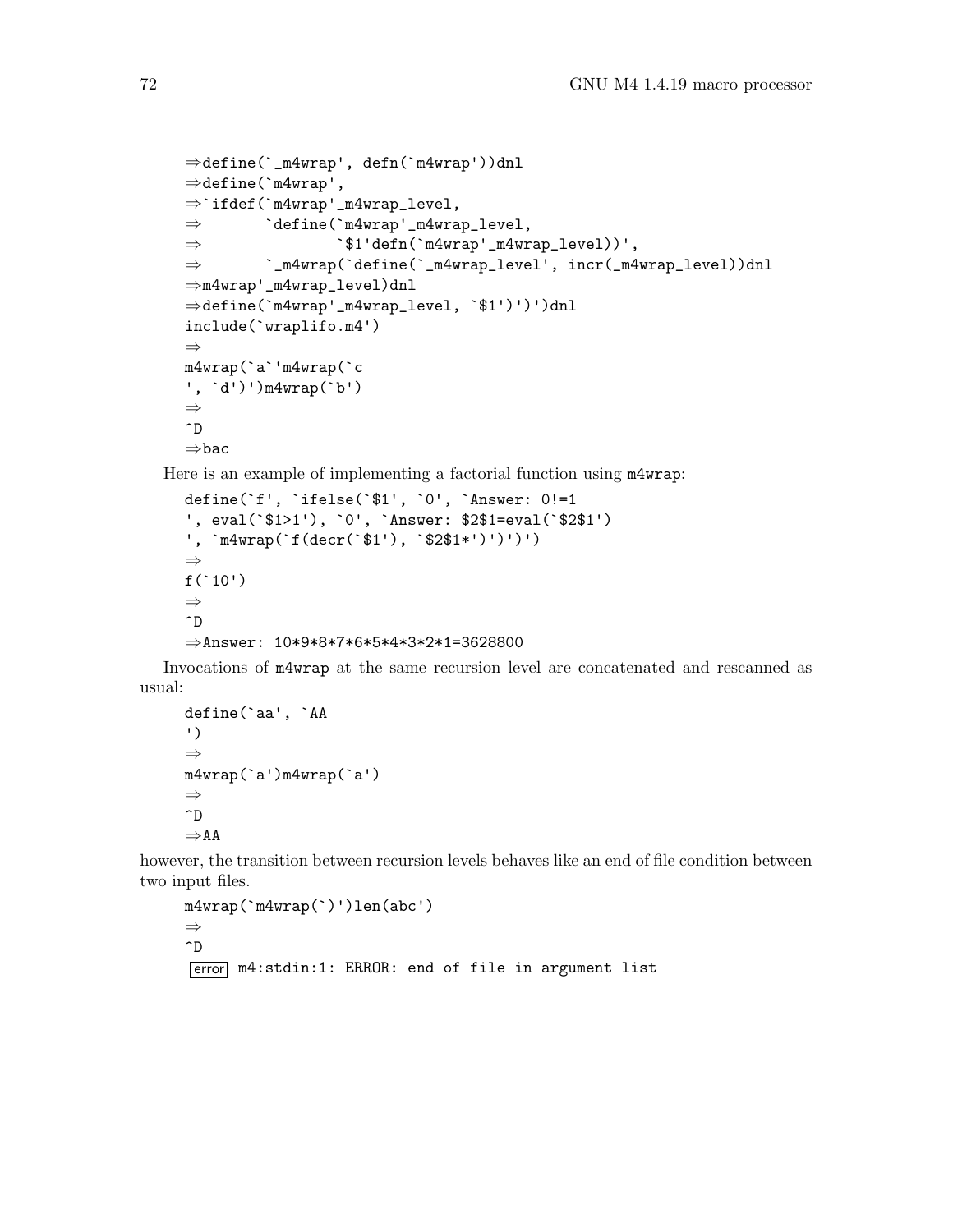```
⇒define(`_m4wrap', defn(`m4wrap'))dnl
⇒define(`m4wrap',
⇒`ifdef(`m4wrap'_m4wrap_level,
⇒       `define(`m4wrap'_m4wrap_level,
⇒               `$1'defn(`m4wrap'_m4wrap_level))',
⇒       `_m4wrap(`define(`_m4wrap_level', incr(_m4wrap_level))dnl
⇒m4wrap'_m4wrap_level)dnl
⇒define(`m4wrap'_m4wrap_level, `$1')')')dnl
include(`wraplifo.m4')
⇒
m4wrap(`a`'m4wrap(`c
', `d')')m4wrap(`b')
⇒
^D
⇒bac
```

Here is an example of implementing a factorial function using `m4wrap`:

```
define(`f', `ifelse(`$1', `0', `Answer: 0!=1
', eval(`$1>1'), `0', `Answer: $2$1=eval(`$2$1')
', `m4wrap(`f(decr(`$1'), `$2$1*')')')')
⇒
f(`10')
⇒
^D
⇒Answer: 10*9*8*7*6*5*4*3*2*1=3628800
```

Invocations of `m4wrap` at the same recursion level are concatenated and rescanned as usual:

```
define(`aa', `AA
')
⇒
m4wrap(`a')m4wrap(`a')
⇒
^D
⇒AA
```

however, the transition between recursion levels behaves like an end of file condition between two input files.

```
m4wrap(`m4wrap(`)')len(abc')
⇒
^D
error m4:stdin:1: ERROR: end of file in argument list
```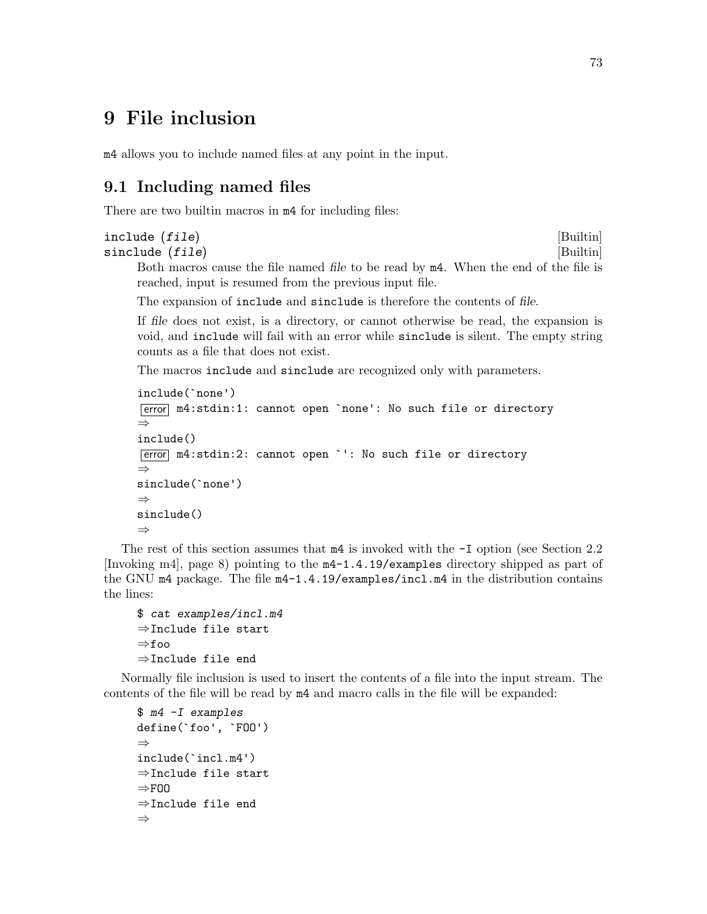# 9 File inclusion

m4 allows you to include named files at any point in the input.

## 9.1 Including named files

There are two builtin macros in m4 for including files:

`include (file)` [Builtin]
`sinclude (file)` [Builtin]

Both macros cause the file named *file* to be read by m4. When the end of the file is reached, input is resumed from the previous input file.

The expansion of `include` and `sinclude` is therefore the contents of *file*.

If *file* does not exist, is a directory, or cannot otherwise be read, the expansion is void, and `include` will fail with an error while `sinclude` is silent. The empty string counts as a file that does not exist.

The macros `include` and `sinclude` are recognized only with parameters.

```
include(`none')
error m4:stdin:1: cannot open `none': No such file or directory
⇒
include()
error m4:stdin:2: cannot open `': No such file or directory
⇒
sinclude(`none')
⇒
sinclude()
⇒
```

The rest of this section assumes that m4 is invoked with the `-I` option (see Section 2.2 [Invoking m4], page 8) pointing to the `m4-1.4.19/examples` directory shipped as part of the GNU m4 package. The file `m4-1.4.19/examples/incl.m4` in the distribution contains the lines:

```
$ cat examples/incl.m4
⇒Include file start
⇒foo
⇒Include file end
```

Normally file inclusion is used to insert the contents of a file into the input stream. The contents of the file will be read by m4 and macro calls in the file will be expanded:

```
$ m4 -I examples
define(`foo', `FOO')
⇒
include(`incl.m4')
⇒Include file start
⇒FOO
⇒Include file end
⇒
```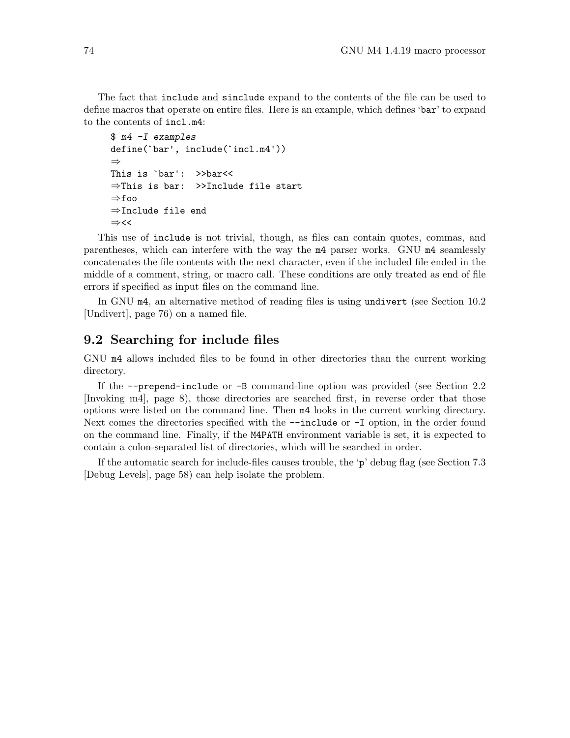The fact that `include` and `sinclude` expand to the contents of the file can be used to define macros that operate on entire files. Here is an example, which defines 'bar' to expand to the contents of `incl.m4`:

```
$ m4 -I examples
define(`bar', include(`incl.m4'))
⇒
This is `bar':  >>bar<<
⇒This is bar:  >>Include file start
⇒foo
⇒Include file end
⇒<<
```

This use of `include` is not trivial, though, as files can contain quotes, commas, and parentheses, which can interfere with the way the `m4` parser works. GNU `m4` seamlessly concatenates the file contents with the next character, even if the included file ended in the middle of a comment, string, or macro call. These conditions are only treated as end of file errors if specified as input files on the command line.

In GNU `m4`, an alternative method of reading files is using `undivert` (see Section 10.2 [Undivert], page 76) on a named file.

## 9.2 Searching for include files

GNU `m4` allows included files to be found in other directories than the current working directory.

If the `--prepend-include` or `-B` command-line option was provided (see Section 2.2 [Invoking m4], page 8), those directories are searched first, in reverse order that those options were listed on the command line. Then `m4` looks in the current working directory. Next comes the directories specified with the `--include` or `-I` option, in the order found on the command line. Finally, if the `M4PATH` environment variable is set, it is expected to contain a colon-separated list of directories, which will be searched in order.

If the automatic search for include-files causes trouble, the 'p' debug flag (see Section 7.3 [Debug Levels], page 58) can help isolate the problem.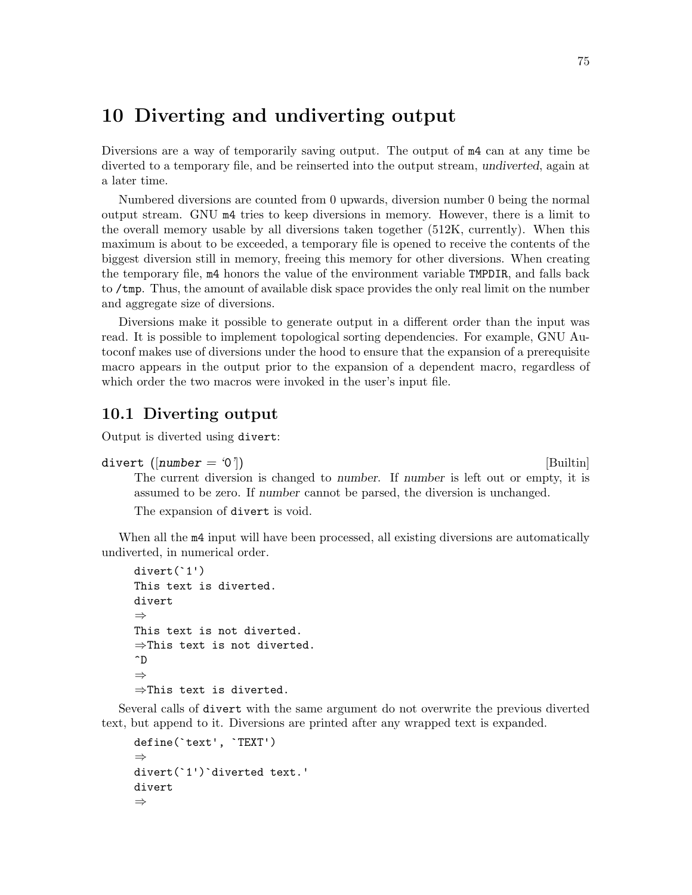# 10 Diverting and undiverting output

Diversions are a way of temporarily saving output. The output of `m4` can at any time be diverted to a temporary file, and be reinserted into the output stream, *undiverted*, again at a later time.

Numbered diversions are counted from 0 upwards, diversion number 0 being the normal output stream. GNU `m4` tries to keep diversions in memory. However, there is a limit to the overall memory usable by all diversions taken together (512K, currently). When this maximum is about to be exceeded, a temporary file is opened to receive the contents of the biggest diversion still in memory, freeing this memory for other diversions. When creating the temporary file, `m4` honors the value of the environment variable `TMPDIR`, and falls back to `/tmp`. Thus, the amount of available disk space provides the only real limit on the number and aggregate size of diversions.

Diversions make it possible to generate output in a different order than the input was read. It is possible to implement topological sorting dependencies. For example, GNU Autoconf makes use of diversions under the hood to ensure that the expansion of a prerequisite macro appears in the output prior to the expansion of a dependent macro, regardless of which order the two macros were invoked in the user's input file.

## 10.1 Diverting output

Output is diverted using `divert`:

`divert ([number = '0'])` [Builtin]

> The current diversion is changed to *number*. If *number* is left out or empty, it is assumed to be zero. If *number* cannot be parsed, the diversion is unchanged.
>
> The expansion of `divert` is void.

When all the `m4` input will have been processed, all existing diversions are automatically undiverted, in numerical order.

```
divert(`1')
This text is diverted.
divert
⇒
This text is not diverted.
⇒This text is not diverted.
^D
⇒
⇒This text is diverted.
```

Several calls of `divert` with the same argument do not overwrite the previous diverted text, but append to it. Diversions are printed after any wrapped text is expanded.

```
define(`text', `TEXT')
⇒
divert(`1')`diverted text.'
divert
⇒
```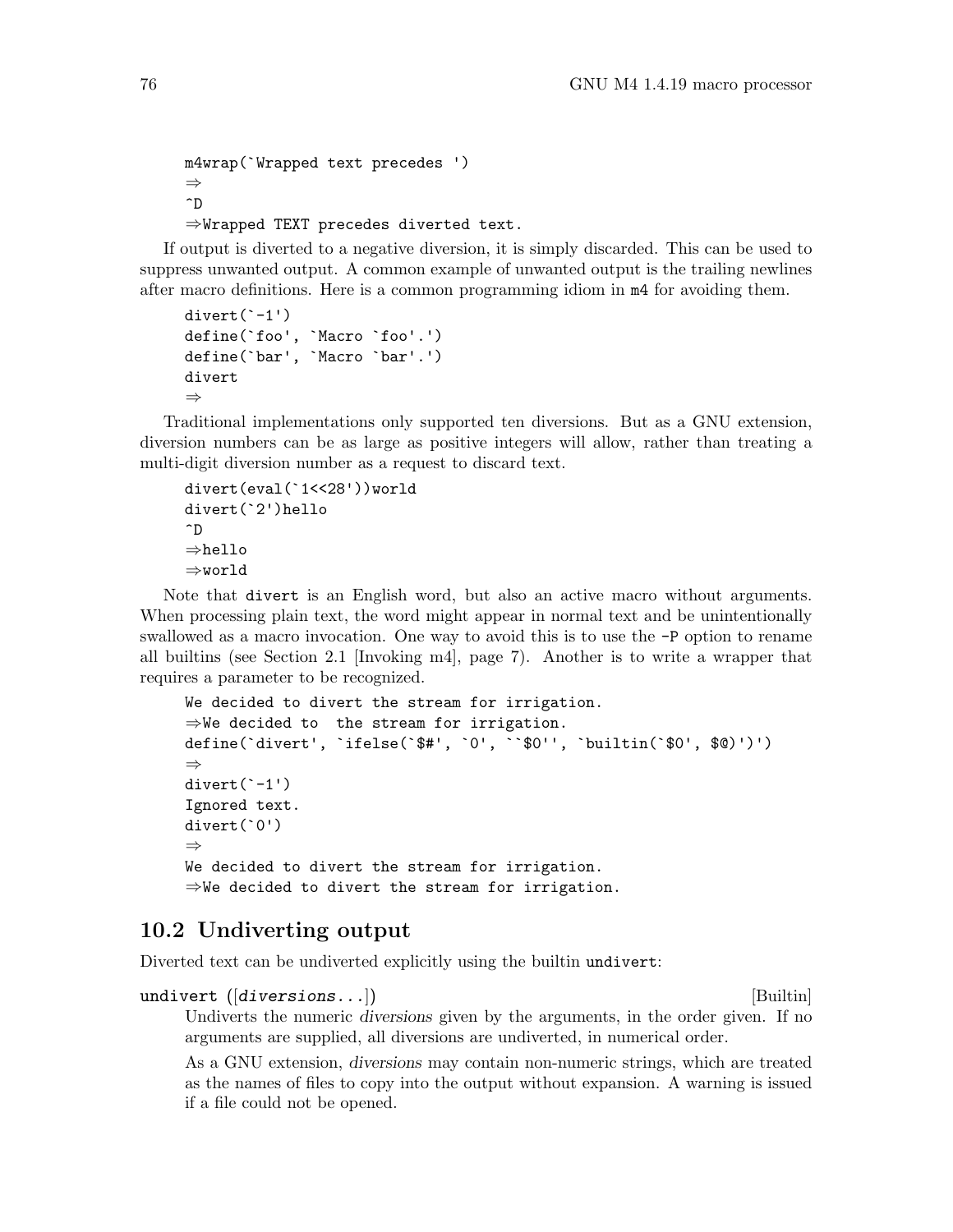```
m4wrap(`Wrapped text precedes ')
⇒
^D
⇒Wrapped TEXT precedes diverted text.
```

If output is diverted to a negative diversion, it is simply discarded. This can be used to suppress unwanted output. A common example of unwanted output is the trailing newlines after macro definitions. Here is a common programming idiom in m4 for avoiding them.

```
divert(`-1')
define(`foo', `Macro `foo'.')
define(`bar', `Macro `bar'.')
divert
⇒
```

Traditional implementations only supported ten diversions. But as a GNU extension, diversion numbers can be as large as positive integers will allow, rather than treating a multi-digit diversion number as a request to discard text.

```
divert(eval(`1<<28'))world
divert(`2')hello
^D
⇒hello
⇒world
```

Note that `divert` is an English word, but also an active macro without arguments. When processing plain text, the word might appear in normal text and be unintentionally swallowed as a macro invocation. One way to avoid this is to use the `-P` option to rename all builtins (see Section 2.1 [Invoking m4], page 7). Another is to write a wrapper that requires a parameter to be recognized.

```
We decided to divert the stream for irrigation.
⇒We decided to  the stream for irrigation.
define(`divert', `ifelse(`$#', `0', ``$0'', `builtin(`$0', $@)')')
⇒
divert(`-1')
Ignored text.
divert(`0')
⇒
We decided to divert the stream for irrigation.
⇒We decided to divert the stream for irrigation.
```

## 10.2 Undiverting output

Diverted text can be undiverted explicitly using the builtin `undivert`:

**undivert** ([*diversions*...]) [Builtin]

Undiverts the numeric *diversions* given by the arguments, in the order given. If no arguments are supplied, all diversions are undiverted, in numerical order.

As a GNU extension, *diversions* may contain non-numeric strings, which are treated as the names of files to copy into the output without expansion. A warning is issued if a file could not be opened.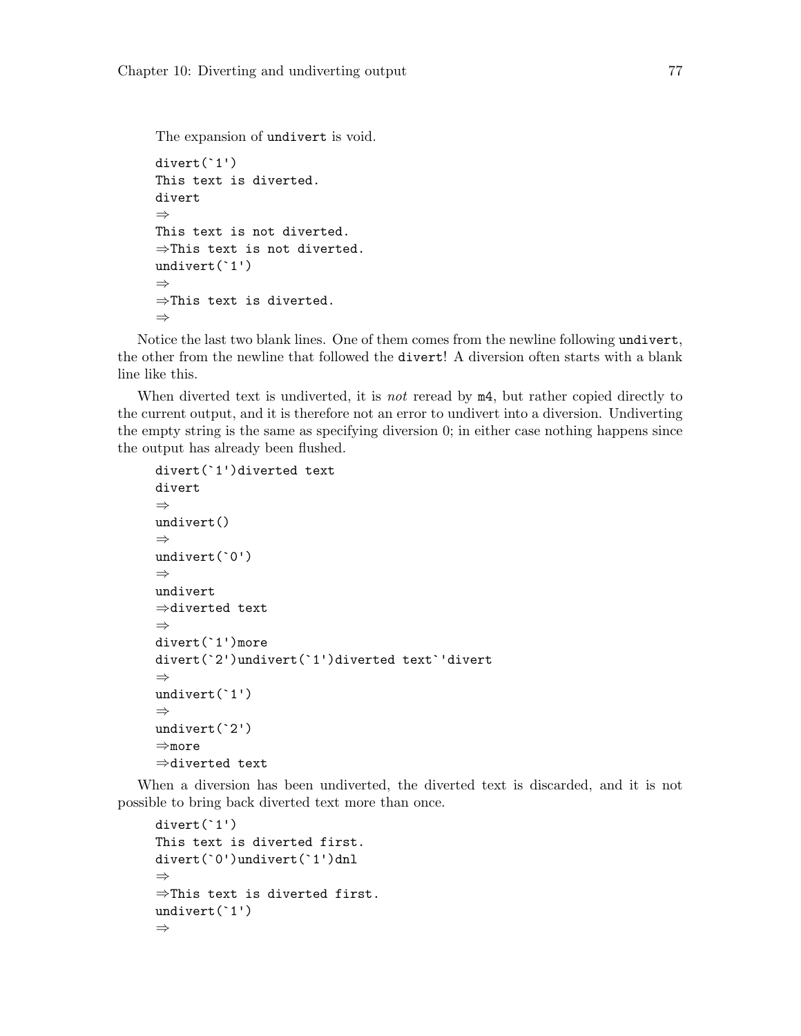The expansion of `undivert` is void.

```
divert(`1')
This text is diverted.
divert
⇒
This text is not diverted.
⇒This text is not diverted.
undivert(`1')
⇒
⇒This text is diverted.
⇒
```

Notice the last two blank lines. One of them comes from the newline following `undivert`, the other from the newline that followed the `divert`! A diversion often starts with a blank line like this.

When diverted text is undiverted, it is *not* reread by `m4`, but rather copied directly to the current output, and it is therefore not an error to undivert into a diversion. Undiverting the empty string is the same as specifying diversion 0; in either case nothing happens since the output has already been flushed.

```
divert(`1')diverted text
divert
⇒
undivert()
⇒
undivert(`0')
⇒
undivert
⇒diverted text
⇒
divert(`1')more
divert(`2')undivert(`1')diverted text`'divert
⇒
undivert(`1')
⇒
undivert(`2')
⇒more
⇒diverted text
```

When a diversion has been undiverted, the diverted text is discarded, and it is not possible to bring back diverted text more than once.

```
divert(`1')
This text is diverted first.
divert(`0')undivert(`1')dnl
⇒
⇒This text is diverted first.
undivert(`1')
⇒
```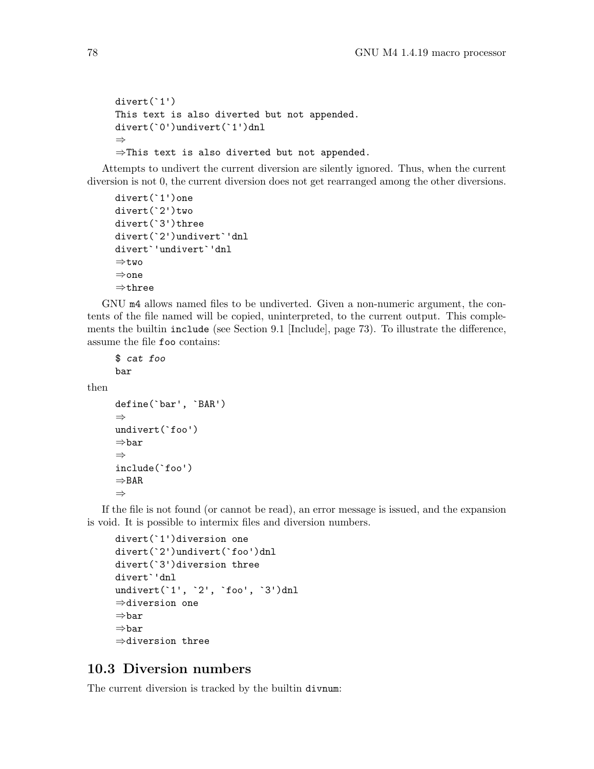```
divert(`1')
This text is also diverted but not appended.
divert(`0')undivert(`1')dnl
⇒
⇒This text is also diverted but not appended.
```

Attempts to undivert the current diversion are silently ignored. Thus, when the current diversion is not 0, the current diversion does not get rearranged among the other diversions.

```
divert(`1')one
divert(`2')two
divert(`3')three
divert(`2')undivert`'dnl
divert`'undivert`'dnl
⇒two
⇒one
⇒three
```

GNU `m4` allows named files to be undiverted. Given a non-numeric argument, the contents of the file named will be copied, uninterpreted, to the current output. This complements the builtin `include` (see Section 9.1 [Include], page 73). To illustrate the difference, assume the file `foo` contains:

```
$ cat foo
bar
```

then

```
define(`bar', `BAR')
⇒
undivert(`foo')
⇒bar
⇒
include(`foo')
⇒BAR
⇒
```

If the file is not found (or cannot be read), an error message is issued, and the expansion is void. It is possible to intermix files and diversion numbers.

```
divert(`1')diversion one
divert(`2')undivert(`foo')dnl
divert(`3')diversion three
divert`'dnl
undivert(`1', `2', `foo', `3')dnl
⇒diversion one
⇒bar
⇒bar
⇒diversion three
```

## 10.3 Diversion numbers

The current diversion is tracked by the builtin `divnum`: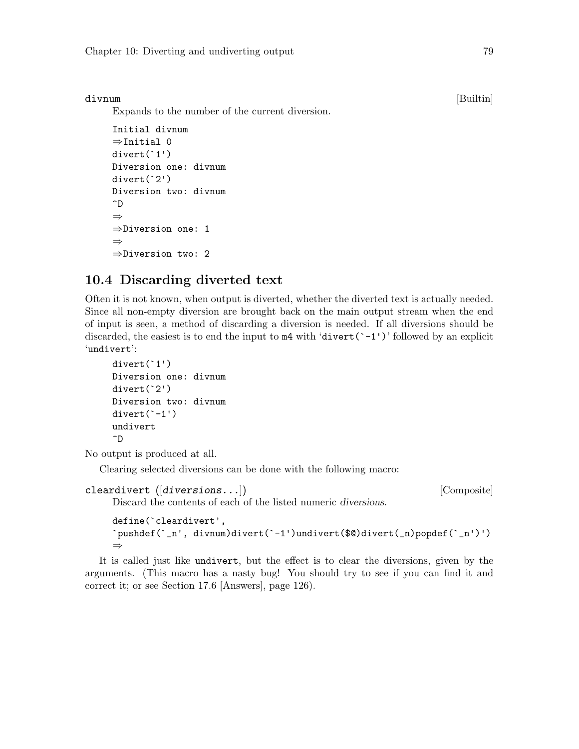divnum [Builtin]

Expands to the number of the current diversion.

```
Initial divnum
⇒Initial 0
divert(`1')
Diversion one: divnum
divert(`2')
Diversion two: divnum
^D
⇒
⇒Diversion one: 1
⇒
⇒Diversion two: 2
```

## 10.4 Discarding diverted text

Often it is not known, when output is diverted, whether the diverted text is actually needed. Since all non-empty diversion are brought back on the main output stream when the end of input is seen, a method of discarding a diversion is needed. If all diversions should be discarded, the easiest is to end the input to m4 with '`divert(`-1')`' followed by an explicit '`undivert`':

```
divert(`1')
Diversion one: divnum
divert(`2')
Diversion two: divnum
divert(`-1')
undivert
^D
```

No output is produced at all.

Clearing selected diversions can be done with the following macro:

cleardivert ([*diversions...*]) [Composite]

Discard the contents of each of the listed numeric *diversions*.

```
define(`cleardivert',
`pushdef(`_n', divnum)divert(`-1')undivert($@)divert(_n)popdef(`_n')')
⇒
```

It is called just like `undivert`, but the effect is to clear the diversions, given by the arguments. (This macro has a nasty bug! You should try to see if you can find it and correct it; or see Section 17.6 [Answers], page 126).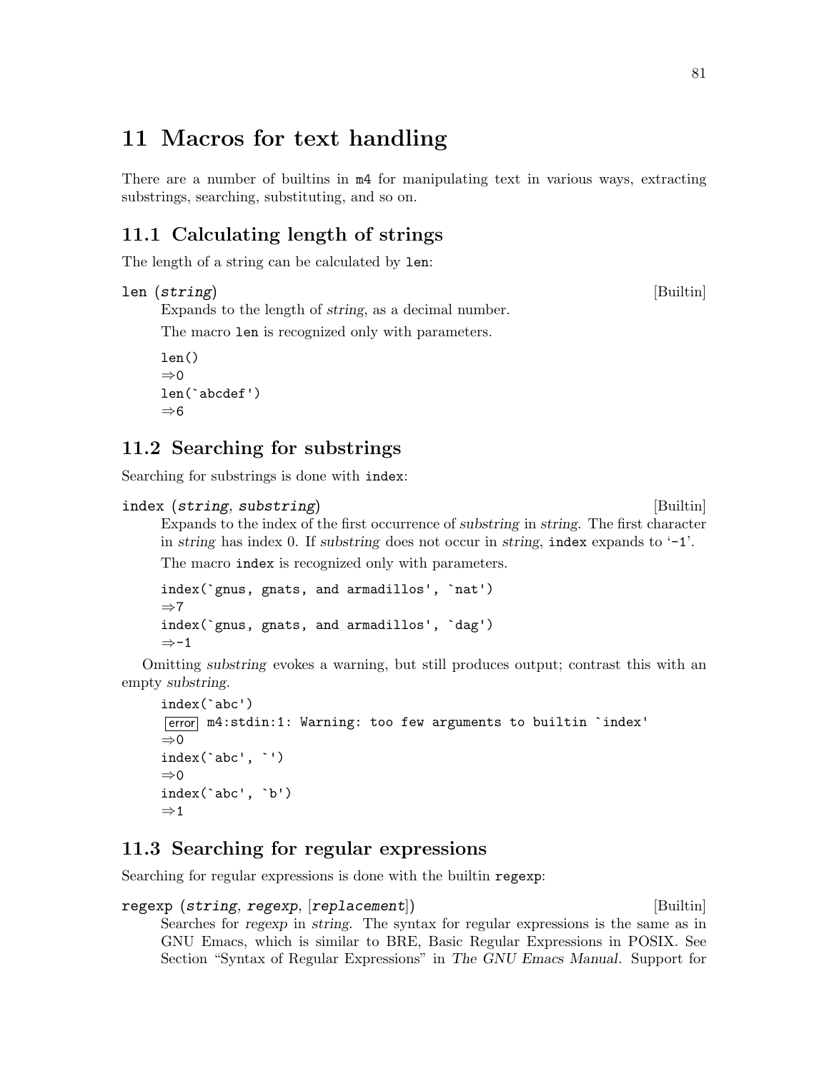# 11 Macros for text handling

There are a number of builtins in m4 for manipulating text in various ways, extracting substrings, searching, substituting, and so on.

## 11.1 Calculating length of strings

The length of a string can be calculated by `len`:

**len** (*string*) [Builtin]

Expands to the length of *string*, as a decimal number.

The macro `len` is recognized only with parameters.

```
len()
⇒0
len(`abcdef')
⇒6
```

## 11.2 Searching for substrings

Searching for substrings is done with `index`:

**index** (*string*, *substring*) [Builtin]

Expands to the index of the first occurrence of *substring* in *string*. The first character in *string* has index 0. If *substring* does not occur in *string*, `index` expands to '-1'.

The macro `index` is recognized only with parameters.

```
index(`gnus, gnats, and armadillos', `nat')
⇒7
index(`gnus, gnats, and armadillos', `dag')
⇒-1
```

Omitting *substring* evokes a warning, but still produces output; contrast this with an empty *substring*.

```
index(`abc')
error m4:stdin:1: Warning: too few arguments to builtin `index'
⇒0
index(`abc', `')
⇒0
index(`abc', `b')
⇒1
```

## 11.3 Searching for regular expressions

Searching for regular expressions is done with the builtin `regexp`:

**regexp** (*string*, *regexp*, [*replacement*]) [Builtin]

Searches for *regexp* in *string*. The syntax for regular expressions is the same as in GNU Emacs, which is similar to BRE, Basic Regular Expressions in POSIX. See Section "Syntax of Regular Expressions" in *The GNU Emacs Manual*. Support for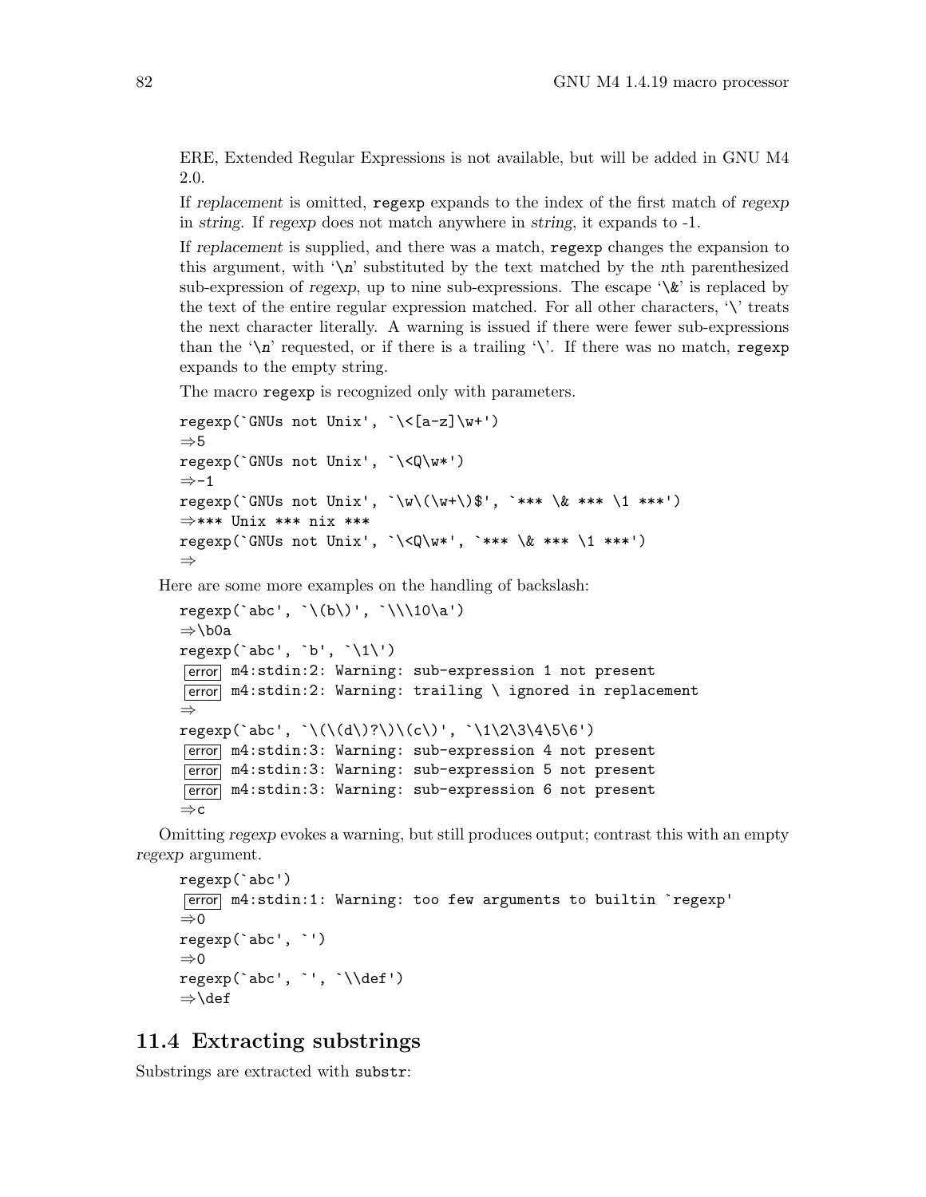ERE, Extended Regular Expressions is not available, but will be added in GNU M4 2.0.

If *replacement* is omitted, `regexp` expands to the index of the first match of *regexp* in *string*. If *regexp* does not match anywhere in *string*, it expands to -1.

If *replacement* is supplied, and there was a match, `regexp` changes the expansion to this argument, with '`\n`' substituted by the text matched by the *n*th parenthesized sub-expression of *regexp*, up to nine sub-expressions. The escape '`\&`' is replaced by the text of the entire regular expression matched. For all other characters, '`\`' treats the next character literally. A warning is issued if there were fewer sub-expressions than the '`\n`' requested, or if there is a trailing '`\`'. If there was no match, `regexp` expands to the empty string.

The macro `regexp` is recognized only with parameters.

```
regexp(`GNUs not Unix', `\<[a-z]\w+')
⇒5
regexp(`GNUs not Unix', `\<Q\w*')
⇒-1
regexp(`GNUs not Unix', `\w\(\w+\)$', `*** \& *** \1 ***')
⇒*** Unix *** nix ***
regexp(`GNUs not Unix', `\<Q\w*', `*** \& *** \1 ***')
⇒
```

Here are some more examples on the handling of backslash:

```
regexp(`abc', `\(b\)', `\\\10\a')
⇒\b0a
regexp(`abc', `b', `\1\')
error m4:stdin:2: Warning: sub-expression 1 not present
error m4:stdin:2: Warning: trailing \ ignored in replacement
⇒
regexp(`abc', `\(\(d\)?\)\(c\)', `\1\2\3\4\5\6')
error m4:stdin:3: Warning: sub-expression 4 not present
error m4:stdin:3: Warning: sub-expression 5 not present
error m4:stdin:3: Warning: sub-expression 6 not present
⇒c
```

Omitting *regexp* evokes a warning, but still produces output; contrast this with an empty *regexp* argument.

```
regexp(`abc')
error m4:stdin:1: Warning: too few arguments to builtin `regexp'
⇒0
regexp(`abc', `')
⇒0
regexp(`abc', `', `\\def')
⇒\def
```

## 11.4 Extracting substrings

Substrings are extracted with `substr`: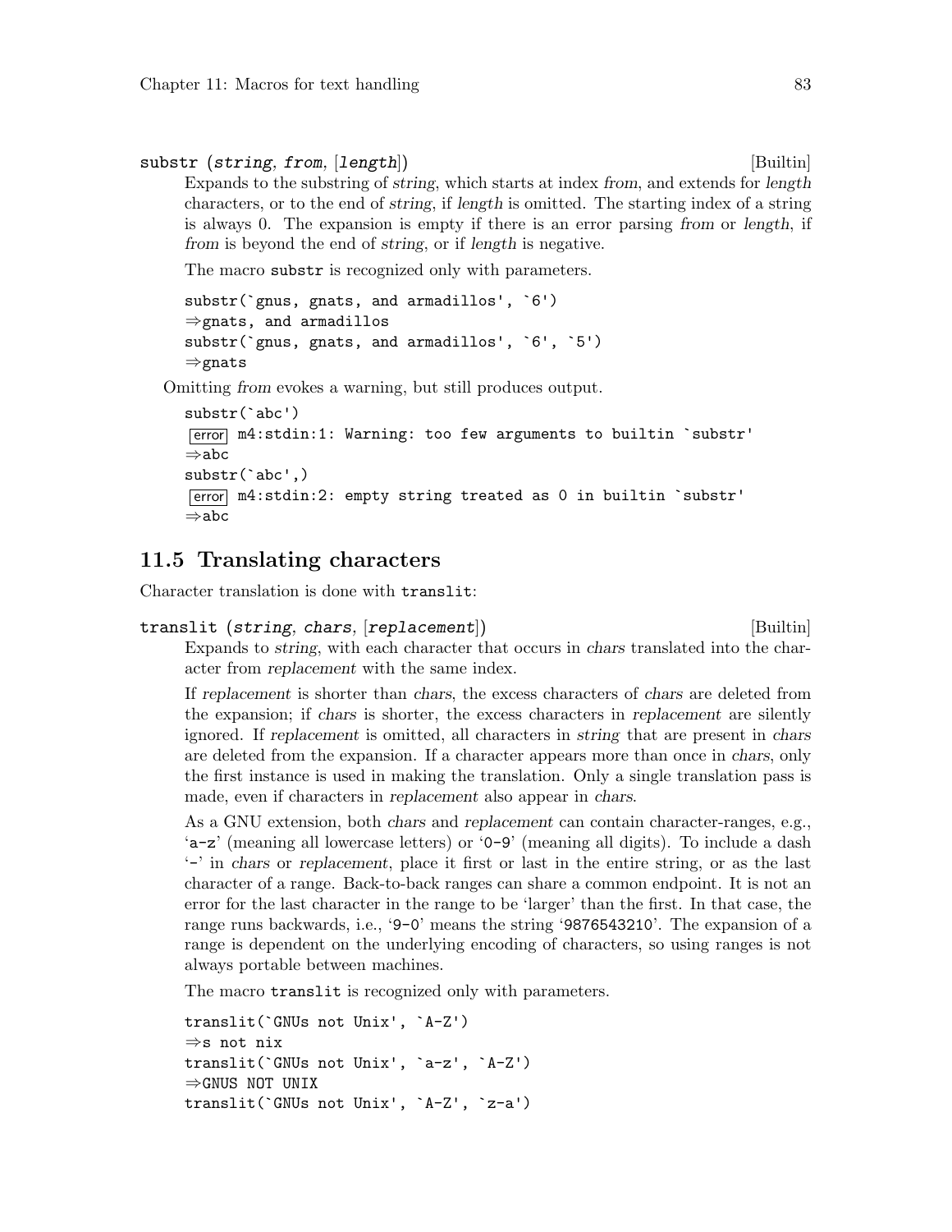substr (*string*, *from*, [*length*]) [Builtin]

Expands to the substring of *string*, which starts at index *from*, and extends for *length* characters, or to the end of *string*, if *length* is omitted. The starting index of a string is always 0. The expansion is empty if there is an error parsing *from* or *length*, if *from* is beyond the end of *string*, or if *length* is negative.

The macro `substr` is recognized only with parameters.

```
substr(`gnus, gnats, and armadillos', `6')
⇒gnats, and armadillos
substr(`gnus, gnats, and armadillos', `6', `5')
⇒gnats
```

Omitting *from* evokes a warning, but still produces output.

```
substr(`abc')
error m4:stdin:1: Warning: too few arguments to builtin `substr'
⇒abc
substr(`abc',)
error m4:stdin:2: empty string treated as 0 in builtin `substr'
⇒abc
```

## 11.5 Translating characters

Character translation is done with `translit`:

translit (*string*, *chars*, [*replacement*]) [Builtin]

Expands to *string*, with each character that occurs in *chars* translated into the character from *replacement* with the same index.

If *replacement* is shorter than *chars*, the excess characters of *chars* are deleted from the expansion; if *chars* is shorter, the excess characters in *replacement* are silently ignored. If *replacement* is omitted, all characters in *string* that are present in *chars* are deleted from the expansion. If a character appears more than once in *chars*, only the first instance is used in making the translation. Only a single translation pass is made, even if characters in *replacement* also appear in *chars*.

As a GNU extension, both *chars* and *replacement* can contain character-ranges, e.g., '`a-z`' (meaning all lowercase letters) or '`0-9`' (meaning all digits). To include a dash '`-`' in *chars* or *replacement*, place it first or last in the entire string, or as the last character of a range. Back-to-back ranges can share a common endpoint. It is not an error for the last character in the range to be 'larger' than the first. In that case, the range runs backwards, i.e., '`9-0`' means the string '`9876543210`'. The expansion of a range is dependent on the underlying encoding of characters, so using ranges is not always portable between machines.

The macro `translit` is recognized only with parameters.

```
translit(`GNUs not Unix', `A-Z')
⇒s not nix
translit(`GNUs not Unix', `a-z', `A-Z')
⇒GNUS NOT UNIX
translit(`GNUs not Unix', `A-Z', `z-a')
```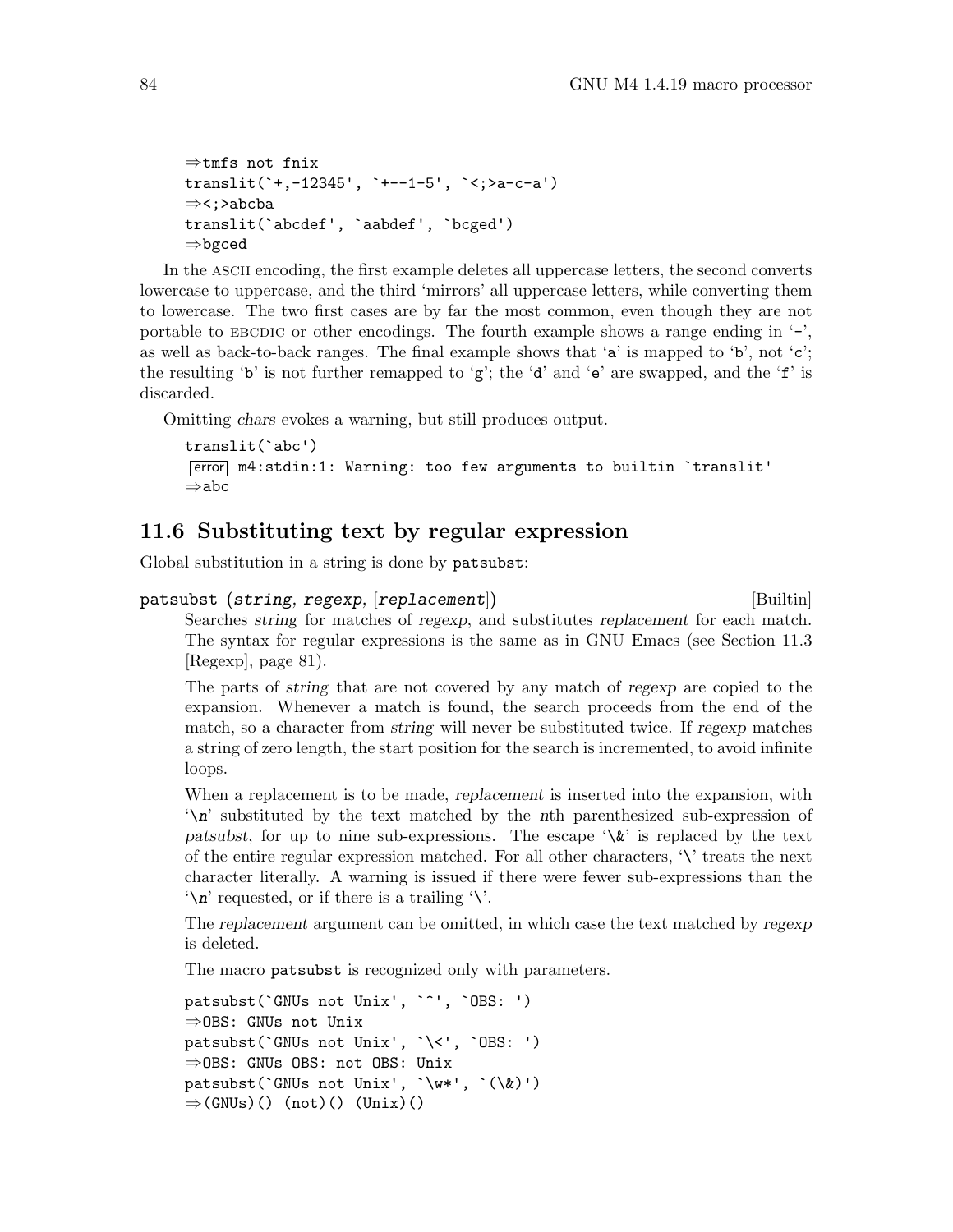```
⇒tmfs not fnix
translit(`+,-12345', `+--1-5', `<;>a-c-a')
⇒<;>abcba
translit(`abcdef', `aabdef', `bcged')
⇒bgced
```

In the ASCII encoding, the first example deletes all uppercase letters, the second converts lowercase to uppercase, and the third 'mirrors' all uppercase letters, while converting them to lowercase. The two first cases are by far the most common, even though they are not portable to EBCDIC or other encodings. The fourth example shows a range ending in '-', as well as back-to-back ranges. The final example shows that 'a' is mapped to 'b', not 'c'; the resulting 'b' is not further remapped to 'g'; the 'd' and 'e' are swapped, and the 'f' is discarded.

Omitting *chars* evokes a warning, but still produces output.

```
translit(`abc')
error m4:stdin:1: Warning: too few arguments to builtin `translit'
⇒abc
```

## 11.6 Substituting text by regular expression

Global substitution in a string is done by `patsubst`:

**patsubst** (*string*, *regexp*, [*replacement*]) [Builtin]

Searches *string* for matches of *regexp*, and substitutes *replacement* for each match. The syntax for regular expressions is the same as in GNU Emacs (see Section 11.3 [Regexp], page 81).

The parts of *string* that are not covered by any match of *regexp* are copied to the expansion. Whenever a match is found, the search proceeds from the end of the match, so a character from *string* will never be substituted twice. If *regexp* matches a string of zero length, the start position for the search is incremented, to avoid infinite loops.

When a replacement is to be made, *replacement* is inserted into the expansion, with '\n' substituted by the text matched by the *n*th parenthesized sub-expression of *patsubst*, for up to nine sub-expressions. The escape '\&' is replaced by the text of the entire regular expression matched. For all other characters, '\' treats the next character literally. A warning is issued if there were fewer sub-expressions than the '\n' requested, or if there is a trailing '\'.

The *replacement* argument can be omitted, in which case the text matched by *regexp* is deleted.

The macro `patsubst` is recognized only with parameters.

```
patsubst(`GNUs not Unix', `^', `OBS: ')
⇒OBS: GNUs not Unix
patsubst(`GNUs not Unix', `\<', `OBS: ')
⇒OBS: GNUs OBS: not OBS: Unix
patsubst(`GNUs not Unix', `\w*', `(\&)')
⇒(GNUs)() (not)() (Unix)()
```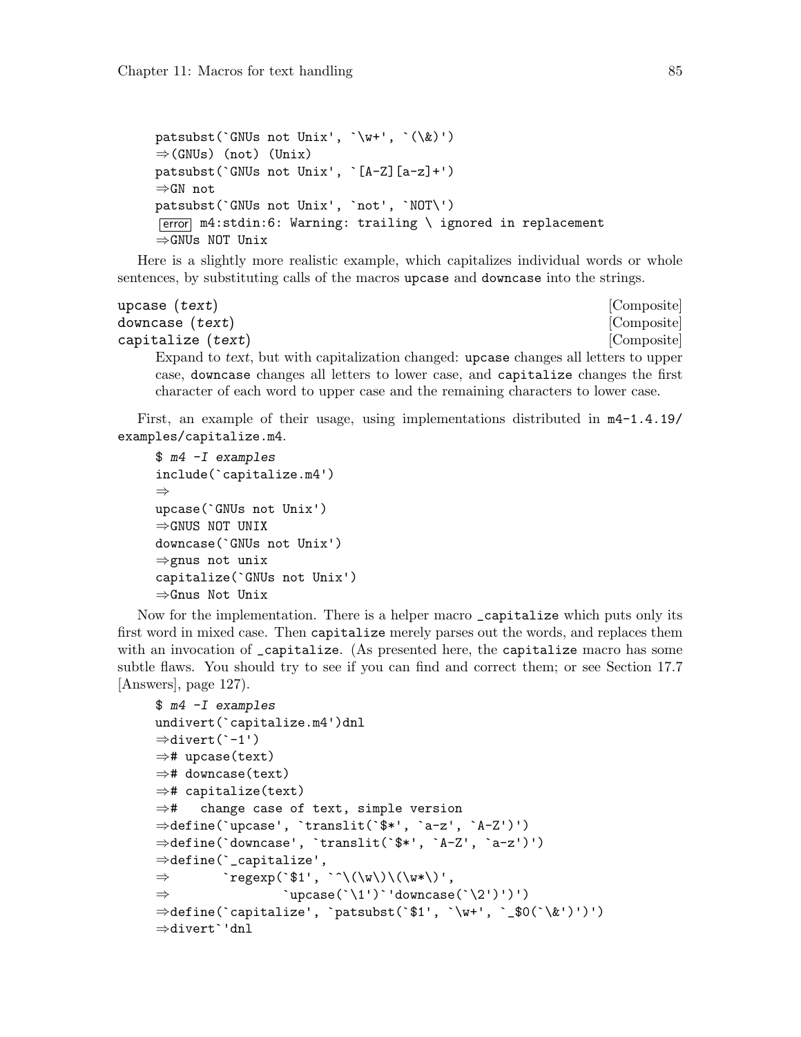```
patsubst(`GNUs not Unix', `\w+', `(\&)')
⇒(GNUs) (not) (Unix)
patsubst(`GNUs not Unix', `[A-Z][a-z]+')
⇒GN not
patsubst(`GNUs not Unix', `not', `NOT\')
error m4:stdin:6: Warning: trailing \ ignored in replacement
⇒GNUs NOT Unix
```

Here is a slightly more realistic example, which capitalizes individual words or whole sentences, by substituting calls of the macros `upcase` and `downcase` into the strings.

`upcase (`*text*`)` [Composite]
`downcase (`*text*`)` [Composite]
`capitalize (`*text*`)` [Composite]

Expand to *text*, but with capitalization changed: `upcase` changes all letters to upper case, `downcase` changes all letters to lower case, and `capitalize` changes the first character of each word to upper case and the remaining characters to lower case.

First, an example of their usage, using implementations distributed in `m4-1.4.19/examples/capitalize.m4`.

```
$ m4 -I examples
include(`capitalize.m4')
⇒
upcase(`GNUs not Unix')
⇒GNUS NOT UNIX
downcase(`GNUs not Unix')
⇒gnus not unix
capitalize(`GNUs not Unix')
⇒Gnus Not Unix
```

Now for the implementation. There is a helper macro `_capitalize` which puts only its first word in mixed case. Then `capitalize` merely parses out the words, and replaces them with an invocation of `_capitalize`. (As presented here, the `capitalize` macro has some subtle flaws. You should try to see if you can find and correct them; or see Section 17.7 [Answers], page 127).

```
$ m4 -I examples
undivert(`capitalize.m4')dnl
⇒divert(`-1')
⇒# upcase(text)
⇒# downcase(text)
⇒# capitalize(text)
⇒#   change case of text, simple version
⇒define(`upcase', `translit(`$*', `a-z', `A-Z')')
⇒define(`downcase', `translit(`$*', `A-Z', `a-z')')
⇒define(`_capitalize',
⇒        `regexp(`$1', `^\(\w\)\(\w*\)',
⇒                `upcase(`\1')`'downcase(`\2')')')
⇒define(`capitalize', `patsubst(`$1', `\w+', `_$0(`\&')')')
⇒divert`'dnl
```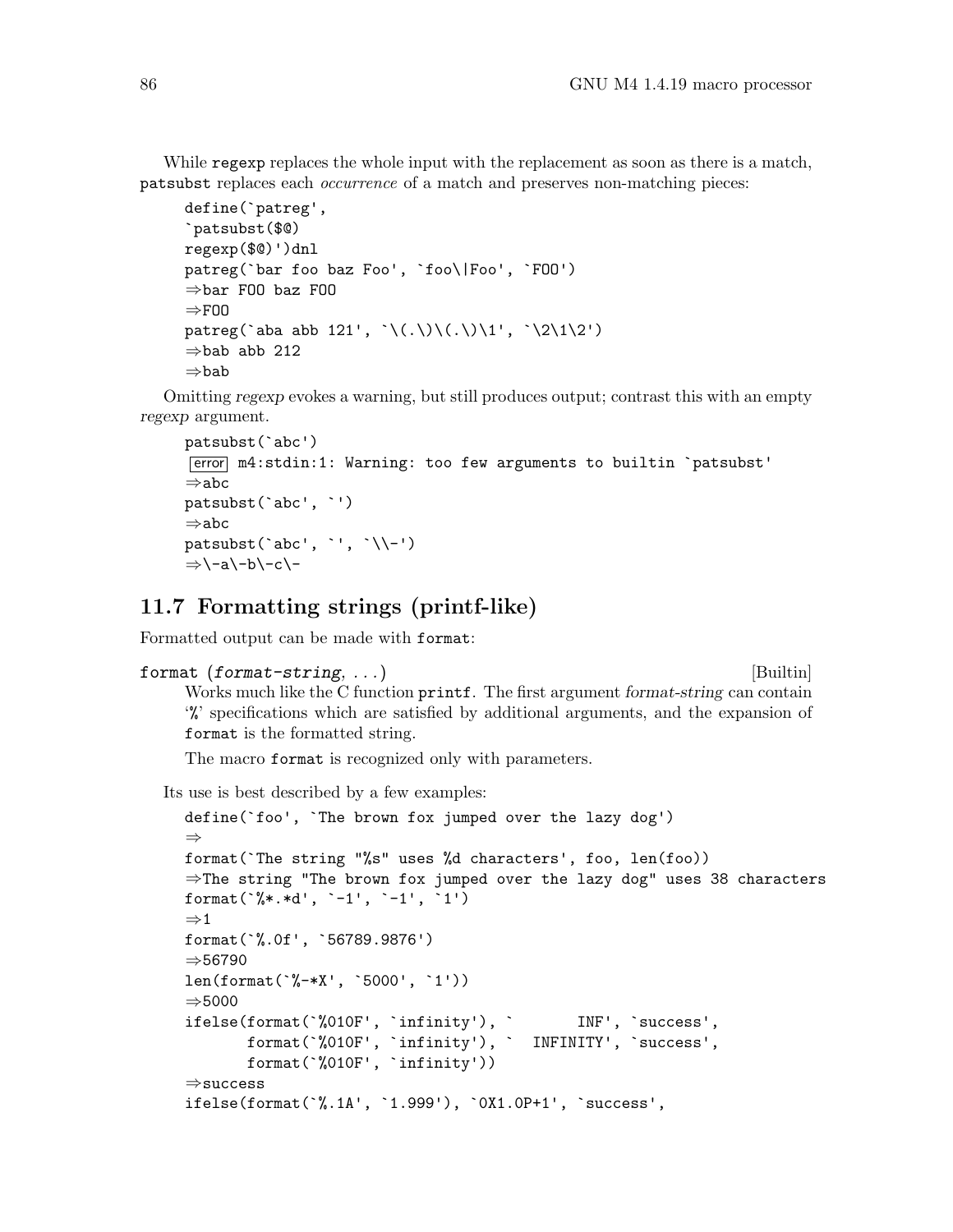While `regexp` replaces the whole input with the replacement as soon as there is a match, `patsubst` replaces each *occurrence* of a match and preserves non-matching pieces:

```
define(`patreg',
`patsubst($@)
regexp($@)')dnl
patreg(`bar foo baz Foo', `foo\|Foo', `FOO')
⇒bar FOO baz FOO
⇒FOO
patreg(`aba abb 121', `\(.\)\(.\)\1', `\2\1\2')
⇒bab abb 212
⇒bab
```

Omitting *regexp* evokes a warning, but still produces output; contrast this with an empty *regexp* argument.

```
patsubst(`abc')
error m4:stdin:1: Warning: too few arguments to builtin `patsubst'
⇒abc
patsubst(`abc', `')
⇒abc
patsubst(`abc', `', `\\-')
⇒\-a\-b\-c\-
```

## 11.7 Formatting strings (printf-like)

Formatted output can be made with `format`:

**format** *(format-string, . . .)* [Builtin]

Works much like the C function `printf`. The first argument *format-string* can contain '%' specifications which are satisfied by additional arguments, and the expansion of `format` is the formatted string.

The macro `format` is recognized only with parameters.

Its use is best described by a few examples:

```
define(`foo', `The brown fox jumped over the lazy dog')
⇒
format(`The string "%s" uses %d characters', foo, len(foo))
⇒The string "The brown fox jumped over the lazy dog" uses 38 characters
format(`%*.*d', `-1', `-1', `1')
⇒1
format(`%.0f', `56789.9876')
⇒56790
len(format(`%-*X', `5000', `1'))
⇒5000
ifelse(format(`%010F', `infinity'), `       INF', `success',
       format(`%010F', `infinity'), `  INFINITY', `success',
       format(`%010F', `infinity'))
⇒success
ifelse(format(`%.1A', `1.999'), `0X1.0P+1', `success',
```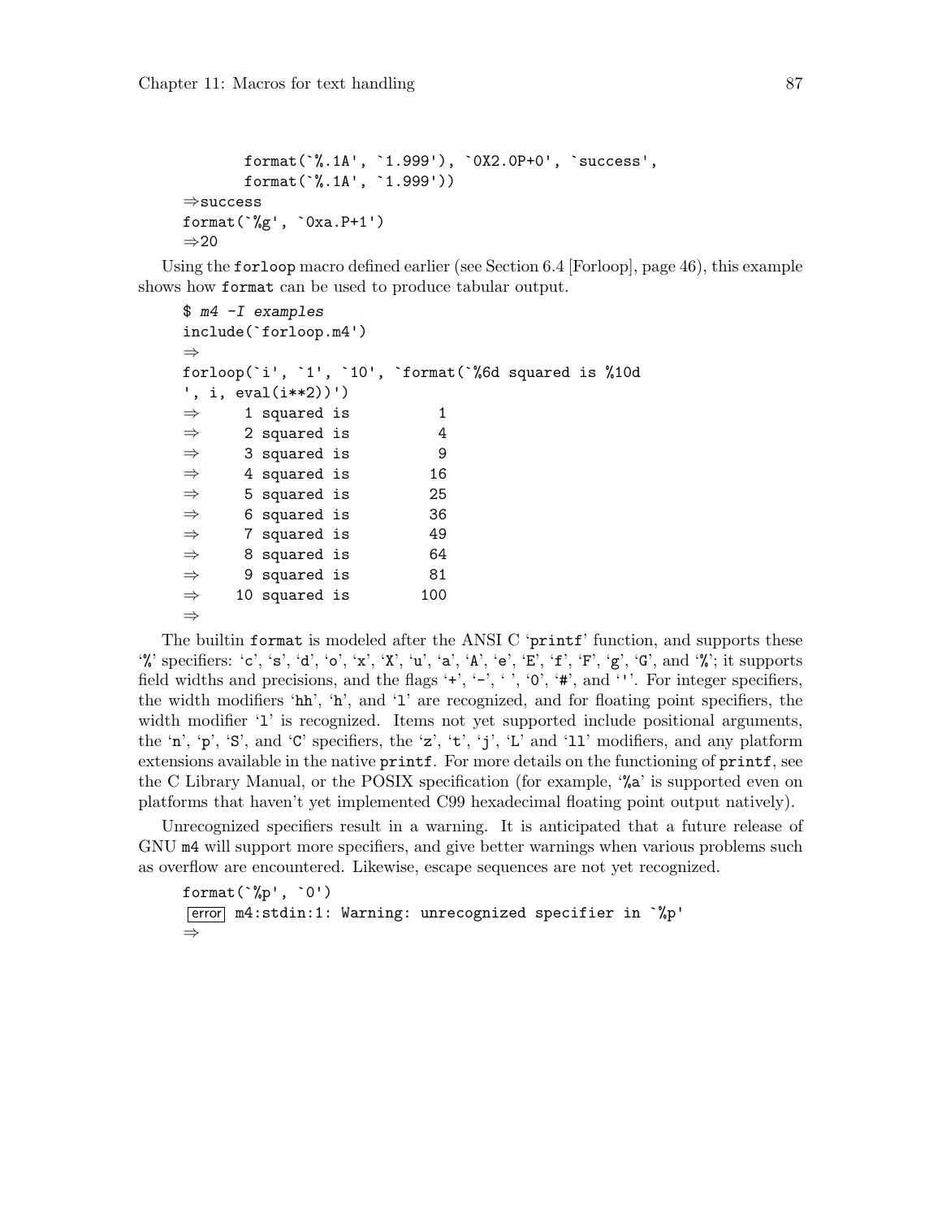```
        format(`%.1A', `1.999'), `0X2.0P+0', `success',
        format(`%.1A', `1.999'))
⇒success
format(`%g', `0xa.P+1')
⇒20
```

Using the `forloop` macro defined earlier (see Section 6.4 [Forloop], page 46), this example shows how `format` can be used to produce tabular output.

```
$ m4 -I examples
include(`forloop.m4')
⇒
forloop(`i', `1', `10', `format(`%6d squared is %10d
', i, eval(i**2))')
⇒     1 squared is          1
⇒     2 squared is          4
⇒     3 squared is          9
⇒     4 squared is         16
⇒     5 squared is         25
⇒     6 squared is         36
⇒     7 squared is         49
⇒     8 squared is         64
⇒     9 squared is         81
⇒    10 squared is        100
⇒
```

The builtin `format` is modeled after the ANSI C 'printf' function, and supports these '%' specifiers: 'c', 's', 'd', 'o', 'x', 'X', 'u', 'a', 'A', 'e', 'E', 'f', 'F', 'g', 'G', and '%'; it supports field widths and precisions, and the flags '+', '-', ' ', '0', '#', and '''. For integer specifiers, the width modifiers 'hh', 'h', and 'l' are recognized, and for floating point specifiers, the width modifier 'l' is recognized. Items not yet supported include positional arguments, the 'n', 'p', 'S', and 'C' specifiers, the 'z', 't', 'j', 'L' and 'll' modifiers, and any platform extensions available in the native `printf`. For more details on the functioning of `printf`, see the C Library Manual, or the POSIX specification (for example, '%a' is supported even on platforms that haven't yet implemented C99 hexadecimal floating point output natively).

Unrecognized specifiers result in a warning. It is anticipated that a future release of GNU `m4` will support more specifiers, and give better warnings when various problems such as overflow are encountered. Likewise, escape sequences are not yet recognized.

```
format(`%p', `0')
error m4:stdin:1: Warning: unrecognized specifier in `%p'
⇒
```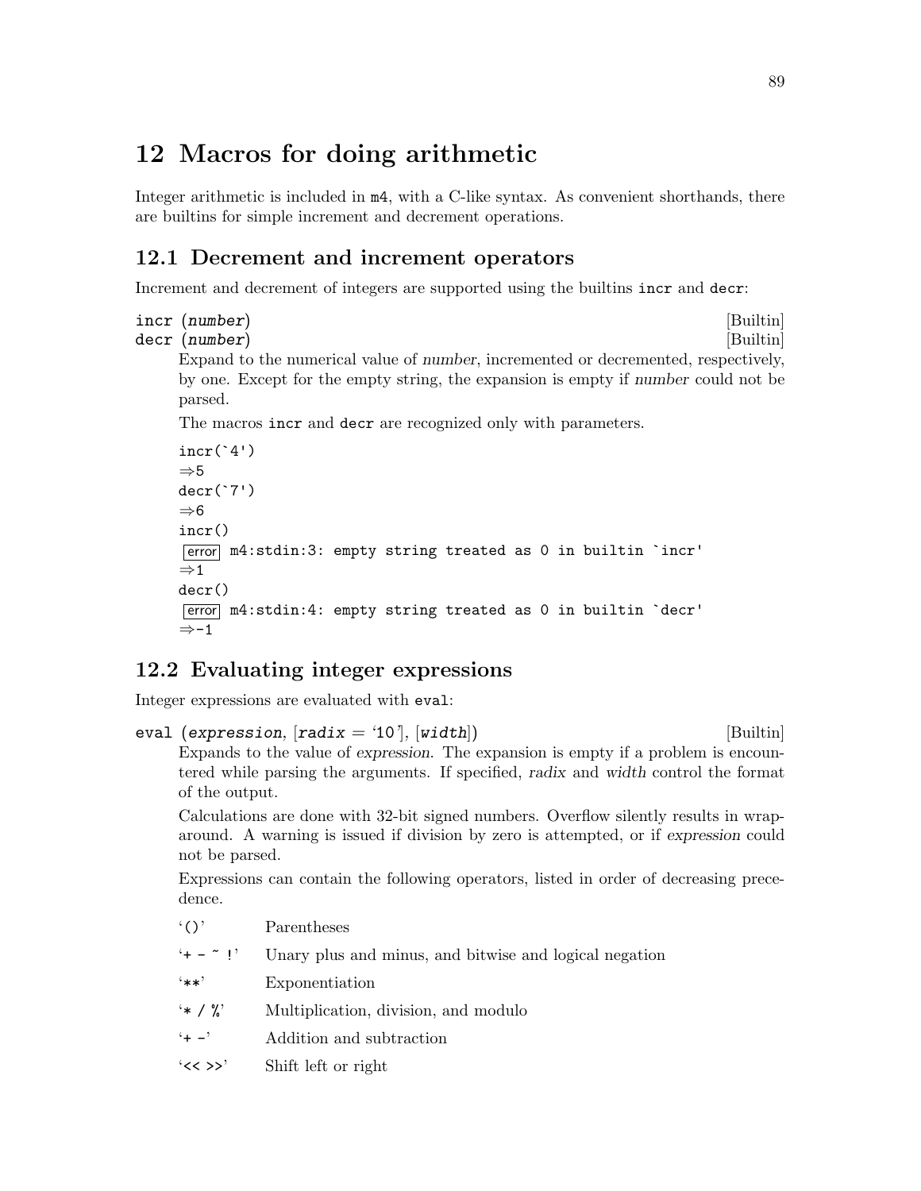# 12 Macros for doing arithmetic

Integer arithmetic is included in `m4`, with a C-like syntax. As convenient shorthands, there are builtins for simple increment and decrement operations.

## 12.1 Decrement and increment operators

Increment and decrement of integers are supported using the builtins `incr` and `decr`:

`incr (`*`number`*`)` [Builtin]
`decr (`*`number`*`)` [Builtin]

Expand to the numerical value of *number*, incremented or decremented, respectively, by one. Except for the empty string, the expansion is empty if *number* could not be parsed.

The macros `incr` and `decr` are recognized only with parameters.

```
incr(`4')
⇒5
decr(`7')
⇒6
incr()
error m4:stdin:3: empty string treated as 0 in builtin `incr'
⇒1
decr()
error m4:stdin:4: empty string treated as 0 in builtin `decr'
⇒-1
```

## 12.2 Evaluating integer expressions

Integer expressions are evaluated with `eval`:

`eval (`*`expression`*`, [`*`radix`*` = '10'], [`*`width`*`])` [Builtin]

Expands to the value of *expression*. The expansion is empty if a problem is encountered while parsing the arguments. If specified, *radix* and *width* control the format of the output.

Calculations are done with 32-bit signed numbers. Overflow silently results in wraparound. A warning is issued if division by zero is attempted, or if *expression* could not be parsed.

Expressions can contain the following operators, listed in order of decreasing precedence.

'`()`' Parentheses

'`+ - ~ !`' Unary plus and minus, and bitwise and logical negation

'`**`' Exponentiation

'`* / %`' Multiplication, division, and modulo

'`+ -`' Addition and subtraction

'`<< >>`' Shift left or right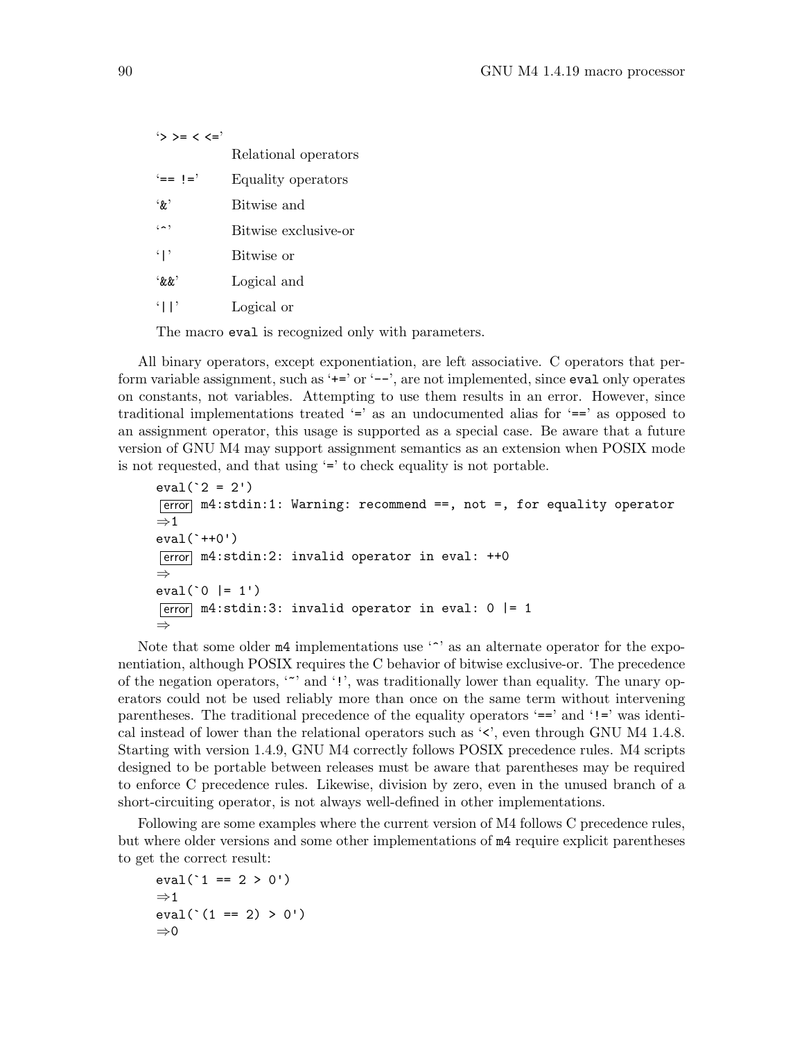'> >= < <='
: Relational operators

'== !='
: Equality operators

'&'
: Bitwise and

'^'
: Bitwise exclusive-or

'|'
: Bitwise or

'&&'
: Logical and

'||'
: Logical or

The macro `eval` is recognized only with parameters.

All binary operators, except exponentiation, are left associative. C operators that perform variable assignment, such as '+=' or '--', are not implemented, since `eval` only operates on constants, not variables. Attempting to use them results in an error. However, since traditional implementations treated '=' as an undocumented alias for '==' as opposed to an assignment operator, this usage is supported as a special case. Be aware that a future version of GNU M4 may support assignment semantics as an extension when POSIX mode is not requested, and that using '=' to check equality is not portable.

```
eval(`2 = 2')
error m4:stdin:1: Warning: recommend ==, not =, for equality operator
⇒1
eval(`++0')
error m4:stdin:2: invalid operator in eval: ++0
⇒
eval(`0 |= 1')
error m4:stdin:3: invalid operator in eval: 0 |= 1
⇒
```

Note that some older `m4` implementations use '^' as an alternate operator for the exponentiation, although POSIX requires the C behavior of bitwise exclusive-or. The precedence of the negation operators, '~' and '!', was traditionally lower than equality. The unary operators could not be used reliably more than once on the same term without intervening parentheses. The traditional precedence of the equality operators '==' and '!=' was identical instead of lower than the relational operators such as '<', even through GNU M4 1.4.8. Starting with version 1.4.9, GNU M4 correctly follows POSIX precedence rules. M4 scripts designed to be portable between releases must be aware that parentheses may be required to enforce C precedence rules. Likewise, division by zero, even in the unused branch of a short-circuiting operator, is not always well-defined in other implementations.

Following are some examples where the current version of M4 follows C precedence rules, but where older versions and some other implementations of `m4` require explicit parentheses to get the correct result:

```
eval(`1 == 2 > 0')
⇒1
eval(`(1 == 2) > 0')
⇒0
```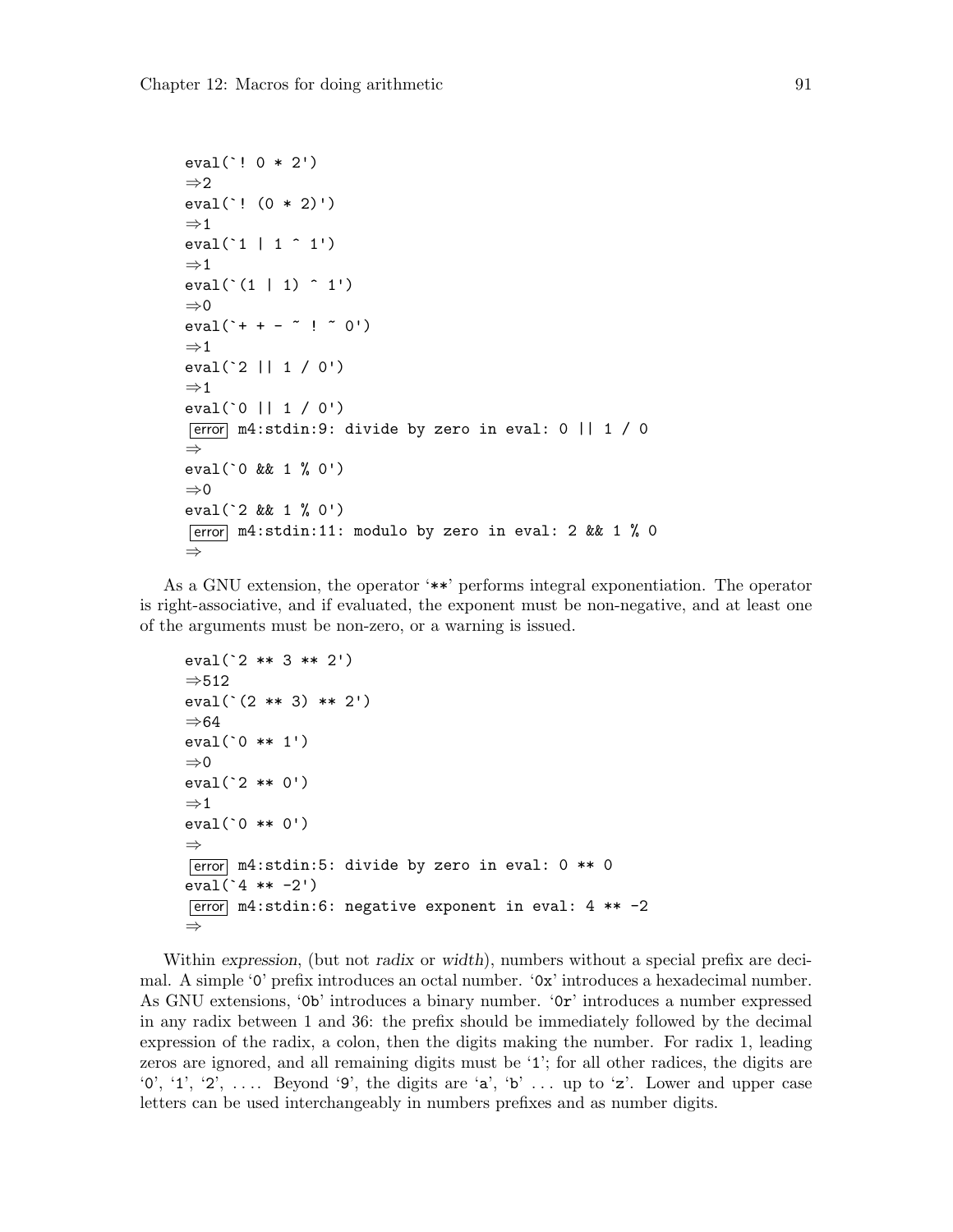```
eval(`! 0 * 2')
⇒2
eval(`! (0 * 2)')
⇒1
eval(`1 | 1 ^ 1')
⇒1
eval(`(1 | 1) ^ 1')
⇒0
eval(`+ + - ~ ! ~ 0')
⇒1
eval(`2 || 1 / 0')
⇒1
eval(`0 || 1 / 0')
error m4:stdin:9: divide by zero in eval: 0 || 1 / 0
⇒
eval(`0 && 1 % 0')
⇒0
eval(`2 && 1 % 0')
error m4:stdin:11: modulo by zero in eval: 2 && 1 % 0
⇒
```

As a GNU extension, the operator '**' performs integral exponentiation. The operator is right-associative, and if evaluated, the exponent must be non-negative, and at least one of the arguments must be non-zero, or a warning is issued.

```
eval(`2 ** 3 ** 2')
⇒512
eval(`(2 ** 3) ** 2')
⇒64
eval(`0 ** 1')
⇒0
eval(`2 ** 0')
⇒1
eval(`0 ** 0')
⇒
error m4:stdin:5: divide by zero in eval: 0 ** 0
eval(`4 ** -2')
error m4:stdin:6: negative exponent in eval: 4 ** -2
⇒
```

Within *expression*, (but not *radix* or *width*), numbers without a special prefix are decimal. A simple '0' prefix introduces an octal number. '0x' introduces a hexadecimal number. As GNU extensions, '0b' introduces a binary number. '0r' introduces a number expressed in any radix between 1 and 36: the prefix should be immediately followed by the decimal expression of the radix, a colon, then the digits making the number. For radix 1, leading zeros are ignored, and all remaining digits must be '1'; for all other radices, the digits are '0', '1', '2', .... Beyond '9', the digits are 'a', 'b' ... up to 'z'. Lower and upper case letters can be used interchangeably in numbers prefixes and as number digits.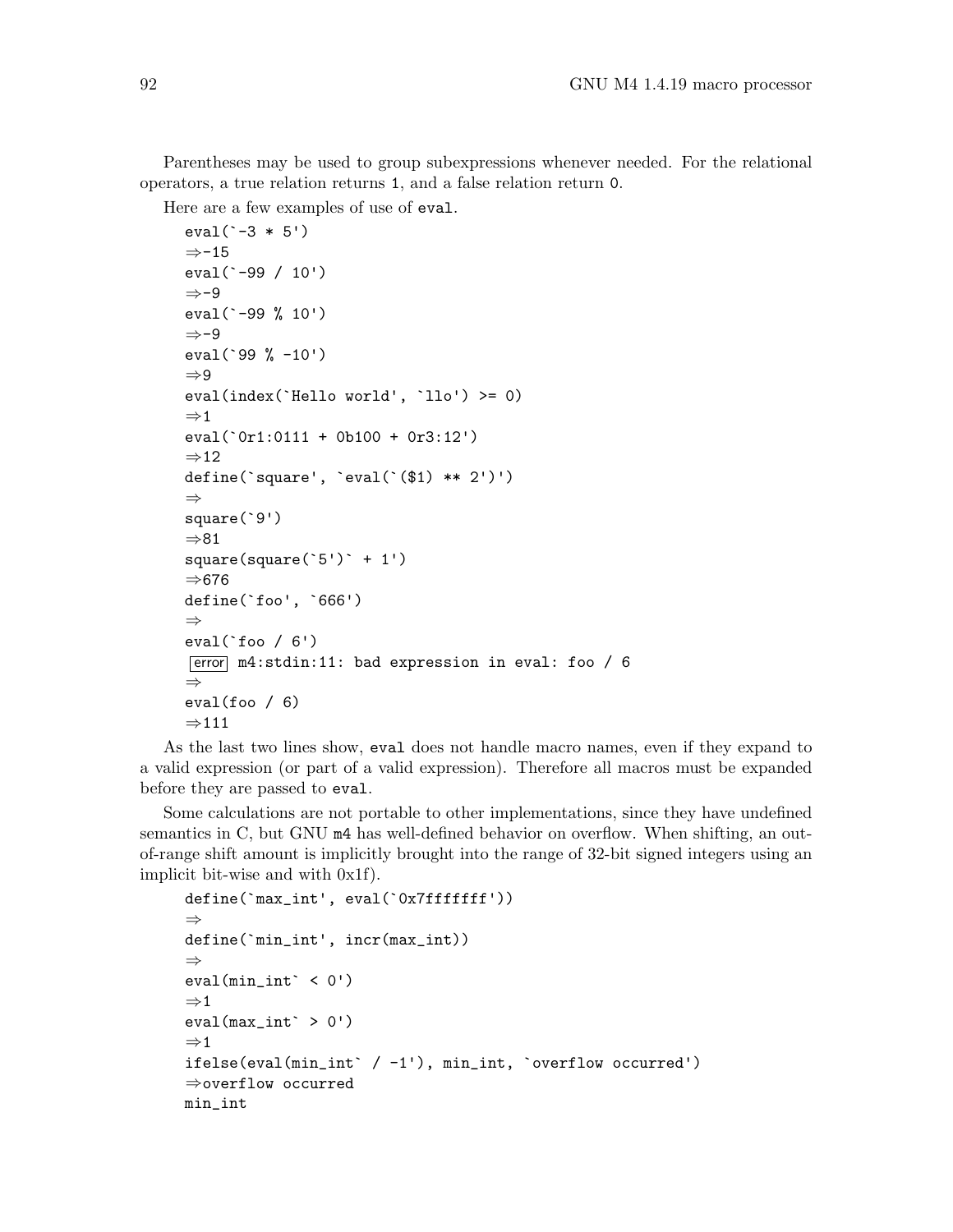Parentheses may be used to group subexpressions whenever needed. For the relational operators, a true relation returns 1, and a false relation return 0.

Here are a few examples of use of eval.

```
eval(`-3 * 5')
⇒-15
eval(`-99 / 10')
⇒-9
eval(`-99 % 10')
⇒-9
eval(`99 % -10')
⇒9
eval(index(`Hello world', `llo') >= 0)
⇒1
eval(`0r1:0111 + 0b100 + 0r3:12')
⇒12
define(`square', `eval(`($1) ** 2')')
⇒
square(`9')
⇒81
square(square(`5')` + 1')
⇒676
define(`foo', `666')
⇒
eval(`foo / 6')
error m4:stdin:11: bad expression in eval: foo / 6
⇒
eval(foo / 6)
⇒111
```

As the last two lines show, eval does not handle macro names, even if they expand to a valid expression (or part of a valid expression). Therefore all macros must be expanded before they are passed to eval.

Some calculations are not portable to other implementations, since they have undefined semantics in C, but GNU m4 has well-defined behavior on overflow. When shifting, an out-of-range shift amount is implicitly brought into the range of 32-bit signed integers using an implicit bit-wise and with 0x1f).

```
define(`max_int', eval(`0x7fffffff'))
⇒
define(`min_int', incr(max_int))
⇒
eval(min_int` < 0')
⇒1
eval(max_int` > 0')
⇒1
ifelse(eval(min_int` / -1'), min_int, `overflow occurred')
⇒overflow occurred
min_int
```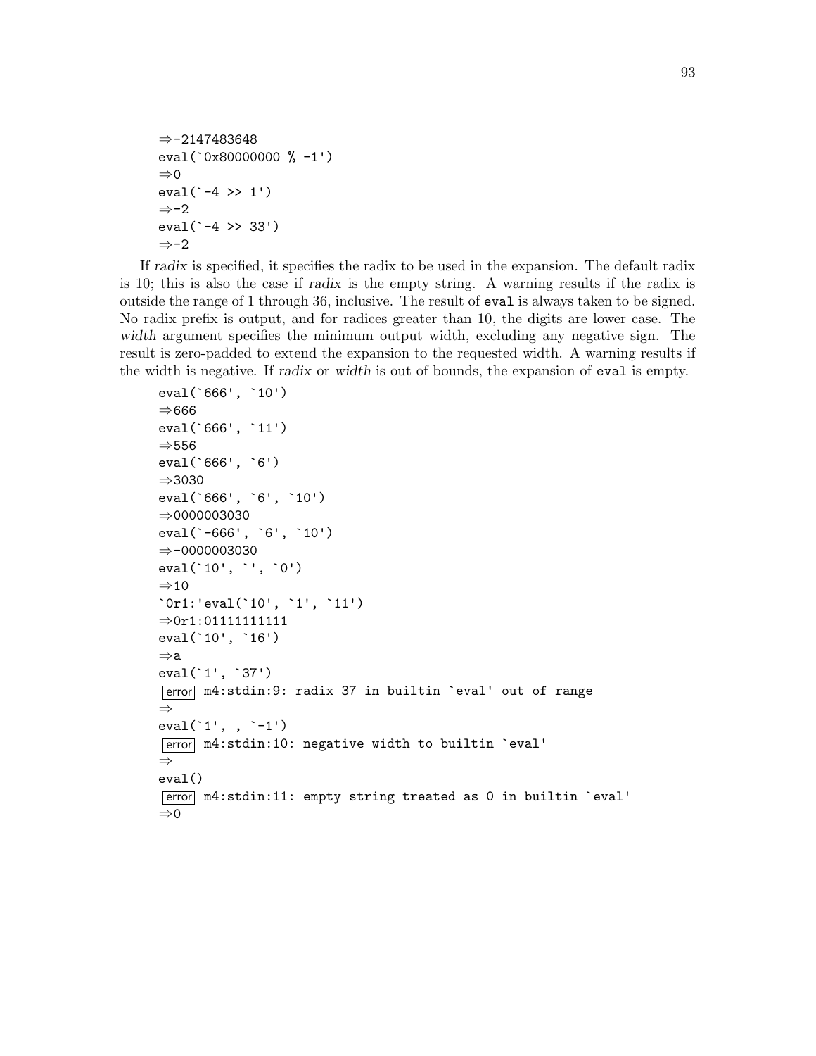```
⇒-2147483648
eval(`0x80000000 % -1')
⇒0
eval(`-4 >> 1')
⇒-2
eval(`-4 >> 33')
⇒-2
```

If *radix* is specified, it specifies the radix to be used in the expansion. The default radix is 10; this is also the case if *radix* is the empty string. A warning results if the radix is outside the range of 1 through 36, inclusive. The result of `eval` is always taken to be signed. No radix prefix is output, and for radices greater than 10, the digits are lower case. The *width* argument specifies the minimum output width, excluding any negative sign. The result is zero-padded to extend the expansion to the requested width. A warning results if the width is negative. If *radix* or *width* is out of bounds, the expansion of `eval` is empty.

```
eval(`666', `10')
⇒666
eval(`666', `11')
⇒556
eval(`666', `6')
⇒3030
eval(`666', `6', `10')
⇒0000003030
eval(`-666', `6', `10')
⇒-0000003030
eval(`10', `', `0')
⇒10
`0r1:'eval(`10', `1', `11')
⇒0r1:01111111111
eval(`10', `16')
⇒a
eval(`1', `37')
error m4:stdin:9: radix 37 in builtin `eval' out of range
⇒
eval(`1', , `-1')
error m4:stdin:10: negative width to builtin `eval'
⇒
eval()
error m4:stdin:11: empty string treated as 0 in builtin `eval'
⇒0
```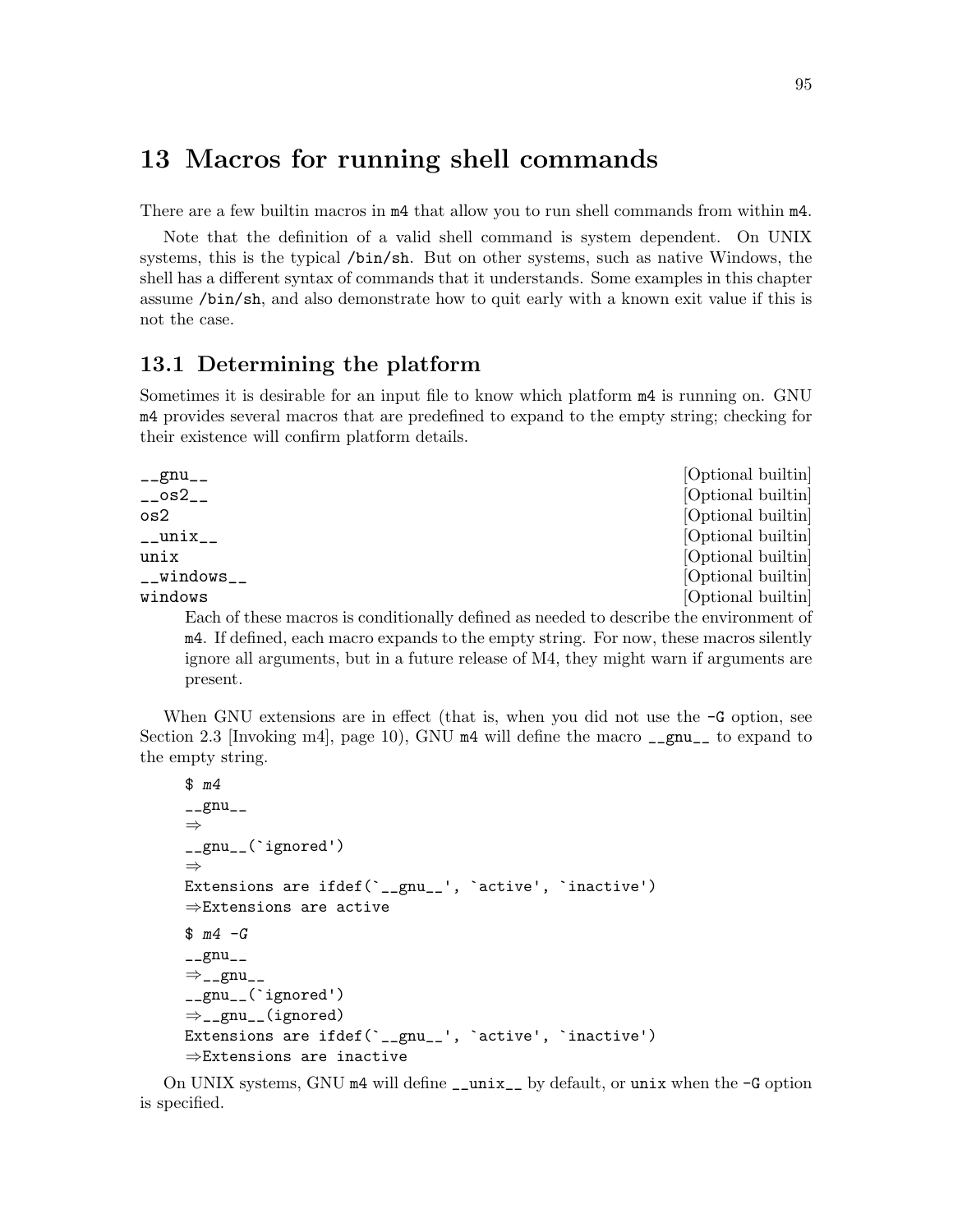# 13 Macros for running shell commands

There are a few builtin macros in `m4` that allow you to run shell commands from within `m4`.

Note that the definition of a valid shell command is system dependent. On UNIX systems, this is the typical `/bin/sh`. But on other systems, such as native Windows, the shell has a different syntax of commands that it understands. Some examples in this chapter assume `/bin/sh`, and also demonstrate how to quit early with a known exit value if this is not the case.

## 13.1 Determining the platform

Sometimes it is desirable for an input file to know which platform `m4` is running on. GNU `m4` provides several macros that are predefined to expand to the empty string; checking for their existence will confirm platform details.

`__gnu__` [Optional builtin]
`__os2__` [Optional builtin]
`os2` [Optional builtin]
`__unix__` [Optional builtin]
`unix` [Optional builtin]
`__windows__` [Optional builtin]
`windows` [Optional builtin]

> Each of these macros is conditionally defined as needed to describe the environment of `m4`. If defined, each macro expands to the empty string. For now, these macros silently ignore all arguments, but in a future release of M4, they might warn if arguments are present.

When GNU extensions are in effect (that is, when you did not use the `-G` option, see Section 2.3 [Invoking m4], page 10), GNU `m4` will define the macro `__gnu__` to expand to the empty string.

```
$ m4
__gnu__
⇒
__gnu__(`ignored')
⇒
Extensions are ifdef(`__gnu__', `active', `inactive')
⇒Extensions are active
$ m4 -G
__gnu__
⇒__gnu__
__gnu__(`ignored')
⇒__gnu__(ignored)
Extensions are ifdef(`__gnu__', `active', `inactive')
⇒Extensions are inactive
```

On UNIX systems, GNU `m4` will define `__unix__` by default, or `unix` when the `-G` option is specified.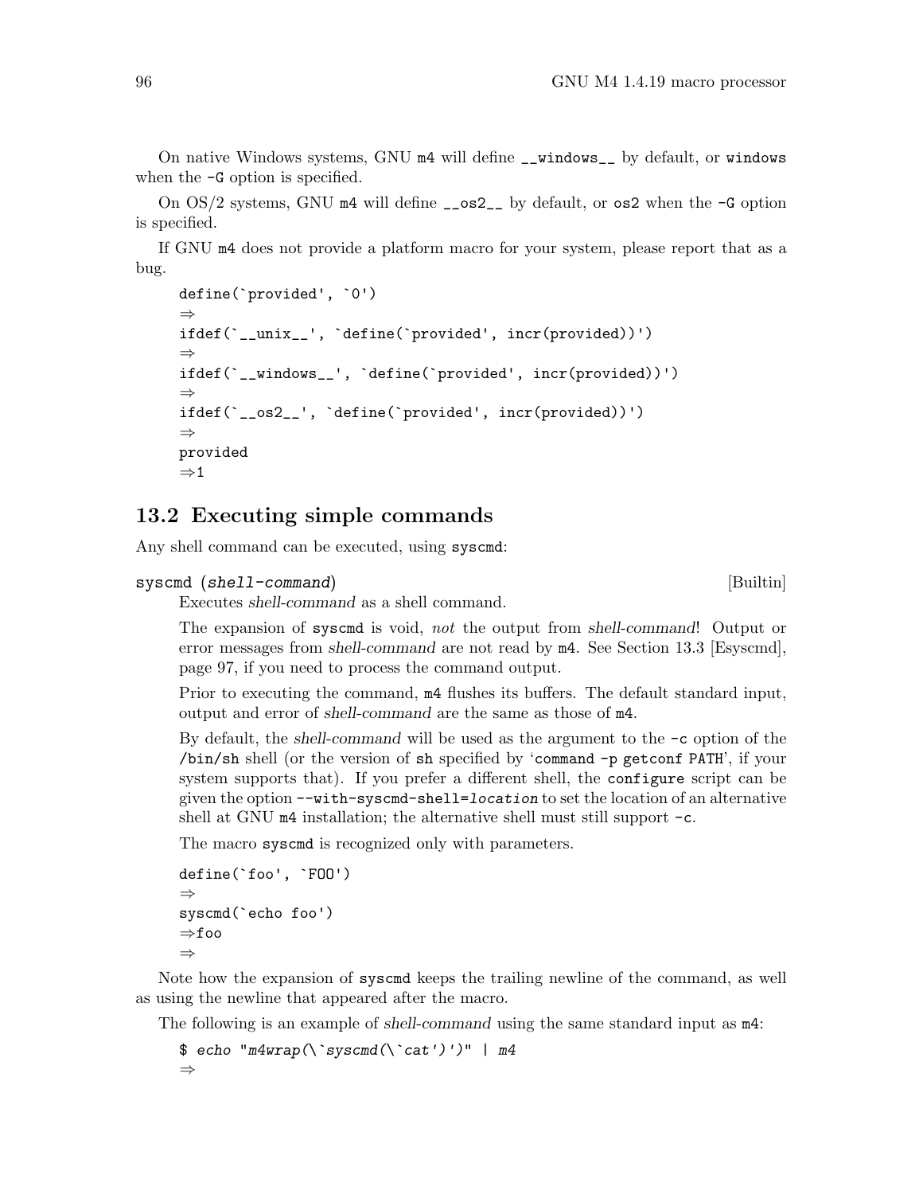On native Windows systems, GNU `m4` will define `__windows__` by default, or `windows` when the `-G` option is specified.

On OS/2 systems, GNU `m4` will define `__os2__` by default, or `os2` when the `-G` option is specified.

If GNU `m4` does not provide a platform macro for your system, please report that as a bug.

```
define(`provided', `0')
⇒
ifdef(`__unix__', `define(`provided', incr(provided))')
⇒
ifdef(`__windows__', `define(`provided', incr(provided))')
⇒
ifdef(`__os2__', `define(`provided', incr(provided))')
⇒
provided
⇒1
```

## 13.2 Executing simple commands

Any shell command can be executed, using `syscmd`:

**syscmd** (*shell-command*) [Builtin]

Executes *shell-command* as a shell command.

The expansion of `syscmd` is void, *not* the output from *shell-command*! Output or error messages from *shell-command* are not read by `m4`. See Section 13.3 [Esyscmd], page 97, if you need to process the command output.

Prior to executing the command, `m4` flushes its buffers. The default standard input, output and error of *shell-command* are the same as those of `m4`.

By default, the *shell-command* will be used as the argument to the `-c` option of the `/bin/sh` shell (or the version of `sh` specified by '`command -p getconf PATH`', if your system supports that). If you prefer a different shell, the `configure` script can be given the option `--with-syscmd-shell=location` to set the location of an alternative shell at GNU `m4` installation; the alternative shell must still support `-c`.

The macro `syscmd` is recognized only with parameters.

```
define(`foo', `FOO')
⇒
syscmd(`echo foo')
⇒foo
⇒
```

Note how the expansion of `syscmd` keeps the trailing newline of the command, as well as using the newline that appeared after the macro.

The following is an example of *shell-command* using the same standard input as `m4`:

```
$ echo "m4wrap(\`syscmd(\`cat')')" | m4
⇒
```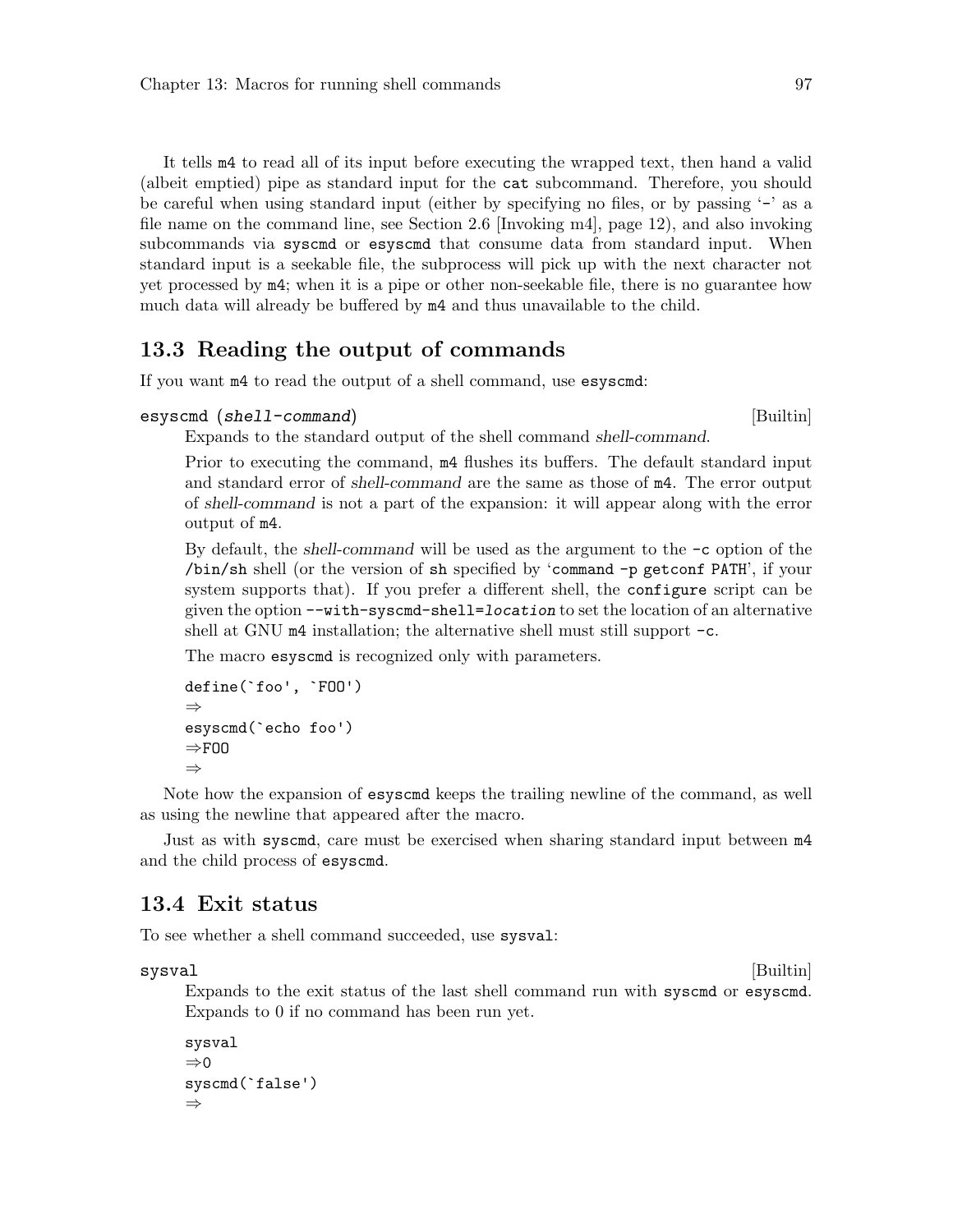It tells m4 to read all of its input before executing the wrapped text, then hand a valid (albeit emptied) pipe as standard input for the `cat` subcommand. Therefore, you should be careful when using standard input (either by specifying no files, or by passing '-' as a file name on the command line, see Section 2.6 [Invoking m4], page 12), and also invoking subcommands via `syscmd` or `esyscmd` that consume data from standard input. When standard input is a seekable file, the subprocess will pick up with the next character not yet processed by m4; when it is a pipe or other non-seekable file, there is no guarantee how much data will already be buffered by m4 and thus unavailable to the child.

## 13.3 Reading the output of commands

If you want m4 to read the output of a shell command, use `esyscmd`:

**esyscmd** (*shell-command*) [Builtin]

Expands to the standard output of the shell command *shell-command*.

Prior to executing the command, m4 flushes its buffers. The default standard input and standard error of *shell-command* are the same as those of m4. The error output of *shell-command* is not a part of the expansion: it will appear along with the error output of m4.

By default, the *shell-command* will be used as the argument to the `-c` option of the `/bin/sh` shell (or the version of `sh` specified by '`command -p getconf PATH`', if your system supports that). If you prefer a different shell, the `configure` script can be given the option `--with-syscmd-shell=location` to set the location of an alternative shell at GNU m4 installation; the alternative shell must still support `-c`.

The macro `esyscmd` is recognized only with parameters.

```
define(`foo', `FOO')
⇒
esyscmd(`echo foo')
⇒FOO
⇒
```

Note how the expansion of `esyscmd` keeps the trailing newline of the command, as well as using the newline that appeared after the macro.

Just as with `syscmd`, care must be exercised when sharing standard input between m4 and the child process of `esyscmd`.

## 13.4 Exit status

To see whether a shell command succeeded, use `sysval`:

**sysval** [Builtin]

Expands to the exit status of the last shell command run with `syscmd` or `esyscmd`. Expands to 0 if no command has been run yet.

```
sysval
⇒0
syscmd(`false')
⇒
```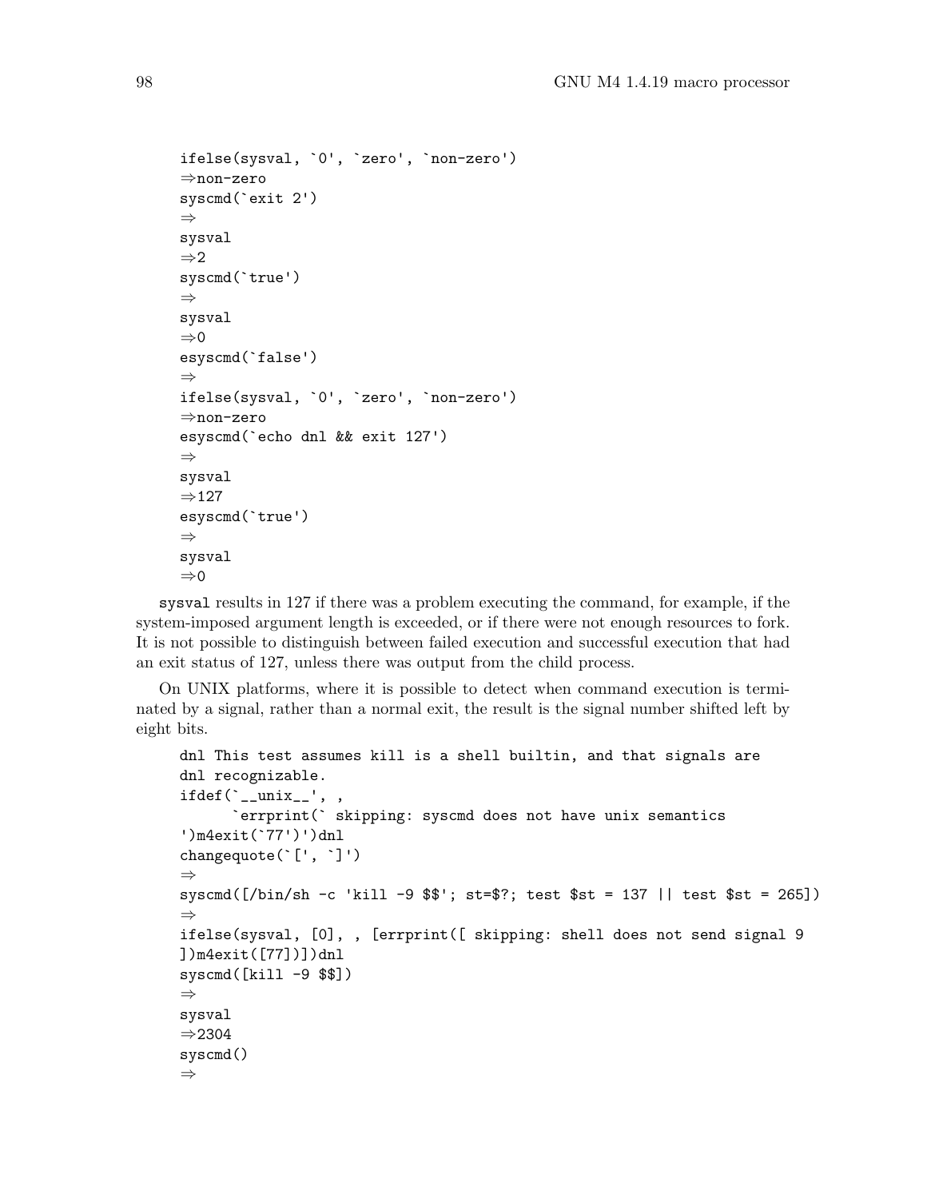```
ifelse(sysval, `0', `zero', `non-zero')
⇒non-zero
syscmd(`exit 2')
⇒
sysval
⇒2
syscmd(`true')
⇒
sysval
⇒0
esyscmd(`false')
⇒
ifelse(sysval, `0', `zero', `non-zero')
⇒non-zero
esyscmd(`echo dnl && exit 127')
⇒
sysval
⇒127
esyscmd(`true')
⇒
sysval
⇒0
```

`sysval` results in 127 if there was a problem executing the command, for example, if the system-imposed argument length is exceeded, or if there were not enough resources to fork. It is not possible to distinguish between failed execution and successful execution that had an exit status of 127, unless there was output from the child process.

On UNIX platforms, where it is possible to detect when command execution is terminated by a signal, rather than a normal exit, the result is the signal number shifted left by eight bits.

```
dnl This test assumes kill is a shell builtin, and that signals are
dnl recognizable.
ifdef(`__unix__', ,
      `errprint(` skipping: syscmd does not have unix semantics
')m4exit(`77')')dnl
changequote(`[', `]')
⇒
syscmd([/bin/sh -c 'kill -9 $$'; st=$?; test $st = 137 || test $st = 265])
⇒
ifelse(sysval, [0], , [errprint([ skipping: shell does not send signal 9
])m4exit([77])])dnl
syscmd([kill -9 $$])
⇒
sysval
⇒2304
syscmd()
⇒
```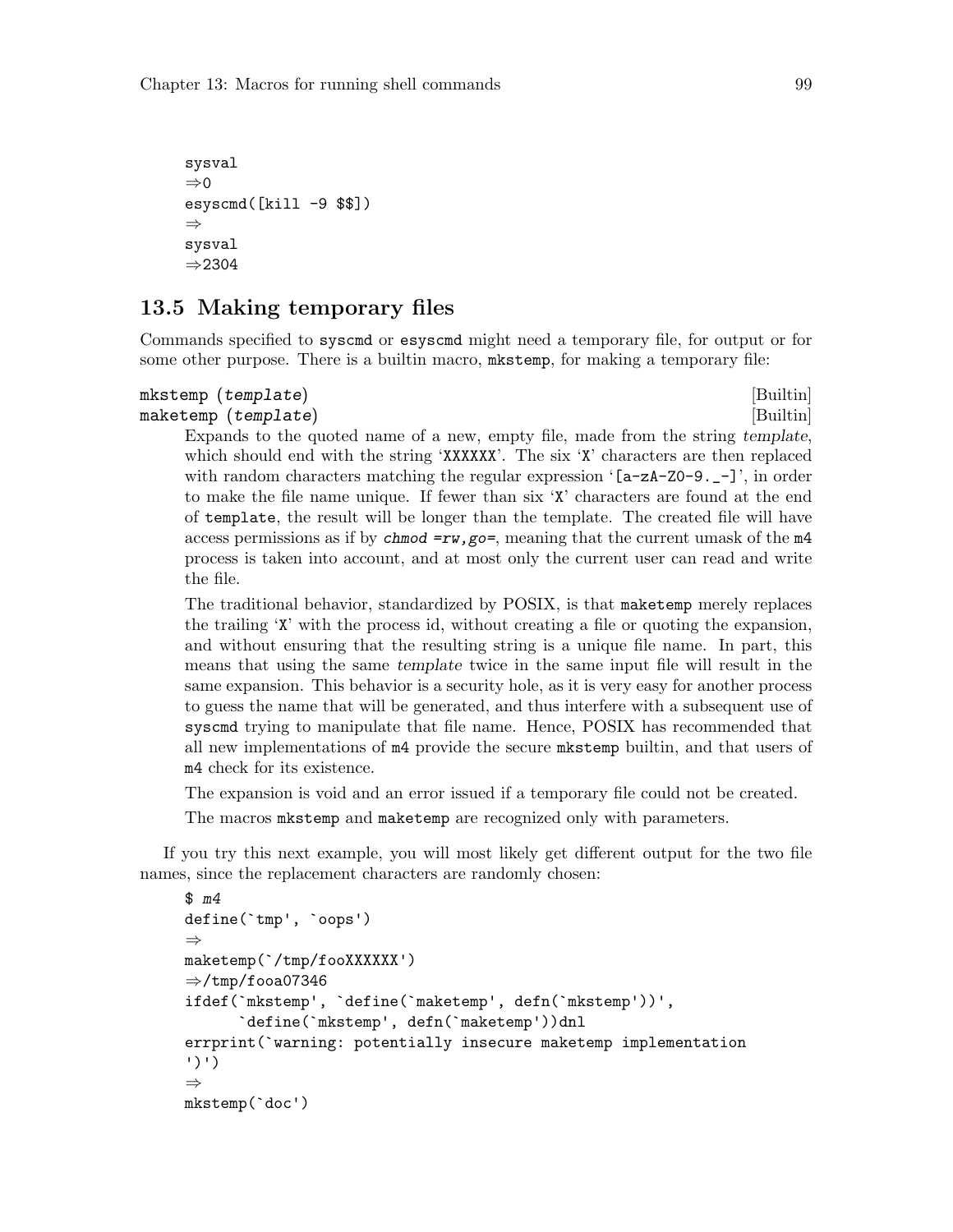```
sysval
⇒0
esyscmd([kill -9 $$])
⇒
sysval
⇒2304
```

## 13.5 Making temporary files

Commands specified to `syscmd` or `esyscmd` might need a temporary file, for output or for some other purpose. There is a builtin macro, `mkstemp`, for making a temporary file:

**mkstemp** (*template*) [Builtin]
**maketemp** (*template*) [Builtin]

Expands to the quoted name of a new, empty file, made from the string *template*, which should end with the string '`XXXXXX`'. The six '`X`' characters are then replaced with random characters matching the regular expression '`[a-zA-Z0-9._-]`', in order to make the file name unique. If fewer than six '`X`' characters are found at the end of `template`, the result will be longer than the template. The created file will have access permissions as if by *chmod =rw,go=*, meaning that the current umask of the `m4` process is taken into account, and at most only the current user can read and write the file.

The traditional behavior, standardized by POSIX, is that `maketemp` merely replaces the trailing '`X`' with the process id, without creating a file or quoting the expansion, and without ensuring that the resulting string is a unique file name. In part, this means that using the same *template* twice in the same input file will result in the same expansion. This behavior is a security hole, as it is very easy for another process to guess the name that will be generated, and thus interfere with a subsequent use of `syscmd` trying to manipulate that file name. Hence, POSIX has recommended that all new implementations of `m4` provide the secure `mkstemp` builtin, and that users of `m4` check for its existence.

The expansion is void and an error issued if a temporary file could not be created.

The macros `mkstemp` and `maketemp` are recognized only with parameters.

If you try this next example, you will most likely get different output for the two file names, since the replacement characters are randomly chosen:

```
$ m4
define(`tmp', `oops')
⇒
maketemp(`/tmp/fooXXXXXX')
⇒/tmp/fooa07346
ifdef(`mkstemp', `define(`maketemp', defn(`mkstemp'))',
      `define(`mkstemp', defn(`maketemp'))dnl
errprint(`warning: potentially insecure maketemp implementation
')')
⇒
mkstemp(`doc')
```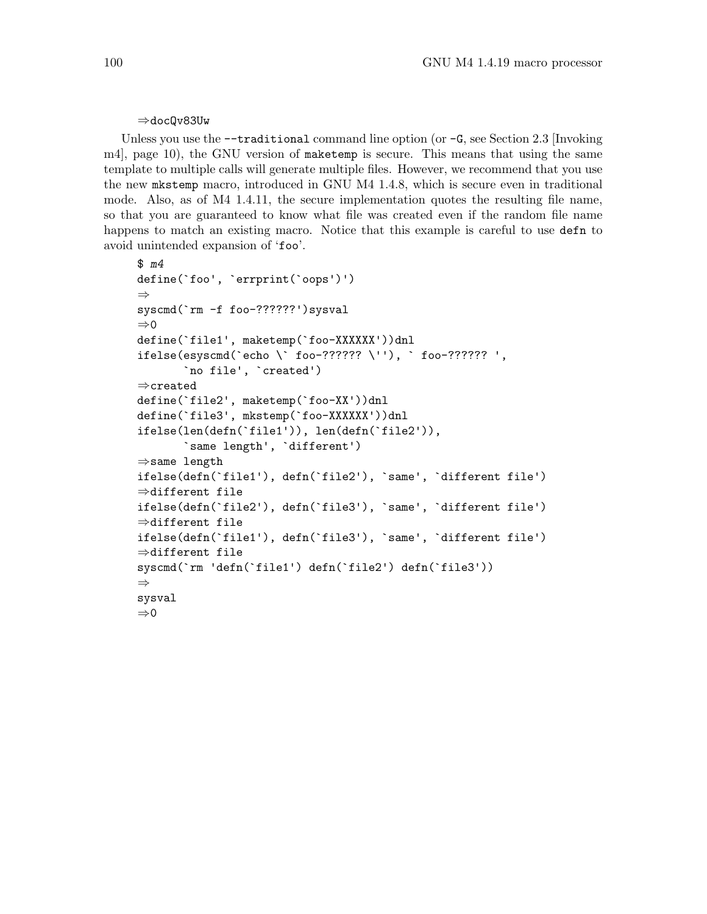```
⇒docQv83Uw
```

Unless you use the `--traditional` command line option (or `-G`, see Section 2.3 [Invoking m4], page 10), the GNU version of `maketemp` is secure. This means that using the same template to multiple calls will generate multiple files. However, we recommend that you use the new `mkstemp` macro, introduced in GNU M4 1.4.8, which is secure even in traditional mode. Also, as of M4 1.4.11, the secure implementation quotes the resulting file name, so that you are guaranteed to know what file was created even if the random file name happens to match an existing macro. Notice that this example is careful to use `defn` to avoid unintended expansion of '`foo`'.

```
$ m4
define(`foo', `errprint(`oops')')
⇒
syscmd(`rm -f foo-??????')sysval
⇒0
define(`file1', maketemp(`foo-XXXXXX'))dnl
ifelse(esyscmd(`echo \` foo-?????? \''), ` foo-?????? ',
       `no file', `created')
⇒created
define(`file2', maketemp(`foo-XX'))dnl
define(`file3', mkstemp(`foo-XXXXXX'))dnl
ifelse(len(defn(`file1')), len(defn(`file2')),
       `same length', `different')
⇒same length
ifelse(defn(`file1'), defn(`file2'), `same', `different file')
⇒different file
ifelse(defn(`file2'), defn(`file3'), `same', `different file')
⇒different file
ifelse(defn(`file1'), defn(`file3'), `same', `different file')
⇒different file
syscmd(`rm 'defn(`file1') defn(`file2') defn(`file3'))
⇒
sysval
⇒0
```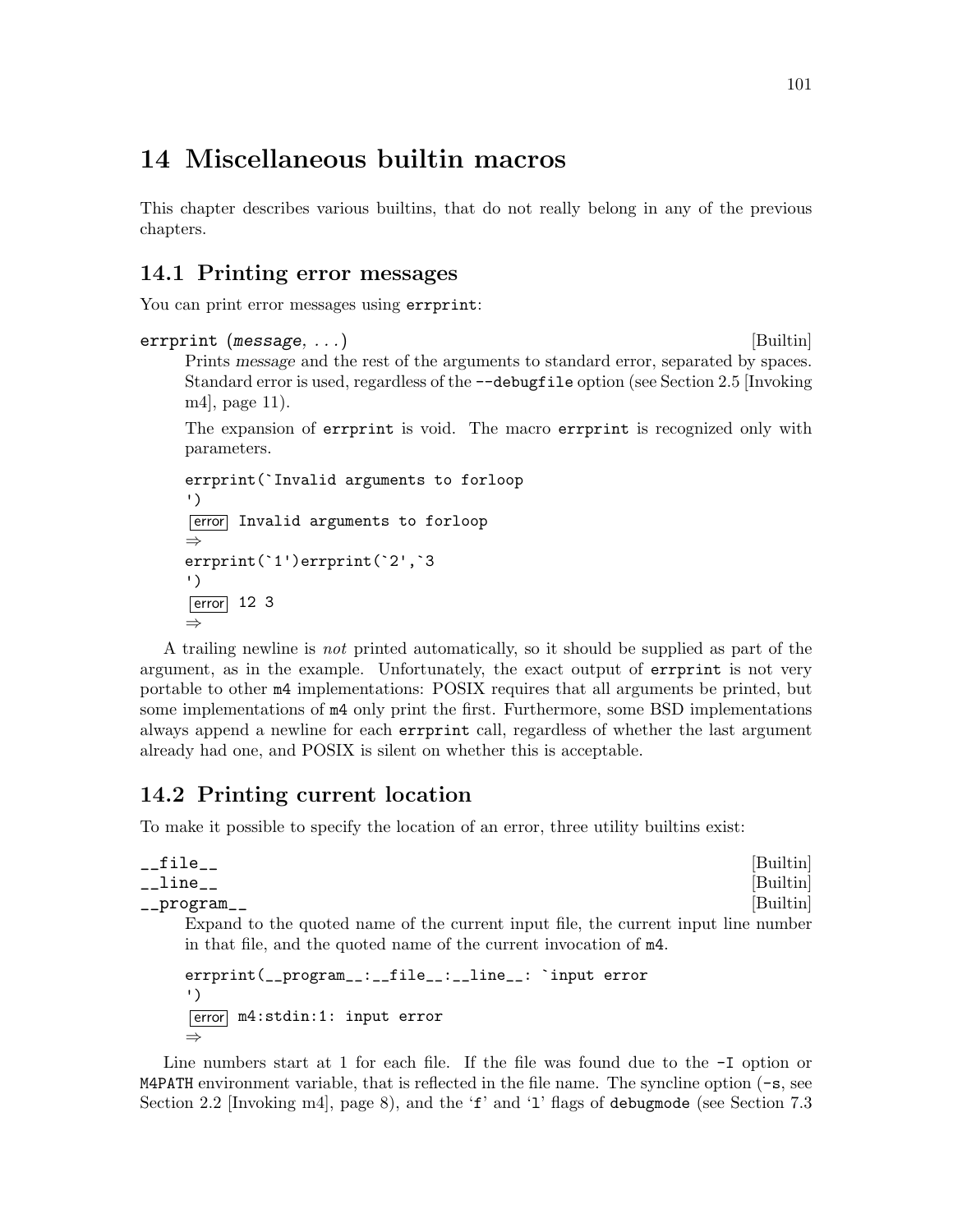# 14 Miscellaneous builtin macros

This chapter describes various builtins, that do not really belong in any of the previous chapters.

## 14.1 Printing error messages

You can print error messages using `errprint`:

`errprint (message, ...)` [Builtin]

Prints *message* and the rest of the arguments to standard error, separated by spaces. Standard error is used, regardless of the `--debugfile` option (see Section 2.5 [Invoking m4], page 11).

The expansion of `errprint` is void. The macro `errprint` is recognized only with parameters.

```
errprint(`Invalid arguments to forloop
')
error Invalid arguments to forloop
⇒
errprint(`1')errprint(`2',`3
')
error 12 3
⇒
```

A trailing newline is *not* printed automatically, so it should be supplied as part of the argument, as in the example. Unfortunately, the exact output of `errprint` is not very portable to other `m4` implementations: POSIX requires that all arguments be printed, but some implementations of `m4` only print the first. Furthermore, some BSD implementations always append a newline for each `errprint` call, regardless of whether the last argument already had one, and POSIX is silent on whether this is acceptable.

## 14.2 Printing current location

To make it possible to specify the location of an error, three utility builtins exist:

`__file__` [Builtin]
`__line__` [Builtin]
`__program__` [Builtin]

Expand to the quoted name of the current input file, the current input line number in that file, and the quoted name of the current invocation of `m4`.

```
errprint(__program__:__file__:__line__: `input error
')
error m4:stdin:1: input error
⇒
```

Line numbers start at 1 for each file. If the file was found due to the `-I` option or `M4PATH` environment variable, that is reflected in the file name. The syncline option (`-s`, see Section 2.2 [Invoking m4], page 8), and the '`f`' and '`l`' flags of `debugmode` (see Section 7.3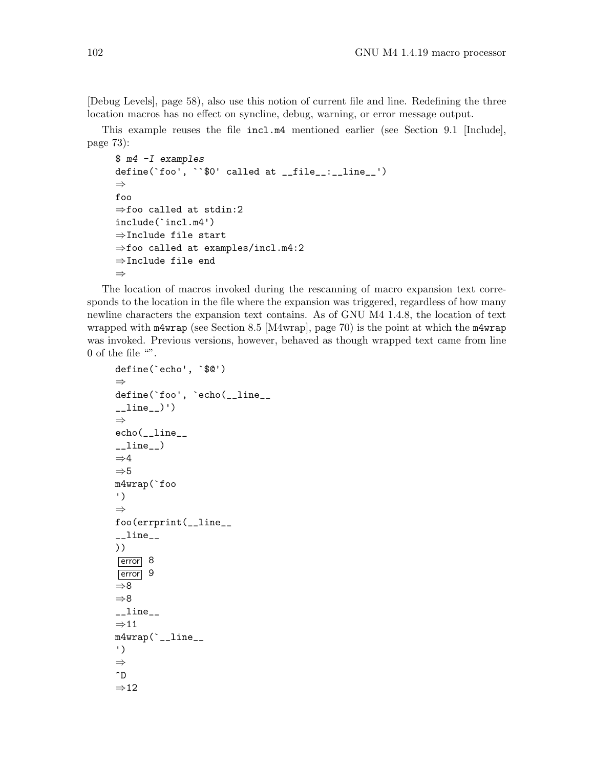[Debug Levels], page 58), also use this notion of current file and line. Redefining the three location macros has no effect on syncline, debug, warning, or error message output.

This example reuses the file `incl.m4` mentioned earlier (see Section 9.1 [Include], page 73):

```
$ m4 -I examples
define(`foo', ``$0' called at __file__:__line__')
⇒
foo
⇒foo called at stdin:2
include(`incl.m4')
⇒Include file start
⇒foo called at examples/incl.m4:2
⇒Include file end
⇒
```

The location of macros invoked during the rescanning of macro expansion text corresponds to the location in the file where the expansion was triggered, regardless of how many newline characters the expansion text contains. As of GNU M4 1.4.8, the location of text wrapped with `m4wrap` (see Section 8.5 [M4wrap], page 70) is the point at which the `m4wrap` was invoked. Previous versions, however, behaved as though wrapped text came from line 0 of the file "".

```
define(`echo', `$@')
⇒
define(`foo', `echo(__line__
__line__)')
⇒
echo(__line__
__line__)
⇒4
⇒5
m4wrap(`foo
')
⇒
foo(errprint(__line__
__line__
))
error 8
error 9
⇒8
⇒8
__line__
⇒11
m4wrap(`__line__
')
⇒
^D
⇒12
```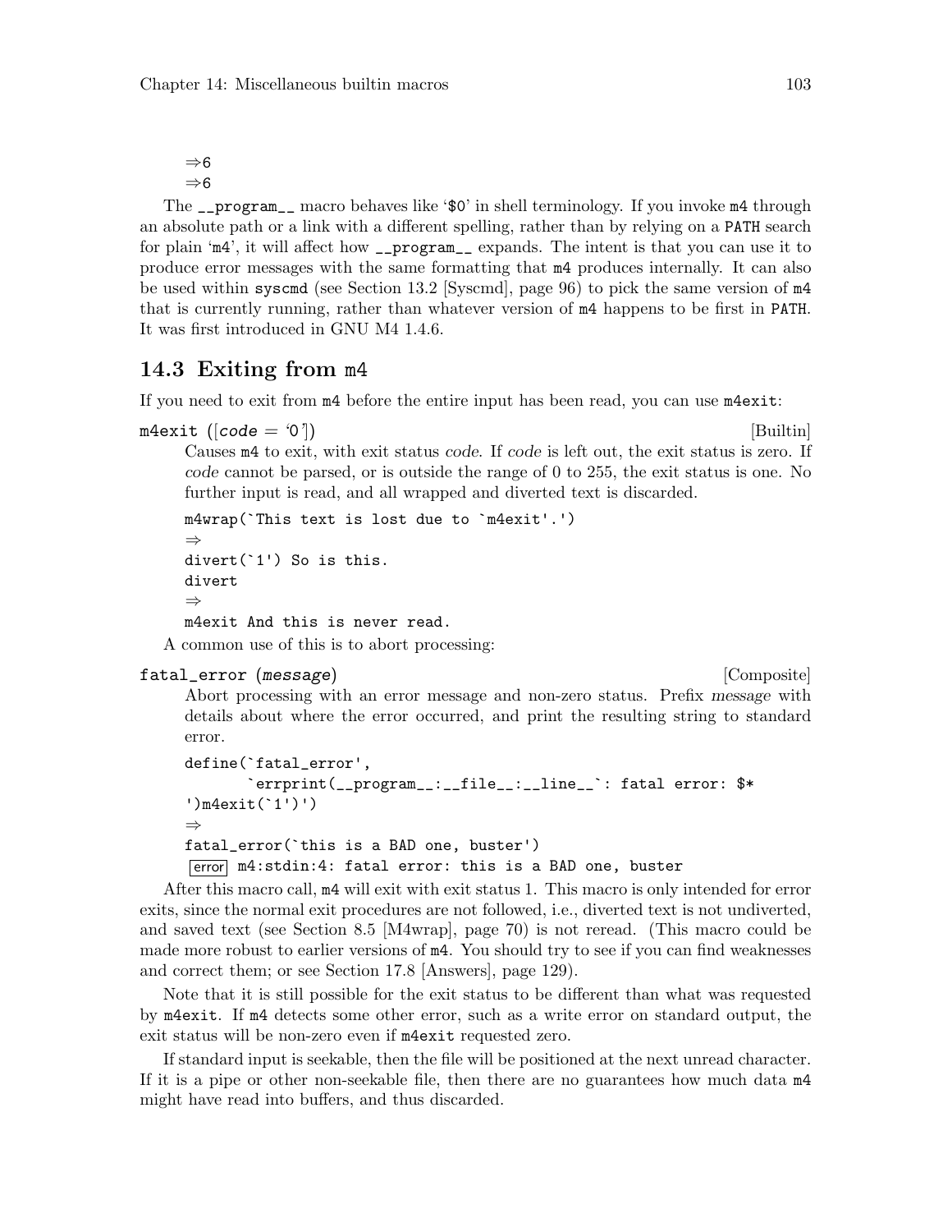```
⇒6
⇒6
```

The `__program__` macro behaves like '`$0`' in shell terminology. If you invoke `m4` through an absolute path or a link with a different spelling, rather than by relying on a `PATH` search for plain '`m4`', it will affect how `__program__` expands. The intent is that you can use it to produce error messages with the same formatting that `m4` produces internally. It can also be used within `syscmd` (see Section 13.2 [Syscmd], page 96) to pick the same version of `m4` that is currently running, rather than whatever version of `m4` happens to be first in `PATH`. It was first introduced in GNU M4 1.4.6.

## 14.3 Exiting from m4

If you need to exit from `m4` before the entire input has been read, you can use `m4exit`:

`m4exit ([code = '0'])` [Builtin]

Causes `m4` to exit, with exit status *code*. If *code* is left out, the exit status is zero. If *code* cannot be parsed, or is outside the range of 0 to 255, the exit status is one. No further input is read, and all wrapped and diverted text is discarded.

```
m4wrap(`This text is lost due to `m4exit'.')
⇒
divert(`1') So is this.
divert
⇒
m4exit And this is never read.
```

A common use of this is to abort processing:

`fatal_error (message)` [Composite]

Abort processing with an error message and non-zero status. Prefix *message* with details about where the error occurred, and print the resulting string to standard error.

```
define(`fatal_error',
       `errprint(__program__:__file__:__line__`: fatal error: $*
')m4exit(`1')')
⇒
fatal_error(`this is a BAD one, buster')
error m4:stdin:4: fatal error: this is a BAD one, buster
```

After this macro call, `m4` will exit with exit status 1. This macro is only intended for error exits, since the normal exit procedures are not followed, i.e., diverted text is not undiverted, and saved text (see Section 8.5 [M4wrap], page 70) is not reread. (This macro could be made more robust to earlier versions of `m4`. You should try to see if you can find weaknesses and correct them; or see Section 17.8 [Answers], page 129).

Note that it is still possible for the exit status to be different than what was requested by `m4exit`. If `m4` detects some other error, such as a write error on standard output, the exit status will be non-zero even if `m4exit` requested zero.

If standard input is seekable, then the file will be positioned at the next unread character. If it is a pipe or other non-seekable file, then there are no guarantees how much data `m4` might have read into buffers, and thus discarded.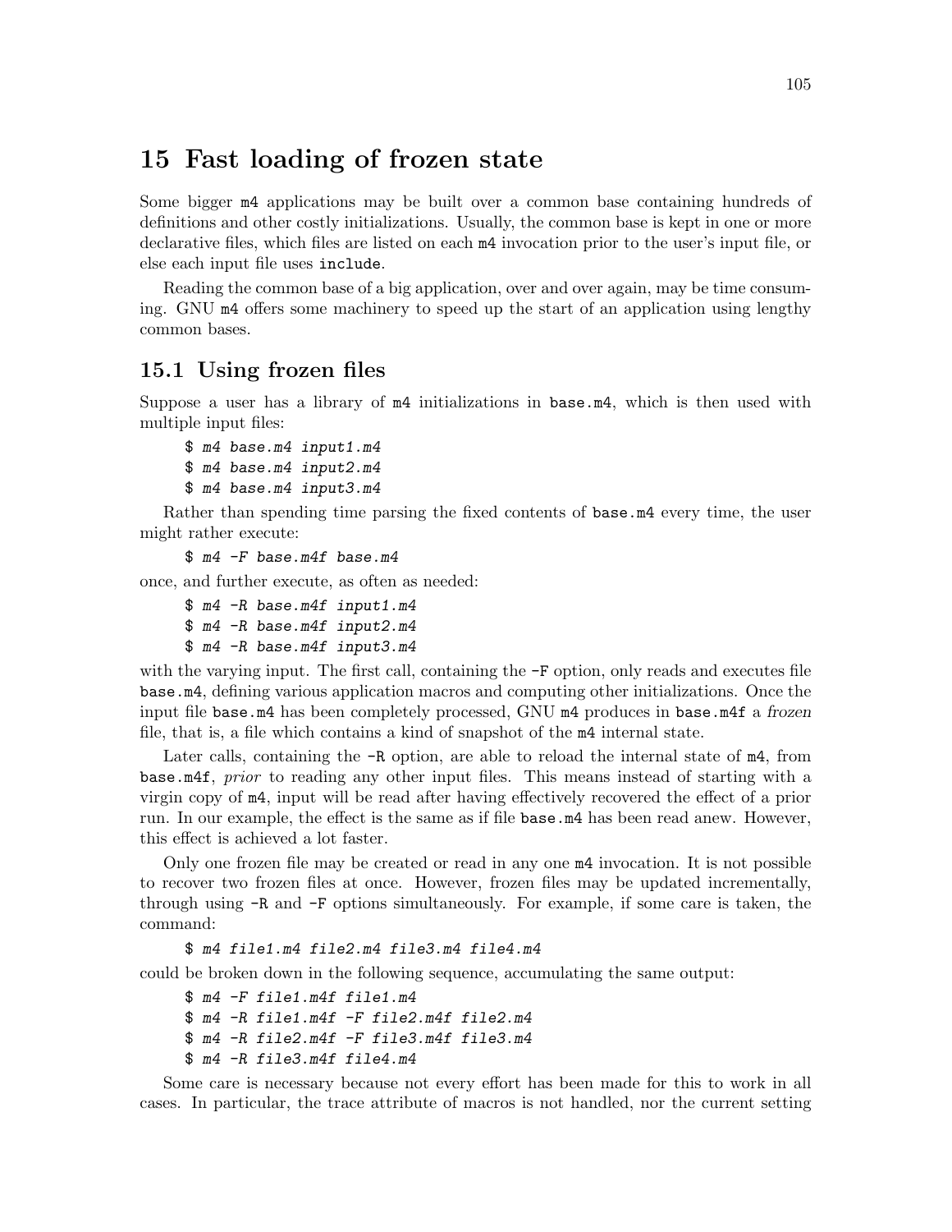# 15 Fast loading of frozen state

Some bigger `m4` applications may be built over a common base containing hundreds of definitions and other costly initializations. Usually, the common base is kept in one or more declarative files, which files are listed on each `m4` invocation prior to the user's input file, or else each input file uses `include`.

Reading the common base of a big application, over and over again, may be time consuming. GNU `m4` offers some machinery to speed up the start of an application using lengthy common bases.

## 15.1 Using frozen files

Suppose a user has a library of `m4` initializations in `base.m4`, which is then used with multiple input files:

```
$ m4 base.m4 input1.m4
$ m4 base.m4 input2.m4
$ m4 base.m4 input3.m4
```

Rather than spending time parsing the fixed contents of `base.m4` every time, the user might rather execute:

```
$ m4 -F base.m4f base.m4
```

once, and further execute, as often as needed:

```
$ m4 -R base.m4f input1.m4
$ m4 -R base.m4f input2.m4
$ m4 -R base.m4f input3.m4
```

with the varying input. The first call, containing the `-F` option, only reads and executes file `base.m4`, defining various application macros and computing other initializations. Once the input file `base.m4` has been completely processed, GNU `m4` produces in `base.m4f` a *frozen* file, that is, a file which contains a kind of snapshot of the `m4` internal state.

Later calls, containing the `-R` option, are able to reload the internal state of `m4`, from `base.m4f`, *prior* to reading any other input files. This means instead of starting with a virgin copy of `m4`, input will be read after having effectively recovered the effect of a prior run. In our example, the effect is the same as if file `base.m4` has been read anew. However, this effect is achieved a lot faster.

Only one frozen file may be created or read in any one `m4` invocation. It is not possible to recover two frozen files at once. However, frozen files may be updated incrementally, through using `-R` and `-F` options simultaneously. For example, if some care is taken, the command:

```
$ m4 file1.m4 file2.m4 file3.m4 file4.m4
```

could be broken down in the following sequence, accumulating the same output:

```
$ m4 -F file1.m4f file1.m4
$ m4 -R file1.m4f -F file2.m4f file2.m4
$ m4 -R file2.m4f -F file3.m4f file3.m4
$ m4 -R file3.m4f file4.m4
```

Some care is necessary because not every effort has been made for this to work in all cases. In particular, the trace attribute of macros is not handled, nor the current setting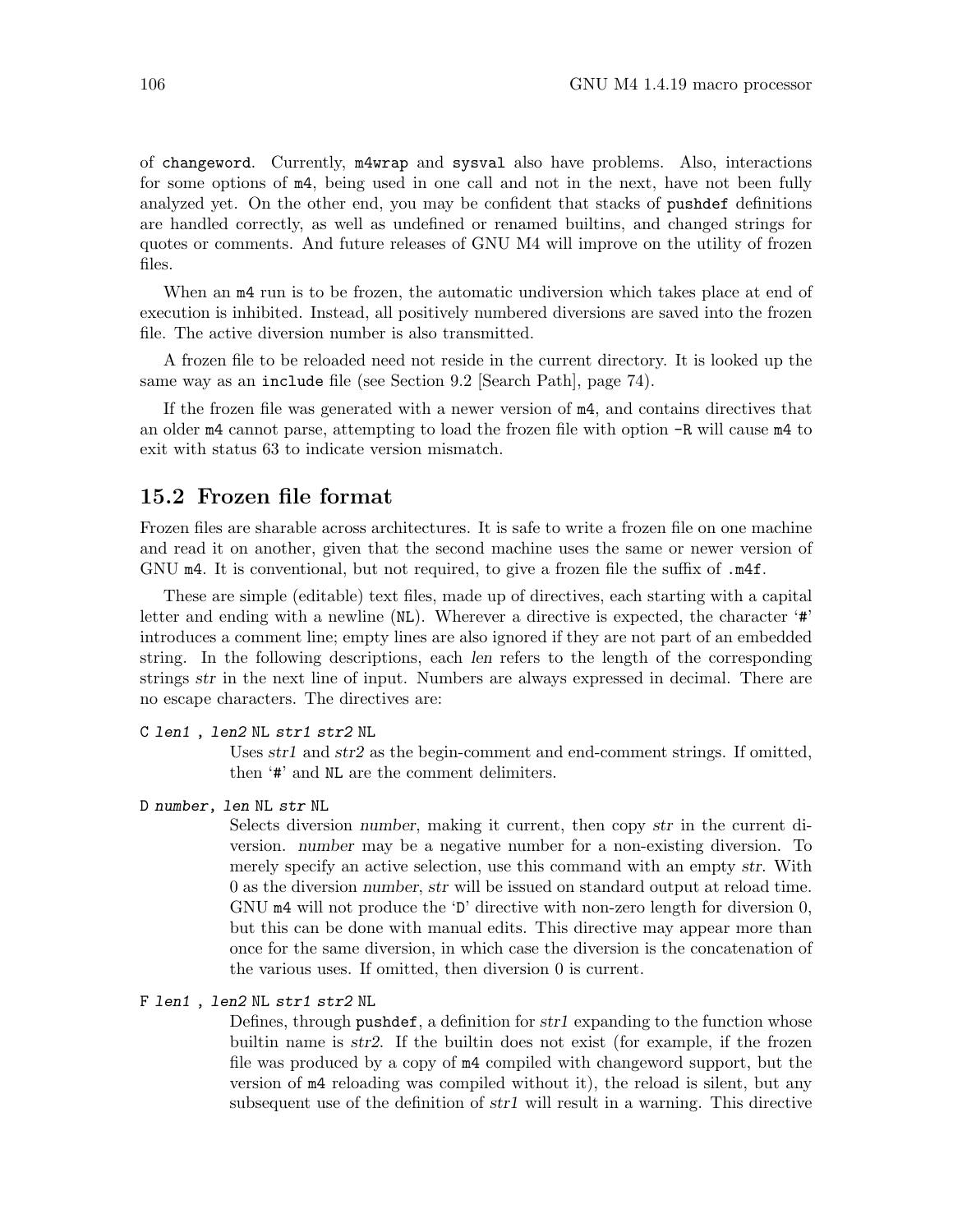of `changeword`. Currently, `m4wrap` and `sysval` also have problems. Also, interactions for some options of `m4`, being used in one call and not in the next, have not been fully analyzed yet. On the other end, you may be confident that stacks of `pushdef` definitions are handled correctly, as well as undefined or renamed builtins, and changed strings for quotes or comments. And future releases of GNU M4 will improve on the utility of frozen files.

When an `m4` run is to be frozen, the automatic undiversion which takes place at end of execution is inhibited. Instead, all positively numbered diversions are saved into the frozen file. The active diversion number is also transmitted.

A frozen file to be reloaded need not reside in the current directory. It is looked up the same way as an `include` file (see Section 9.2 [Search Path], page 74).

If the frozen file was generated with a newer version of `m4`, and contains directives that an older `m4` cannot parse, attempting to load the frozen file with option `-R` will cause `m4` to exit with status 63 to indicate version mismatch.

## 15.2 Frozen file format

Frozen files are sharable across architectures. It is safe to write a frozen file on one machine and read it on another, given that the second machine uses the same or newer version of GNU `m4`. It is conventional, but not required, to give a frozen file the suffix of `.m4f`.

These are simple (editable) text files, made up of directives, each starting with a capital letter and ending with a newline (`NL`). Wherever a directive is expected, the character '`#`' introduces a comment line; empty lines are also ignored if they are not part of an embedded string. In the following descriptions, each *len* refers to the length of the corresponding strings *str* in the next line of input. Numbers are always expressed in decimal. There are no escape characters. The directives are:

`C` *len1* `,` *len2* `NL` *str1 str2* `NL`

: Uses *str1* and *str2* as the begin-comment and end-comment strings. If omitted, then '`#`' and `NL` are the comment delimiters.

`D` *number*`,` *len* `NL` *str* `NL`

: Selects diversion *number*, making it current, then copy *str* in the current diversion. *number* may be a negative number for a non-existing diversion. To merely specify an active selection, use this command with an empty *str*. With 0 as the diversion *number*, *str* will be issued on standard output at reload time. GNU `m4` will not produce the '`D`' directive with non-zero length for diversion 0, but this can be done with manual edits. This directive may appear more than once for the same diversion, in which case the diversion is the concatenation of the various uses. If omitted, then diversion 0 is current.

`F` *len1* `,` *len2* `NL` *str1 str2* `NL`

: Defines, through `pushdef`, a definition for *str1* expanding to the function whose builtin name is *str2*. If the builtin does not exist (for example, if the frozen file was produced by a copy of `m4` compiled with changeword support, but the version of `m4` reloading was compiled without it), the reload is silent, but any subsequent use of the definition of *str1* will result in a warning. This directive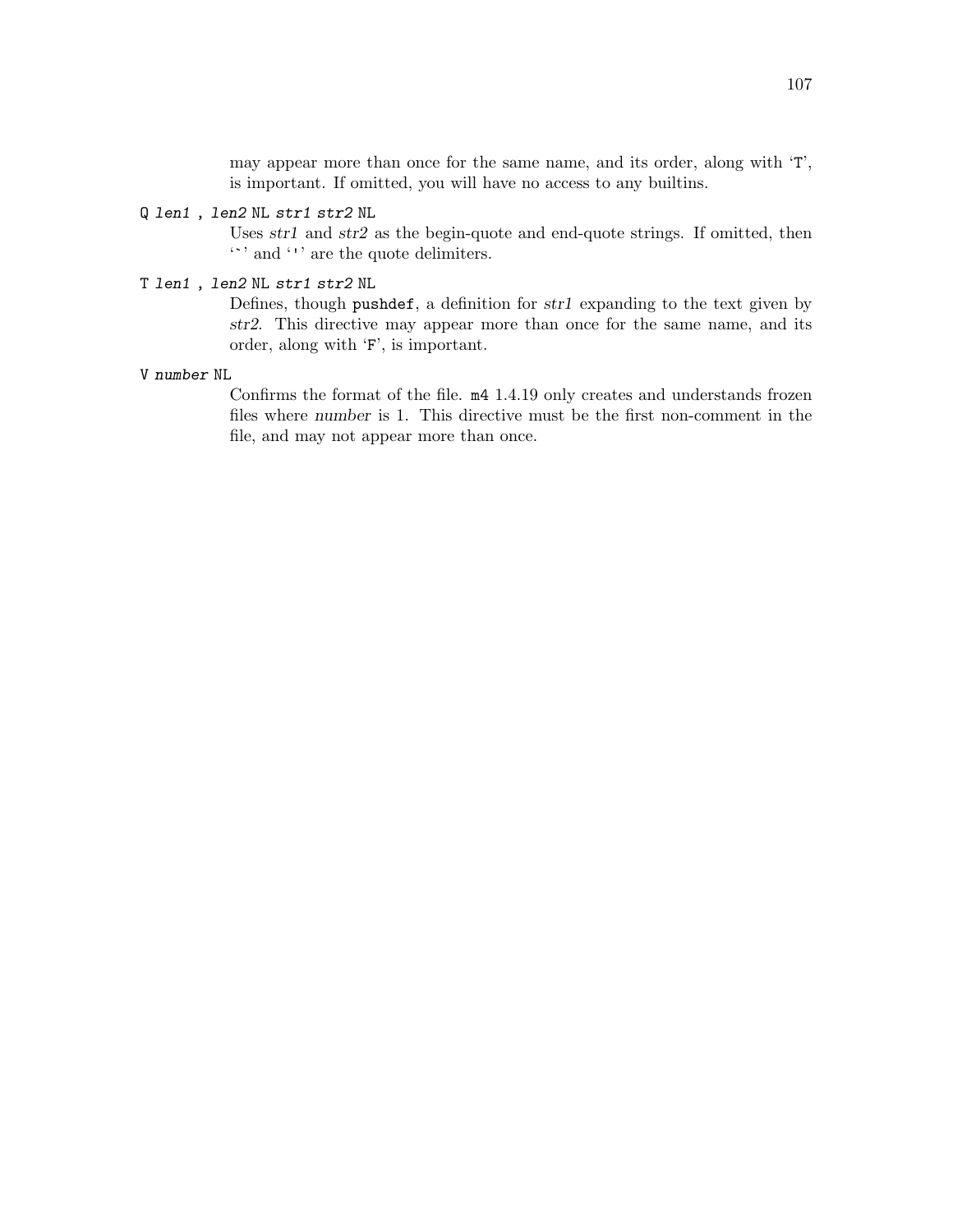may appear more than once for the same name, and its order, along with '`T`', is important. If omitted, you will have no access to any builtins.

`Q` *`len1`* `,` *`len2`* `NL` *`str1`* *`str2`* `NL`
: Uses *str1* and *str2* as the begin-quote and end-quote strings. If omitted, then '`` ` ``' and '`'`' are the quote delimiters.

`T` *`len1`* `,` *`len2`* `NL` *`str1`* *`str2`* `NL`
: Defines, though `pushdef`, a definition for *str1* expanding to the text given by *str2*. This directive may appear more than once for the same name, and its order, along with '`F`', is important.

`V` *`number`* `NL`
: Confirms the format of the file. `m4` 1.4.19 only creates and understands frozen files where *number* is 1. This directive must be the first non-comment in the file, and may not appear more than once.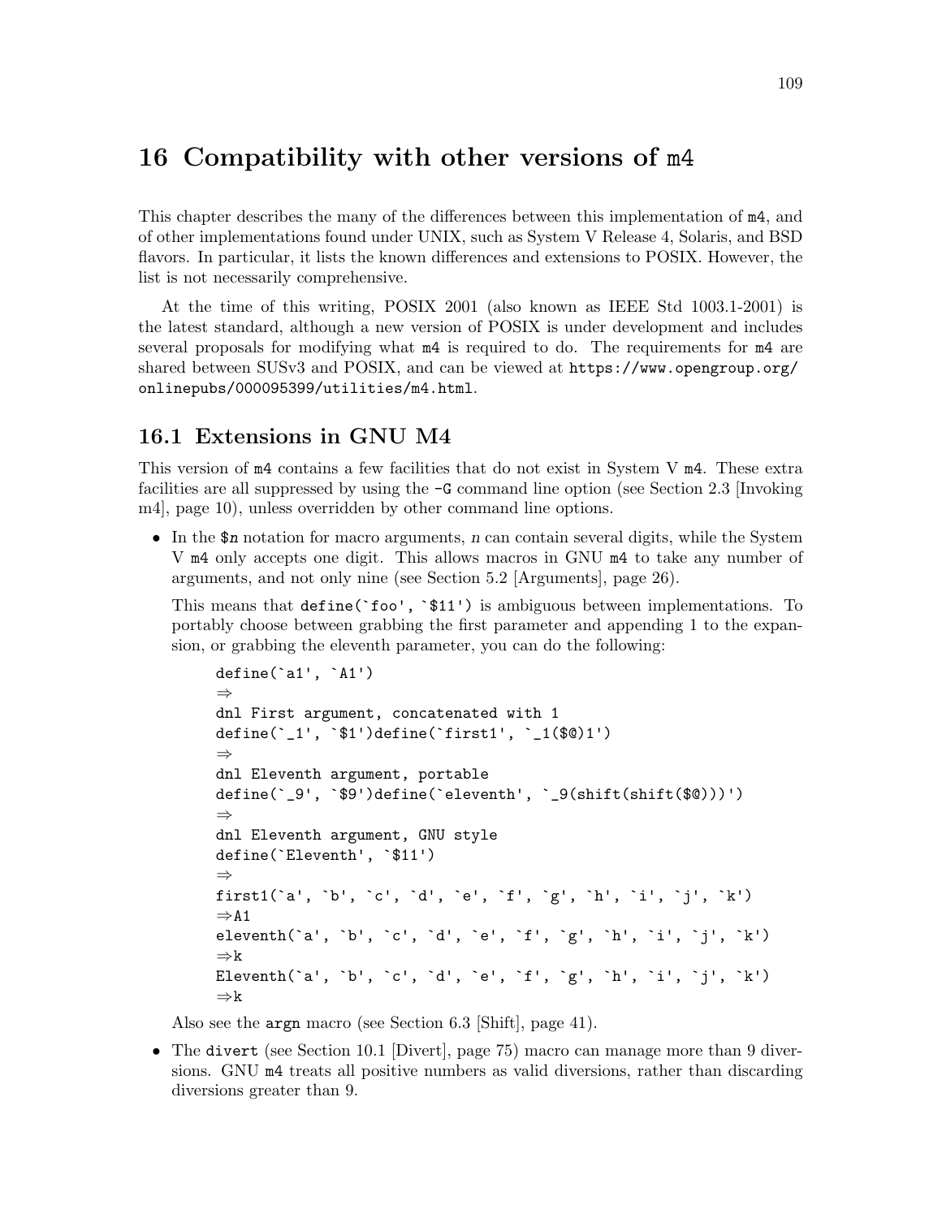# 16 Compatibility with other versions of `m4`

This chapter describes the many of the differences between this implementation of `m4`, and of other implementations found under UNIX, such as System V Release 4, Solaris, and BSD flavors. In particular, it lists the known differences and extensions to POSIX. However, the list is not necessarily comprehensive.

At the time of this writing, POSIX 2001 (also known as IEEE Std 1003.1-2001) is the latest standard, although a new version of POSIX is under development and includes several proposals for modifying what `m4` is required to do. The requirements for `m4` are shared between SUSv3 and POSIX, and can be viewed at `https://www.opengroup.org/onlinepubs/000095399/utilities/m4.html`.

## 16.1 Extensions in GNU M4

This version of `m4` contains a few facilities that do not exist in System V `m4`. These extra facilities are all suppressed by using the `-G` command line option (see Section 2.3 [Invoking m4], page 10), unless overridden by other command line options.

- In the `$n` notation for macro arguments, *n* can contain several digits, while the System V `m4` only accepts one digit. This allows macros in GNU `m4` to take any number of arguments, and not only nine (see Section 5.2 [Arguments], page 26).

  This means that `define(`foo', `$11')` is ambiguous between implementations. To portably choose between grabbing the first parameter and appending 1 to the expansion, or grabbing the eleventh parameter, you can do the following:

  ```
  define(`a1', `A1')
  ⇒
  dnl First argument, concatenated with 1
  define(`_1', `$1')define(`first1', `_1($@)1')
  ⇒
  dnl Eleventh argument, portable
  define(`_9', `$9')define(`eleventh', `_9(shift(shift($@)))')
  ⇒
  dnl Eleventh argument, GNU style
  define(`Eleventh', `$11')
  ⇒
  first1(`a', `b', `c', `d', `e', `f', `g', `h', `i', `j', `k')
  ⇒A1
  eleventh(`a', `b', `c', `d', `e', `f', `g', `h', `i', `j', `k')
  ⇒k
  Eleventh(`a', `b', `c', `d', `e', `f', `g', `h', `i', `j', `k')
  ⇒k
  ```

  Also see the `argn` macro (see Section 6.3 [Shift], page 41).

- The `divert` (see Section 10.1 [Divert], page 75) macro can manage more than 9 diversions. GNU `m4` treats all positive numbers as valid diversions, rather than discarding diversions greater than 9.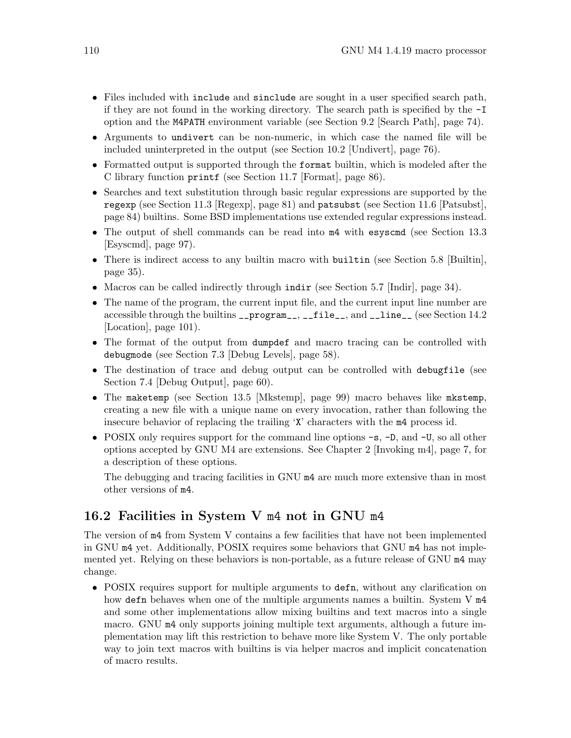- Files included with `include` and `sinclude` are sought in a user specified search path, if they are not found in the working directory. The search path is specified by the `-I` option and the `M4PATH` environment variable (see Section 9.2 [Search Path], page 74).
- Arguments to `undivert` can be non-numeric, in which case the named file will be included uninterpreted in the output (see Section 10.2 [Undivert], page 76).
- Formatted output is supported through the `format` builtin, which is modeled after the C library function `printf` (see Section 11.7 [Format], page 86).
- Searches and text substitution through basic regular expressions are supported by the `regexp` (see Section 11.3 [Regexp], page 81) and `patsubst` (see Section 11.6 [Patsubst], page 84) builtins. Some BSD implementations use extended regular expressions instead.
- The output of shell commands can be read into `m4` with `esyscmd` (see Section 13.3 [Esyscmd], page 97).
- There is indirect access to any builtin macro with `builtin` (see Section 5.8 [Builtin], page 35).
- Macros can be called indirectly through `indir` (see Section 5.7 [Indir], page 34).
- The name of the program, the current input file, and the current input line number are accessible through the builtins `__program__`, `__file__`, and `__line__` (see Section 14.2 [Location], page 101).
- The format of the output from `dumpdef` and macro tracing can be controlled with `debugmode` (see Section 7.3 [Debug Levels], page 58).
- The destination of trace and debug output can be controlled with `debugfile` (see Section 7.4 [Debug Output], page 60).
- The `maketemp` (see Section 13.5 [Mkstemp], page 99) macro behaves like `mkstemp`, creating a new file with a unique name on every invocation, rather than following the insecure behavior of replacing the trailing '`X`' characters with the `m4` process id.
- POSIX only requires support for the command line options `-s`, `-D`, and `-U`, so all other options accepted by GNU M4 are extensions. See Chapter 2 [Invoking m4], page 7, for a description of these options.

  The debugging and tracing facilities in GNU `m4` are much more extensive than in most other versions of `m4`.

## 16.2 Facilities in System V `m4` not in GNU `m4`

The version of `m4` from System V contains a few facilities that have not been implemented in GNU `m4` yet. Additionally, POSIX requires some behaviors that GNU `m4` has not implemented yet. Relying on these behaviors is non-portable, as a future release of GNU `m4` may change.

- POSIX requires support for multiple arguments to `defn`, without any clarification on how `defn` behaves when one of the multiple arguments names a builtin. System V `m4` and some other implementations allow mixing builtins and text macros into a single macro. GNU `m4` only supports joining multiple text arguments, although a future implementation may lift this restriction to behave more like System V. The only portable way to join text macros with builtins is via helper macros and implicit concatenation of macro results.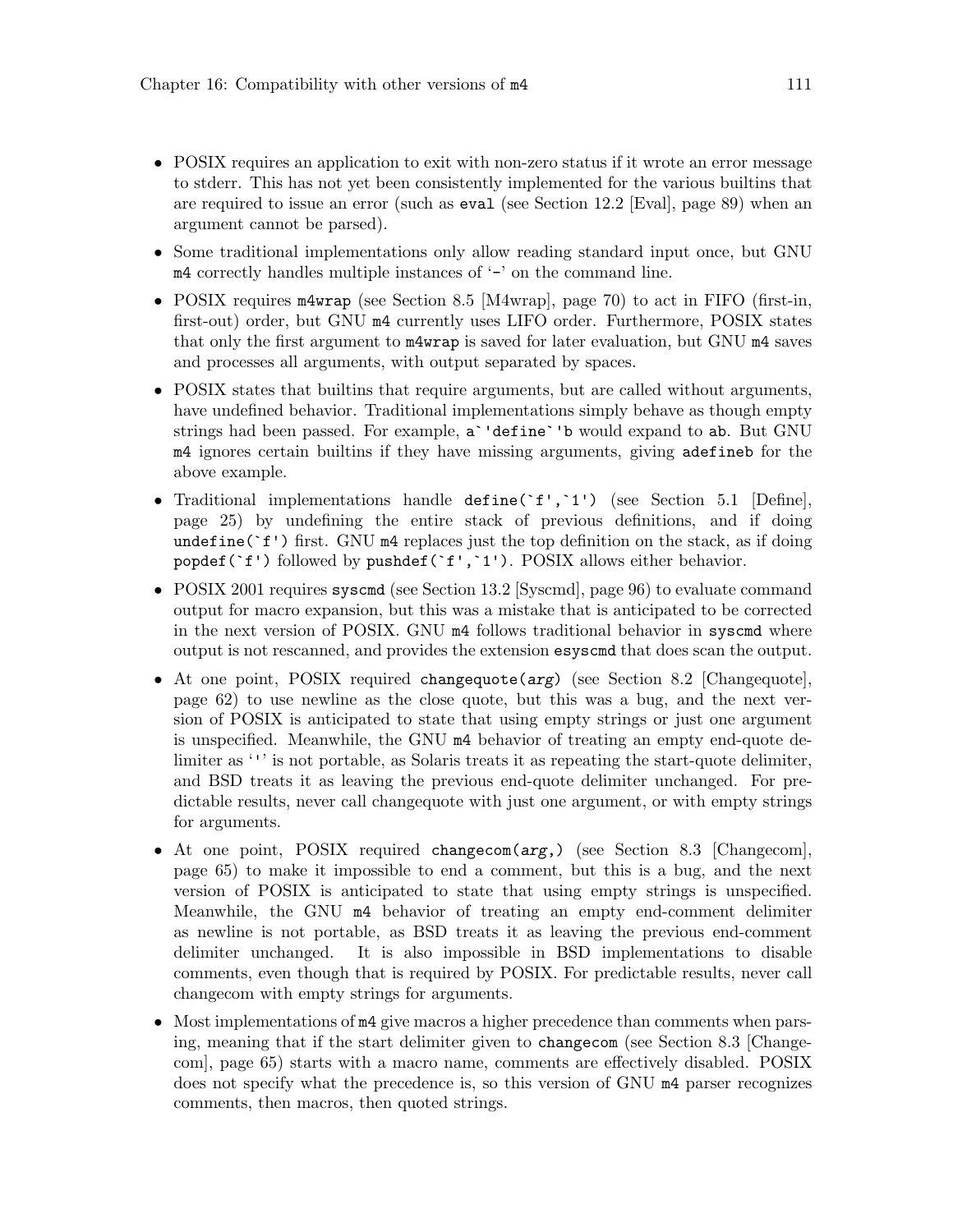- POSIX requires an application to exit with non-zero status if it wrote an error message to stderr. This has not yet been consistently implemented for the various builtins that are required to issue an error (such as `eval` (see Section 12.2 [Eval], page 89) when an argument cannot be parsed).
- Some traditional implementations only allow reading standard input once, but GNU `m4` correctly handles multiple instances of '`-`' on the command line.
- POSIX requires `m4wrap` (see Section 8.5 [M4wrap], page 70) to act in FIFO (first-in, first-out) order, but GNU `m4` currently uses LIFO order. Furthermore, POSIX states that only the first argument to `m4wrap` is saved for later evaluation, but GNU `m4` saves and processes all arguments, with output separated by spaces.
- POSIX states that builtins that require arguments, but are called without arguments, have undefined behavior. Traditional implementations simply behave as though empty strings had been passed. For example, ``a`'define`'b`` would expand to `ab`. But GNU `m4` ignores certain builtins if they have missing arguments, giving `adefineb` for the above example.
- Traditional implementations handle ``define(`f',`1')`` (see Section 5.1 [Define], page 25) by undefining the entire stack of previous definitions, and if doing ``undefine(`f')`` first. GNU `m4` replaces just the top definition on the stack, as if doing ``popdef(`f')`` followed by ``pushdef(`f',`1')``. POSIX allows either behavior.
- POSIX 2001 requires `syscmd` (see Section 13.2 [Syscmd], page 96) to evaluate command output for macro expansion, but this was a mistake that is anticipated to be corrected in the next version of POSIX. GNU `m4` follows traditional behavior in `syscmd` where output is not rescanned, and provides the extension `esyscmd` that does scan the output.
- At one point, POSIX required `changequote(`*arg*`)` (see Section 8.2 [Changequote], page 62) to use newline as the close quote, but this was a bug, and the next version of POSIX is anticipated to state that using empty strings or just one argument is unspecified. Meanwhile, the GNU `m4` behavior of treating an empty end-quote delimiter as '`'`' is not portable, as Solaris treats it as repeating the start-quote delimiter, and BSD treats it as leaving the previous end-quote delimiter unchanged. For predictable results, never call changequote with just one argument, or with empty strings for arguments.
- At one point, POSIX required `changecom(`*arg*`,)` (see Section 8.3 [Changecom], page 65) to make it impossible to end a comment, but this is a bug, and the next version of POSIX is anticipated to state that using empty strings is unspecified. Meanwhile, the GNU `m4` behavior of treating an empty end-comment delimiter as newline is not portable, as BSD treats it as leaving the previous end-comment delimiter unchanged. It is also impossible in BSD implementations to disable comments, even though that is required by POSIX. For predictable results, never call changecom with empty strings for arguments.
- Most implementations of `m4` give macros a higher precedence than comments when parsing, meaning that if the start delimiter given to `changecom` (see Section 8.3 [Changecom], page 65) starts with a macro name, comments are effectively disabled. POSIX does not specify what the precedence is, so this version of GNU `m4` parser recognizes comments, then macros, then quoted strings.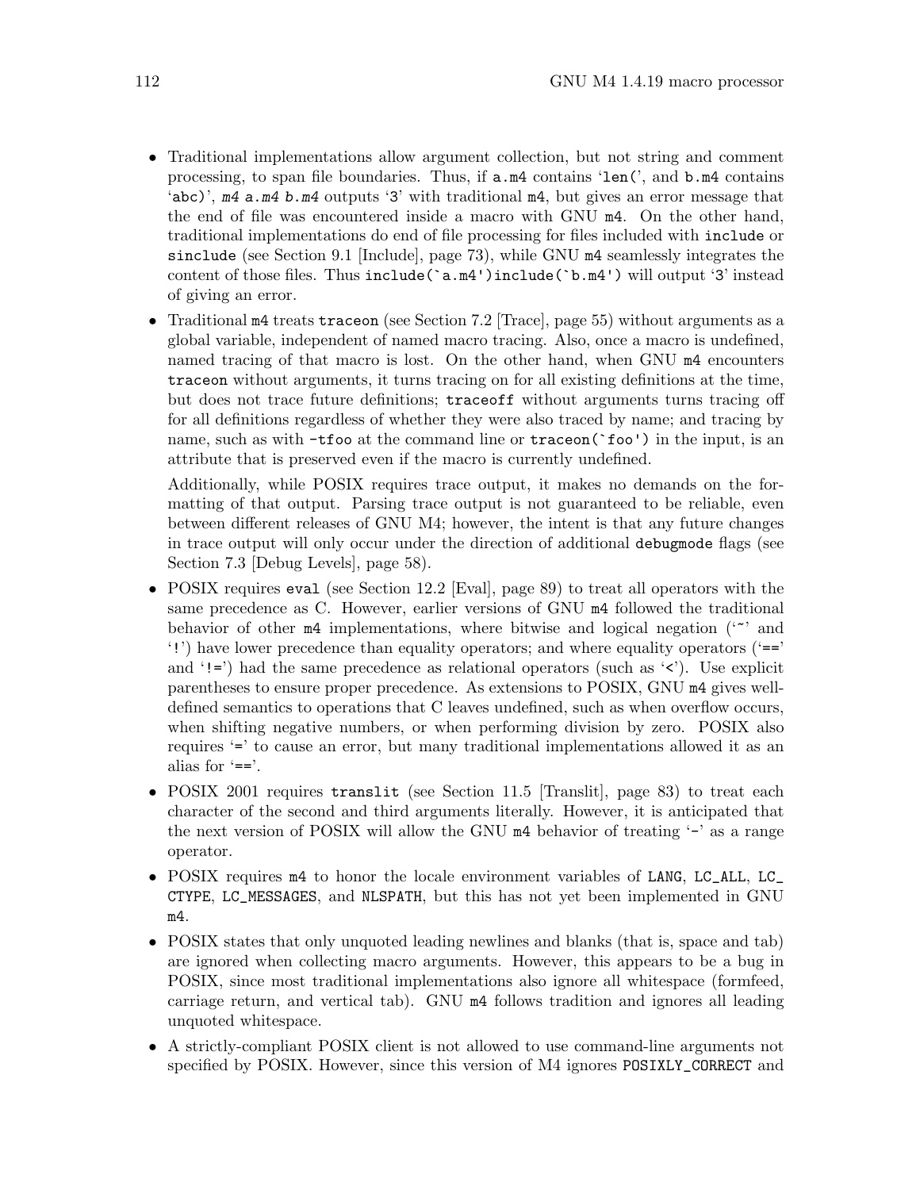- Traditional implementations allow argument collection, but not string and comment processing, to span file boundaries. Thus, if `a.m4` contains '`len(`', and `b.m4` contains '`abc)`', *m4* `a.m4` *b.m4* outputs '`3`' with traditional `m4`, but gives an error message that the end of file was encountered inside a macro with GNU `m4`. On the other hand, traditional implementations do end of file processing for files included with `include` or `sinclude` (see Section 9.1 [Include], page 73), while GNU `m4` seamlessly integrates the content of those files. Thus `` include(`a.m4')include(`b.m4') `` will output '`3`' instead of giving an error.
- Traditional `m4` treats `traceon` (see Section 7.2 [Trace], page 55) without arguments as a global variable, independent of named macro tracing. Also, once a macro is undefined, named tracing of that macro is lost. On the other hand, when GNU `m4` encounters `traceon` without arguments, it turns tracing on for all existing definitions at the time, but does not trace future definitions; `traceoff` without arguments turns tracing off for all definitions regardless of whether they were also traced by name; and tracing by name, such as with `-tfoo` at the command line or `` traceon(`foo') `` in the input, is an attribute that is preserved even if the macro is currently undefined.

  Additionally, while POSIX requires trace output, it makes no demands on the formatting of that output. Parsing trace output is not guaranteed to be reliable, even between different releases of GNU M4; however, the intent is that any future changes in trace output will only occur under the direction of additional `debugmode` flags (see Section 7.3 [Debug Levels], page 58).
- POSIX requires `eval` (see Section 12.2 [Eval], page 89) to treat all operators with the same precedence as C. However, earlier versions of GNU `m4` followed the traditional behavior of other `m4` implementations, where bitwise and logical negation ('`~`' and '`!`') have lower precedence than equality operators; and where equality operators ('`==`' and '`!=`') had the same precedence as relational operators (such as '`<`'). Use explicit parentheses to ensure proper precedence. As extensions to POSIX, GNU `m4` gives well-defined semantics to operations that C leaves undefined, such as when overflow occurs, when shifting negative numbers, or when performing division by zero. POSIX also requires '`=`' to cause an error, but many traditional implementations allowed it as an alias for '`==`'.
- POSIX 2001 requires `translit` (see Section 11.5 [Translit], page 83) to treat each character of the second and third arguments literally. However, it is anticipated that the next version of POSIX will allow the GNU `m4` behavior of treating '`-`' as a range operator.
- POSIX requires `m4` to honor the locale environment variables of `LANG`, `LC_ALL`, `LC_CTYPE`, `LC_MESSAGES`, and `NLSPATH`, but this has not yet been implemented in GNU `m4`.
- POSIX states that only unquoted leading newlines and blanks (that is, space and tab) are ignored when collecting macro arguments. However, this appears to be a bug in POSIX, since most traditional implementations also ignore all whitespace (formfeed, carriage return, and vertical tab). GNU `m4` follows tradition and ignores all leading unquoted whitespace.
- A strictly-compliant POSIX client is not allowed to use command-line arguments not specified by POSIX. However, since this version of M4 ignores `POSIXLY_CORRECT` and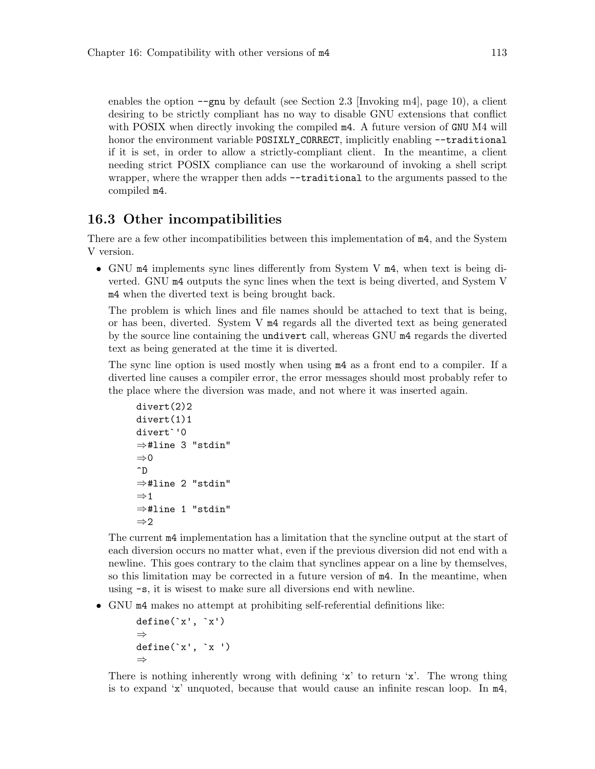enables the option `--gnu` by default (see Section 2.3 [Invoking m4], page 10), a client desiring to be strictly compliant has no way to disable GNU extensions that conflict with POSIX when directly invoking the compiled `m4`. A future version of GNU M4 will honor the environment variable `POSIXLY_CORRECT`, implicitly enabling `--traditional` if it is set, in order to allow a strictly-compliant client. In the meantime, a client needing strict POSIX compliance can use the workaround of invoking a shell script wrapper, where the wrapper then adds `--traditional` to the arguments passed to the compiled `m4`.

## 16.3 Other incompatibilities

There are a few other incompatibilities between this implementation of `m4`, and the System V version.

- GNU `m4` implements sync lines differently from System V `m4`, when text is being diverted. GNU `m4` outputs the sync lines when the text is being diverted, and System V `m4` when the diverted text is being brought back.

  The problem is which lines and file names should be attached to text that is being, or has been, diverted. System V `m4` regards all the diverted text as being generated by the source line containing the `undivert` call, whereas GNU `m4` regards the diverted text as being generated at the time it is diverted.

  The sync line option is used mostly when using `m4` as a front end to a compiler. If a diverted line causes a compiler error, the error messages should most probably refer to the place where the diversion was made, and not where it was inserted again.

  ```
  divert(2)2
  divert(1)1
  divert`'0
  ⇒#line 3 "stdin"
  ⇒0
  ^D
  ⇒#line 2 "stdin"
  ⇒1
  ⇒#line 1 "stdin"
  ⇒2
  ```

  The current `m4` implementation has a limitation that the syncline output at the start of each diversion occurs no matter what, even if the previous diversion did not end with a newline. This goes contrary to the claim that synclines appear on a line by themselves, so this limitation may be corrected in a future version of `m4`. In the meantime, when using `-s`, it is wisest to make sure all diversions end with newline.

- GNU `m4` makes no attempt at prohibiting self-referential definitions like:

  ```
  define(`x', `x')
  ⇒
  define(`x', `x ')
  ⇒
  ```

  There is nothing inherently wrong with defining 'x' to return 'x'. The wrong thing is to expand 'x' unquoted, because that would cause an infinite rescan loop. In `m4`,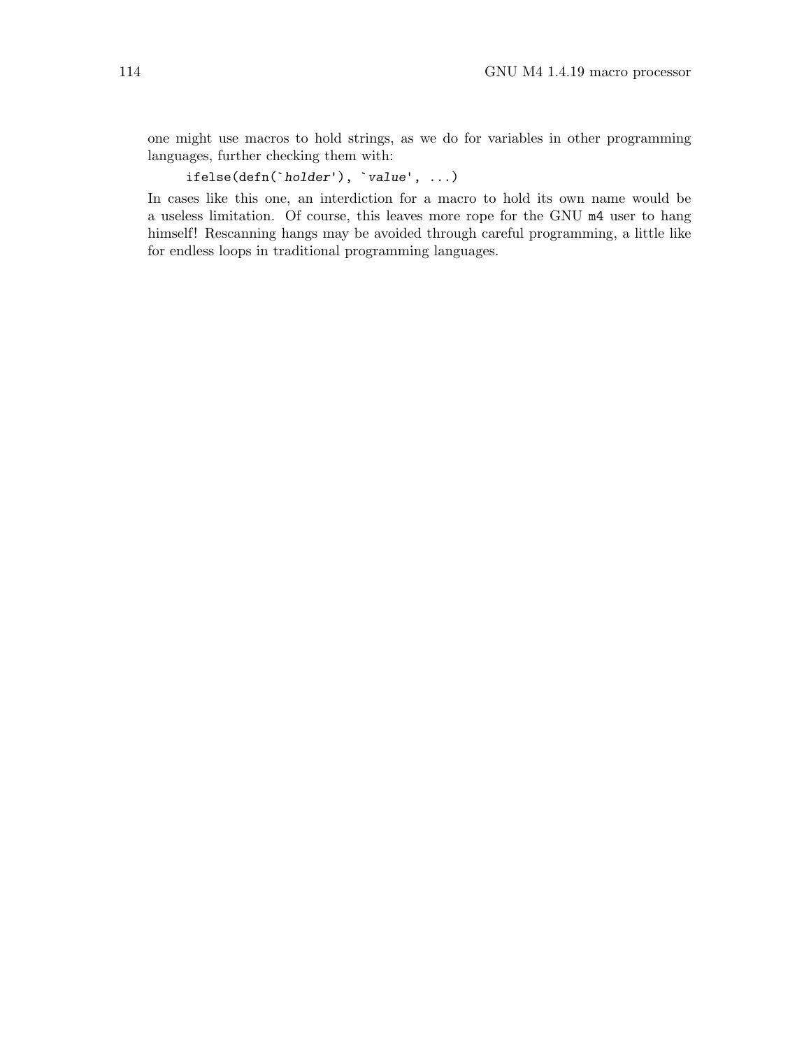one might use macros to hold strings, as we do for variables in other programming languages, further checking them with:

```
ifelse(defn(`holder'), `value', ...)
```

In cases like this one, an interdiction for a macro to hold its own name would be a useless limitation. Of course, this leaves more rope for the GNU `m4` user to hang himself! Rescanning hangs may be avoided through careful programming, a little like for endless loops in traditional programming languages.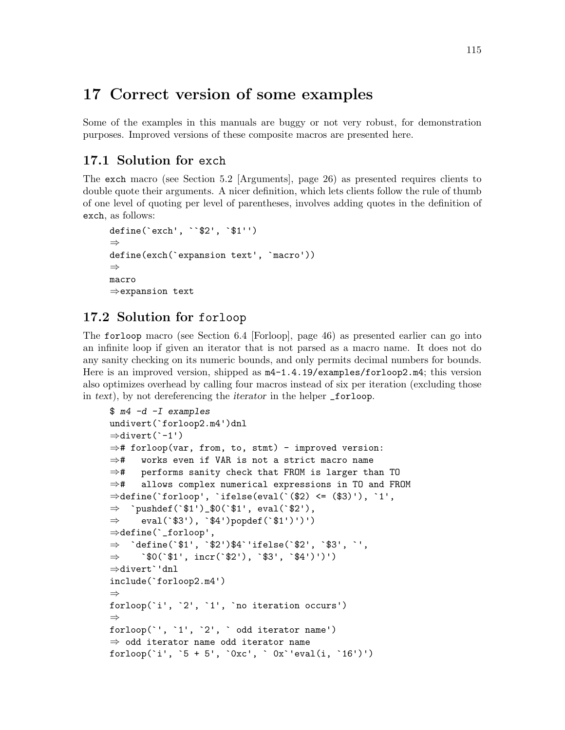# 17 Correct version of some examples

Some of the examples in this manuals are buggy or not very robust, for demonstration purposes. Improved versions of these composite macros are presented here.

## 17.1 Solution for exch

The exch macro (see Section 5.2 [Arguments], page 26) as presented requires clients to double quote their arguments. A nicer definition, which lets clients follow the rule of thumb of one level of quoting per level of parentheses, involves adding quotes in the definition of exch, as follows:

```
define(`exch', ``$2', `$1'')
⇒
define(exch(`expansion text', `macro'))
⇒
macro
⇒expansion text
```

## 17.2 Solution for forloop

The forloop macro (see Section 6.4 [Forloop], page 46) as presented earlier can go into an infinite loop if given an iterator that is not parsed as a macro name. It does not do any sanity checking on its numeric bounds, and only permits decimal numbers for bounds. Here is an improved version, shipped as m4-1.4.19/examples/forloop2.m4; this version also optimizes overhead by calling four macros instead of six per iteration (excluding those in *text*), by not dereferencing the *iterator* in the helper _forloop.

```
$ m4 -d -I examples
undivert(`forloop2.m4')dnl
⇒divert(`-1')
⇒# forloop(var, from, to, stmt) - improved version:
⇒#   works even if VAR is not a strict macro name
⇒#   performs sanity check that FROM is larger than TO
⇒#   allows complex numerical expressions in TO and FROM
⇒define(`forloop', `ifelse(eval(`($2) <= ($3)'), `1',
⇒  `pushdef(`$1')_$0(`$1', eval(`$2'),
⇒    eval(`$3'), `$4')popdef(`$1')')')
⇒define(`_forloop',
⇒  `define(`$1', `$2')$4`'ifelse(`$2', `$3', `',
⇒    `$0(`$1', incr(`$2'), `$3', `$4')')')
⇒divert`'dnl
include(`forloop2.m4')
⇒
forloop(`i', `2', `1', `no iteration occurs')
⇒
forloop(`', `1', `2', ` odd iterator name')
⇒ odd iterator name odd iterator name
forloop(`i', `5 + 5', `0xc', ` 0x`'eval(i, `16')')
```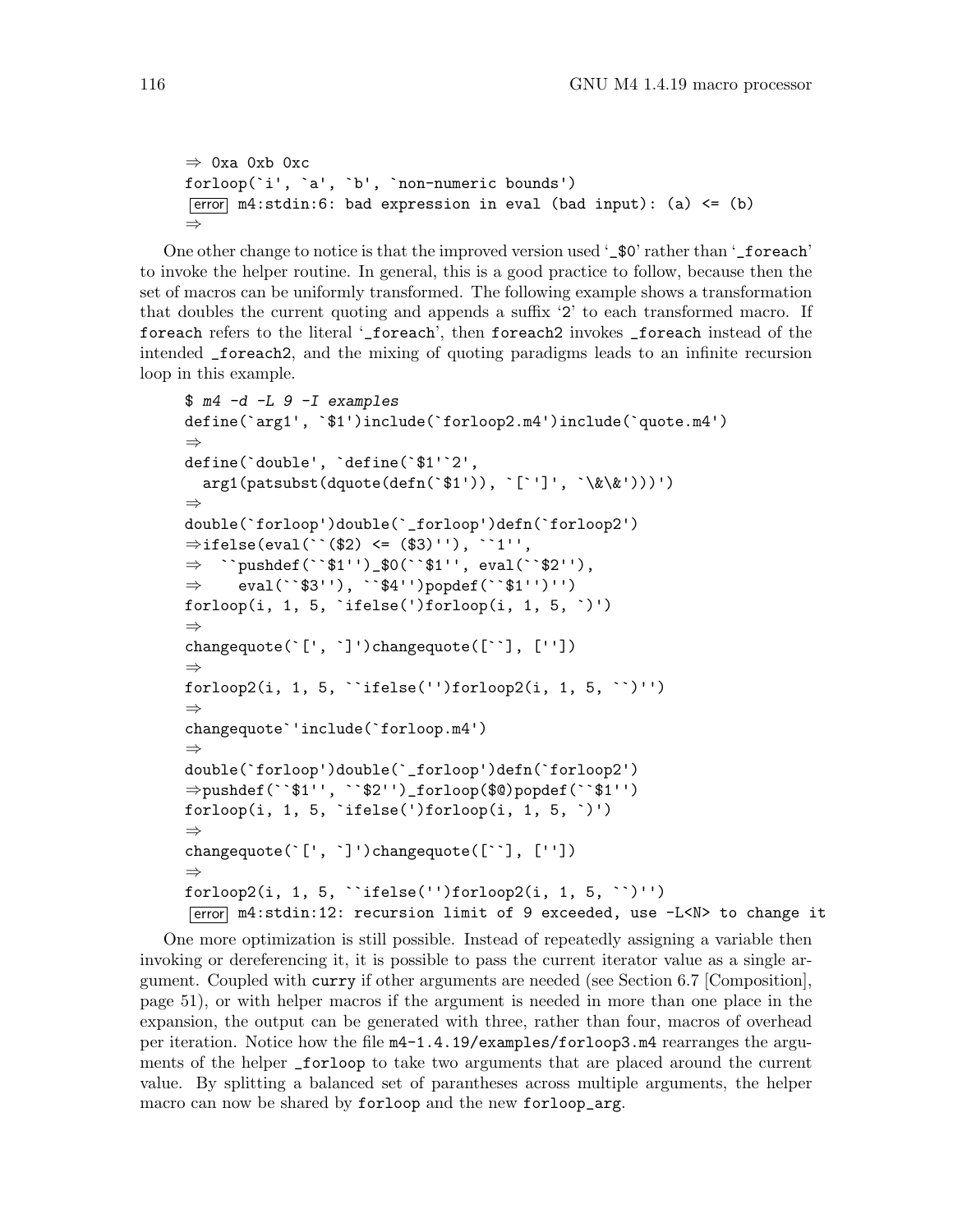```
⇒ 0xa 0xb 0xc
forloop(`i', `a', `b', `non-numeric bounds')
error m4:stdin:6: bad expression in eval (bad input): (a) <= (b)
⇒
```

One other change to notice is that the improved version used '_$0' rather than '_foreach' to invoke the helper routine. In general, this is a good practice to follow, because then the set of macros can be uniformly transformed. The following example shows a transformation that doubles the current quoting and appends a suffix '2' to each transformed macro. If foreach refers to the literal '_foreach', then foreach2 invokes _foreach instead of the intended _foreach2, and the mixing of quoting paradigms leads to an infinite recursion loop in this example.

```
$ m4 -d -L 9 -I examples
define(`arg1', `$1')include(`forloop2.m4')include(`quote.m4')
⇒
define(`double', `define(`$1'`2',
  arg1(patsubst(dquote(defn(`$1')), `[`']', `\&\&')))')
⇒
double(`forloop')double(`_forloop')defn(`forloop2')
⇒ifelse(eval(``($2) <= ($3)''), ``1'',
⇒  ``pushdef(``$1'')_$0(``$1'', eval(``$2''),
⇒    eval(``$3''), ``$4'')popdef(``$1'')'')
forloop(i, 1, 5, `ifelse(')forloop(i, 1, 5, `)')
⇒
changequote(`[', `]')changequote([``], [''])
⇒
forloop2(i, 1, 5, ``ifelse('')forloop2(i, 1, 5, ``)'')
⇒
changequote`'include(`forloop.m4')
⇒
double(`forloop')double(`_forloop')defn(`forloop2')
⇒pushdef(``$1'', ``$2'')_forloop($@)popdef(``$1'')
forloop(i, 1, 5, `ifelse(')forloop(i, 1, 5, `)')
⇒
changequote(`[', `]')changequote([``], [''])
⇒
forloop2(i, 1, 5, ``ifelse('')forloop2(i, 1, 5, ``)'')
error m4:stdin:12: recursion limit of 9 exceeded, use -L<N> to change it
```

One more optimization is still possible. Instead of repeatedly assigning a variable then invoking or dereferencing it, it is possible to pass the current iterator value as a single argument. Coupled with curry if other arguments are needed (see Section 6.7 [Composition], page 51), or with helper macros if the argument is needed in more than one place in the expansion, the output can be generated with three, rather than four, macros of overhead per iteration. Notice how the file m4-1.4.19/examples/forloop3.m4 rearranges the arguments of the helper _forloop to take two arguments that are placed around the current value. By splitting a balanced set of parantheses across multiple arguments, the helper macro can now be shared by forloop and the new forloop_arg.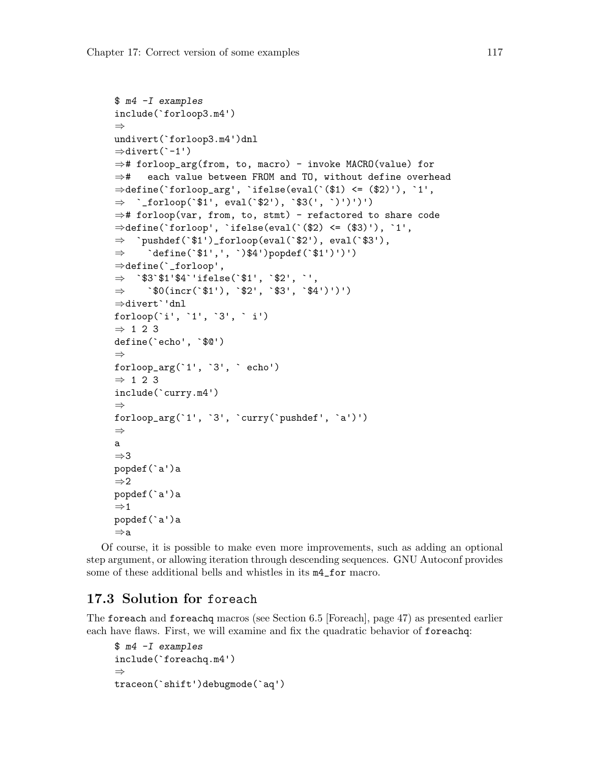```
$ m4 -I examples
include(`forloop3.m4')
⇒
undivert(`forloop3.m4')dnl
⇒divert(`-1')
⇒# forloop_arg(from, to, macro) - invoke MACRO(value) for
⇒#   each value between FROM and TO, without define overhead
⇒define(`forloop_arg', `ifelse(eval(`($1) <= ($2)'), `1',
⇒  `_forloop(`$1', eval(`$2'), `$3(', `)')')')
⇒# forloop(var, from, to, stmt) - refactored to share code
⇒define(`forloop', `ifelse(eval(`($2) <= ($3)'), `1',
⇒  `pushdef(`$1')_forloop(eval(`$2'), eval(`$3'),
⇒    `define(`$1',', `)$4')popdef(`$1')')')
⇒define(`_forloop',
⇒  `$3`$1'$4`'ifelse(`$1', `$2', `',
⇒    `$0(incr(`$1'), `$2', `$3', `$4')')')
⇒divert`'dnl
forloop(`i', `1', `3', ` i')
⇒ 1 2 3
define(`echo', `$@')
⇒
forloop_arg(`1', `3', ` echo')
⇒ 1 2 3
include(`curry.m4')
⇒
forloop_arg(`1', `3', `curry(`pushdef', `a')')
⇒
a
⇒3
popdef(`a')a
⇒2
popdef(`a')a
⇒1
popdef(`a')a
⇒a
```

Of course, it is possible to make even more improvements, such as adding an optional step argument, or allowing iteration through descending sequences. GNU Autoconf provides some of these additional bells and whistles in its `m4_for` macro.

## 17.3 Solution for `foreach`

The `foreach` and `foreachq` macros (see Section 6.5 [Foreach], page 47) as presented earlier each have flaws. First, we will examine and fix the quadratic behavior of `foreachq`:

```
$ m4 -I examples
include(`foreachq.m4')
⇒
traceon(`shift')debugmode(`aq')
```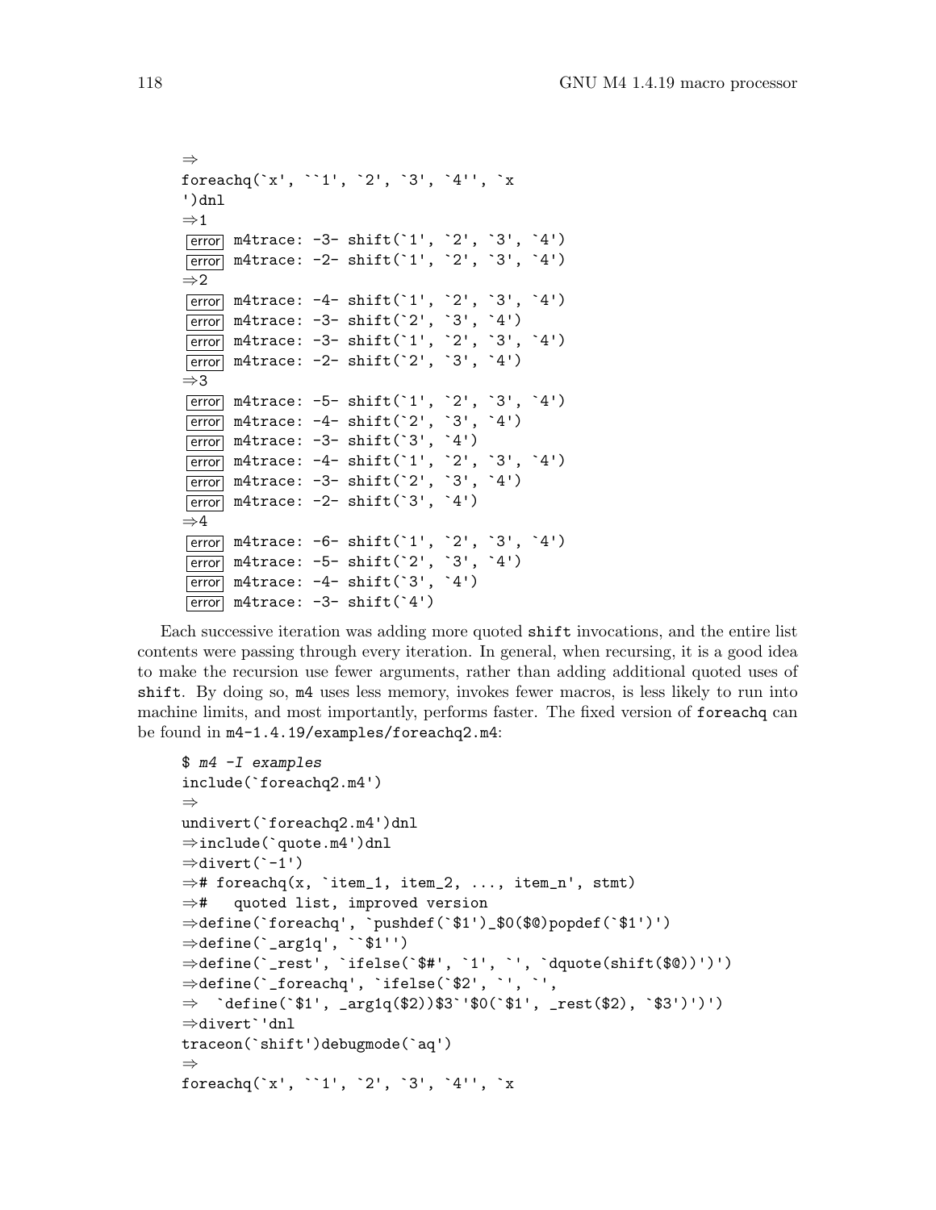```
⇒
foreachq(`x', ``1', `2', `3', `4'', `x
')dnl
⇒1
error m4trace: -3- shift(`1', `2', `3', `4')
error m4trace: -2- shift(`1', `2', `3', `4')
⇒2
error m4trace: -4- shift(`1', `2', `3', `4')
error m4trace: -3- shift(`2', `3', `4')
error m4trace: -3- shift(`1', `2', `3', `4')
error m4trace: -2- shift(`2', `3', `4')
⇒3
error m4trace: -5- shift(`1', `2', `3', `4')
error m4trace: -4- shift(`2', `3', `4')
error m4trace: -3- shift(`3', `4')
error m4trace: -4- shift(`1', `2', `3', `4')
error m4trace: -3- shift(`2', `3', `4')
error m4trace: -2- shift(`3', `4')
⇒4
error m4trace: -6- shift(`1', `2', `3', `4')
error m4trace: -5- shift(`2', `3', `4')
error m4trace: -4- shift(`3', `4')
error m4trace: -3- shift(`4')
```

Each successive iteration was adding more quoted `shift` invocations, and the entire list contents were passing through every iteration. In general, when recursing, it is a good idea to make the recursion use fewer arguments, rather than adding additional quoted uses of `shift`. By doing so, `m4` uses less memory, invokes fewer macros, is less likely to run into machine limits, and most importantly, performs faster. The fixed version of `foreachq` can be found in `m4-1.4.19/examples/foreachq2.m4`:

```
$ m4 -I examples
include(`foreachq2.m4')
⇒
undivert(`foreachq2.m4')dnl
⇒include(`quote.m4')dnl
⇒divert(`-1')
⇒# foreachq(x, `item_1, item_2, ..., item_n', stmt)
⇒#   quoted list, improved version
⇒define(`foreachq', `pushdef(`$1')_$0($@)popdef(`$1')')
⇒define(`_arg1q', ``$1'')
⇒define(`_rest', `ifelse(`$#', `1', `', `dquote(shift($@))')')
⇒define(`_foreachq', `ifelse(`$2', `', `',
⇒  `define(`$1', _arg1q($2))$3`'$0(`$1', _rest($2), `$3')')')
⇒divert`'dnl
traceon(`shift')debugmode(`aq')
⇒
foreachq(`x', ``1', `2', `3', `4'', `x
```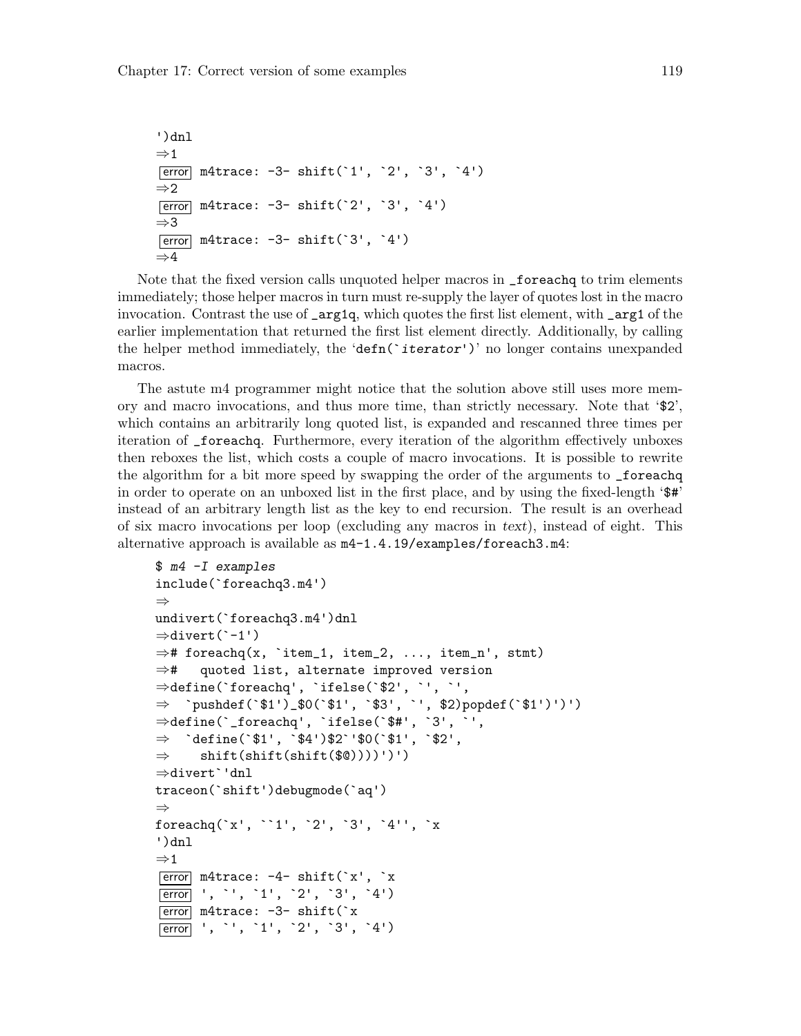```
')dnl
⇒1
error m4trace: -3- shift(`1', `2', `3', `4')
⇒2
error m4trace: -3- shift(`2', `3', `4')
⇒3
error m4trace: -3- shift(`3', `4')
⇒4
```

Note that the fixed version calls unquoted helper macros in `_foreachq` to trim elements immediately; those helper macros in turn must re-supply the layer of quotes lost in the macro invocation. Contrast the use of `_arg1q`, which quotes the first list element, with `_arg1` of the earlier implementation that returned the first list element directly. Additionally, by calling the helper method immediately, the '`defn(`iterator')`' no longer contains unexpanded macros.

The astute m4 programmer might notice that the solution above still uses more memory and macro invocations, and thus more time, than strictly necessary. Note that '`$2`', which contains an arbitrarily long quoted list, is expanded and rescanned three times per iteration of `_foreachq`. Furthermore, every iteration of the algorithm effectively unboxes then reboxes the list, which costs a couple of macro invocations. It is possible to rewrite the algorithm for a bit more speed by swapping the order of the arguments to `_foreachq` in order to operate on an unboxed list in the first place, and by using the fixed-length '`$#`' instead of an arbitrary length list as the key to end recursion. The result is an overhead of six macro invocations per loop (excluding any macros in *text*), instead of eight. This alternative approach is available as `m4-1.4.19/examples/foreach3.m4`:

```
$ m4 -I examples
include(`foreachq3.m4')
⇒
undivert(`foreachq3.m4')dnl
⇒divert(`-1')
⇒# foreachq(x, `item_1, item_2, ..., item_n', stmt)
⇒#   quoted list, alternate improved version
⇒define(`foreachq', `ifelse(`$2', `', `',
⇒  `pushdef(`$1')_$0(`$1', `$3', `', $2)popdef(`$1')')')
⇒define(`_foreachq', `ifelse(`$#', `3', `',
⇒  `define(`$1', `$4')$2`'$0(`$1', `$2',
⇒    shift(shift(shift($@))))')')
⇒divert`'dnl
traceon(`shift')debugmode(`aq')
⇒
foreachq(`x', ``1', `2', `3', `4'', `x
')dnl
⇒1
error m4trace: -4- shift(`x', `x
error ', `', `1', `2', `3', `4')
error m4trace: -3- shift(`x
error ', `', `1', `2', `3', `4')
```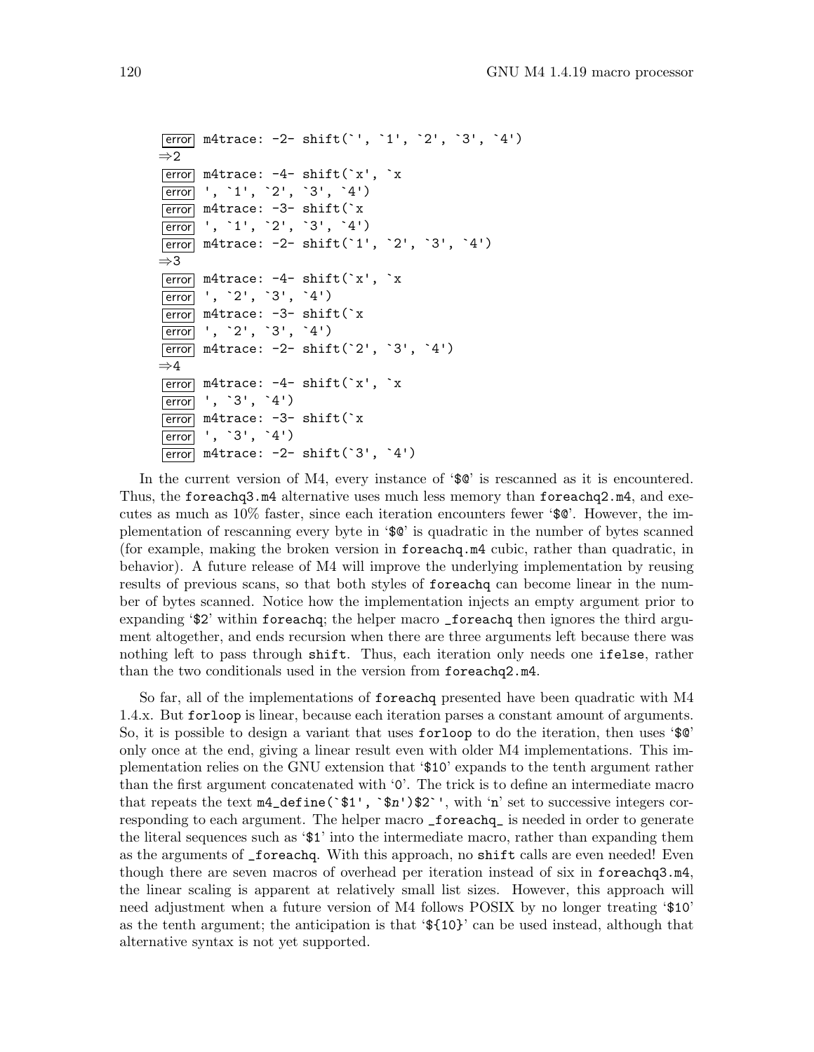```
error m4trace: -2- shift(`', `1', `2', `3', `4')
⇒2
error m4trace: -4- shift(`x', `x
error ', `1', `2', `3', `4')
error m4trace: -3- shift(`x
error ', `1', `2', `3', `4')
error m4trace: -2- shift(`1', `2', `3', `4')
⇒3
error m4trace: -4- shift(`x', `x
error ', `2', `3', `4')
error m4trace: -3- shift(`x
error ', `2', `3', `4')
error m4trace: -2- shift(`2', `3', `4')
⇒4
error m4trace: -4- shift(`x', `x
error ', `3', `4')
error m4trace: -3- shift(`x
error ', `3', `4')
error m4trace: -2- shift(`3', `4')
```

In the current version of M4, every instance of '`$@`' is rescanned as it is encountered. Thus, the `foreachq3.m4` alternative uses much less memory than `foreachq2.m4`, and executes as much as 10% faster, since each iteration encounters fewer '`$@`'. However, the implementation of rescanning every byte in '`$@`' is quadratic in the number of bytes scanned (for example, making the broken version in `foreachq.m4` cubic, rather than quadratic, in behavior). A future release of M4 will improve the underlying implementation by reusing results of previous scans, so that both styles of `foreachq` can become linear in the number of bytes scanned. Notice how the implementation injects an empty argument prior to expanding '`$2`' within `foreachq`; the helper macro `_foreachq` then ignores the third argument altogether, and ends recursion when there are three arguments left because there was nothing left to pass through `shift`. Thus, each iteration only needs one `ifelse`, rather than the two conditionals used in the version from `foreachq2.m4`.

So far, all of the implementations of `foreachq` presented have been quadratic with M4 1.4.x. But `forloop` is linear, because each iteration parses a constant amount of arguments. So, it is possible to design a variant that uses `forloop` to do the iteration, then uses '`$@`' only once at the end, giving a linear result even with older M4 implementations. This implementation relies on the GNU extension that '`$10`' expands to the tenth argument rather than the first argument concatenated with '`0`'. The trick is to define an intermediate macro that repeats the text ``m4_define(`$1', `$n')$2`'``, with '`n`' set to successive integers corresponding to each argument. The helper macro `_foreachq_` is needed in order to generate the literal sequences such as '`$1`' into the intermediate macro, rather than expanding them as the arguments of `_foreachq`. With this approach, no `shift` calls are even needed! Even though there are seven macros of overhead per iteration instead of six in `foreachq3.m4`, the linear scaling is apparent at relatively small list sizes. However, this approach will need adjustment when a future version of M4 follows POSIX by no longer treating '`$10`' as the tenth argument; the anticipation is that '`${10}`' can be used instead, although that alternative syntax is not yet supported.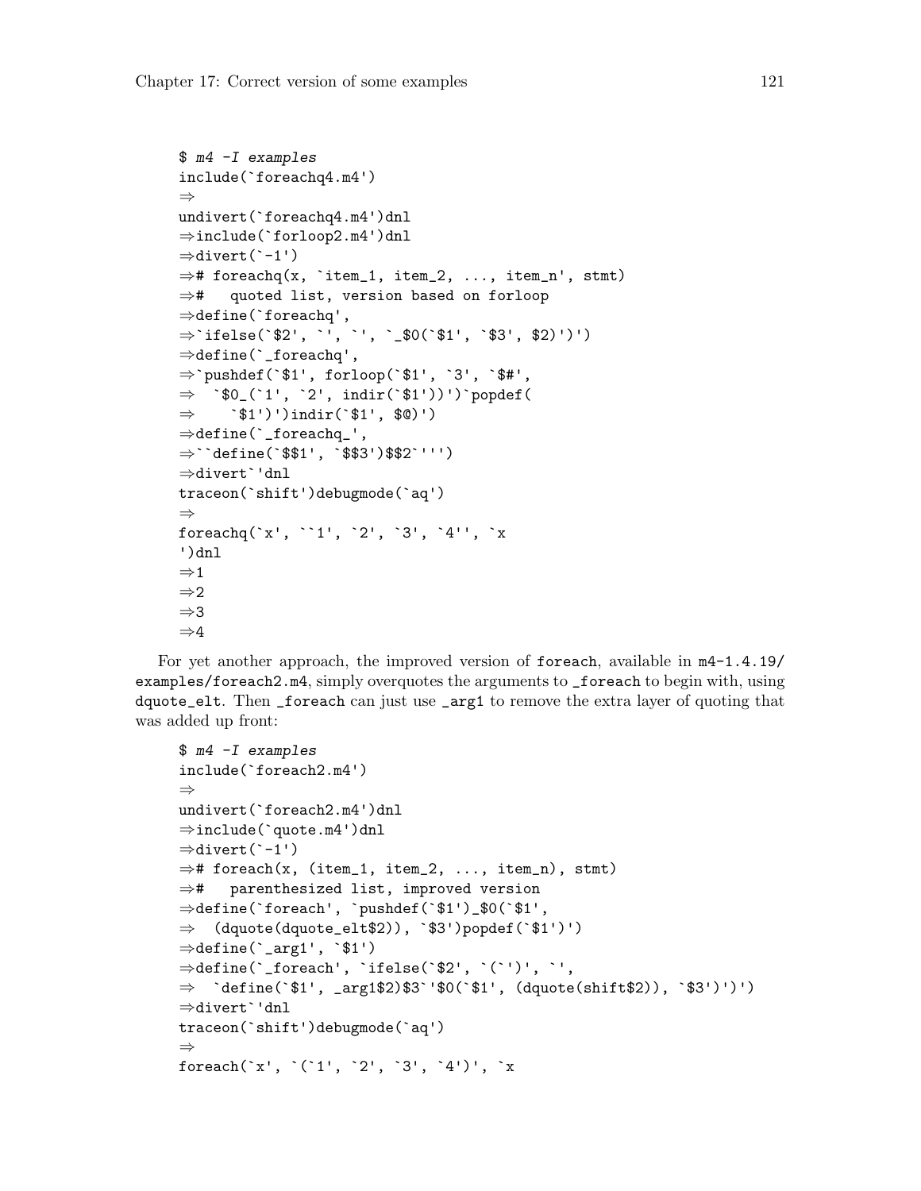```
$ m4 -I examples
include(`foreachq4.m4')
⇒
undivert(`foreachq4.m4')dnl
⇒include(`forloop2.m4')dnl
⇒divert(`-1')
⇒# foreachq(x, `item_1, item_2, ..., item_n', stmt)
⇒#   quoted list, version based on forloop
⇒define(`foreachq',
⇒`ifelse(`$2', `', `', `_$0(`$1', `$3', $2)')')
⇒define(`_foreachq',
⇒`pushdef(`$1', forloop(`$1', `3', `$#',
⇒  `$0_(`1', `2', indir(`$1'))')`popdef(
⇒    `$1')')indir(`$1', $@)')
⇒define(`_foreachq_',
⇒``define(`$$1', `$$3')$$2`''')
⇒divert`'dnl
traceon(`shift')debugmode(`aq')
⇒
foreachq(`x', ``1', `2', `3', `4'', `x
')dnl
⇒1
⇒2
⇒3
⇒4
```

For yet another approach, the improved version of `foreach`, available in `m4-1.4.19/examples/foreach2.m4`, simply overquotes the arguments to `_foreach` to begin with, using `dquote_elt`. Then `_foreach` can just use `_arg1` to remove the extra layer of quoting that was added up front:

```
$ m4 -I examples
include(`foreach2.m4')
⇒
undivert(`foreach2.m4')dnl
⇒include(`quote.m4')dnl
⇒divert(`-1')
⇒# foreach(x, (item_1, item_2, ..., item_n), stmt)
⇒#   parenthesized list, improved version
⇒define(`foreach', `pushdef(`$1')_$0(`$1',
⇒  (dquote(dquote_elt$2)), `$3')popdef(`$1')')
⇒define(`_arg1', `$1')
⇒define(`_foreach', `ifelse(`$2', `(`')', `',
⇒  `define(`$1', _arg1$2)$3`'$0(`$1', (dquote(shift$2)), `$3')')')
⇒divert`'dnl
traceon(`shift')debugmode(`aq')
⇒
foreach(`x', `(`1', `2', `3', `4')', `x
```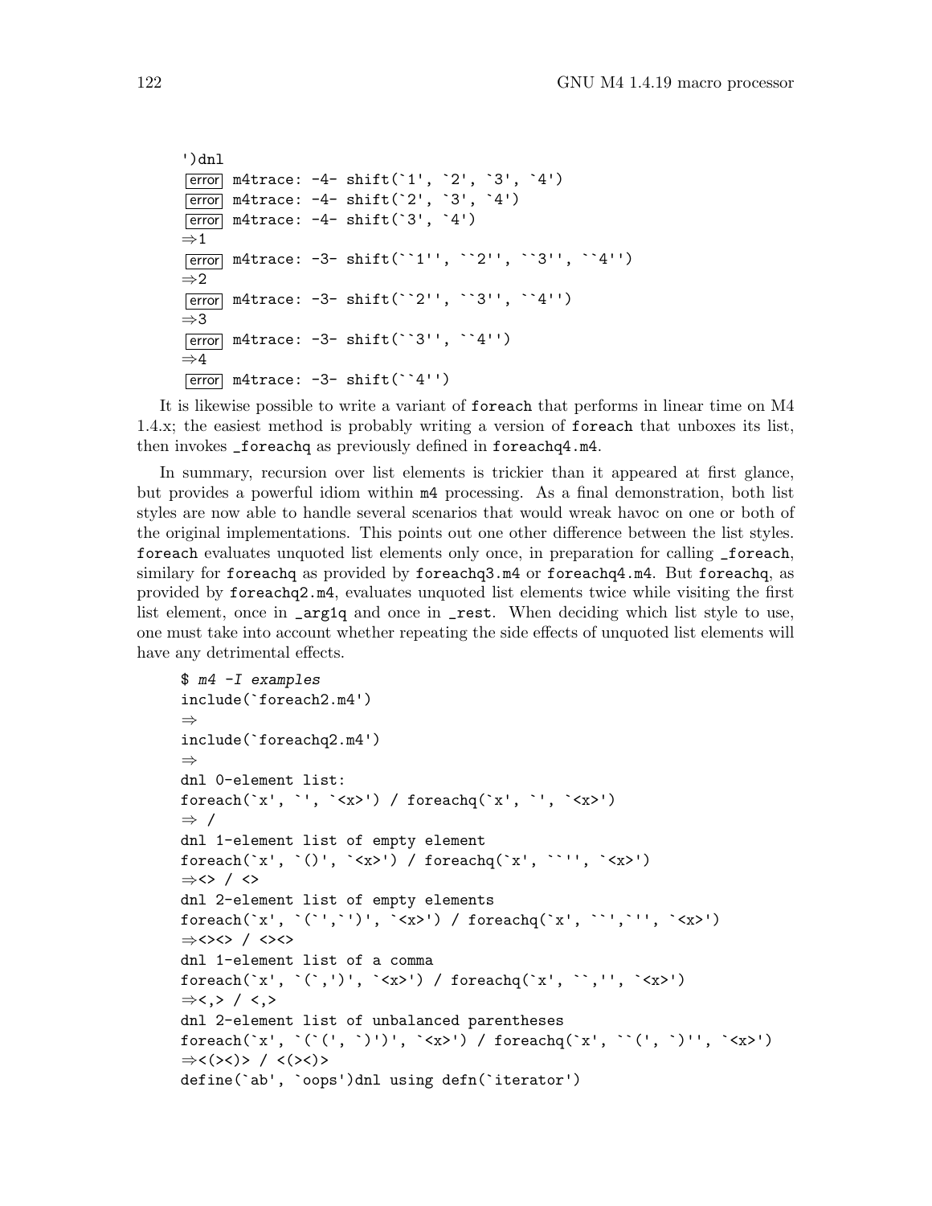```
')dnl
error m4trace: -4- shift(`1', `2', `3', `4')
error m4trace: -4- shift(`2', `3', `4')
error m4trace: -4- shift(`3', `4')
⇒1
error m4trace: -3- shift(``1'', ``2'', ``3'', ``4'')
⇒2
error m4trace: -3- shift(``2'', ``3'', ``4'')
⇒3
error m4trace: -3- shift(``3'', ``4'')
⇒4
error m4trace: -3- shift(``4'')
```

It is likewise possible to write a variant of `foreach` that performs in linear time on M4 1.4.x; the easiest method is probably writing a version of `foreach` that unboxes its list, then invokes `_foreachq` as previously defined in `foreachq4.m4`.

In summary, recursion over list elements is trickier than it appeared at first glance, but provides a powerful idiom within `m4` processing. As a final demonstration, both list styles are now able to handle several scenarios that would wreak havoc on one or both of the original implementations. This points out one other difference between the list styles. `foreach` evaluates unquoted list elements only once, in preparation for calling `_foreach`, similary for `foreachq` as provided by `foreachq3.m4` or `foreachq4.m4`. But `foreachq`, as provided by `foreachq2.m4`, evaluates unquoted list elements twice while visiting the first list element, once in `_arg1q` and once in `_rest`. When deciding which list style to use, one must take into account whether repeating the side effects of unquoted list elements will have any detrimental effects.

```
$ m4 -I examples
include(`foreach2.m4')
⇒
include(`foreachq2.m4')
⇒
dnl 0-element list:
foreach(`x', `', `<x>') / foreachq(`x', `', `<x>')
⇒ /
dnl 1-element list of empty element
foreach(`x', `()', `<x>') / foreachq(`x', ``'', `<x>')
⇒<> / <>
dnl 2-element list of empty elements
foreach(`x', `(`',`')', `<x>') / foreachq(`x', ``',`'', `<x>')
⇒<><> / <><>
dnl 1-element list of a comma
foreach(`x', `(`,')', `<x>') / foreachq(`x', ``,'', `<x>')
⇒<,> / <,>
dnl 2-element list of unbalanced parentheses
foreach(`x', `(`(', `)')', `<x>') / foreachq(`x', ``(', `)'', `<x>')
⇒<(><)> / <(><)>
define(`ab', `oops')dnl using defn(`iterator')
```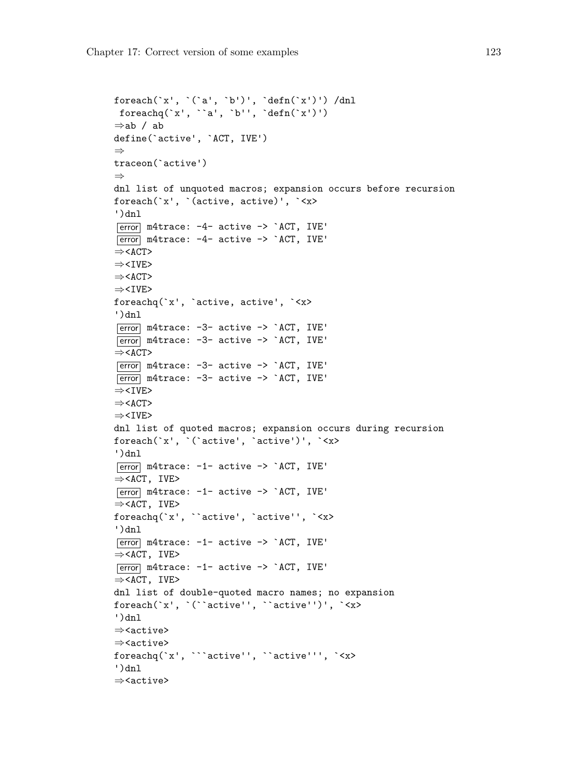```
foreach(`x', `(`a', `b')', `defn(`x')') /dnl
 foreachq(`x', ``a', `b'', `defn(`x')')
⇒ab / ab
define(`active', `ACT, IVE')
⇒
traceon(`active')
⇒
dnl list of unquoted macros; expansion occurs before recursion
foreach(`x', `(active, active)', `<x>
')dnl
error m4trace: -4- active -> `ACT, IVE'
error m4trace: -4- active -> `ACT, IVE'
⇒<ACT>
⇒<IVE>
⇒<ACT>
⇒<IVE>
foreachq(`x', `active, active', `<x>
')dnl
error m4trace: -3- active -> `ACT, IVE'
error m4trace: -3- active -> `ACT, IVE'
⇒<ACT>
error m4trace: -3- active -> `ACT, IVE'
error m4trace: -3- active -> `ACT, IVE'
⇒<IVE>
⇒<ACT>
⇒<IVE>
dnl list of quoted macros; expansion occurs during recursion
foreach(`x', `(`active', `active')', `<x>
')dnl
error m4trace: -1- active -> `ACT, IVE'
⇒<ACT, IVE>
error m4trace: -1- active -> `ACT, IVE'
⇒<ACT, IVE>
foreachq(`x', ``active', `active'', `<x>
')dnl
error m4trace: -1- active -> `ACT, IVE'
⇒<ACT, IVE>
error m4trace: -1- active -> `ACT, IVE'
⇒<ACT, IVE>
dnl list of double-quoted macro names; no expansion
foreach(`x', `(``active'', ``active'')', `<x>
')dnl
⇒<active>
⇒<active>
foreachq(`x', ```active'', ``active''', `<x>
')dnl
⇒<active>
```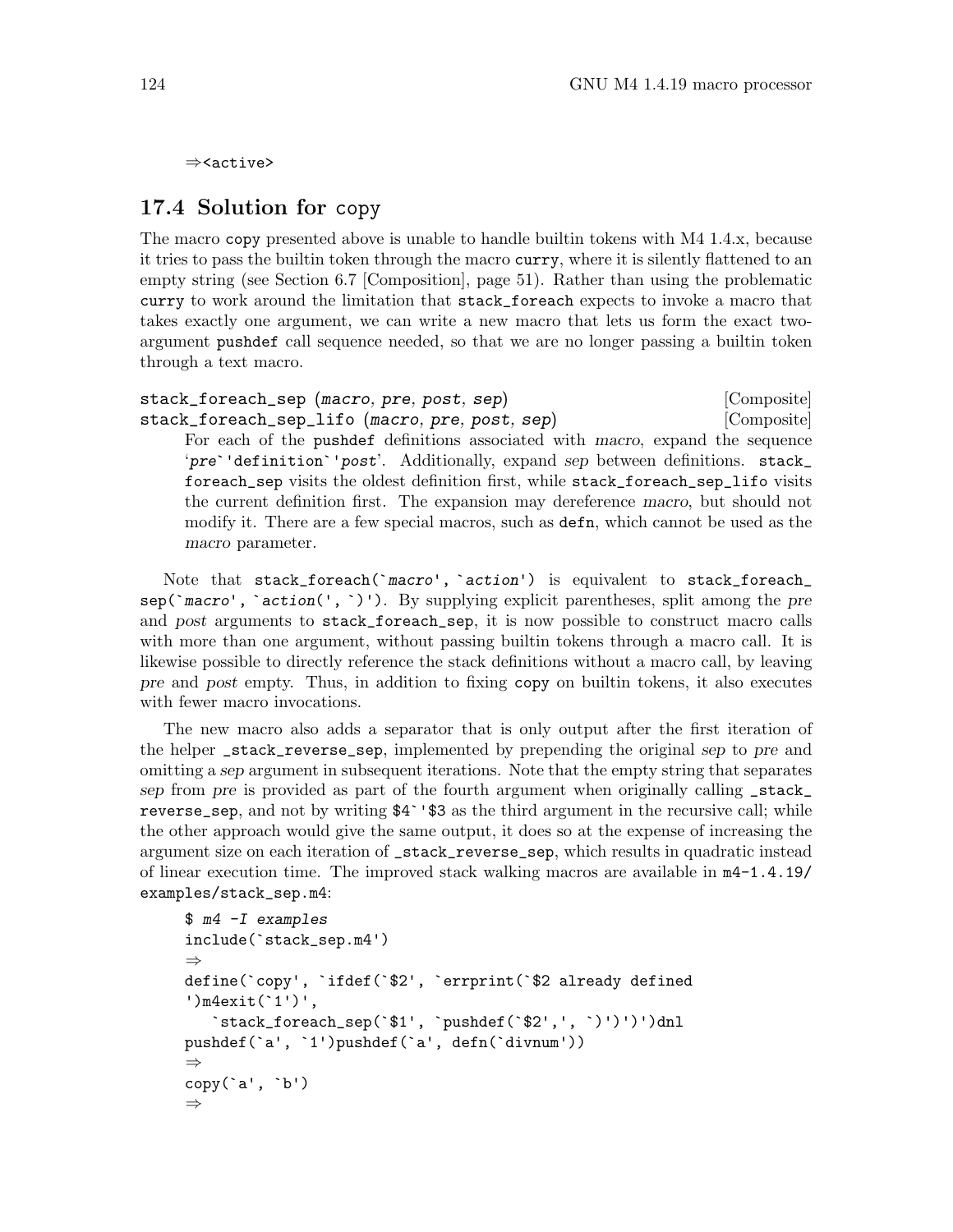```
⇒<active>
```

## 17.4 Solution for copy

The macro copy presented above is unable to handle builtin tokens with M4 1.4.x, because it tries to pass the builtin token through the macro curry, where it is silently flattened to an empty string (see Section 6.7 [Composition], page 51). Rather than using the problematic curry to work around the limitation that stack_foreach expects to invoke a macro that takes exactly one argument, we can write a new macro that lets us form the exact two-argument pushdef call sequence needed, so that we are no longer passing a builtin token through a text macro.

stack_foreach_sep (*macro*, *pre*, *post*, *sep*) [Composite]
stack_foreach_sep_lifo (*macro*, *pre*, *post*, *sep*) [Composite]

For each of the pushdef definitions associated with *macro*, expand the sequence '*pre*`'definition`'*post*'. Additionally, expand *sep* between definitions. stack_foreach_sep visits the oldest definition first, while stack_foreach_sep_lifo visits the current definition first. The expansion may dereference *macro*, but should not modify it. There are a few special macros, such as defn, which cannot be used as the *macro* parameter.

Note that stack_foreach(`*macro*', `*action*') is equivalent to stack_foreach_sep(`*macro*', `*action*(', `)'). By supplying explicit parentheses, split among the *pre* and *post* arguments to stack_foreach_sep, it is now possible to construct macro calls with more than one argument, without passing builtin tokens through a macro call. It is likewise possible to directly reference the stack definitions without a macro call, by leaving *pre* and *post* empty. Thus, in addition to fixing copy on builtin tokens, it also executes with fewer macro invocations.

The new macro also adds a separator that is only output after the first iteration of the helper _stack_reverse_sep, implemented by prepending the original *sep* to *pre* and omitting a *sep* argument in subsequent iterations. Note that the empty string that separates *sep* from *pre* is provided as part of the fourth argument when originally calling _stack_reverse_sep, and not by writing $4`'$3 as the third argument in the recursive call; while the other approach would give the same output, it does so at the expense of increasing the argument size on each iteration of _stack_reverse_sep, which results in quadratic instead of linear execution time. The improved stack walking macros are available in m4-1.4.19/examples/stack_sep.m4:

```
$ m4 -I examples
include(`stack_sep.m4')
⇒
define(`copy', `ifdef(`$2', `errprint(`$2 already defined
')m4exit(`1')',
   `stack_foreach_sep(`$1', `pushdef(`$2',', `)')')')dnl
pushdef(`a', `1')pushdef(`a', defn(`divnum'))
⇒
copy(`a', `b')
⇒
```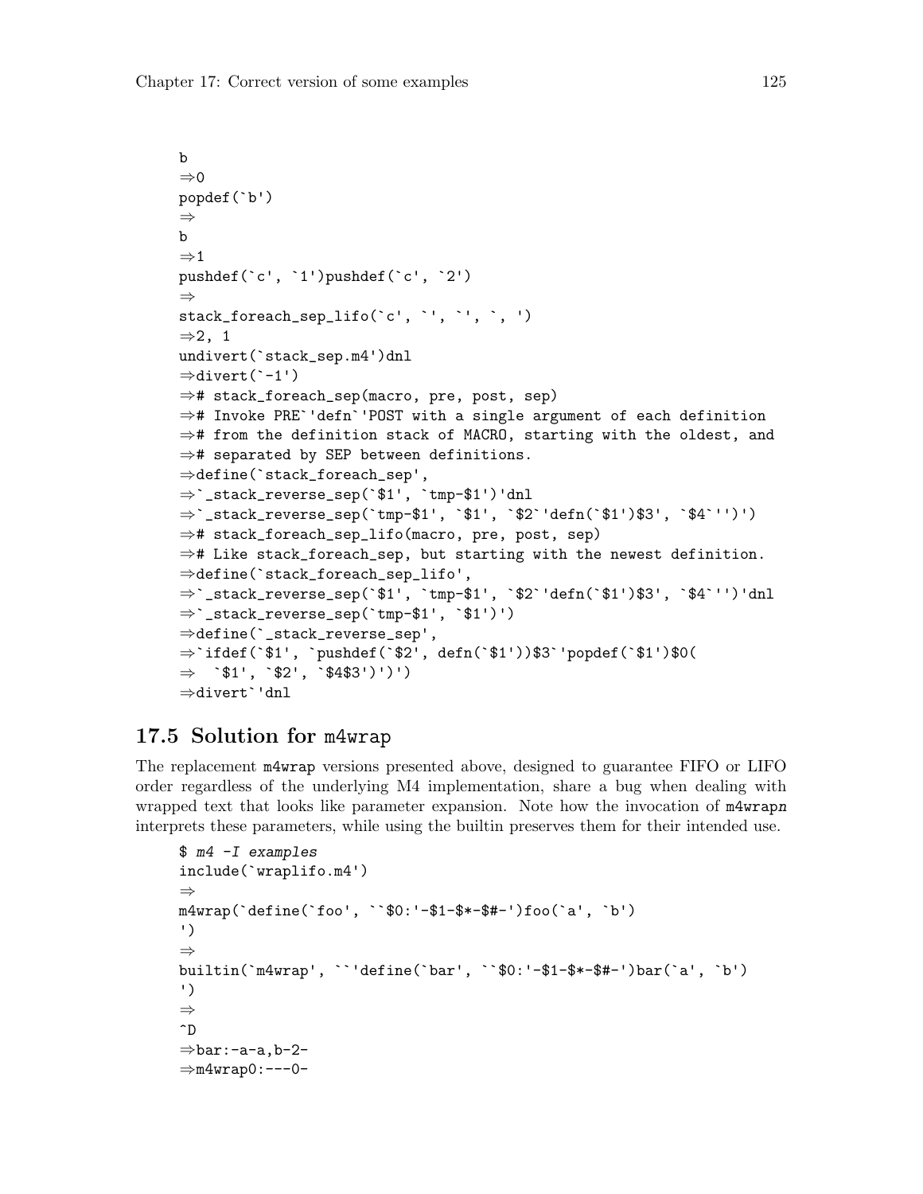```
b
⇒0
popdef(`b')
⇒
b
⇒1
pushdef(`c', `1')pushdef(`c', `2')
⇒
stack_foreach_sep_lifo(`c', `', `', `, ')
⇒2, 1
undivert(`stack_sep.m4')dnl
⇒divert(`-1')
⇒# stack_foreach_sep(macro, pre, post, sep)
⇒# Invoke PRE`'defn`'POST with a single argument of each definition
⇒# from the definition stack of MACRO, starting with the oldest, and
⇒# separated by SEP between definitions.
⇒define(`stack_foreach_sep',
⇒`_stack_reverse_sep(`$1', `tmp-$1')'dnl
⇒`_stack_reverse_sep(`tmp-$1', `$1', `$2`'defn(`$1')$3', `$4`'')')
⇒# stack_foreach_sep_lifo(macro, pre, post, sep)
⇒# Like stack_foreach_sep, but starting with the newest definition.
⇒define(`stack_foreach_sep_lifo',
⇒`_stack_reverse_sep(`$1', `tmp-$1', `$2`'defn(`$1')$3', `$4`'')'dnl
⇒`_stack_reverse_sep(`tmp-$1', `$1')')
⇒define(`_stack_reverse_sep',
⇒`ifdef(`$1', `pushdef(`$2', defn(`$1'))$3`'popdef(`$1')$0(
⇒  `$1', `$2', `$4$3')')')
⇒divert`'dnl
```

## 17.5 Solution for m4wrap

The replacement `m4wrap` versions presented above, designed to guarantee FIFO or LIFO order regardless of the underlying M4 implementation, share a bug when dealing with wrapped text that looks like parameter expansion. Note how the invocation of `m4wrapn` interprets these parameters, while using the builtin preserves them for their intended use.

```
$ m4 -I examples
include(`wraplifo.m4')
⇒
m4wrap(`define(`foo', ``$0:'-$1-$*-$#-')foo(`a', `b')
')
⇒
builtin(`m4wrap', ``'define(`bar', ``$0:'-$1-$*-$#-')bar(`a', `b')
')
⇒
^D
⇒bar:-a-a,b-2-
⇒m4wrap0:---0-
```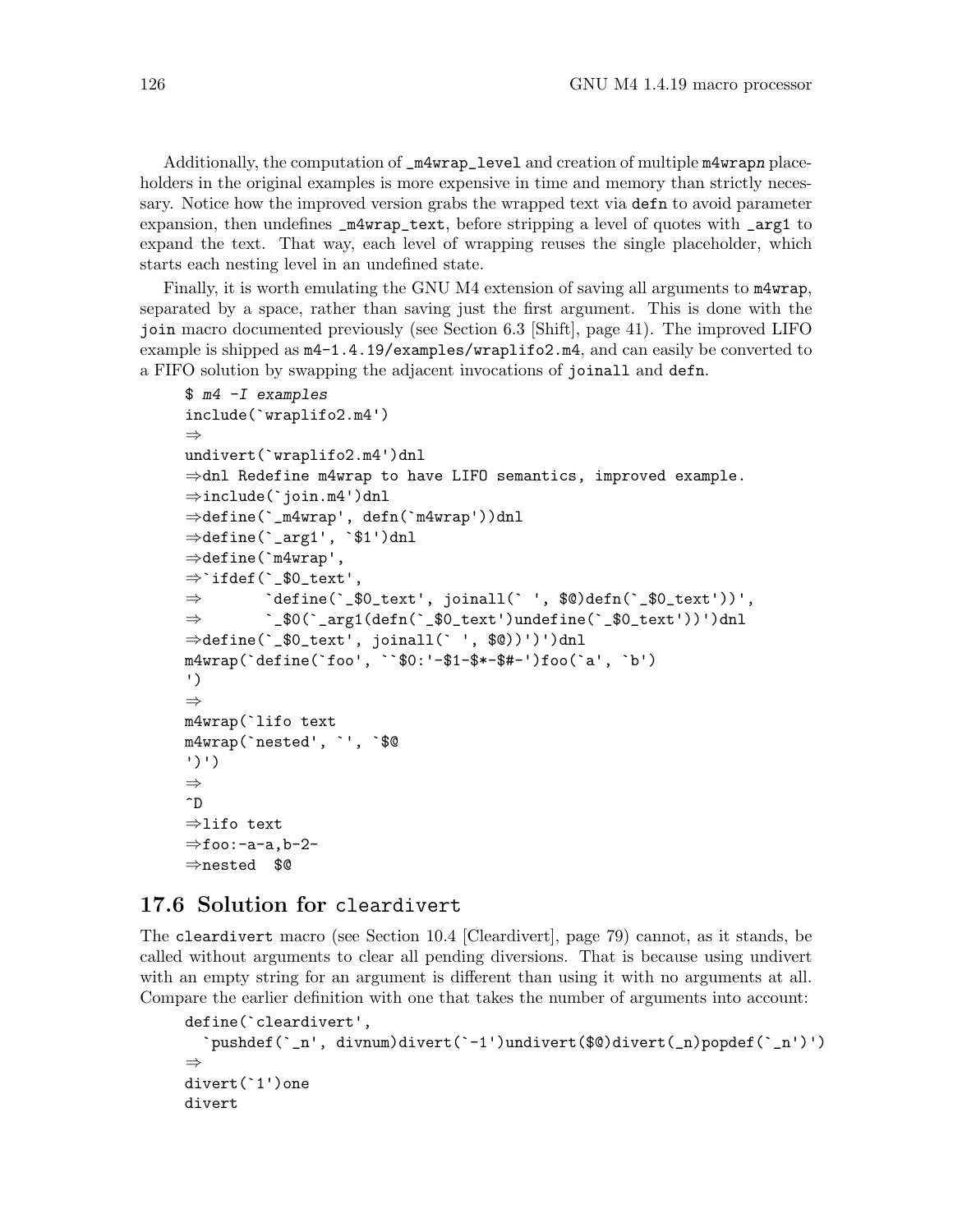Additionally, the computation of `_m4wrap_level` and creation of multiple `m4wrapn` placeholders in the original examples is more expensive in time and memory than strictly necessary. Notice how the improved version grabs the wrapped text via `defn` to avoid parameter expansion, then undefines `_m4wrap_text`, before stripping a level of quotes with `_arg1` to expand the text. That way, each level of wrapping reuses the single placeholder, which starts each nesting level in an undefined state.

Finally, it is worth emulating the GNU M4 extension of saving all arguments to `m4wrap`, separated by a space, rather than saving just the first argument. This is done with the `join` macro documented previously (see Section 6.3 [Shift], page 41). The improved LIFO example is shipped as `m4-1.4.19/examples/wraplifo2.m4`, and can easily be converted to a FIFO solution by swapping the adjacent invocations of `joinall` and `defn`.

```
$ m4 -I examples
include(`wraplifo2.m4')
⇒
undivert(`wraplifo2.m4')dnl
⇒dnl Redefine m4wrap to have LIFO semantics, improved example.
⇒include(`join.m4')dnl
⇒define(`_m4wrap', defn(`m4wrap'))dnl
⇒define(`_arg1', `$1')dnl
⇒define(`m4wrap',
⇒`ifdef(`_$0_text',
⇒       `define(`_$0_text', joinall(` ', $@)defn(`_$0_text'))',
⇒       `_$0(`_arg1(defn(`_$0_text')undefine(`_$0_text'))')dnl
⇒define(`_$0_text', joinall(` ', $@))')')dnl
m4wrap(`define(`foo', ``$0:'-$1-$*-$#-')foo(`a', `b')
')
⇒
m4wrap(`lifo text
m4wrap(`nested', `', `$@
')')
⇒
^D
⇒lifo text
⇒foo:-a-a,b-2-
⇒nested  $@
```

## 17.6 Solution for `cleardivert`

The `cleardivert` macro (see Section 10.4 [Cleardivert], page 79) cannot, as it stands, be called without arguments to clear all pending diversions. That is because using undivert with an empty string for an argument is different than using it with no arguments at all. Compare the earlier definition with one that takes the number of arguments into account:

```
define(`cleardivert',
  `pushdef(`_n', divnum)divert(`-1')undivert($@)divert(_n)popdef(`_n')')
⇒
divert(`1')one
divert
```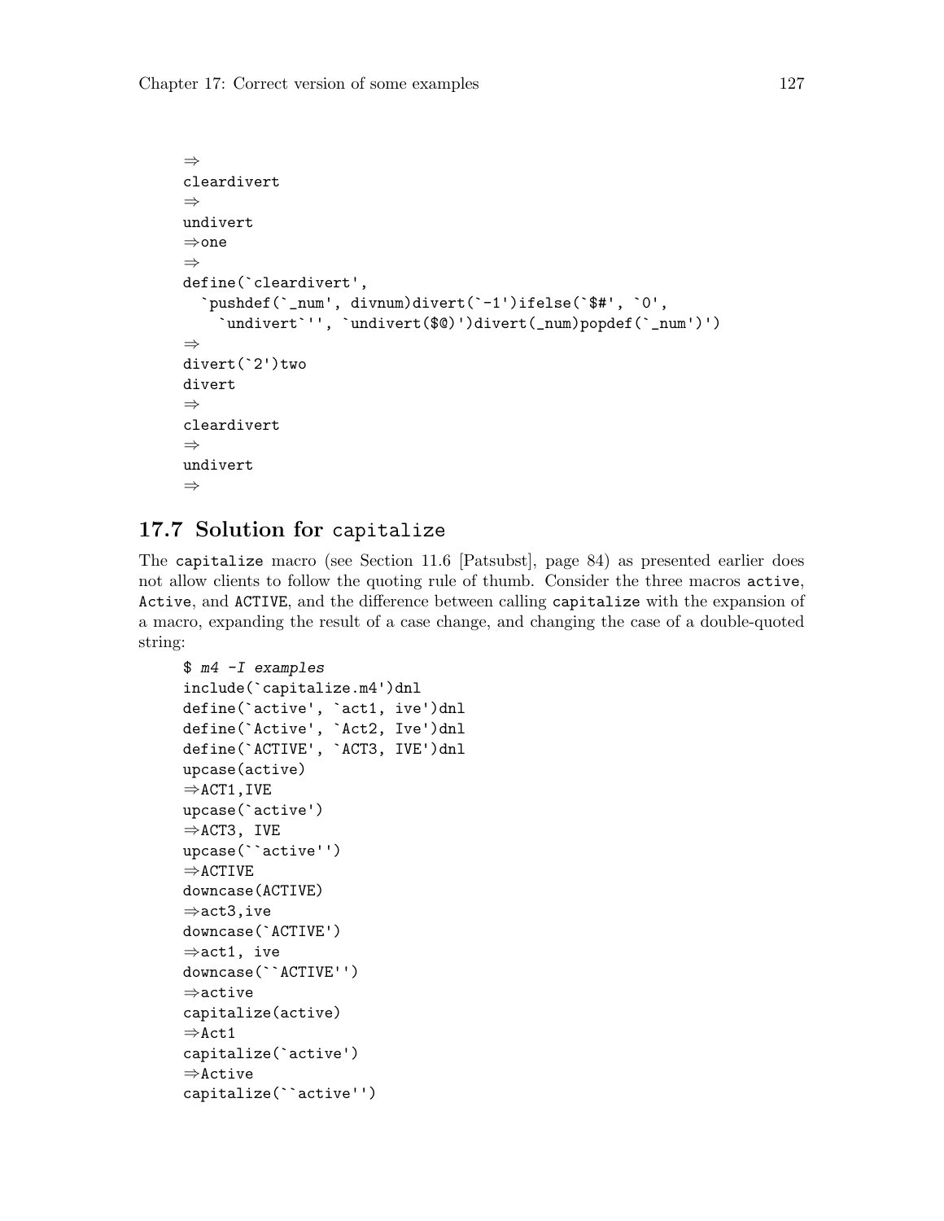```
⇒
cleardivert
⇒
undivert
⇒one
⇒
define(`cleardivert',
  `pushdef(`_num', divnum)divert(`-1')ifelse(`$#', `0',
    `undivert`'', `undivert($@)')divert(_num)popdef(`_num')')
⇒
divert(`2')two
divert
⇒
cleardivert
⇒
undivert
⇒
```

## 17.7 Solution for `capitalize`

The `capitalize` macro (see Section 11.6 [Patsubst], page 84) as presented earlier does not allow clients to follow the quoting rule of thumb. Consider the three macros `active`, `Active`, and `ACTIVE`, and the difference between calling `capitalize` with the expansion of a macro, expanding the result of a case change, and changing the case of a double-quoted string:

```
$ m4 -I examples
include(`capitalize.m4')dnl
define(`active', `act1, ive')dnl
define(`Active', `Act2, Ive')dnl
define(`ACTIVE', `ACT3, IVE')dnl
upcase(active)
⇒ACT1,IVE
upcase(`active')
⇒ACT3, IVE
upcase(``active'')
⇒ACTIVE
downcase(ACTIVE)
⇒act3,ive
downcase(`ACTIVE')
⇒act1, ive
downcase(``ACTIVE'')
⇒active
capitalize(active)
⇒Act1
capitalize(`active')
⇒Active
capitalize(``active'')
```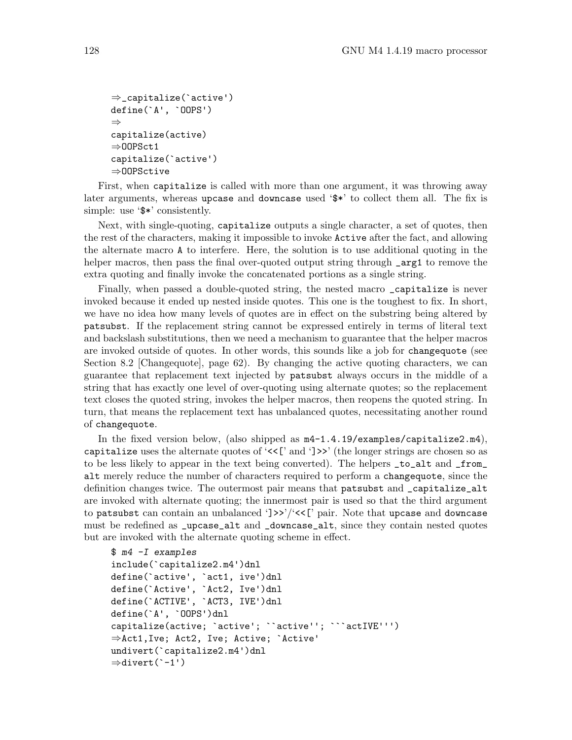```
⇒_capitalize(`active')
define(`A', `OOPS')
⇒
capitalize(active)
⇒OOPSct1
capitalize(`active')
⇒OOPSctive
```

First, when `capitalize` is called with more than one argument, it was throwing away later arguments, whereas `upcase` and `downcase` used '`$*`' to collect them all. The fix is simple: use '`$*`' consistently.

Next, with single-quoting, `capitalize` outputs a single character, a set of quotes, then the rest of the characters, making it impossible to invoke `Active` after the fact, and allowing the alternate macro `A` to interfere. Here, the solution is to use additional quoting in the helper macros, then pass the final over-quoted output string through `_arg1` to remove the extra quoting and finally invoke the concatenated portions as a single string.

Finally, when passed a double-quoted string, the nested macro `_capitalize` is never invoked because it ended up nested inside quotes. This one is the toughest to fix. In short, we have no idea how many levels of quotes are in effect on the substring being altered by `patsubst`. If the replacement string cannot be expressed entirely in terms of literal text and backslash substitutions, then we need a mechanism to guarantee that the helper macros are invoked outside of quotes. In other words, this sounds like a job for `changequote` (see Section 8.2 [Changequote], page 62). By changing the active quoting characters, we can guarantee that replacement text injected by `patsubst` always occurs in the middle of a string that has exactly one level of over-quoting using alternate quotes; so the replacement text closes the quoted string, invokes the helper macros, then reopens the quoted string. In turn, that means the replacement text has unbalanced quotes, necessitating another round of `changequote`.

In the fixed version below, (also shipped as `m4-1.4.19/examples/capitalize2.m4`), `capitalize` uses the alternate quotes of '`<<[`' and '`]>>`' (the longer strings are chosen so as to be less likely to appear in the text being converted). The helpers `_to_alt` and `_from_alt` merely reduce the number of characters required to perform a `changequote`, since the definition changes twice. The outermost pair means that `patsubst` and `_capitalize_alt` are invoked with alternate quoting; the innermost pair is used so that the third argument to `patsubst` can contain an unbalanced '`]>>`'/'`<<[`' pair. Note that `upcase` and `downcase` must be redefined as `_upcase_alt` and `_downcase_alt`, since they contain nested quotes but are invoked with the alternate quoting scheme in effect.

```
$ m4 -I examples
include(`capitalize2.m4')dnl
define(`active', `act1, ive')dnl
define(`Active', `Act2, Ive')dnl
define(`ACTIVE', `ACT3, IVE')dnl
define(`A', `OOPS')dnl
capitalize(active; `active'; ``active''; ```actIVE''')
⇒Act1,Ive; Act2, Ive; Active; `Active'
undivert(`capitalize2.m4')dnl
⇒divert(`-1')
```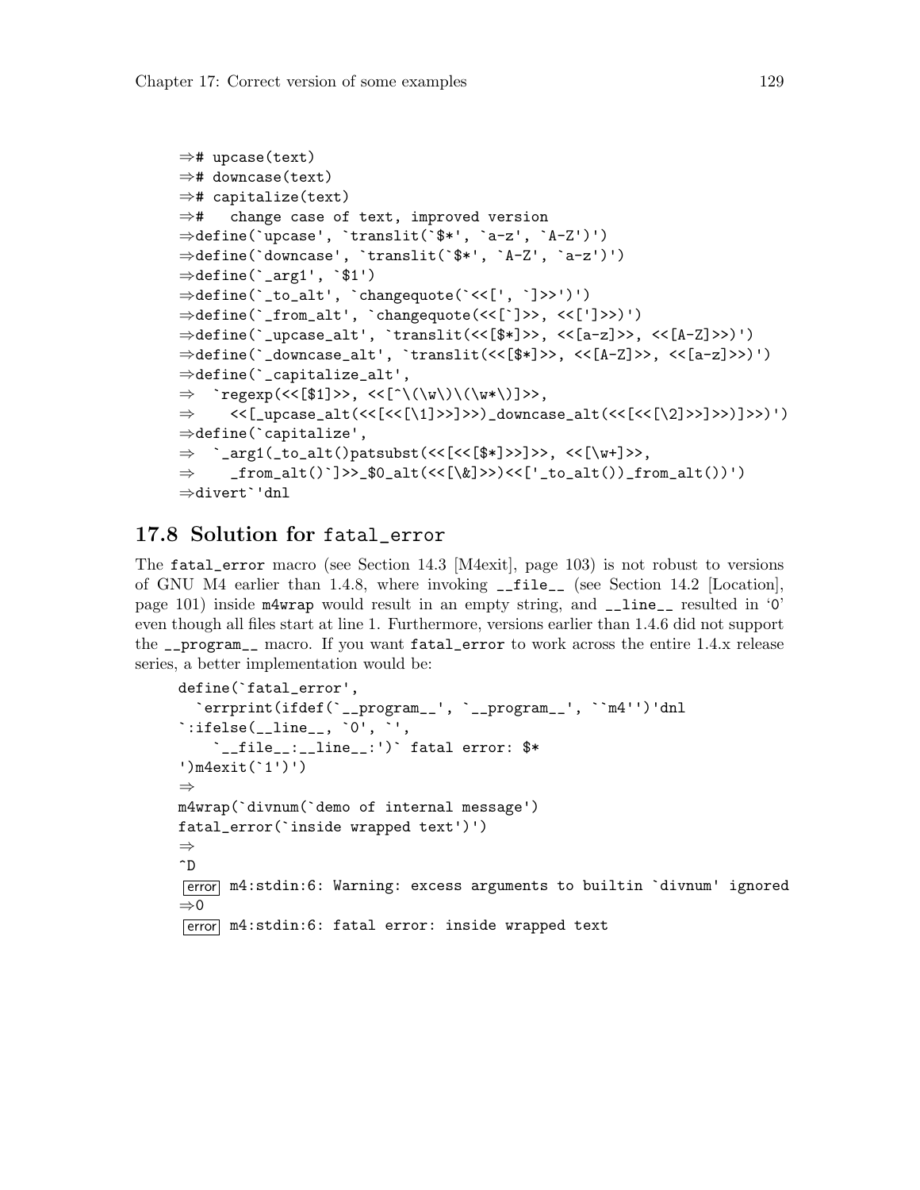```
⇒# upcase(text)
⇒# downcase(text)
⇒# capitalize(text)
⇒#   change case of text, improved version
⇒define(`upcase', `translit(`$*', `a-z', `A-Z')')
⇒define(`downcase', `translit(`$*', `A-Z', `a-z')')
⇒define(`_arg1', `$1')
⇒define(`_to_alt', `changequote(`<<[', `]>>')')
⇒define(`_from_alt', `changequote(<<[`]>>, <<[']>>)')
⇒define(`_upcase_alt', `translit(<<[$*]>>, <<[a-z]>>, <<[A-Z]>>)')
⇒define(`_downcase_alt', `translit(<<[$*]>>, <<[A-Z]>>, <<[a-z]>>)')
⇒define(`_capitalize_alt',
⇒  `regexp(<<[$1]>>, <<[^\(\w\)\(\w*\)]>>,
⇒    <<[_upcase_alt(<<[<<[\1]>>]>>)_downcase_alt(<<[<<[\2]>>]>>)]>>)')
⇒define(`capitalize',
⇒  `_arg1(_to_alt()patsubst(<<[<<[$*]>>]>>, <<[\w+]>>,
⇒    _from_alt()`]>>_$0_alt(<<[\&]>>)<<['_to_alt())_from_alt())')
⇒divert`'dnl
```

## 17.8 Solution for fatal_error

The fatal_error macro (see Section 14.3 [M4exit], page 103) is not robust to versions of GNU M4 earlier than 1.4.8, where invoking __file__ (see Section 14.2 [Location], page 101) inside m4wrap would result in an empty string, and __line__ resulted in '0' even though all files start at line 1. Furthermore, versions earlier than 1.4.6 did not support the __program__ macro. If you want fatal_error to work across the entire 1.4.x release series, a better implementation would be:

```
define(`fatal_error',
  `errprint(ifdef(`__program__', `__program__', ``m4'')'dnl
`:ifelse(__line__, `0', `',
    `__file__:__line__:')` fatal error: $*
')m4exit(`1')')
⇒
m4wrap(`divnum(`demo of internal message')
fatal_error(`inside wrapped text')')
⇒
^D
error m4:stdin:6: Warning: excess arguments to builtin `divnum' ignored
⇒0
error m4:stdin:6: fatal error: inside wrapped text
```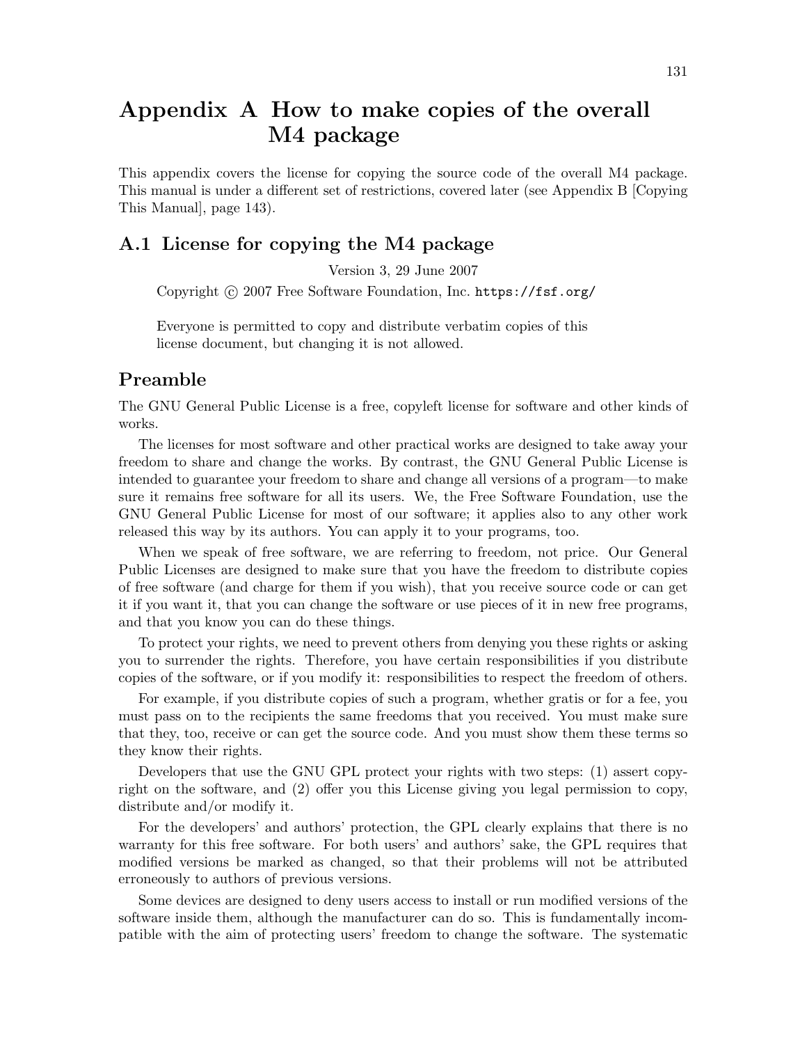# Appendix A How to make copies of the overall M4 package

This appendix covers the license for copying the source code of the overall M4 package. This manual is under a different set of restrictions, covered later (see Appendix B [Copying This Manual], page 143).

## A.1 License for copying the M4 package

Version 3, 29 June 2007

Copyright © 2007 Free Software Foundation, Inc. `https://fsf.org/`

> Everyone is permitted to copy and distribute verbatim copies of this license document, but changing it is not allowed.

## Preamble

The GNU General Public License is a free, copyleft license for software and other kinds of works.

The licenses for most software and other practical works are designed to take away your freedom to share and change the works. By contrast, the GNU General Public License is intended to guarantee your freedom to share and change all versions of a program—to make sure it remains free software for all its users. We, the Free Software Foundation, use the GNU General Public License for most of our software; it applies also to any other work released this way by its authors. You can apply it to your programs, too.

When we speak of free software, we are referring to freedom, not price. Our General Public Licenses are designed to make sure that you have the freedom to distribute copies of free software (and charge for them if you wish), that you receive source code or can get it if you want it, that you can change the software or use pieces of it in new free programs, and that you know you can do these things.

To protect your rights, we need to prevent others from denying you these rights or asking you to surrender the rights. Therefore, you have certain responsibilities if you distribute copies of the software, or if you modify it: responsibilities to respect the freedom of others.

For example, if you distribute copies of such a program, whether gratis or for a fee, you must pass on to the recipients the same freedoms that you received. You must make sure that they, too, receive or can get the source code. And you must show them these terms so they know their rights.

Developers that use the GNU GPL protect your rights with two steps: (1) assert copyright on the software, and (2) offer you this License giving you legal permission to copy, distribute and/or modify it.

For the developers' and authors' protection, the GPL clearly explains that there is no warranty for this free software. For both users' and authors' sake, the GPL requires that modified versions be marked as changed, so that their problems will not be attributed erroneously to authors of previous versions.

Some devices are designed to deny users access to install or run modified versions of the software inside them, although the manufacturer can do so. This is fundamentally incompatible with the aim of protecting users' freedom to change the software. The systematic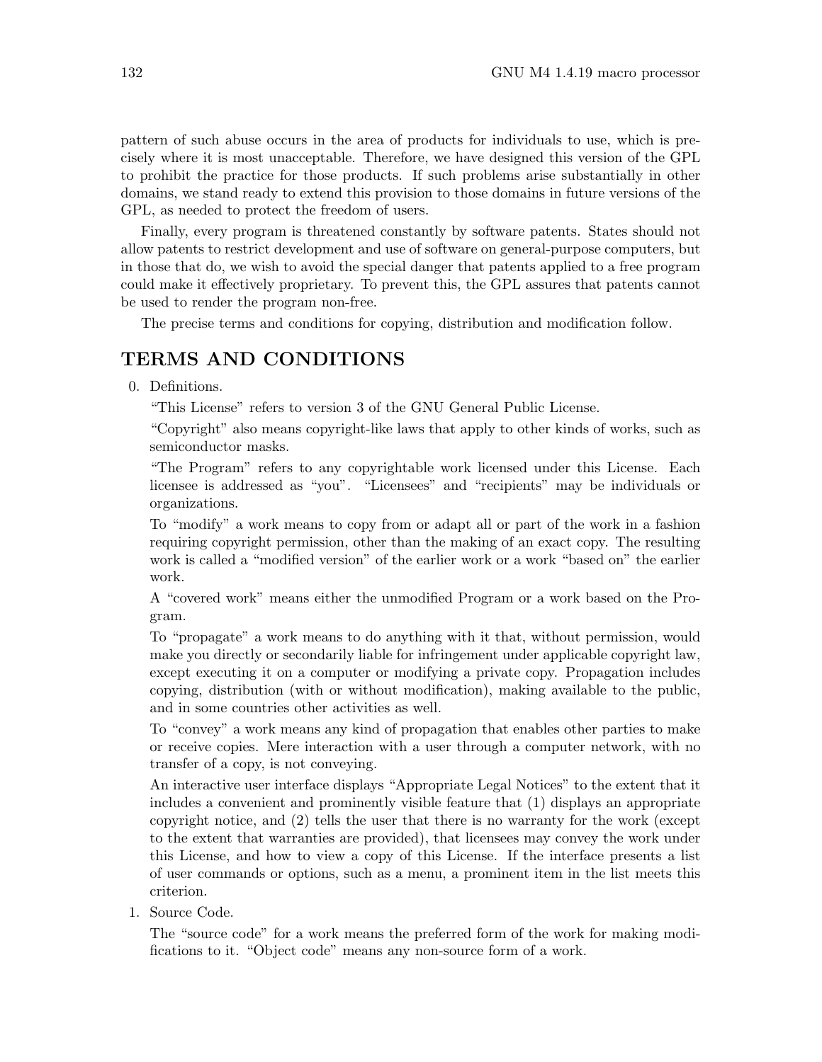pattern of such abuse occurs in the area of products for individuals to use, which is precisely where it is most unacceptable. Therefore, we have designed this version of the GPL to prohibit the practice for those products. If such problems arise substantially in other domains, we stand ready to extend this provision to those domains in future versions of the GPL, as needed to protect the freedom of users.

Finally, every program is threatened constantly by software patents. States should not allow patents to restrict development and use of software on general-purpose computers, but in those that do, we wish to avoid the special danger that patents applied to a free program could make it effectively proprietary. To prevent this, the GPL assures that patents cannot be used to render the program non-free.

The precise terms and conditions for copying, distribution and modification follow.

## TERMS AND CONDITIONS

0. Definitions.

   "This License" refers to version 3 of the GNU General Public License.

   "Copyright" also means copyright-like laws that apply to other kinds of works, such as semiconductor masks.

   "The Program" refers to any copyrightable work licensed under this License. Each licensee is addressed as "you". "Licensees" and "recipients" may be individuals or organizations.

   To "modify" a work means to copy from or adapt all or part of the work in a fashion requiring copyright permission, other than the making of an exact copy. The resulting work is called a "modified version" of the earlier work or a work "based on" the earlier work.

   A "covered work" means either the unmodified Program or a work based on the Program.

   To "propagate" a work means to do anything with it that, without permission, would make you directly or secondarily liable for infringement under applicable copyright law, except executing it on a computer or modifying a private copy. Propagation includes copying, distribution (with or without modification), making available to the public, and in some countries other activities as well.

   To "convey" a work means any kind of propagation that enables other parties to make or receive copies. Mere interaction with a user through a computer network, with no transfer of a copy, is not conveying.

   An interactive user interface displays "Appropriate Legal Notices" to the extent that it includes a convenient and prominently visible feature that (1) displays an appropriate copyright notice, and (2) tells the user that there is no warranty for the work (except to the extent that warranties are provided), that licensees may convey the work under this License, and how to view a copy of this License. If the interface presents a list of user commands or options, such as a menu, a prominent item in the list meets this criterion.

1. Source Code.

   The "source code" for a work means the preferred form of the work for making modifications to it. "Object code" means any non-source form of a work.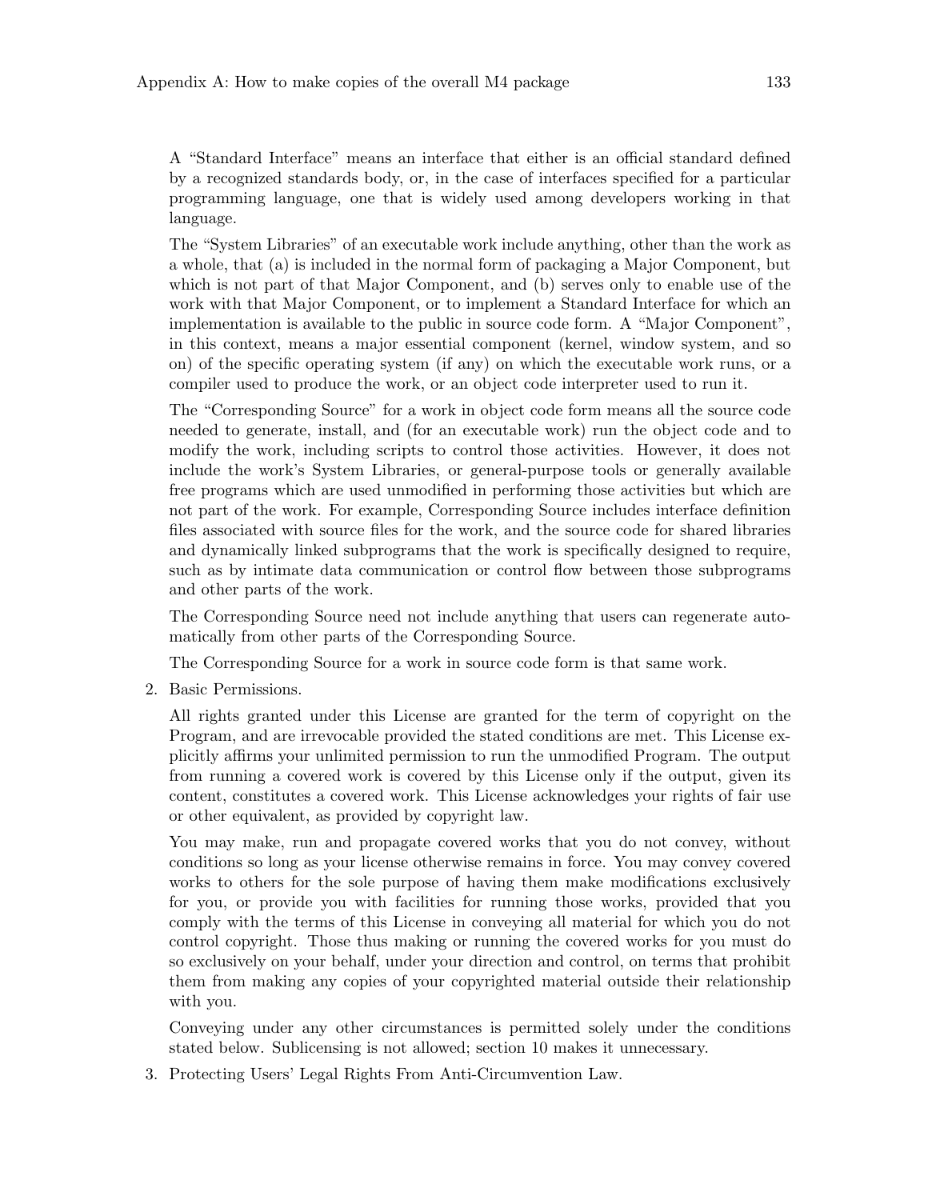A “Standard Interface” means an interface that either is an official standard defined by a recognized standards body, or, in the case of interfaces specified for a particular programming language, one that is widely used among developers working in that language.

The “System Libraries” of an executable work include anything, other than the work as a whole, that (a) is included in the normal form of packaging a Major Component, but which is not part of that Major Component, and (b) serves only to enable use of the work with that Major Component, or to implement a Standard Interface for which an implementation is available to the public in source code form. A “Major Component”, in this context, means a major essential component (kernel, window system, and so on) of the specific operating system (if any) on which the executable work runs, or a compiler used to produce the work, or an object code interpreter used to run it.

The “Corresponding Source” for a work in object code form means all the source code needed to generate, install, and (for an executable work) run the object code and to modify the work, including scripts to control those activities. However, it does not include the work’s System Libraries, or general-purpose tools or generally available free programs which are used unmodified in performing those activities but which are not part of the work. For example, Corresponding Source includes interface definition files associated with source files for the work, and the source code for shared libraries and dynamically linked subprograms that the work is specifically designed to require, such as by intimate data communication or control flow between those subprograms and other parts of the work.

The Corresponding Source need not include anything that users can regenerate automatically from other parts of the Corresponding Source.

The Corresponding Source for a work in source code form is that same work.

2. Basic Permissions.

   All rights granted under this License are granted for the term of copyright on the Program, and are irrevocable provided the stated conditions are met. This License explicitly affirms your unlimited permission to run the unmodified Program. The output from running a covered work is covered by this License only if the output, given its content, constitutes a covered work. This License acknowledges your rights of fair use or other equivalent, as provided by copyright law.

   You may make, run and propagate covered works that you do not convey, without conditions so long as your license otherwise remains in force. You may convey covered works to others for the sole purpose of having them make modifications exclusively for you, or provide you with facilities for running those works, provided that you comply with the terms of this License in conveying all material for which you do not control copyright. Those thus making or running the covered works for you must do so exclusively on your behalf, under your direction and control, on terms that prohibit them from making any copies of your copyrighted material outside their relationship with you.

   Conveying under any other circumstances is permitted solely under the conditions stated below. Sublicensing is not allowed; section 10 makes it unnecessary.

3. Protecting Users’ Legal Rights From Anti-Circumvention Law.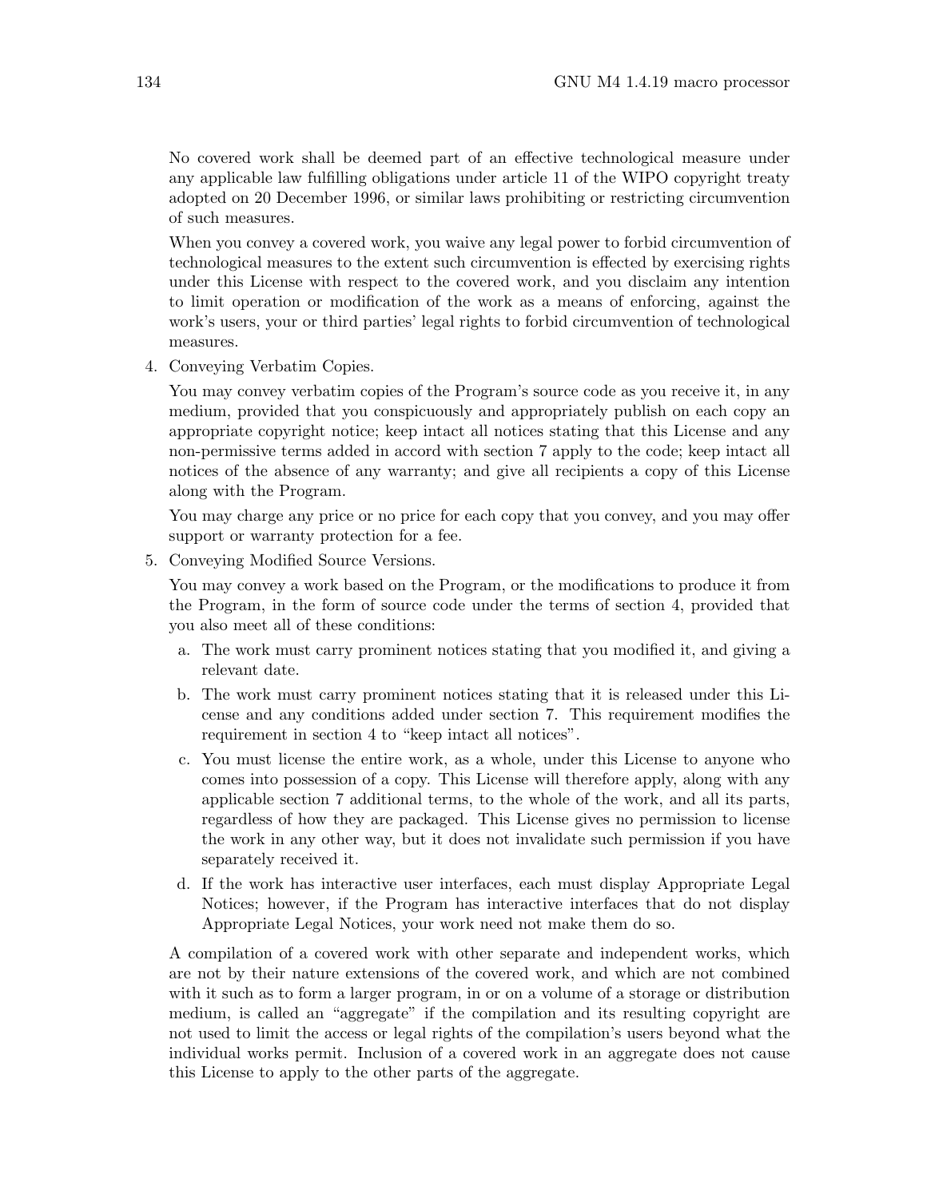No covered work shall be deemed part of an effective technological measure under any applicable law fulfilling obligations under article 11 of the WIPO copyright treaty adopted on 20 December 1996, or similar laws prohibiting or restricting circumvention of such measures.

When you convey a covered work, you waive any legal power to forbid circumvention of technological measures to the extent such circumvention is effected by exercising rights under this License with respect to the covered work, and you disclaim any intention to limit operation or modification of the work as a means of enforcing, against the work's users, your or third parties' legal rights to forbid circumvention of technological measures.

4. Conveying Verbatim Copies.

   You may convey verbatim copies of the Program's source code as you receive it, in any medium, provided that you conspicuously and appropriately publish on each copy an appropriate copyright notice; keep intact all notices stating that this License and any non-permissive terms added in accord with section 7 apply to the code; keep intact all notices of the absence of any warranty; and give all recipients a copy of this License along with the Program.

   You may charge any price or no price for each copy that you convey, and you may offer support or warranty protection for a fee.

5. Conveying Modified Source Versions.

   You may convey a work based on the Program, or the modifications to produce it from the Program, in the form of source code under the terms of section 4, provided that you also meet all of these conditions:

   a. The work must carry prominent notices stating that you modified it, and giving a relevant date.
   b. The work must carry prominent notices stating that it is released under this License and any conditions added under section 7. This requirement modifies the requirement in section 4 to "keep intact all notices".
   c. You must license the entire work, as a whole, under this License to anyone who comes into possession of a copy. This License will therefore apply, along with any applicable section 7 additional terms, to the whole of the work, and all its parts, regardless of how they are packaged. This License gives no permission to license the work in any other way, but it does not invalidate such permission if you have separately received it.
   d. If the work has interactive user interfaces, each must display Appropriate Legal Notices; however, if the Program has interactive interfaces that do not display Appropriate Legal Notices, your work need not make them do so.

   A compilation of a covered work with other separate and independent works, which are not by their nature extensions of the covered work, and which are not combined with it such as to form a larger program, in or on a volume of a storage or distribution medium, is called an "aggregate" if the compilation and its resulting copyright are not used to limit the access or legal rights of the compilation's users beyond what the individual works permit. Inclusion of a covered work in an aggregate does not cause this License to apply to the other parts of the aggregate.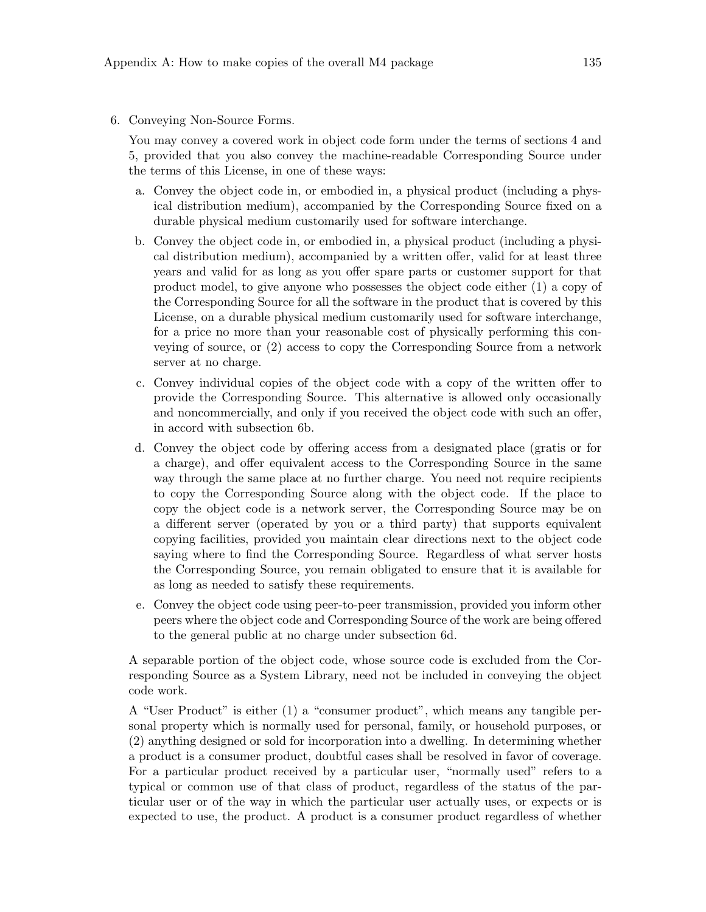6. Conveying Non-Source Forms.

   You may convey a covered work in object code form under the terms of sections 4 and 5, provided that you also convey the machine-readable Corresponding Source under the terms of this License, in one of these ways:

   a. Convey the object code in, or embodied in, a physical product (including a physical distribution medium), accompanied by the Corresponding Source fixed on a durable physical medium customarily used for software interchange.

   b. Convey the object code in, or embodied in, a physical product (including a physical distribution medium), accompanied by a written offer, valid for at least three years and valid for as long as you offer spare parts or customer support for that product model, to give anyone who possesses the object code either (1) a copy of the Corresponding Source for all the software in the product that is covered by this License, on a durable physical medium customarily used for software interchange, for a price no more than your reasonable cost of physically performing this conveying of source, or (2) access to copy the Corresponding Source from a network server at no charge.

   c. Convey individual copies of the object code with a copy of the written offer to provide the Corresponding Source. This alternative is allowed only occasionally and noncommercially, and only if you received the object code with such an offer, in accord with subsection 6b.

   d. Convey the object code by offering access from a designated place (gratis or for a charge), and offer equivalent access to the Corresponding Source in the same way through the same place at no further charge. You need not require recipients to copy the Corresponding Source along with the object code. If the place to copy the object code is a network server, the Corresponding Source may be on a different server (operated by you or a third party) that supports equivalent copying facilities, provided you maintain clear directions next to the object code saying where to find the Corresponding Source. Regardless of what server hosts the Corresponding Source, you remain obligated to ensure that it is available for as long as needed to satisfy these requirements.

   e. Convey the object code using peer-to-peer transmission, provided you inform other peers where the object code and Corresponding Source of the work are being offered to the general public at no charge under subsection 6d.

   A separable portion of the object code, whose source code is excluded from the Corresponding Source as a System Library, need not be included in conveying the object code work.

   A "User Product" is either (1) a "consumer product", which means any tangible personal property which is normally used for personal, family, or household purposes, or (2) anything designed or sold for incorporation into a dwelling. In determining whether a product is a consumer product, doubtful cases shall be resolved in favor of coverage. For a particular product received by a particular user, "normally used" refers to a typical or common use of that class of product, regardless of the status of the particular user or of the way in which the particular user actually uses, or expects or is expected to use, the product. A product is a consumer product regardless of whether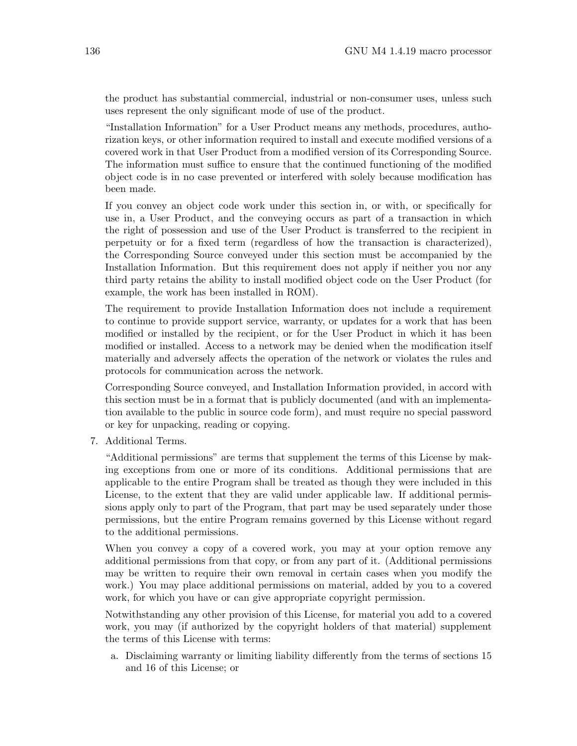the product has substantial commercial, industrial or non-consumer uses, unless such uses represent the only significant mode of use of the product.

"Installation Information" for a User Product means any methods, procedures, authorization keys, or other information required to install and execute modified versions of a covered work in that User Product from a modified version of its Corresponding Source. The information must suffice to ensure that the continued functioning of the modified object code is in no case prevented or interfered with solely because modification has been made.

If you convey an object code work under this section in, or with, or specifically for use in, a User Product, and the conveying occurs as part of a transaction in which the right of possession and use of the User Product is transferred to the recipient in perpetuity or for a fixed term (regardless of how the transaction is characterized), the Corresponding Source conveyed under this section must be accompanied by the Installation Information. But this requirement does not apply if neither you nor any third party retains the ability to install modified object code on the User Product (for example, the work has been installed in ROM).

The requirement to provide Installation Information does not include a requirement to continue to provide support service, warranty, or updates for a work that has been modified or installed by the recipient, or for the User Product in which it has been modified or installed. Access to a network may be denied when the modification itself materially and adversely affects the operation of the network or violates the rules and protocols for communication across the network.

Corresponding Source conveyed, and Installation Information provided, in accord with this section must be in a format that is publicly documented (and with an implementation available to the public in source code form), and must require no special password or key for unpacking, reading or copying.

7. Additional Terms.

   "Additional permissions" are terms that supplement the terms of this License by making exceptions from one or more of its conditions. Additional permissions that are applicable to the entire Program shall be treated as though they were included in this License, to the extent that they are valid under applicable law. If additional permissions apply only to part of the Program, that part may be used separately under those permissions, but the entire Program remains governed by this License without regard to the additional permissions.

   When you convey a copy of a covered work, you may at your option remove any additional permissions from that copy, or from any part of it. (Additional permissions may be written to require their own removal in certain cases when you modify the work.) You may place additional permissions on material, added by you to a covered work, for which you have or can give appropriate copyright permission.

   Notwithstanding any other provision of this License, for material you add to a covered work, you may (if authorized by the copyright holders of that material) supplement the terms of this License with terms:

   a. Disclaiming warranty or limiting liability differently from the terms of sections 15 and 16 of this License; or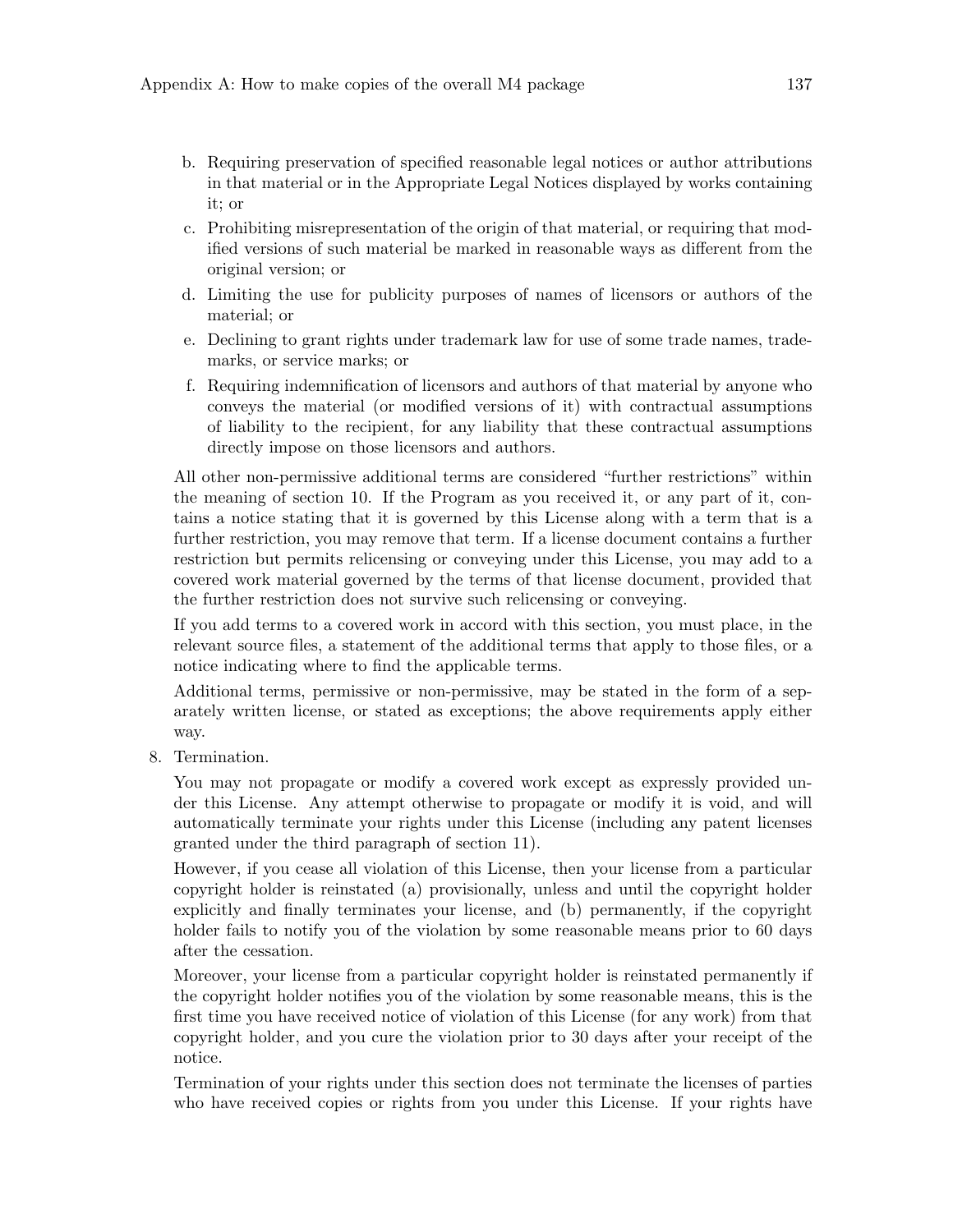b. Requiring preservation of specified reasonable legal notices or author attributions in that material or in the Appropriate Legal Notices displayed by works containing it; or
c. Prohibiting misrepresentation of the origin of that material, or requiring that modified versions of such material be marked in reasonable ways as different from the original version; or
d. Limiting the use for publicity purposes of names of licensors or authors of the material; or
e. Declining to grant rights under trademark law for use of some trade names, trademarks, or service marks; or
f. Requiring indemnification of licensors and authors of that material by anyone who conveys the material (or modified versions of it) with contractual assumptions of liability to the recipient, for any liability that these contractual assumptions directly impose on those licensors and authors.

All other non-permissive additional terms are considered "further restrictions" within the meaning of section 10. If the Program as you received it, or any part of it, contains a notice stating that it is governed by this License along with a term that is a further restriction, you may remove that term. If a license document contains a further restriction but permits relicensing or conveying under this License, you may add to a covered work material governed by the terms of that license document, provided that the further restriction does not survive such relicensing or conveying.

If you add terms to a covered work in accord with this section, you must place, in the relevant source files, a statement of the additional terms that apply to those files, or a notice indicating where to find the applicable terms.

Additional terms, permissive or non-permissive, may be stated in the form of a separately written license, or stated as exceptions; the above requirements apply either way.

8. Termination.

   You may not propagate or modify a covered work except as expressly provided under this License. Any attempt otherwise to propagate or modify it is void, and will automatically terminate your rights under this License (including any patent licenses granted under the third paragraph of section 11).

   However, if you cease all violation of this License, then your license from a particular copyright holder is reinstated (a) provisionally, unless and until the copyright holder explicitly and finally terminates your license, and (b) permanently, if the copyright holder fails to notify you of the violation by some reasonable means prior to 60 days after the cessation.

   Moreover, your license from a particular copyright holder is reinstated permanently if the copyright holder notifies you of the violation by some reasonable means, this is the first time you have received notice of violation of this License (for any work) from that copyright holder, and you cure the violation prior to 30 days after your receipt of the notice.

   Termination of your rights under this section does not terminate the licenses of parties who have received copies or rights from you under this License. If your rights have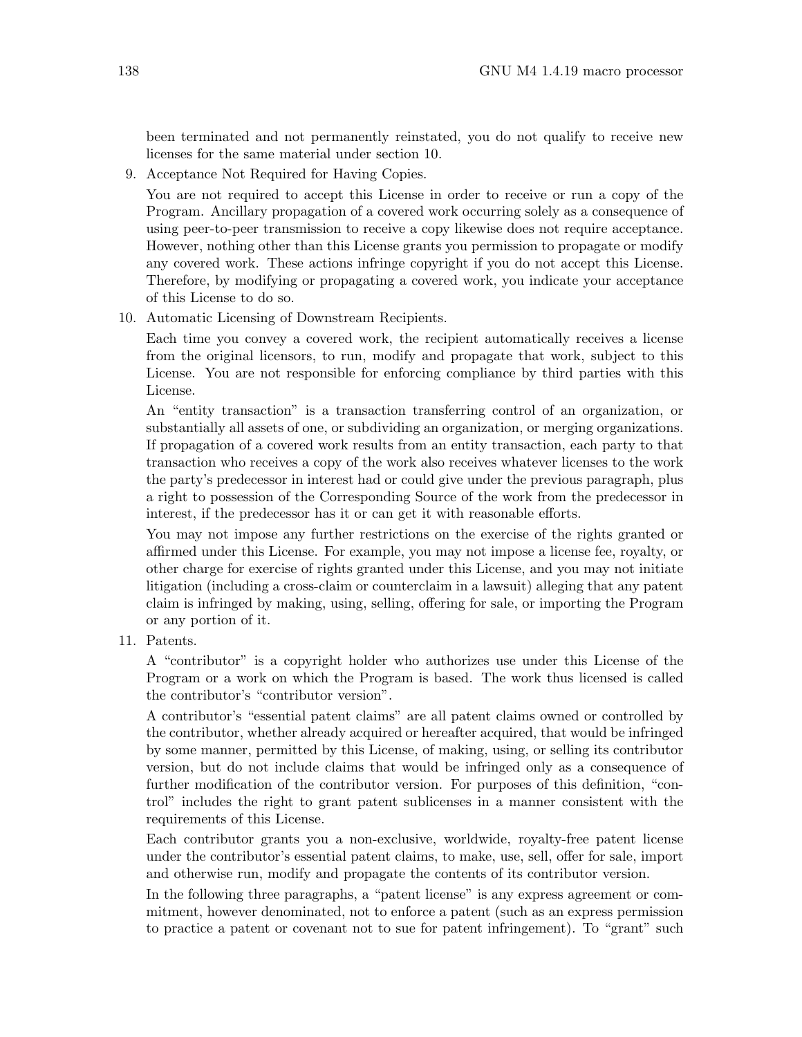been terminated and not permanently reinstated, you do not qualify to receive new licenses for the same material under section 10.

9. Acceptance Not Required for Having Copies.

   You are not required to accept this License in order to receive or run a copy of the Program. Ancillary propagation of a covered work occurring solely as a consequence of using peer-to-peer transmission to receive a copy likewise does not require acceptance. However, nothing other than this License grants you permission to propagate or modify any covered work. These actions infringe copyright if you do not accept this License. Therefore, by modifying or propagating a covered work, you indicate your acceptance of this License to do so.

10. Automatic Licensing of Downstream Recipients.

    Each time you convey a covered work, the recipient automatically receives a license from the original licensors, to run, modify and propagate that work, subject to this License. You are not responsible for enforcing compliance by third parties with this License.

    An "entity transaction" is a transaction transferring control of an organization, or substantially all assets of one, or subdividing an organization, or merging organizations. If propagation of a covered work results from an entity transaction, each party to that transaction who receives a copy of the work also receives whatever licenses to the work the party's predecessor in interest had or could give under the previous paragraph, plus a right to possession of the Corresponding Source of the work from the predecessor in interest, if the predecessor has it or can get it with reasonable efforts.

    You may not impose any further restrictions on the exercise of the rights granted or affirmed under this License. For example, you may not impose a license fee, royalty, or other charge for exercise of rights granted under this License, and you may not initiate litigation (including a cross-claim or counterclaim in a lawsuit) alleging that any patent claim is infringed by making, using, selling, offering for sale, or importing the Program or any portion of it.

11. Patents.

    A "contributor" is a copyright holder who authorizes use under this License of the Program or a work on which the Program is based. The work thus licensed is called the contributor's "contributor version".

    A contributor's "essential patent claims" are all patent claims owned or controlled by the contributor, whether already acquired or hereafter acquired, that would be infringed by some manner, permitted by this License, of making, using, or selling its contributor version, but do not include claims that would be infringed only as a consequence of further modification of the contributor version. For purposes of this definition, "control" includes the right to grant patent sublicenses in a manner consistent with the requirements of this License.

    Each contributor grants you a non-exclusive, worldwide, royalty-free patent license under the contributor's essential patent claims, to make, use, sell, offer for sale, import and otherwise run, modify and propagate the contents of its contributor version.

    In the following three paragraphs, a "patent license" is any express agreement or commitment, however denominated, not to enforce a patent (such as an express permission to practice a patent or covenant not to sue for patent infringement). To "grant" such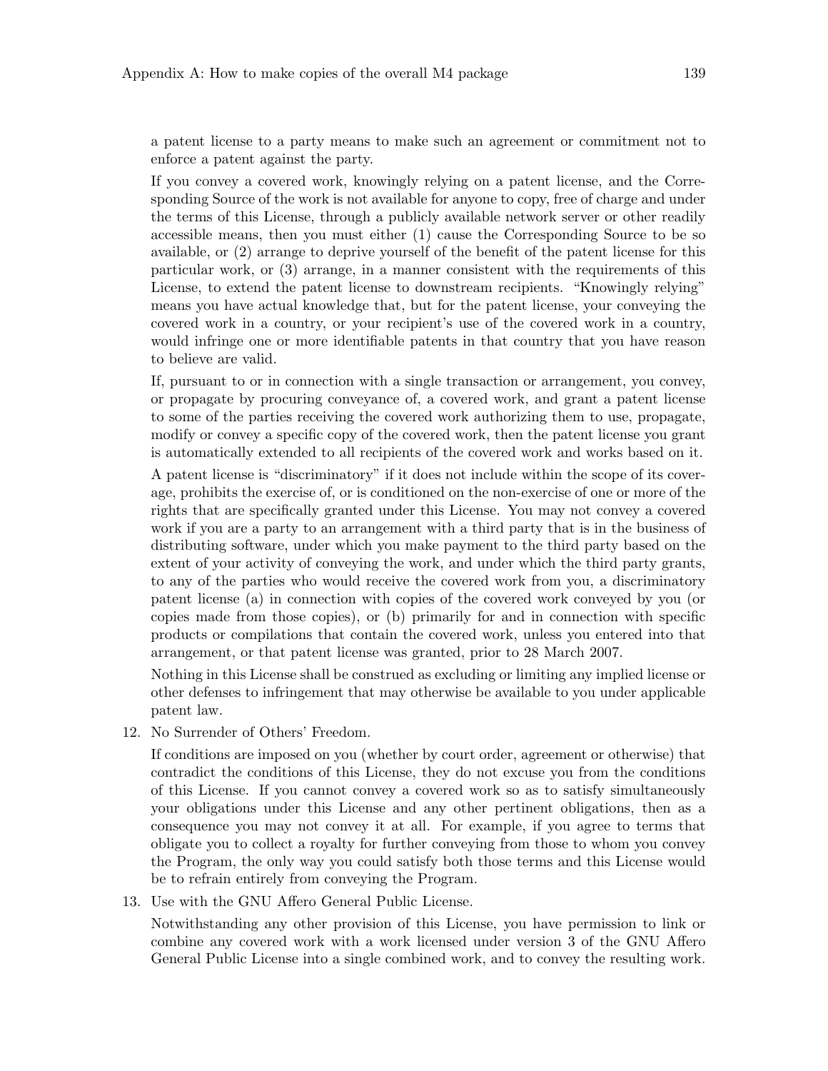a patent license to a party means to make such an agreement or commitment not to enforce a patent against the party.

If you convey a covered work, knowingly relying on a patent license, and the Corresponding Source of the work is not available for anyone to copy, free of charge and under the terms of this License, through a publicly available network server or other readily accessible means, then you must either (1) cause the Corresponding Source to be so available, or (2) arrange to deprive yourself of the benefit of the patent license for this particular work, or (3) arrange, in a manner consistent with the requirements of this License, to extend the patent license to downstream recipients. "Knowingly relying" means you have actual knowledge that, but for the patent license, your conveying the covered work in a country, or your recipient's use of the covered work in a country, would infringe one or more identifiable patents in that country that you have reason to believe are valid.

If, pursuant to or in connection with a single transaction or arrangement, you convey, or propagate by procuring conveyance of, a covered work, and grant a patent license to some of the parties receiving the covered work authorizing them to use, propagate, modify or convey a specific copy of the covered work, then the patent license you grant is automatically extended to all recipients of the covered work and works based on it.

A patent license is "discriminatory" if it does not include within the scope of its coverage, prohibits the exercise of, or is conditioned on the non-exercise of one or more of the rights that are specifically granted under this License. You may not convey a covered work if you are a party to an arrangement with a third party that is in the business of distributing software, under which you make payment to the third party based on the extent of your activity of conveying the work, and under which the third party grants, to any of the parties who would receive the covered work from you, a discriminatory patent license (a) in connection with copies of the covered work conveyed by you (or copies made from those copies), or (b) primarily for and in connection with specific products or compilations that contain the covered work, unless you entered into that arrangement, or that patent license was granted, prior to 28 March 2007.

Nothing in this License shall be construed as excluding or limiting any implied license or other defenses to infringement that may otherwise be available to you under applicable patent law.

12. No Surrender of Others' Freedom.

    If conditions are imposed on you (whether by court order, agreement or otherwise) that contradict the conditions of this License, they do not excuse you from the conditions of this License. If you cannot convey a covered work so as to satisfy simultaneously your obligations under this License and any other pertinent obligations, then as a consequence you may not convey it at all. For example, if you agree to terms that obligate you to collect a royalty for further conveying from those to whom you convey the Program, the only way you could satisfy both those terms and this License would be to refrain entirely from conveying the Program.

13. Use with the GNU Affero General Public License.

    Notwithstanding any other provision of this License, you have permission to link or combine any covered work with a work licensed under version 3 of the GNU Affero General Public License into a single combined work, and to convey the resulting work.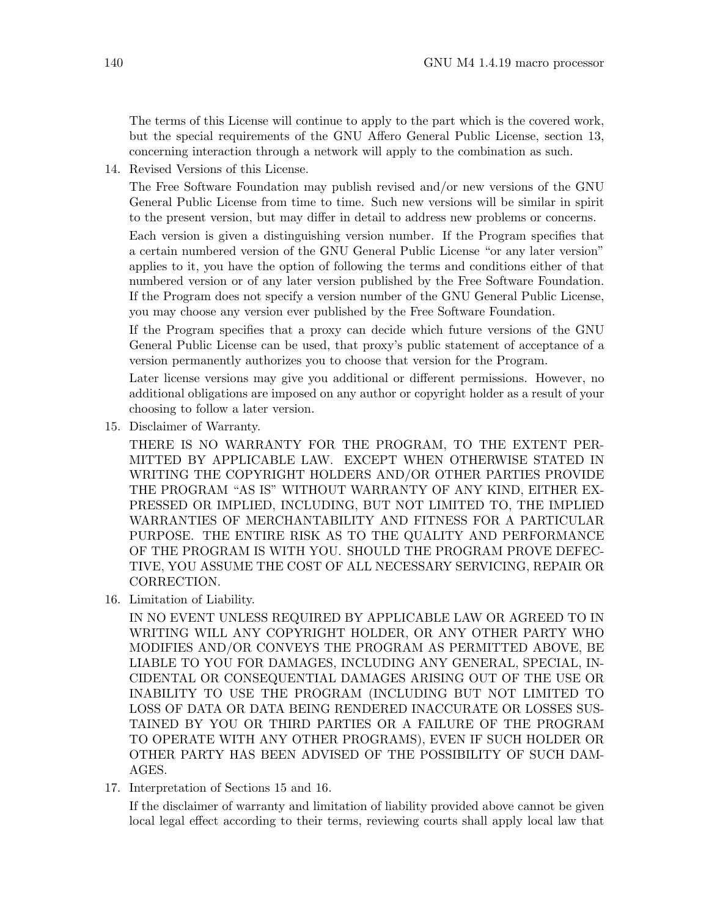The terms of this License will continue to apply to the part which is the covered work, but the special requirements of the GNU Affero General Public License, section 13, concerning interaction through a network will apply to the combination as such.

14. Revised Versions of this License.

    The Free Software Foundation may publish revised and/or new versions of the GNU General Public License from time to time. Such new versions will be similar in spirit to the present version, but may differ in detail to address new problems or concerns.

    Each version is given a distinguishing version number. If the Program specifies that a certain numbered version of the GNU General Public License "or any later version" applies to it, you have the option of following the terms and conditions either of that numbered version or of any later version published by the Free Software Foundation. If the Program does not specify a version number of the GNU General Public License, you may choose any version ever published by the Free Software Foundation.

    If the Program specifies that a proxy can decide which future versions of the GNU General Public License can be used, that proxy's public statement of acceptance of a version permanently authorizes you to choose that version for the Program.

    Later license versions may give you additional or different permissions. However, no additional obligations are imposed on any author or copyright holder as a result of your choosing to follow a later version.

15. Disclaimer of Warranty.

    THERE IS NO WARRANTY FOR THE PROGRAM, TO THE EXTENT PERMITTED BY APPLICABLE LAW. EXCEPT WHEN OTHERWISE STATED IN WRITING THE COPYRIGHT HOLDERS AND/OR OTHER PARTIES PROVIDE THE PROGRAM "AS IS" WITHOUT WARRANTY OF ANY KIND, EITHER EXPRESSED OR IMPLIED, INCLUDING, BUT NOT LIMITED TO, THE IMPLIED WARRANTIES OF MERCHANTABILITY AND FITNESS FOR A PARTICULAR PURPOSE. THE ENTIRE RISK AS TO THE QUALITY AND PERFORMANCE OF THE PROGRAM IS WITH YOU. SHOULD THE PROGRAM PROVE DEFECTIVE, YOU ASSUME THE COST OF ALL NECESSARY SERVICING, REPAIR OR CORRECTION.

16. Limitation of Liability.

    IN NO EVENT UNLESS REQUIRED BY APPLICABLE LAW OR AGREED TO IN WRITING WILL ANY COPYRIGHT HOLDER, OR ANY OTHER PARTY WHO MODIFIES AND/OR CONVEYS THE PROGRAM AS PERMITTED ABOVE, BE LIABLE TO YOU FOR DAMAGES, INCLUDING ANY GENERAL, SPECIAL, INCIDENTAL OR CONSEQUENTIAL DAMAGES ARISING OUT OF THE USE OR INABILITY TO USE THE PROGRAM (INCLUDING BUT NOT LIMITED TO LOSS OF DATA OR DATA BEING RENDERED INACCURATE OR LOSSES SUSTAINED BY YOU OR THIRD PARTIES OR A FAILURE OF THE PROGRAM TO OPERATE WITH ANY OTHER PROGRAMS), EVEN IF SUCH HOLDER OR OTHER PARTY HAS BEEN ADVISED OF THE POSSIBILITY OF SUCH DAMAGES.

17. Interpretation of Sections 15 and 16.

    If the disclaimer of warranty and limitation of liability provided above cannot be given local legal effect according to their terms, reviewing courts shall apply local law that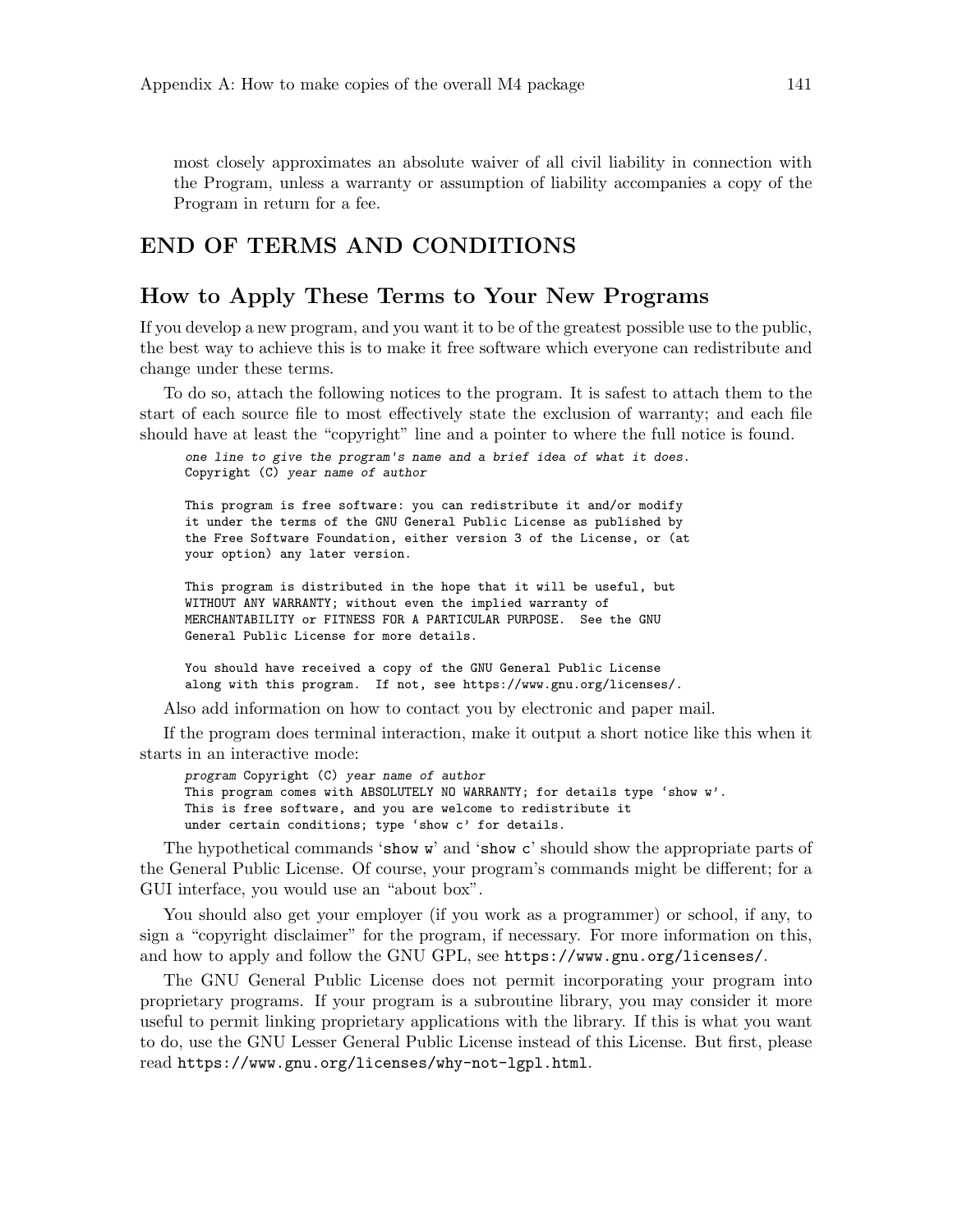most closely approximates an absolute waiver of all civil liability in connection with the Program, unless a warranty or assumption of liability accompanies a copy of the Program in return for a fee.

## END OF TERMS AND CONDITIONS

## How to Apply These Terms to Your New Programs

If you develop a new program, and you want it to be of the greatest possible use to the public, the best way to achieve this is to make it free software which everyone can redistribute and change under these terms.

To do so, attach the following notices to the program. It is safest to attach them to the start of each source file to most effectively state the exclusion of warranty; and each file should have at least the "copyright" line and a pointer to where the full notice is found.

```
one line to give the program's name and a brief idea of what it does.
Copyright (C) year name of author

This program is free software: you can redistribute it and/or modify
it under the terms of the GNU General Public License as published by
the Free Software Foundation, either version 3 of the License, or (at
your option) any later version.

This program is distributed in the hope that it will be useful, but
WITHOUT ANY WARRANTY; without even the implied warranty of
MERCHANTABILITY or FITNESS FOR A PARTICULAR PURPOSE.  See the GNU
General Public License for more details.

You should have received a copy of the GNU General Public License
along with this program.  If not, see https://www.gnu.org/licenses/.
```

Also add information on how to contact you by electronic and paper mail.

If the program does terminal interaction, make it output a short notice like this when it starts in an interactive mode:

```
program Copyright (C) year name of author
This program comes with ABSOLUTELY NO WARRANTY; for details type 'show w'.
This is free software, and you are welcome to redistribute it
under certain conditions; type 'show c' for details.
```

The hypothetical commands '`show w`' and '`show c`' should show the appropriate parts of the General Public License. Of course, your program's commands might be different; for a GUI interface, you would use an "about box".

You should also get your employer (if you work as a programmer) or school, if any, to sign a "copyright disclaimer" for the program, if necessary. For more information on this, and how to apply and follow the GNU GPL, see `https://www.gnu.org/licenses/`.

The GNU General Public License does not permit incorporating your program into proprietary programs. If your program is a subroutine library, you may consider it more useful to permit linking proprietary applications with the library. If this is what you want to do, use the GNU Lesser General Public License instead of this License. But first, please read `https://www.gnu.org/licenses/why-not-lgpl.html`.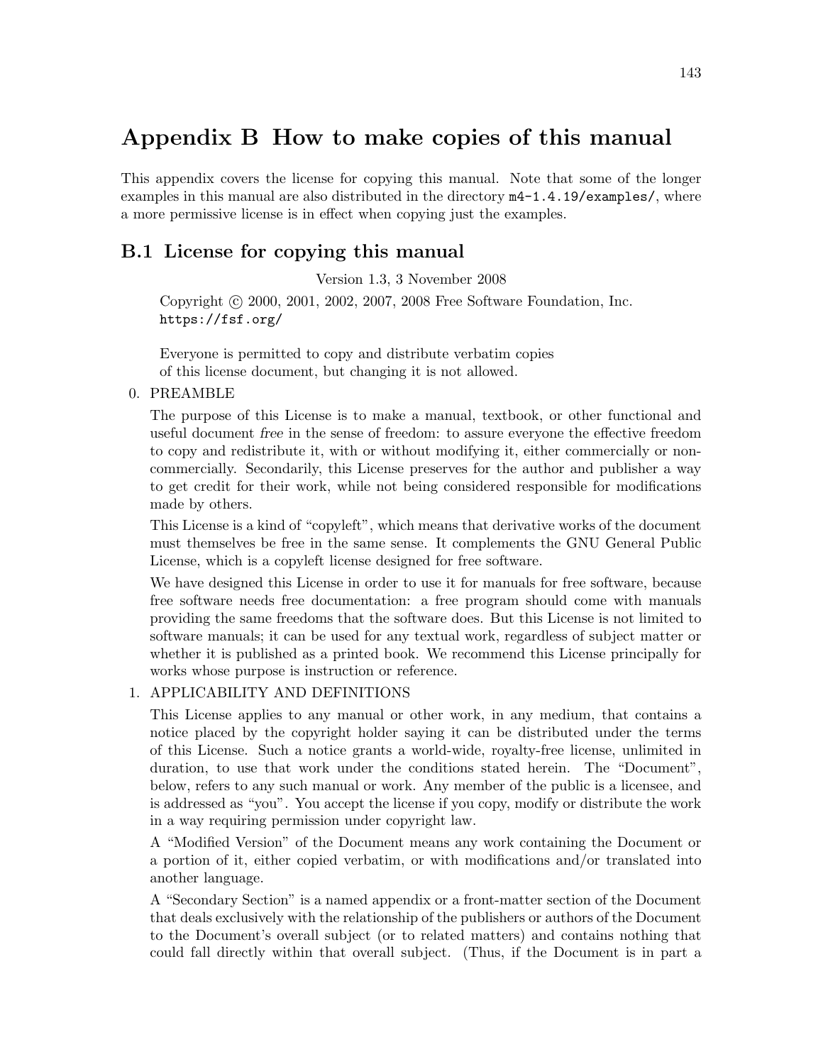# Appendix B How to make copies of this manual

This appendix covers the license for copying this manual. Note that some of the longer examples in this manual are also distributed in the directory `m4-1.4.19/examples/`, where a more permissive license is in effect when copying just the examples.

## B.1 License for copying this manual

Version 1.3, 3 November 2008

Copyright © 2000, 2001, 2002, 2007, 2008 Free Software Foundation, Inc.
`https://fsf.org/`

Everyone is permitted to copy and distribute verbatim copies
of this license document, but changing it is not allowed.

0. PREAMBLE

   The purpose of this License is to make a manual, textbook, or other functional and useful document *free* in the sense of freedom: to assure everyone the effective freedom to copy and redistribute it, with or without modifying it, either commercially or noncommercially. Secondarily, this License preserves for the author and publisher a way to get credit for their work, while not being considered responsible for modifications made by others.

   This License is a kind of "copyleft", which means that derivative works of the document must themselves be free in the same sense. It complements the GNU General Public License, which is a copyleft license designed for free software.

   We have designed this License in order to use it for manuals for free software, because free software needs free documentation: a free program should come with manuals providing the same freedoms that the software does. But this License is not limited to software manuals; it can be used for any textual work, regardless of subject matter or whether it is published as a printed book. We recommend this License principally for works whose purpose is instruction or reference.

1. APPLICABILITY AND DEFINITIONS

   This License applies to any manual or other work, in any medium, that contains a notice placed by the copyright holder saying it can be distributed under the terms of this License. Such a notice grants a world-wide, royalty-free license, unlimited in duration, to use that work under the conditions stated herein. The "Document", below, refers to any such manual or work. Any member of the public is a licensee, and is addressed as "you". You accept the license if you copy, modify or distribute the work in a way requiring permission under copyright law.

   A "Modified Version" of the Document means any work containing the Document or a portion of it, either copied verbatim, or with modifications and/or translated into another language.

   A "Secondary Section" is a named appendix or a front-matter section of the Document that deals exclusively with the relationship of the publishers or authors of the Document to the Document's overall subject (or to related matters) and contains nothing that could fall directly within that overall subject. (Thus, if the Document is in part a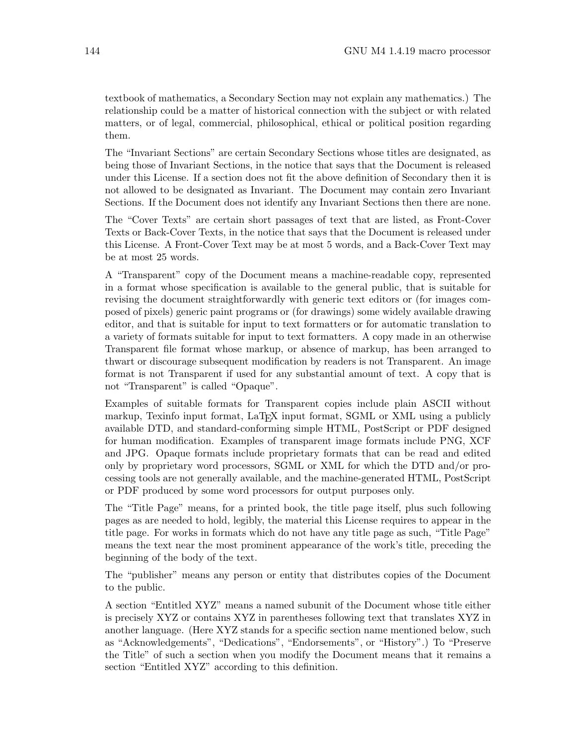textbook of mathematics, a Secondary Section may not explain any mathematics.) The relationship could be a matter of historical connection with the subject or with related matters, or of legal, commercial, philosophical, ethical or political position regarding them.

The "Invariant Sections" are certain Secondary Sections whose titles are designated, as being those of Invariant Sections, in the notice that says that the Document is released under this License. If a section does not fit the above definition of Secondary then it is not allowed to be designated as Invariant. The Document may contain zero Invariant Sections. If the Document does not identify any Invariant Sections then there are none.

The "Cover Texts" are certain short passages of text that are listed, as Front-Cover Texts or Back-Cover Texts, in the notice that says that the Document is released under this License. A Front-Cover Text may be at most 5 words, and a Back-Cover Text may be at most 25 words.

A "Transparent" copy of the Document means a machine-readable copy, represented in a format whose specification is available to the general public, that is suitable for revising the document straightforwardly with generic text editors or (for images composed of pixels) generic paint programs or (for drawings) some widely available drawing editor, and that is suitable for input to text formatters or for automatic translation to a variety of formats suitable for input to text formatters. A copy made in an otherwise Transparent file format whose markup, or absence of markup, has been arranged to thwart or discourage subsequent modification by readers is not Transparent. An image format is not Transparent if used for any substantial amount of text. A copy that is not "Transparent" is called "Opaque".

Examples of suitable formats for Transparent copies include plain ASCII without markup, Texinfo input format, LaTeX input format, SGML or XML using a publicly available DTD, and standard-conforming simple HTML, PostScript or PDF designed for human modification. Examples of transparent image formats include PNG, XCF and JPG. Opaque formats include proprietary formats that can be read and edited only by proprietary word processors, SGML or XML for which the DTD and/or processing tools are not generally available, and the machine-generated HTML, PostScript or PDF produced by some word processors for output purposes only.

The "Title Page" means, for a printed book, the title page itself, plus such following pages as are needed to hold, legibly, the material this License requires to appear in the title page. For works in formats which do not have any title page as such, "Title Page" means the text near the most prominent appearance of the work's title, preceding the beginning of the body of the text.

The "publisher" means any person or entity that distributes copies of the Document to the public.

A section "Entitled XYZ" means a named subunit of the Document whose title either is precisely XYZ or contains XYZ in parentheses following text that translates XYZ in another language. (Here XYZ stands for a specific section name mentioned below, such as "Acknowledgements", "Dedications", "Endorsements", or "History".) To "Preserve the Title" of such a section when you modify the Document means that it remains a section "Entitled XYZ" according to this definition.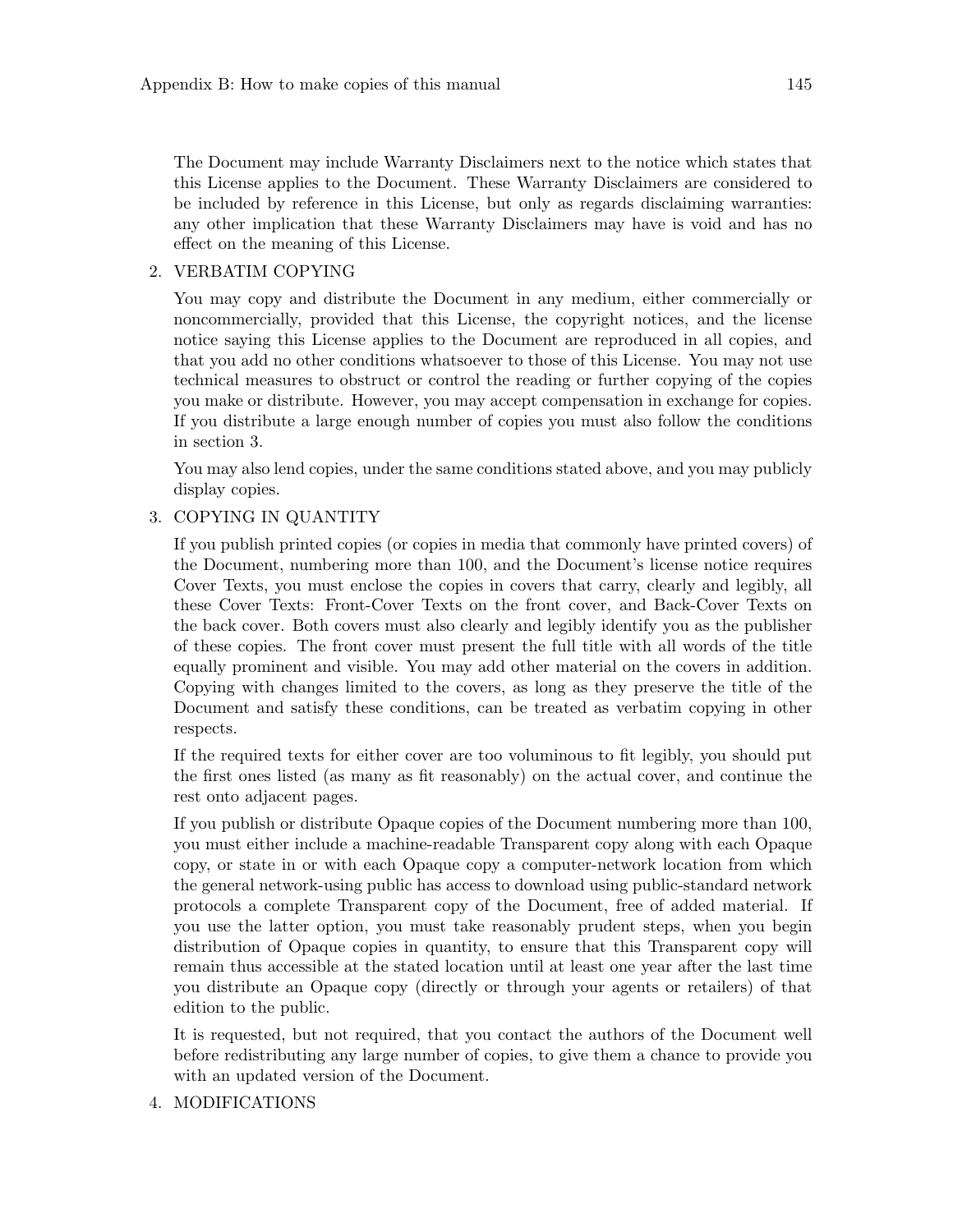The Document may include Warranty Disclaimers next to the notice which states that this License applies to the Document. These Warranty Disclaimers are considered to be included by reference in this License, but only as regards disclaiming warranties: any other implication that these Warranty Disclaimers may have is void and has no effect on the meaning of this License.

2. VERBATIM COPYING

   You may copy and distribute the Document in any medium, either commercially or noncommercially, provided that this License, the copyright notices, and the license notice saying this License applies to the Document are reproduced in all copies, and that you add no other conditions whatsoever to those of this License. You may not use technical measures to obstruct or control the reading or further copying of the copies you make or distribute. However, you may accept compensation in exchange for copies. If you distribute a large enough number of copies you must also follow the conditions in section 3.

   You may also lend copies, under the same conditions stated above, and you may publicly display copies.

3. COPYING IN QUANTITY

   If you publish printed copies (or copies in media that commonly have printed covers) of the Document, numbering more than 100, and the Document's license notice requires Cover Texts, you must enclose the copies in covers that carry, clearly and legibly, all these Cover Texts: Front-Cover Texts on the front cover, and Back-Cover Texts on the back cover. Both covers must also clearly and legibly identify you as the publisher of these copies. The front cover must present the full title with all words of the title equally prominent and visible. You may add other material on the covers in addition. Copying with changes limited to the covers, as long as they preserve the title of the Document and satisfy these conditions, can be treated as verbatim copying in other respects.

   If the required texts for either cover are too voluminous to fit legibly, you should put the first ones listed (as many as fit reasonably) on the actual cover, and continue the rest onto adjacent pages.

   If you publish or distribute Opaque copies of the Document numbering more than 100, you must either include a machine-readable Transparent copy along with each Opaque copy, or state in or with each Opaque copy a computer-network location from which the general network-using public has access to download using public-standard network protocols a complete Transparent copy of the Document, free of added material. If you use the latter option, you must take reasonably prudent steps, when you begin distribution of Opaque copies in quantity, to ensure that this Transparent copy will remain thus accessible at the stated location until at least one year after the last time you distribute an Opaque copy (directly or through your agents or retailers) of that edition to the public.

   It is requested, but not required, that you contact the authors of the Document well before redistributing any large number of copies, to give them a chance to provide you with an updated version of the Document.

4. MODIFICATIONS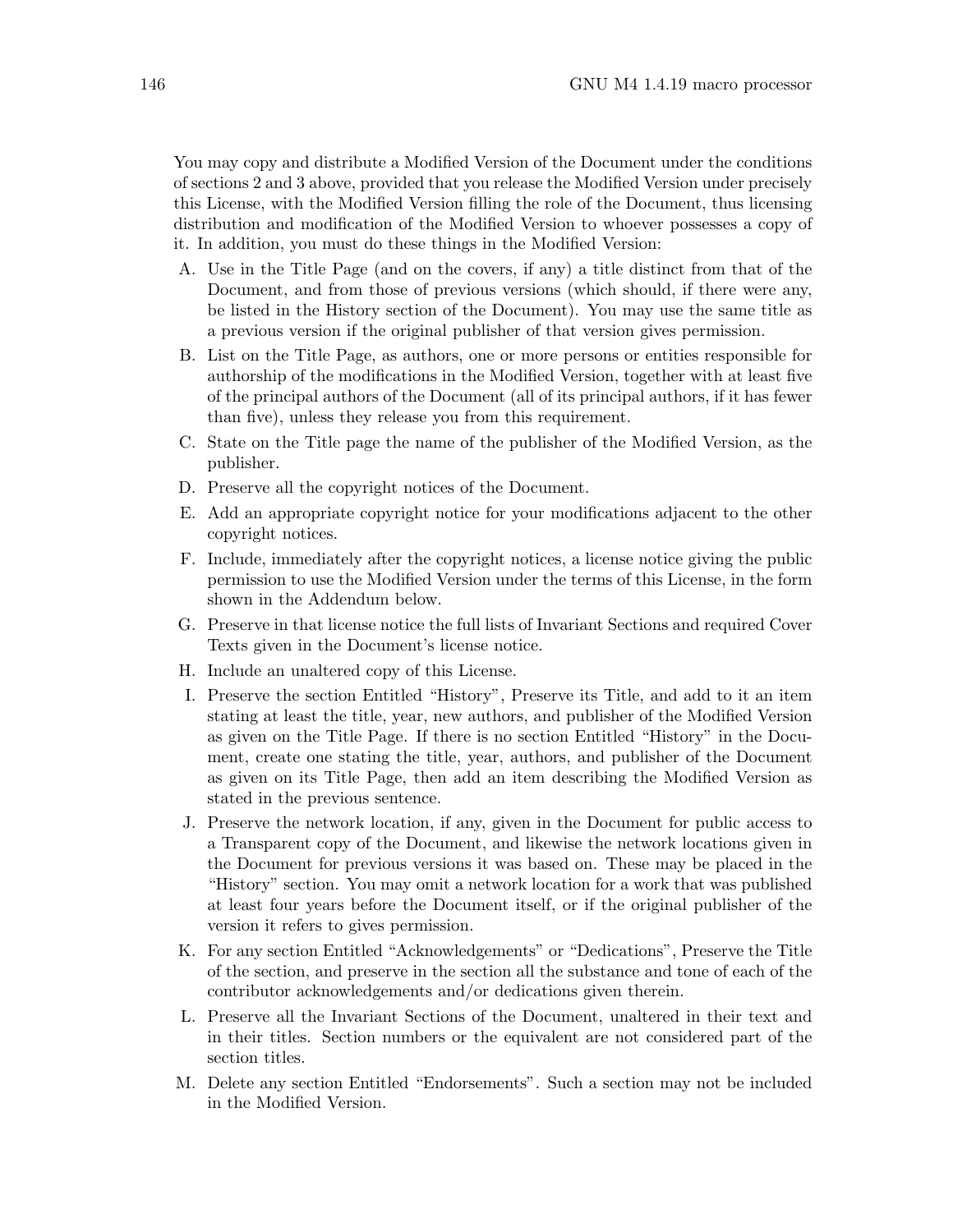You may copy and distribute a Modified Version of the Document under the conditions of sections 2 and 3 above, provided that you release the Modified Version under precisely this License, with the Modified Version filling the role of the Document, thus licensing distribution and modification of the Modified Version to whoever possesses a copy of it. In addition, you must do these things in the Modified Version:

A. Use in the Title Page (and on the covers, if any) a title distinct from that of the Document, and from those of previous versions (which should, if there were any, be listed in the History section of the Document). You may use the same title as a previous version if the original publisher of that version gives permission.

B. List on the Title Page, as authors, one or more persons or entities responsible for authorship of the modifications in the Modified Version, together with at least five of the principal authors of the Document (all of its principal authors, if it has fewer than five), unless they release you from this requirement.

C. State on the Title page the name of the publisher of the Modified Version, as the publisher.

D. Preserve all the copyright notices of the Document.

E. Add an appropriate copyright notice for your modifications adjacent to the other copyright notices.

F. Include, immediately after the copyright notices, a license notice giving the public permission to use the Modified Version under the terms of this License, in the form shown in the Addendum below.

G. Preserve in that license notice the full lists of Invariant Sections and required Cover Texts given in the Document's license notice.

H. Include an unaltered copy of this License.

I. Preserve the section Entitled "History", Preserve its Title, and add to it an item stating at least the title, year, new authors, and publisher of the Modified Version as given on the Title Page. If there is no section Entitled "History" in the Document, create one stating the title, year, authors, and publisher of the Document as given on its Title Page, then add an item describing the Modified Version as stated in the previous sentence.

J. Preserve the network location, if any, given in the Document for public access to a Transparent copy of the Document, and likewise the network locations given in the Document for previous versions it was based on. These may be placed in the "History" section. You may omit a network location for a work that was published at least four years before the Document itself, or if the original publisher of the version it refers to gives permission.

K. For any section Entitled "Acknowledgements" or "Dedications", Preserve the Title of the section, and preserve in the section all the substance and tone of each of the contributor acknowledgements and/or dedications given therein.

L. Preserve all the Invariant Sections of the Document, unaltered in their text and in their titles. Section numbers or the equivalent are not considered part of the section titles.

M. Delete any section Entitled "Endorsements". Such a section may not be included in the Modified Version.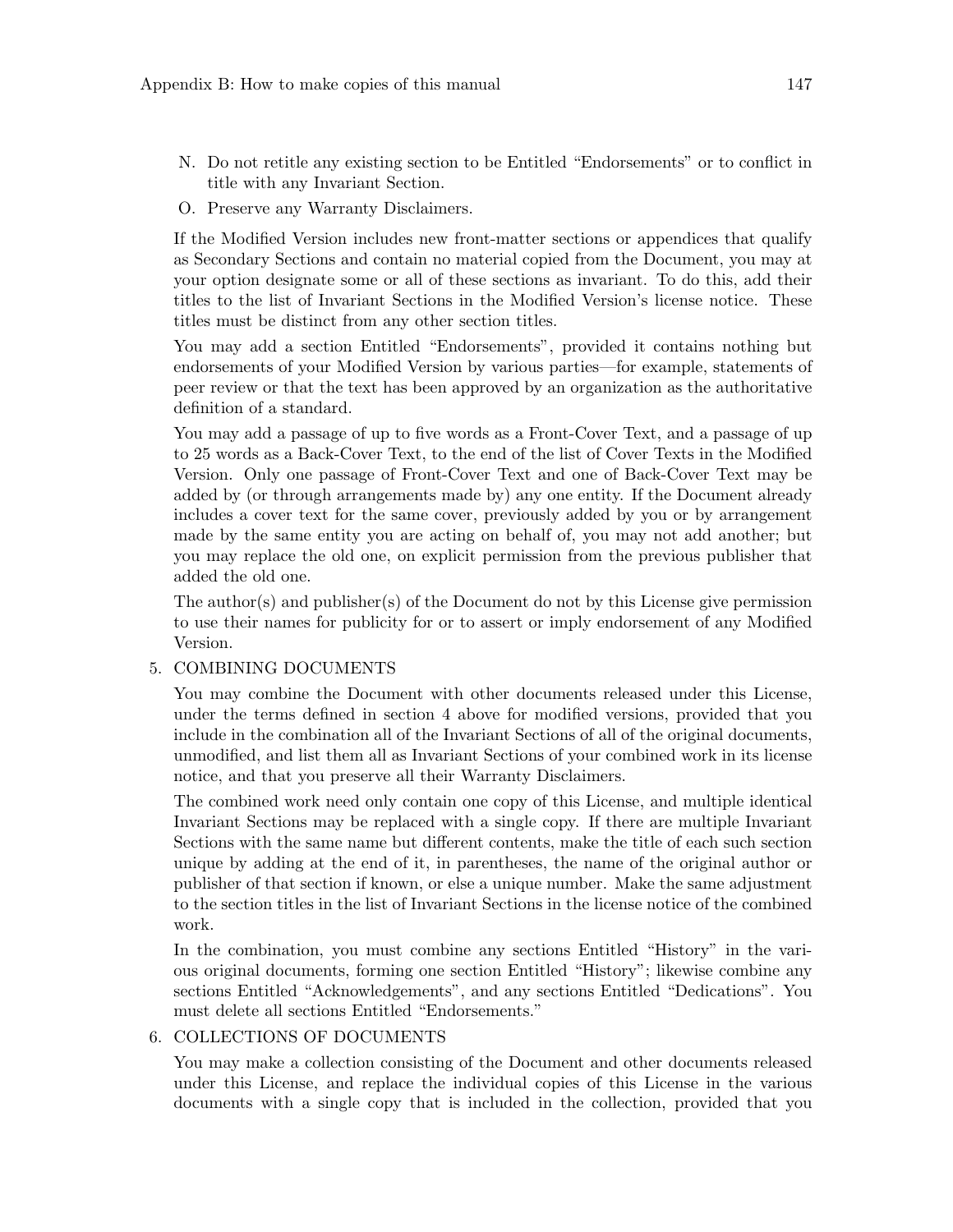N. Do not retitle any existing section to be Entitled "Endorsements" or to conflict in title with any Invariant Section.

O. Preserve any Warranty Disclaimers.

If the Modified Version includes new front-matter sections or appendices that qualify as Secondary Sections and contain no material copied from the Document, you may at your option designate some or all of these sections as invariant. To do this, add their titles to the list of Invariant Sections in the Modified Version's license notice. These titles must be distinct from any other section titles.

You may add a section Entitled "Endorsements", provided it contains nothing but endorsements of your Modified Version by various parties—for example, statements of peer review or that the text has been approved by an organization as the authoritative definition of a standard.

You may add a passage of up to five words as a Front-Cover Text, and a passage of up to 25 words as a Back-Cover Text, to the end of the list of Cover Texts in the Modified Version. Only one passage of Front-Cover Text and one of Back-Cover Text may be added by (or through arrangements made by) any one entity. If the Document already includes a cover text for the same cover, previously added by you or by arrangement made by the same entity you are acting on behalf of, you may not add another; but you may replace the old one, on explicit permission from the previous publisher that added the old one.

The author(s) and publisher(s) of the Document do not by this License give permission to use their names for publicity for or to assert or imply endorsement of any Modified Version.

5. COMBINING DOCUMENTS

   You may combine the Document with other documents released under this License, under the terms defined in section 4 above for modified versions, provided that you include in the combination all of the Invariant Sections of all of the original documents, unmodified, and list them all as Invariant Sections of your combined work in its license notice, and that you preserve all their Warranty Disclaimers.

   The combined work need only contain one copy of this License, and multiple identical Invariant Sections may be replaced with a single copy. If there are multiple Invariant Sections with the same name but different contents, make the title of each such section unique by adding at the end of it, in parentheses, the name of the original author or publisher of that section if known, or else a unique number. Make the same adjustment to the section titles in the list of Invariant Sections in the license notice of the combined work.

   In the combination, you must combine any sections Entitled "History" in the various original documents, forming one section Entitled "History"; likewise combine any sections Entitled "Acknowledgements", and any sections Entitled "Dedications". You must delete all sections Entitled "Endorsements."

6. COLLECTIONS OF DOCUMENTS

   You may make a collection consisting of the Document and other documents released under this License, and replace the individual copies of this License in the various documents with a single copy that is included in the collection, provided that you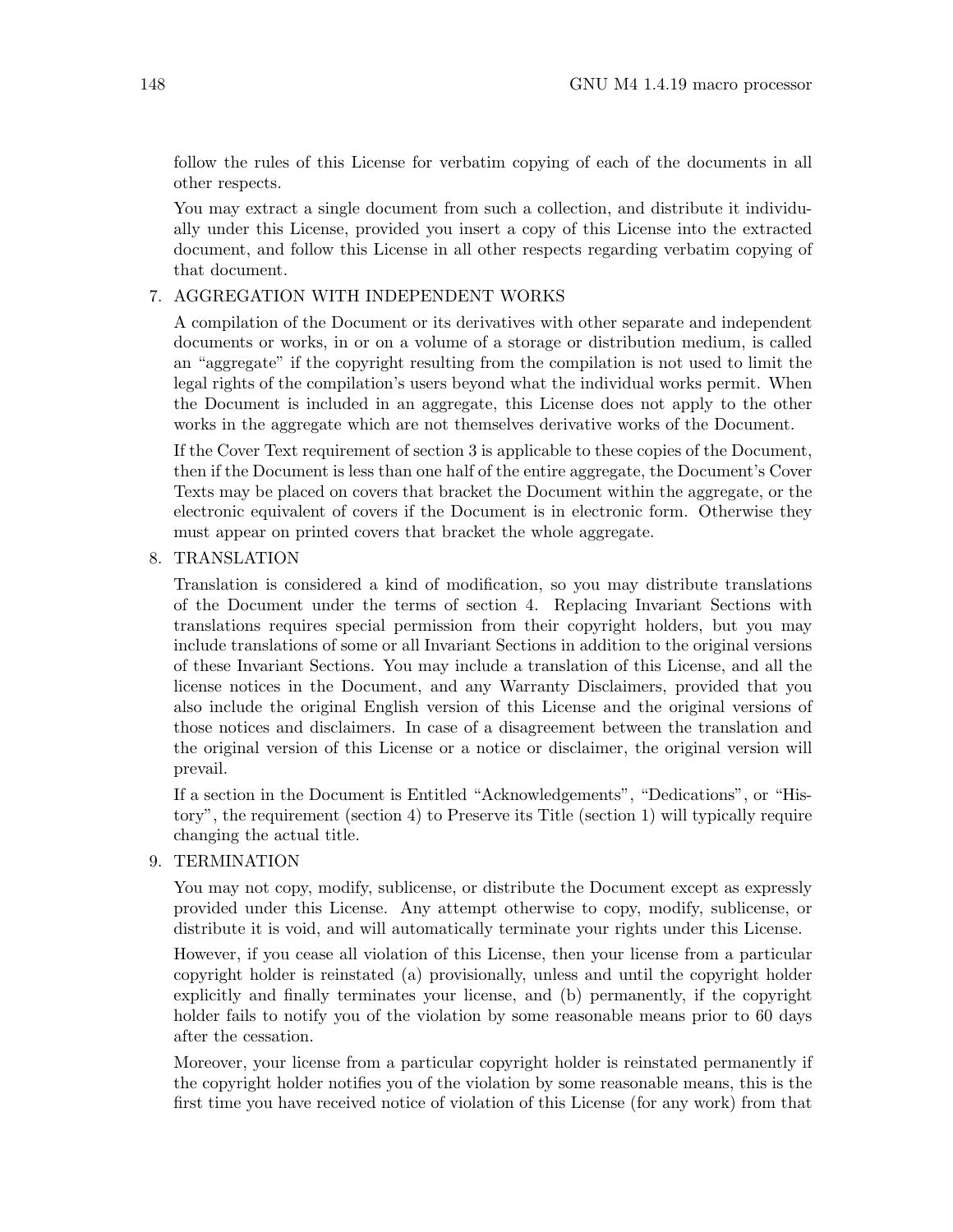follow the rules of this License for verbatim copying of each of the documents in all other respects.

You may extract a single document from such a collection, and distribute it individually under this License, provided you insert a copy of this License into the extracted document, and follow this License in all other respects regarding verbatim copying of that document.

7. AGGREGATION WITH INDEPENDENT WORKS

   A compilation of the Document or its derivatives with other separate and independent documents or works, in or on a volume of a storage or distribution medium, is called an "aggregate" if the copyright resulting from the compilation is not used to limit the legal rights of the compilation's users beyond what the individual works permit. When the Document is included in an aggregate, this License does not apply to the other works in the aggregate which are not themselves derivative works of the Document.

   If the Cover Text requirement of section 3 is applicable to these copies of the Document, then if the Document is less than one half of the entire aggregate, the Document's Cover Texts may be placed on covers that bracket the Document within the aggregate, or the electronic equivalent of covers if the Document is in electronic form. Otherwise they must appear on printed covers that bracket the whole aggregate.

8. TRANSLATION

   Translation is considered a kind of modification, so you may distribute translations of the Document under the terms of section 4. Replacing Invariant Sections with translations requires special permission from their copyright holders, but you may include translations of some or all Invariant Sections in addition to the original versions of these Invariant Sections. You may include a translation of this License, and all the license notices in the Document, and any Warranty Disclaimers, provided that you also include the original English version of this License and the original versions of those notices and disclaimers. In case of a disagreement between the translation and the original version of this License or a notice or disclaimer, the original version will prevail.

   If a section in the Document is Entitled "Acknowledgements", "Dedications", or "History", the requirement (section 4) to Preserve its Title (section 1) will typically require changing the actual title.

9. TERMINATION

   You may not copy, modify, sublicense, or distribute the Document except as expressly provided under this License. Any attempt otherwise to copy, modify, sublicense, or distribute it is void, and will automatically terminate your rights under this License.

   However, if you cease all violation of this License, then your license from a particular copyright holder is reinstated (a) provisionally, unless and until the copyright holder explicitly and finally terminates your license, and (b) permanently, if the copyright holder fails to notify you of the violation by some reasonable means prior to 60 days after the cessation.

   Moreover, your license from a particular copyright holder is reinstated permanently if the copyright holder notifies you of the violation by some reasonable means, this is the first time you have received notice of violation of this License (for any work) from that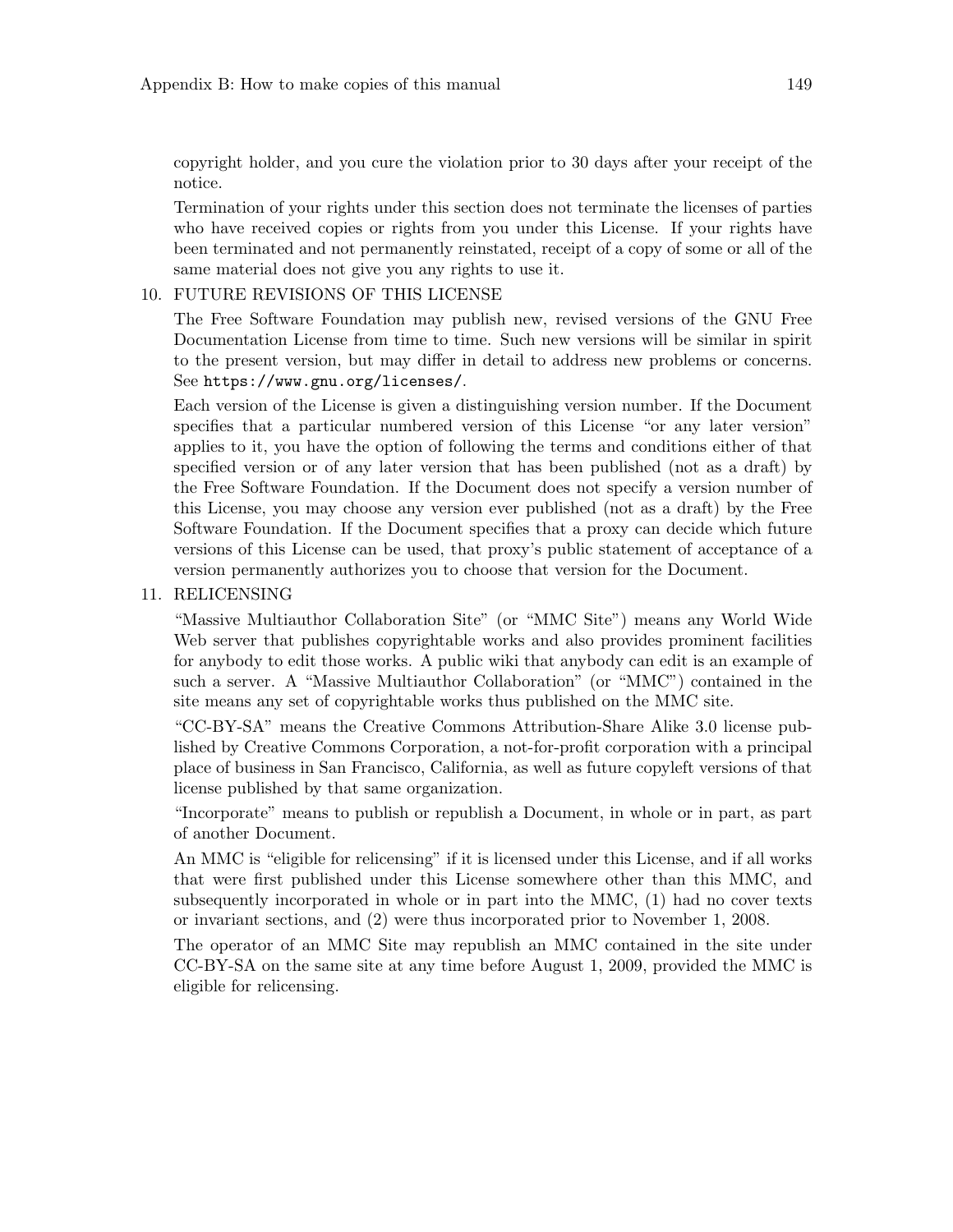copyright holder, and you cure the violation prior to 30 days after your receipt of the notice.

Termination of your rights under this section does not terminate the licenses of parties who have received copies or rights from you under this License. If your rights have been terminated and not permanently reinstated, receipt of a copy of some or all of the same material does not give you any rights to use it.

10. FUTURE REVISIONS OF THIS LICENSE

    The Free Software Foundation may publish new, revised versions of the GNU Free Documentation License from time to time. Such new versions will be similar in spirit to the present version, but may differ in detail to address new problems or concerns. See `https://www.gnu.org/licenses/`.

    Each version of the License is given a distinguishing version number. If the Document specifies that a particular numbered version of this License "or any later version" applies to it, you have the option of following the terms and conditions either of that specified version or of any later version that has been published (not as a draft) by the Free Software Foundation. If the Document does not specify a version number of this License, you may choose any version ever published (not as a draft) by the Free Software Foundation. If the Document specifies that a proxy can decide which future versions of this License can be used, that proxy's public statement of acceptance of a version permanently authorizes you to choose that version for the Document.

11. RELICENSING

    "Massive Multiauthor Collaboration Site" (or "MMC Site") means any World Wide Web server that publishes copyrightable works and also provides prominent facilities for anybody to edit those works. A public wiki that anybody can edit is an example of such a server. A "Massive Multiauthor Collaboration" (or "MMC") contained in the site means any set of copyrightable works thus published on the MMC site.

    "CC-BY-SA" means the Creative Commons Attribution-Share Alike 3.0 license published by Creative Commons Corporation, a not-for-profit corporation with a principal place of business in San Francisco, California, as well as future copyleft versions of that license published by that same organization.

    "Incorporate" means to publish or republish a Document, in whole or in part, as part of another Document.

    An MMC is "eligible for relicensing" if it is licensed under this License, and if all works that were first published under this License somewhere other than this MMC, and subsequently incorporated in whole or in part into the MMC, (1) had no cover texts or invariant sections, and (2) were thus incorporated prior to November 1, 2008.

    The operator of an MMC Site may republish an MMC contained in the site under CC-BY-SA on the same site at any time before August 1, 2009, provided the MMC is eligible for relicensing.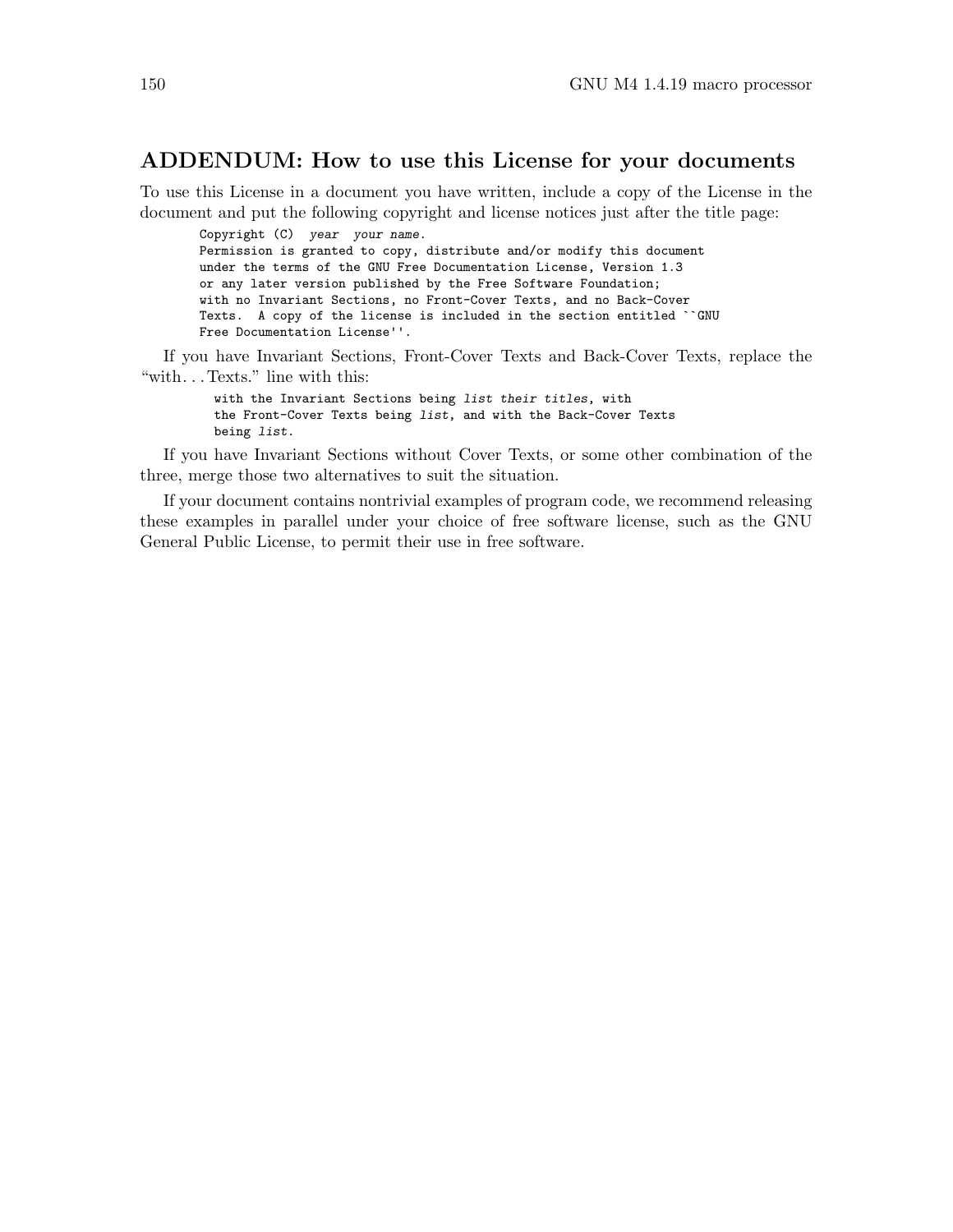## ADDENDUM: How to use this License for your documents

To use this License in a document you have written, include a copy of the License in the document and put the following copyright and license notices just after the title page:

```
Copyright (C)  year  your name.
Permission is granted to copy, distribute and/or modify this document
under the terms of the GNU Free Documentation License, Version 1.3
or any later version published by the Free Software Foundation;
with no Invariant Sections, no Front-Cover Texts, and no Back-Cover
Texts.  A copy of the license is included in the section entitled ``GNU
Free Documentation License''.
```

If you have Invariant Sections, Front-Cover Texts and Back-Cover Texts, replace the “with. . . Texts.” line with this:

```
with the Invariant Sections being list their titles, with
the Front-Cover Texts being list, and with the Back-Cover Texts
being list.
```

If you have Invariant Sections without Cover Texts, or some other combination of the three, merge those two alternatives to suit the situation.

If your document contains nontrivial examples of program code, we recommend releasing these examples in parallel under your choice of free software license, such as the GNU General Public License, to permit their use in free software.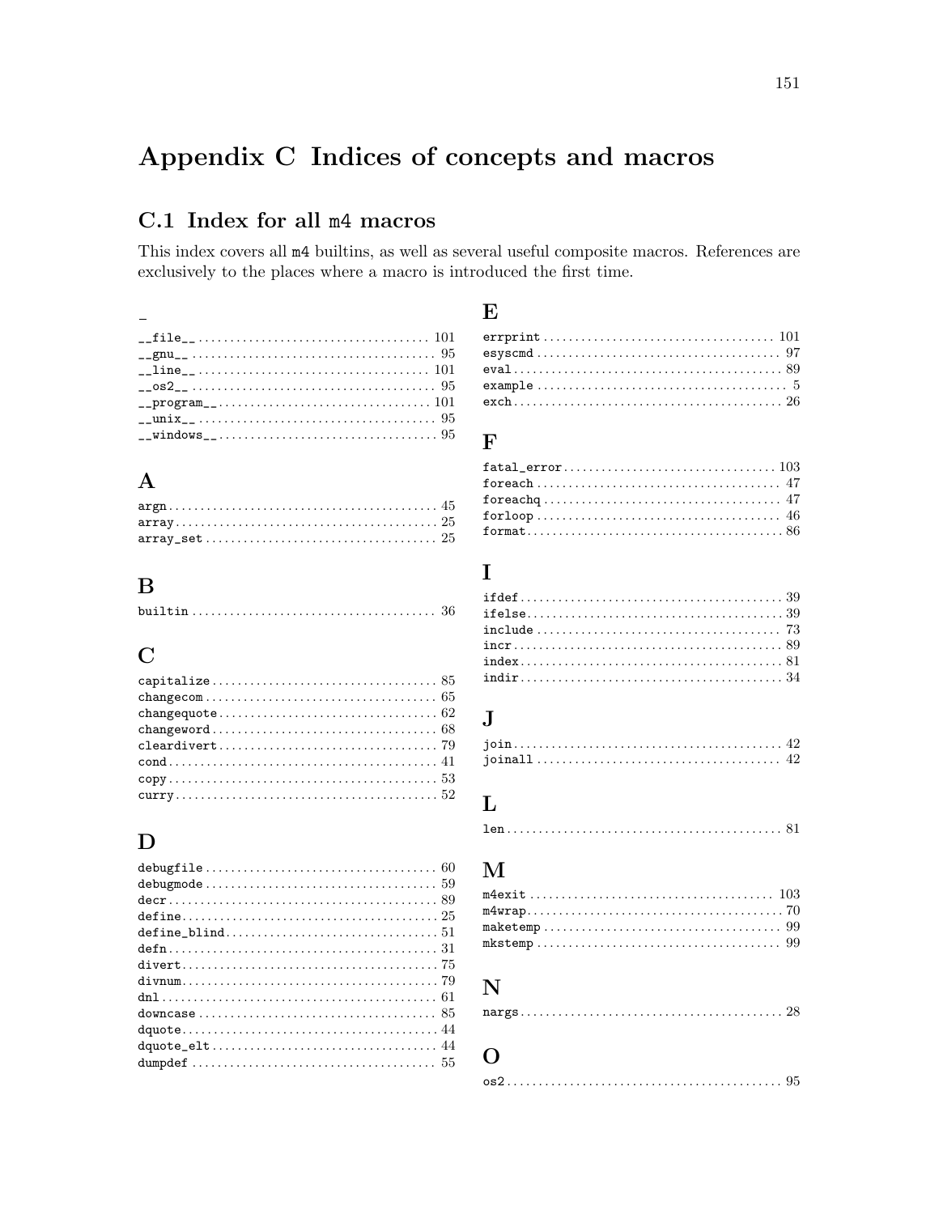# Appendix C Indices of concepts and macros

## C.1 Index for all m4 macros

This index covers all m4 builtins, as well as several useful composite macros. References are exclusively to the places where a macro is introduced the first time.

### _

- __file__ .................................... 101
- __gnu__ ...................................... 95
- __line__ .................................... 101
- __os2__ ...................................... 95
- __program__ ................................. 101
- __unix__ ..................................... 95
- __windows__ .................................. 95

### A

- argn .......................................... 45
- array ......................................... 25
- array_set .................................... 25

### B

- builtin ...................................... 36

### C

- capitalize ................................... 85
- changecom .................................... 65
- changequote .................................. 62
- changeword ................................... 68
- cleardivert .................................. 79
- cond .......................................... 41
- copy .......................................... 53
- curry ......................................... 52

### D

- debugfile .................................... 60
- debugmode .................................... 59
- decr .......................................... 89
- define ........................................ 25
- define_blind ................................. 51
- defn .......................................... 31
- divert ........................................ 75
- divnum ........................................ 79
- dnl ........................................... 61
- downcase ..................................... 85
- dquote ........................................ 44
- dquote_elt ................................... 44
- dumpdef ...................................... 55

### E

- errprint .................................... 101
- esyscmd ...................................... 97
- eval .......................................... 89
- example ....................................... 5
- exch .......................................... 26

### F

- fatal_error ................................. 103
- foreach ...................................... 47
- foreachq ..................................... 47
- forloop ...................................... 46
- format ........................................ 86

### I

- ifdef ......................................... 39
- ifelse ........................................ 39
- include ...................................... 73
- incr .......................................... 89
- index ......................................... 81
- indir ......................................... 34

### J

- join .......................................... 42
- joinall ...................................... 42

### L

- len ........................................... 81

### M

- m4exit ...................................... 103
- m4wrap ........................................ 70
- maketemp ..................................... 99
- mkstemp ...................................... 99

### N

- nargs ......................................... 28

### O

- os2 ........................................... 95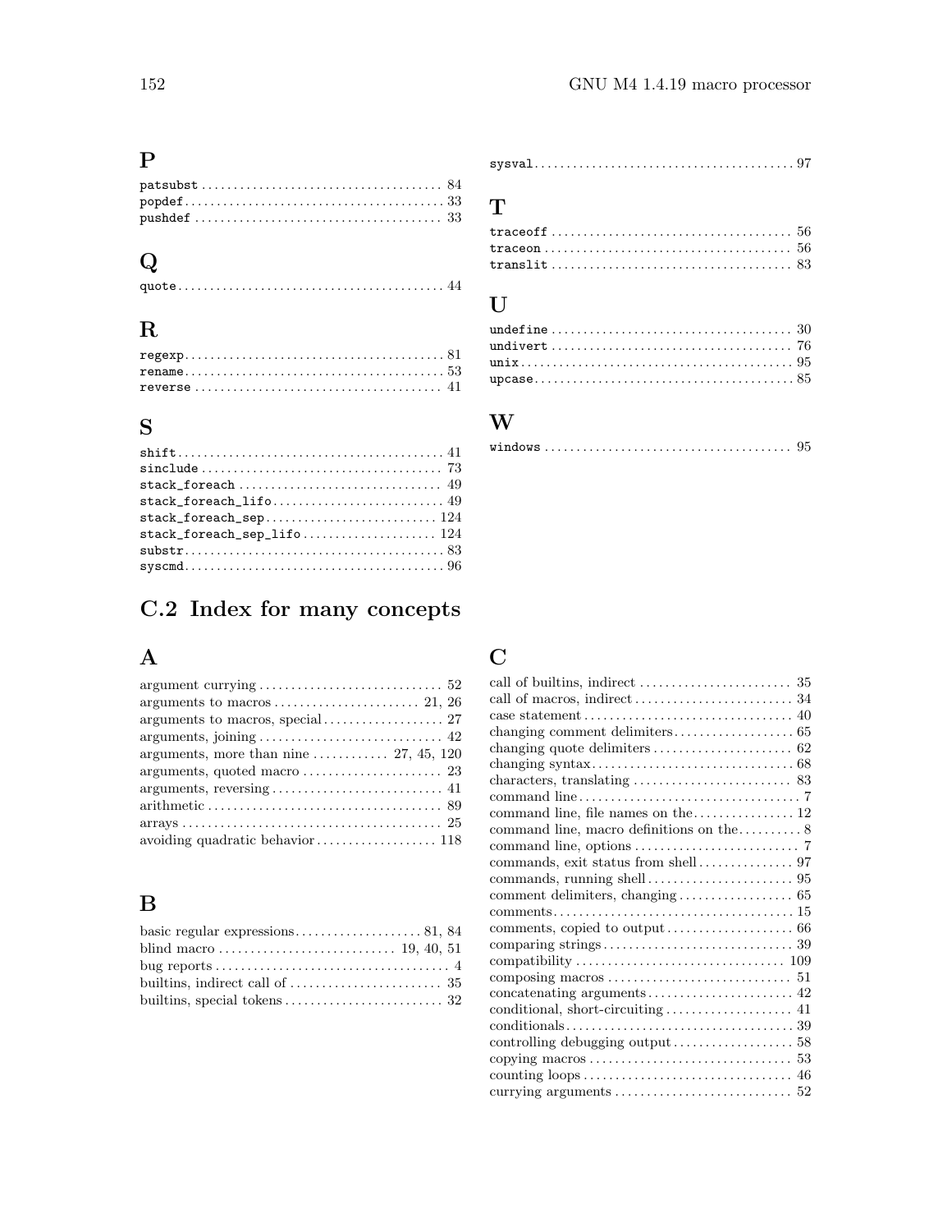## P

- `patsubst` .... 84
- `popdef` .... 33
- `pushdef` .... 33

## Q

- `quote` .... 44

## R

- `regexp` .... 81
- `rename` .... 53
- `reverse` .... 41

## S

- `shift` .... 41
- `sinclude` .... 73
- `stack_foreach` .... 49
- `stack_foreach_lifo` .... 49
- `stack_foreach_sep` .... 124
- `stack_foreach_sep_lifo` .... 124
- `substr` .... 83
- `syscmd` .... 96
- `sysval` .... 97

## T

- `traceoff` .... 56
- `traceon` .... 56
- `translit` .... 83

## U

- `undefine` .... 30
- `undivert` .... 76
- `unix` .... 95
- `upcase` .... 85

## W

- `windows` .... 95

# C.2 Index for many concepts

## A

- argument currying .... 52
- arguments to macros .... 21, 26
- arguments to macros, special .... 27
- arguments, joining .... 42
- arguments, more than nine .... 27, 45, 120
- arguments, quoted macro .... 23
- arguments, reversing .... 41
- arithmetic .... 89
- arrays .... 25
- avoiding quadratic behavior .... 118

## B

- basic regular expressions .... 81, 84
- blind macro .... 19, 40, 51
- bug reports .... 4
- builtins, indirect call of .... 35
- builtins, special tokens .... 32

## C

- call of builtins, indirect .... 35
- call of macros, indirect .... 34
- case statement .... 40
- changing comment delimiters .... 65
- changing quote delimiters .... 62
- changing syntax .... 68
- characters, translating .... 83
- command line .... 7
- command line, file names on the .... 12
- command line, macro definitions on the .... 8
- command line, options .... 7
- commands, exit status from shell .... 97
- commands, running shell .... 95
- comment delimiters, changing .... 65
- comments .... 15
- comments, copied to output .... 66
- comparing strings .... 39
- compatibility .... 109
- composing macros .... 51
- concatenating arguments .... 42
- conditional, short-circuiting .... 41
- conditionals .... 39
- controlling debugging output .... 58
- copying macros .... 53
- counting loops .... 46
- currying arguments .... 52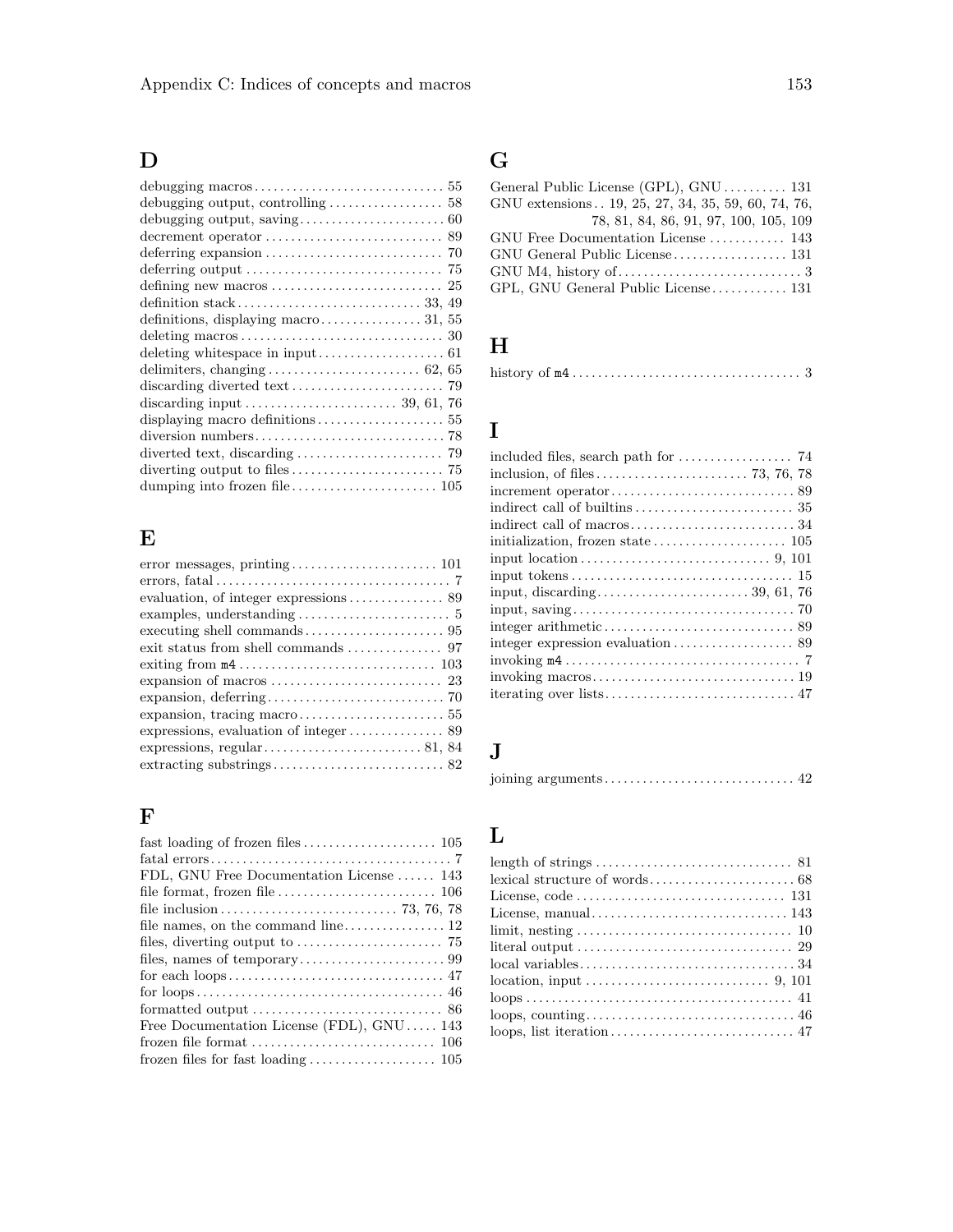## D

debugging macros . . . 55
debugging output, controlling . . . 58
debugging output, saving . . . 60
decrement operator . . . 89
deferring expansion . . . 70
deferring output . . . 75
defining new macros . . . 25
definition stack . . . 33, 49
definitions, displaying macro . . . 31, 55
deleting macros . . . 30
deleting whitespace in input . . . 61
delimiters, changing . . . 62, 65
discarding diverted text . . . 79
discarding input . . . 39, 61, 76
displaying macro definitions . . . 55
diversion numbers . . . 78
diverted text, discarding . . . 79
diverting output to files . . . 75
dumping into frozen file . . . 105

## E

error messages, printing . . . 101
errors, fatal . . . 7
evaluation, of integer expressions . . . 89
examples, understanding . . . 5
executing shell commands . . . 95
exit status from shell commands . . . 97
exiting from `m4` . . . 103
expansion of macros . . . 23
expansion, deferring . . . 70
expansion, tracing macro . . . 55
expressions, evaluation of integer . . . 89
expressions, regular . . . 81, 84
extracting substrings . . . 82

## F

fast loading of frozen files . . . 105
fatal errors . . . 7
FDL, GNU Free Documentation License . . . 143
file format, frozen file . . . 106
file inclusion . . . 73, 76, 78
file names, on the command line . . . 12
files, diverting output to . . . 75
files, names of temporary . . . 99
for each loops . . . 47
for loops . . . 46
formatted output . . . 86
Free Documentation License (FDL), GNU . . . 143
frozen file format . . . 106
frozen files for fast loading . . . 105

## G

General Public License (GPL), GNU . . . 131
GNU extensions . . 19, 25, 27, 34, 35, 59, 60, 74, 76, 78, 81, 84, 86, 91, 97, 100, 105, 109
GNU Free Documentation License . . . 143
GNU General Public License . . . 131
GNU M4, history of . . . 3
GPL, GNU General Public License . . . 131

## H

history of `m4` . . . 3

## I

included files, search path for . . . 74
inclusion, of files . . . 73, 76, 78
increment operator . . . 89
indirect call of builtins . . . 35
indirect call of macros . . . 34
initialization, frozen state . . . 105
input location . . . 9, 101
input tokens . . . 15
input, discarding . . . 39, 61, 76
input, saving . . . 70
integer arithmetic . . . 89
integer expression evaluation . . . 89
invoking `m4` . . . 7
invoking macros . . . 19
iterating over lists . . . 47

## J

joining arguments . . . 42

## L

length of strings . . . 81
lexical structure of words . . . 68
License, code . . . 131
License, manual . . . 143
limit, nesting . . . 10
literal output . . . 29
local variables . . . 34
location, input . . . 9, 101
loops . . . 41
loops, counting . . . 46
loops, list iteration . . . 47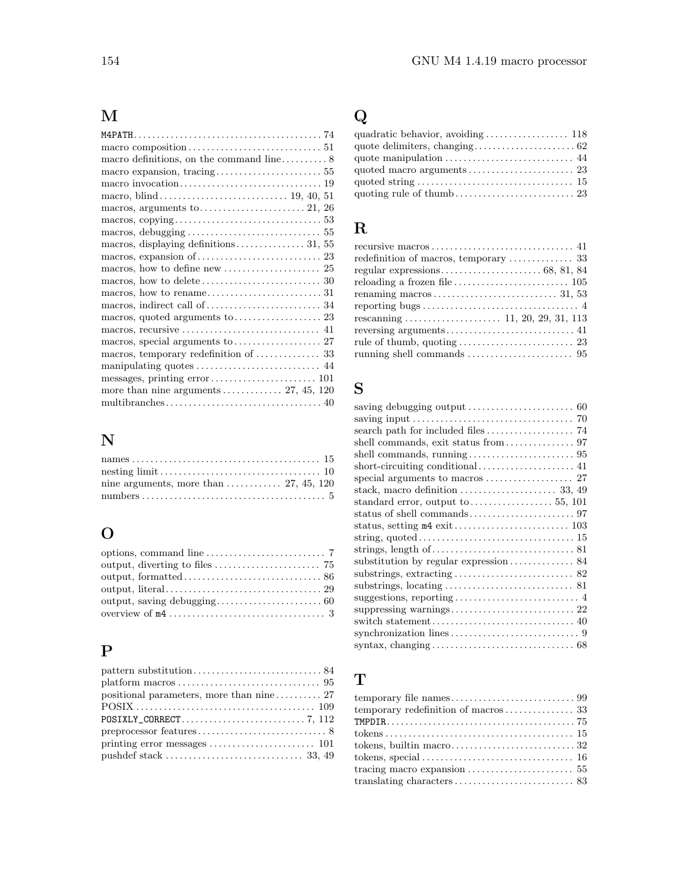## M

- `M4PATH` .......... 74
- macro composition .......... 51
- macro definitions, on the command line .......... 8
- macro expansion, tracing .......... 55
- macro invocation .......... 19
- macro, blind .......... 19, 40, 51
- macros, arguments to .......... 21, 26
- macros, copying .......... 53
- macros, debugging .......... 55
- macros, displaying definitions .......... 31, 55
- macros, expansion of .......... 23
- macros, how to define new .......... 25
- macros, how to delete .......... 30
- macros, how to rename .......... 31
- macros, indirect call of .......... 34
- macros, quoted arguments to .......... 23
- macros, recursive .......... 41
- macros, special arguments to .......... 27
- macros, temporary redefinition of .......... 33
- manipulating quotes .......... 44
- messages, printing error .......... 101
- more than nine arguments .......... 27, 45, 120
- multibranches .......... 40

## N

- names .......... 15
- nesting limit .......... 10
- nine arguments, more than .......... 27, 45, 120
- numbers .......... 5

## O

- options, command line .......... 7
- output, diverting to files .......... 75
- output, formatted .......... 86
- output, literal .......... 29
- output, saving debugging .......... 60
- overview of `m4` .......... 3

## P

- pattern substitution .......... 84
- platform macros .......... 95
- positional parameters, more than nine .......... 27
- POSIX .......... 109
- `POSIXLY_CORRECT` .......... 7, 112
- preprocessor features .......... 8
- printing error messages .......... 101
- pushdef stack .......... 33, 49

## Q

- quadratic behavior, avoiding .......... 118
- quote delimiters, changing .......... 62
- quote manipulation .......... 44
- quoted macro arguments .......... 23
- quoted string .......... 15
- quoting rule of thumb .......... 23

## R

- recursive macros .......... 41
- redefinition of macros, temporary .......... 33
- regular expressions .......... 68, 81, 84
- reloading a frozen file .......... 105
- renaming macros .......... 31, 53
- reporting bugs .......... 4
- rescanning .......... 11, 20, 29, 31, 113
- reversing arguments .......... 41
- rule of thumb, quoting .......... 23
- running shell commands .......... 95

## S

- saving debugging output .......... 60
- saving input .......... 70
- search path for included files .......... 74
- shell commands, exit status from .......... 97
- shell commands, running .......... 95
- short-circuiting conditional .......... 41
- special arguments to macros .......... 27
- stack, macro definition .......... 33, 49
- standard error, output to .......... 55, 101
- status of shell commands .......... 97
- status, setting `m4` exit .......... 103
- string, quoted .......... 15
- strings, length of .......... 81
- substitution by regular expression .......... 84
- substrings, extracting .......... 82
- substrings, locating .......... 81
- suggestions, reporting .......... 4
- suppressing warnings .......... 22
- switch statement .......... 40
- synchronization lines .......... 9
- syntax, changing .......... 68

## T

- temporary file names .......... 99
- temporary redefinition of macros .......... 33
- `TMPDIR` .......... 75
- tokens .......... 15
- tokens, builtin macro .......... 32
- tokens, special .......... 16
- tracing macro expansion .......... 55
- translating characters .......... 83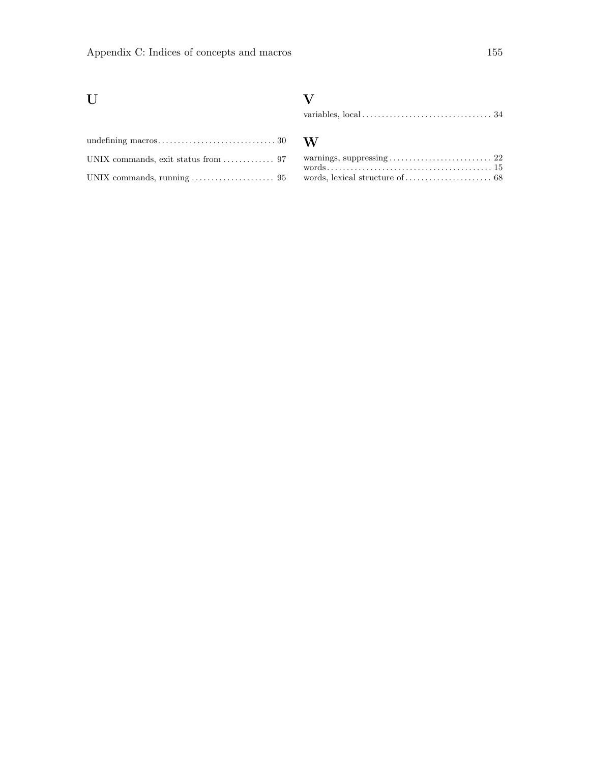## U

undefining macros .............................. 30

UNIX commands, exit status from ............ 97

UNIX commands, running ..................... 95

## V

variables, local ................................ 34

## W

warnings, suppressing .......................... 22
words ........................................... 15
words, lexical structure of ...................... 68